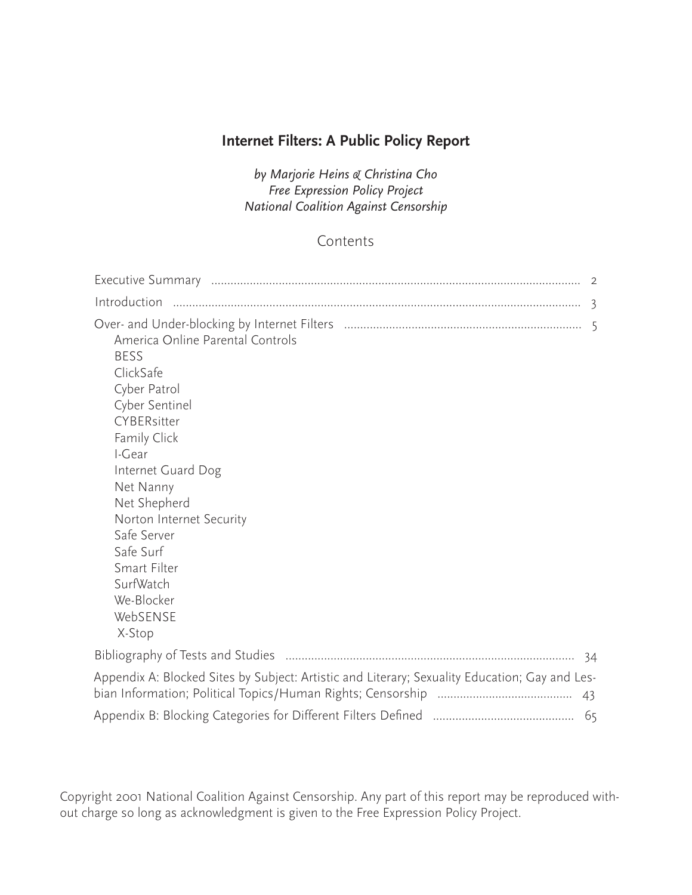# Internet Filters: A Public Policy Report

*by Marjorie Heins & Christina Cho*
*Free Expression Policy Project*
*National Coalition Against Censorship*

## Contents

| | |
|---|---|
| Executive Summary | 2 |
| Introduction | 3 |
| Over- and Under-blocking by Internet Filters | 5 |
| America Online Parental Controls | |
| BESS | |
| ClickSafe | |
| Cyber Patrol | |
| Cyber Sentinel | |
| CYBERsitter | |
| Family Click | |
| I-Gear | |
| Internet Guard Dog | |
| Net Nanny | |
| Net Shepherd | |
| Norton Internet Security | |
| Safe Server | |
| Safe Surf | |
| Smart Filter | |
| SurfWatch | |
| We-Blocker | |
| WebSENSE | |
| X-Stop | |
| Bibliography of Tests and Studies | 34 |
| Appendix A: Blocked Sites by Subject: Artistic and Literary; Sexuality Education; Gay and Lesbian Information; Political Topics/Human Rights; Censorship | 43 |
| Appendix B: Blocking Categories for Different Filters Defined | 65 |

Copyright 2001 National Coalition Against Censorship. Any part of this report may be reproduced without charge so long as acknowledgment is given to the Free Expression Policy Project.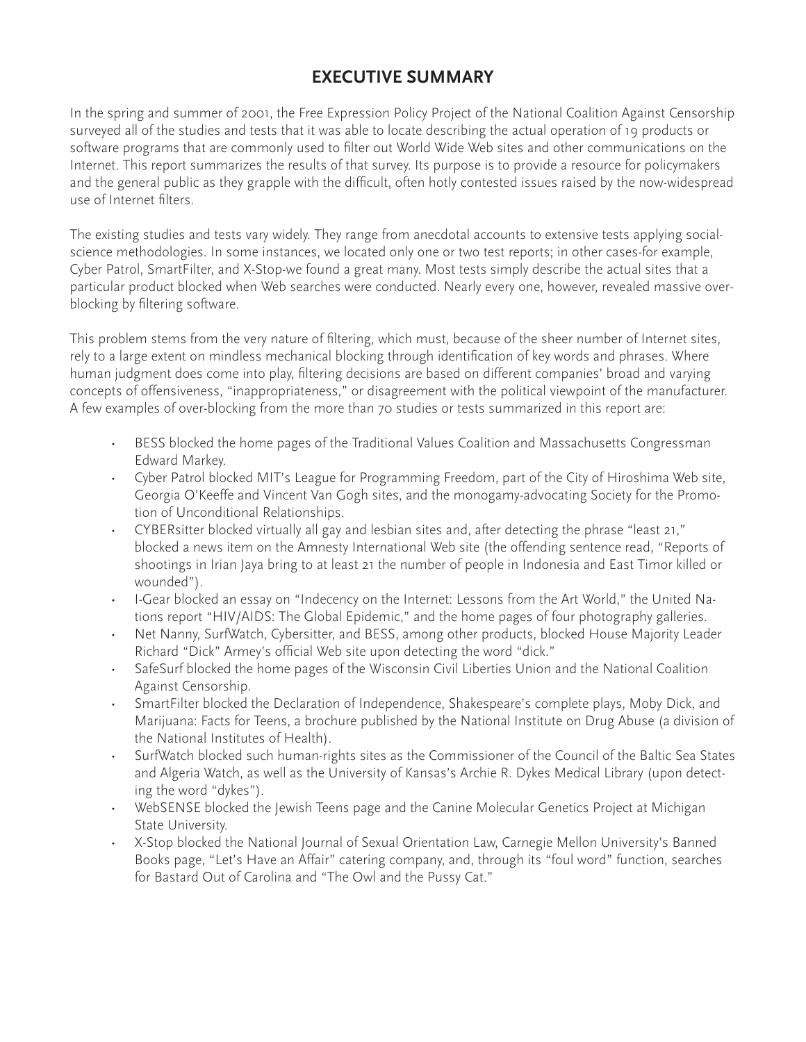# EXECUTIVE SUMMARY

In the spring and summer of 2001, the Free Expression Policy Project of the National Coalition Against Censorship surveyed all of the studies and tests that it was able to locate describing the actual operation of 19 products or software programs that are commonly used to filter out World Wide Web sites and other communications on the Internet. This report summarizes the results of that survey. Its purpose is to provide a resource for policymakers and the general public as they grapple with the difficult, often hotly contested issues raised by the now-widespread use of Internet filters.

The existing studies and tests vary widely. They range from anecdotal accounts to extensive tests applying social-science methodologies. In some instances, we located only one or two test reports; in other cases-for example, Cyber Patrol, SmartFilter, and X-Stop-we found a great many. Most tests simply describe the actual sites that a particular product blocked when Web searches were conducted. Nearly every one, however, revealed massive over-blocking by filtering software.

This problem stems from the very nature of filtering, which must, because of the sheer number of Internet sites, rely to a large extent on mindless mechanical blocking through identification of key words and phrases. Where human judgment does come into play, filtering decisions are based on different companies' broad and varying concepts of offensiveness, "inappropriateness," or disagreement with the political viewpoint of the manufacturer. A few examples of over-blocking from the more than 70 studies or tests summarized in this report are:

- BESS blocked the home pages of the Traditional Values Coalition and Massachusetts Congressman Edward Markey.
- Cyber Patrol blocked MIT's League for Programming Freedom, part of the City of Hiroshima Web site, Georgia O'Keeffe and Vincent Van Gogh sites, and the monogamy-advocating Society for the Promotion of Unconditional Relationships.
- CYBERsitter blocked virtually all gay and lesbian sites and, after detecting the phrase "least 21," blocked a news item on the Amnesty International Web site (the offending sentence read, "Reports of shootings in Irian Jaya bring to at least 21 the number of people in Indonesia and East Timor killed or wounded").
- I-Gear blocked an essay on "Indecency on the Internet: Lessons from the Art World," the United Nations report "HIV/AIDS: The Global Epidemic," and the home pages of four photography galleries.
- Net Nanny, SurfWatch, Cybersitter, and BESS, among other products, blocked House Majority Leader Richard "Dick" Armey's official Web site upon detecting the word "dick."
- SafeSurf blocked the home pages of the Wisconsin Civil Liberties Union and the National Coalition Against Censorship.
- SmartFilter blocked the Declaration of Independence, Shakespeare's complete plays, Moby Dick, and Marijuana: Facts for Teens, a brochure published by the National Institute on Drug Abuse (a division of the National Institutes of Health).
- SurfWatch blocked such human-rights sites as the Commissioner of the Council of the Baltic Sea States and Algeria Watch, as well as the University of Kansas's Archie R. Dykes Medical Library (upon detecting the word "dykes").
- WebSENSE blocked the Jewish Teens page and the Canine Molecular Genetics Project at Michigan State University.
- X-Stop blocked the National Journal of Sexual Orientation Law, Carnegie Mellon University's Banned Books page, "Let's Have an Affair" catering company, and, through its "foul word" function, searches for Bastard Out of Carolina and "The Owl and the Pussy Cat."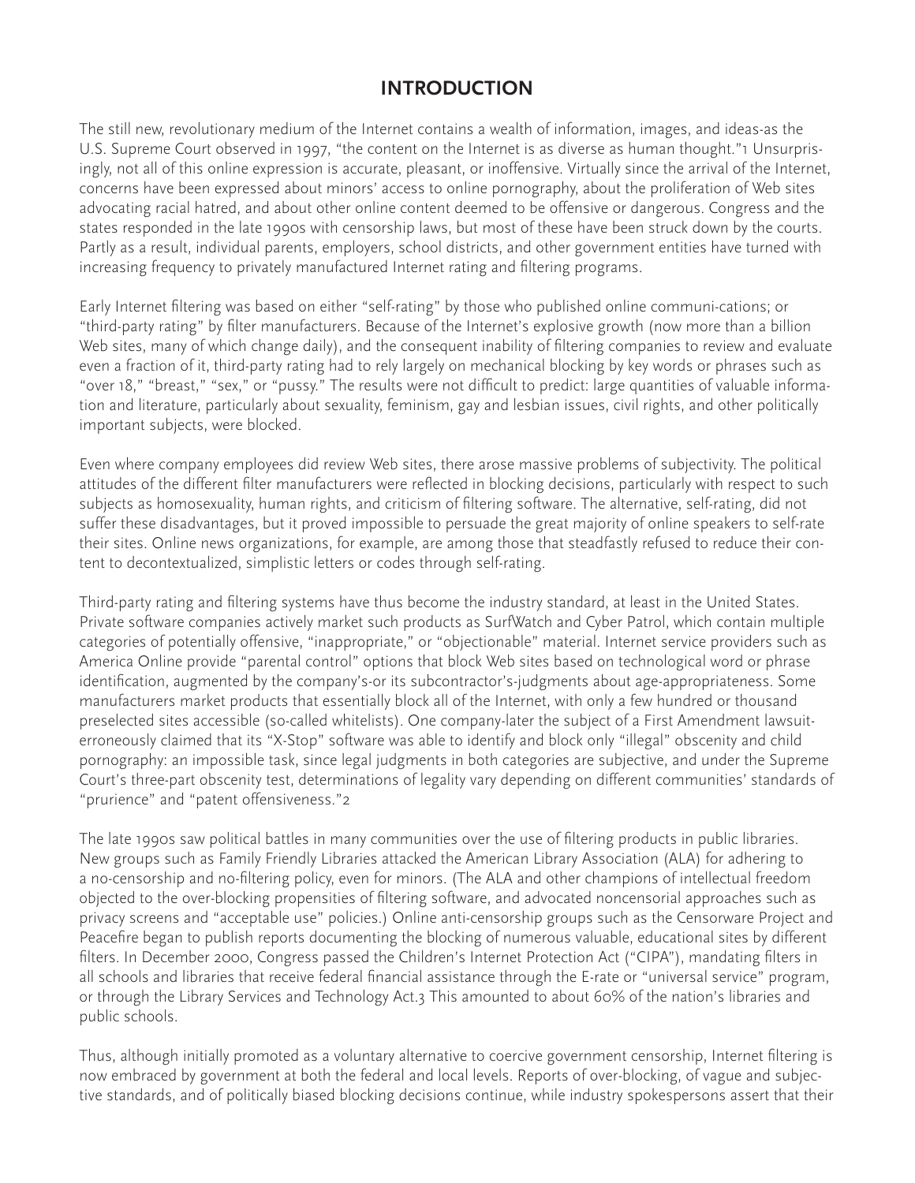# INTRODUCTION

The still new, revolutionary medium of the Internet contains a wealth of information, images, and ideas-as the U.S. Supreme Court observed in 1997, "the content on the Internet is as diverse as human thought."[1] Unsurprisingly, not all of this online expression is accurate, pleasant, or inoffensive. Virtually since the arrival of the Internet, concerns have been expressed about minors' access to online pornography, about the proliferation of Web sites advocating racial hatred, and about other online content deemed to be offensive or dangerous. Congress and the states responded in the late 1990s with censorship laws, but most of these have been struck down by the courts. Partly as a result, individual parents, employers, school districts, and other government entities have turned with increasing frequency to privately manufactured Internet rating and filtering programs.

Early Internet filtering was based on either "self-rating" by those who published online communi-cations; or "third-party rating" by filter manufacturers. Because of the Internet's explosive growth (now more than a billion Web sites, many of which change daily), and the consequent inability of filtering companies to review and evaluate even a fraction of it, third-party rating had to rely largely on mechanical blocking by key words or phrases such as "over 18," "breast," "sex," or "pussy." The results were not difficult to predict: large quantities of valuable information and literature, particularly about sexuality, feminism, gay and lesbian issues, civil rights, and other politically important subjects, were blocked.

Even where company employees did review Web sites, there arose massive problems of subjectivity. The political attitudes of the different filter manufacturers were reflected in blocking decisions, particularly with respect to such subjects as homosexuality, human rights, and criticism of filtering software. The alternative, self-rating, did not suffer these disadvantages, but it proved impossible to persuade the great majority of online speakers to self-rate their sites. Online news organizations, for example, are among those that steadfastly refused to reduce their content to decontextualized, simplistic letters or codes through self-rating.

Third-party rating and filtering systems have thus become the industry standard, at least in the United States. Private software companies actively market such products as SurfWatch and Cyber Patrol, which contain multiple categories of potentially offensive, "inappropriate," or "objectionable" material. Internet service providers such as America Online provide "parental control" options that block Web sites based on technological word or phrase identification, augmented by the company's-or its subcontractor's-judgments about age-appropriateness. Some manufacturers market products that essentially block all of the Internet, with only a few hundred or thousand preselected sites accessible (so-called whitelists). One company-later the subject of a First Amendment lawsuit-erroneously claimed that its "X-Stop" software was able to identify and block only "illegal" obscenity and child pornography: an impossible task, since legal judgments in both categories are subjective, and under the Supreme Court's three-part obscenity test, determinations of legality vary depending on different communities' standards of "prurience" and "patent offensiveness."[2]

The late 1990s saw political battles in many communities over the use of filtering products in public libraries. New groups such as Family Friendly Libraries attacked the American Library Association (ALA) for adhering to a no-censorship and no-filtering policy, even for minors. (The ALA and other champions of intellectual freedom objected to the over-blocking propensities of filtering software, and advocated noncensorial approaches such as privacy screens and "acceptable use" policies.) Online anti-censorship groups such as the Censorware Project and Peacefire began to publish reports documenting the blocking of numerous valuable, educational sites by different filters. In December 2000, Congress passed the Children's Internet Protection Act ("CIPA"), mandating filters in all schools and libraries that receive federal financial assistance through the E-rate or "universal service" program, or through the Library Services and Technology Act.[3] This amounted to about 60% of the nation's libraries and public schools.

Thus, although initially promoted as a voluntary alternative to coercive government censorship, Internet filtering is now embraced by government at both the federal and local levels. Reports of over-blocking, of vague and subjective standards, and of politically biased blocking decisions continue, while industry spokespersons assert that their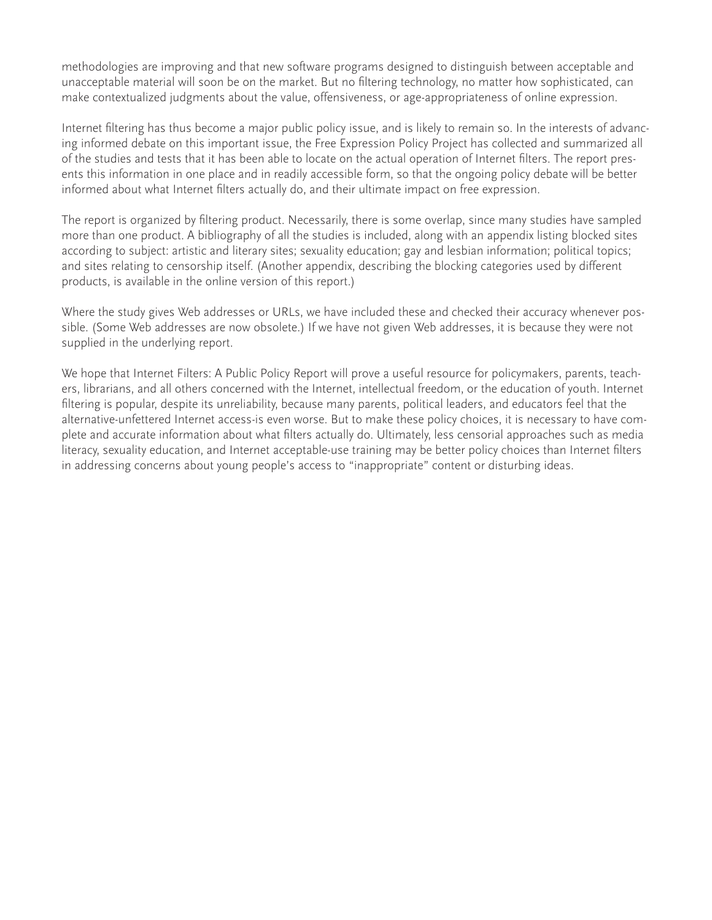methodologies are improving and that new software programs designed to distinguish between acceptable and unacceptable material will soon be on the market. But no filtering technology, no matter how sophisticated, can make contextualized judgments about the value, offensiveness, or age-appropriateness of online expression.

Internet filtering has thus become a major public policy issue, and is likely to remain so. In the interests of advancing informed debate on this important issue, the Free Expression Policy Project has collected and summarized all of the studies and tests that it has been able to locate on the actual operation of Internet filters. The report presents this information in one place and in readily accessible form, so that the ongoing policy debate will be better informed about what Internet filters actually do, and their ultimate impact on free expression.

The report is organized by filtering product. Necessarily, there is some overlap, since many studies have sampled more than one product. A bibliography of all the studies is included, along with an appendix listing blocked sites according to subject: artistic and literary sites; sexuality education; gay and lesbian information; political topics; and sites relating to censorship itself. (Another appendix, describing the blocking categories used by different products, is available in the online version of this report.)

Where the study gives Web addresses or URLs, we have included these and checked their accuracy whenever possible. (Some Web addresses are now obsolete.) If we have not given Web addresses, it is because they were not supplied in the underlying report.

We hope that Internet Filters: A Public Policy Report will prove a useful resource for policymakers, parents, teachers, librarians, and all others concerned with the Internet, intellectual freedom, or the education of youth. Internet filtering is popular, despite its unreliability, because many parents, political leaders, and educators feel that the alternative-unfettered Internet access-is even worse. But to make these policy choices, it is necessary to have complete and accurate information about what filters actually do. Ultimately, less censorial approaches such as media literacy, sexuality education, and Internet acceptable-use training may be better policy choices than Internet filters in addressing concerns about young people's access to "inappropriate" content or disturbing ideas.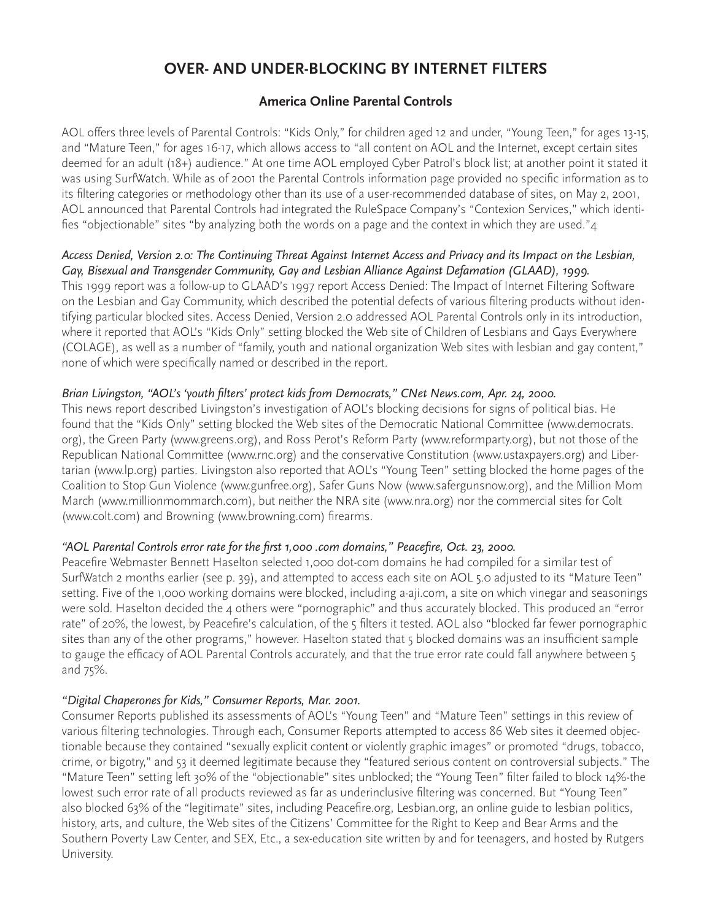# OVER- AND UNDER-BLOCKING BY INTERNET FILTERS

## America Online Parental Controls

AOL offers three levels of Parental Controls: "Kids Only," for children aged 12 and under, "Young Teen," for ages 13-15, and "Mature Teen," for ages 16-17, which allows access to "all content on AOL and the Internet, except certain sites deemed for an adult (18+) audience." At one time AOL employed Cyber Patrol's block list; at another point it stated it was using SurfWatch. While as of 2001 the Parental Controls information page provided no specific information as to its filtering categories or methodology other than its use of a user-recommended database of sites, on May 2, 2001, AOL announced that Parental Controls had integrated the RuleSpace Company's "Contexion Services," which identifies "objectionable" sites "by analyzing both the words on a page and the context in which they are used."[4]

*Access Denied, Version 2.0: The Continuing Threat Against Internet Access and Privacy and its Impact on the Lesbian, Gay, Bisexual and Transgender Community, Gay and Lesbian Alliance Against Defamation (GLAAD), 1999.*
This 1999 report was a follow-up to GLAAD's 1997 report Access Denied: The Impact of Internet Filtering Software on the Lesbian and Gay Community, which described the potential defects of various filtering products without identifying particular blocked sites. Access Denied, Version 2.0 addressed AOL Parental Controls only in its introduction, where it reported that AOL's "Kids Only" setting blocked the Web site of Children of Lesbians and Gays Everywhere (COLAGE), as well as a number of "family, youth and national organization Web sites with lesbian and gay content," none of which were specifically named or described in the report.

*Brian Livingston, "AOL's 'youth filters' protect kids from Democrats," CNet News.com, Apr. 24, 2000.*
This news report described Livingston's investigation of AOL's blocking decisions for signs of political bias. He found that the "Kids Only" setting blocked the Web sites of the Democratic National Committee (www.democrats.org), the Green Party (www.greens.org), and Ross Perot's Reform Party (www.reformparty.org), but not those of the Republican National Committee (www.rnc.org) and the conservative Constitution (www.ustaxpayers.org) and Libertarian (www.lp.org) parties. Livingston also reported that AOL's "Young Teen" setting blocked the home pages of the Coalition to Stop Gun Violence (www.gunfree.org), Safer Guns Now (www.saferguns now.org), and the Million Mom March (www.millionmommarch.com), but neither the NRA site (www.nra.org) nor the commercial sites for Colt (www.colt.com) and Browning (www.browning.com) firearms.

*"AOL Parental Controls error rate for the first 1,000 .com domains," Peacefire, Oct. 23, 2000.*
Peacefire Webmaster Bennett Haselton selected 1,000 dot-com domains he had compiled for a similar test of SurfWatch 2 months earlier (see p. 39), and attempted to access each site on AOL 5.0 adjusted to its "Mature Teen" setting. Five of the 1,000 working domains were blocked, including a-aji.com, a site on which vinegar and seasonings were sold. Haselton decided the 4 others were "pornographic" and thus accurately blocked. This produced an "error rate" of 20%, the lowest, by Peacefire's calculation, of the 5 filters it tested. AOL also "blocked far fewer pornographic sites than any of the other programs," however. Haselton stated that 5 blocked domains was an insufficient sample to gauge the efficacy of AOL Parental Controls accurately, and that the true error rate could fall anywhere between 5 and 75%.

*"Digital Chaperones for Kids," Consumer Reports, Mar. 2001.*
Consumer Reports published its assessments of AOL's "Young Teen" and "Mature Teen" settings in this review of various filtering technologies. Through each, Consumer Reports attempted to access 86 Web sites it deemed objectionable because they contained "sexually explicit content or violently graphic images" or promoted "drugs, tobacco, crime, or bigotry," and 53 it deemed legitimate because they "featured serious content on controversial subjects." The "Mature Teen" setting left 30% of the "objectionable" sites unblocked; the "Young Teen" filter failed to block 14%-the lowest such error rate of all products reviewed as far as underinclusive filtering was concerned. But "Young Teen" also blocked 63% of the "legitimate" sites, including Peacefire.org, Lesbian.org, an online guide to lesbian politics, history, arts, and culture, the Web sites of the Citizens' Committee for the Right to Keep and Bear Arms and the Southern Poverty Law Center, and SEX, Etc., a sex-education site written by and for teenagers, and hosted by Rutgers University.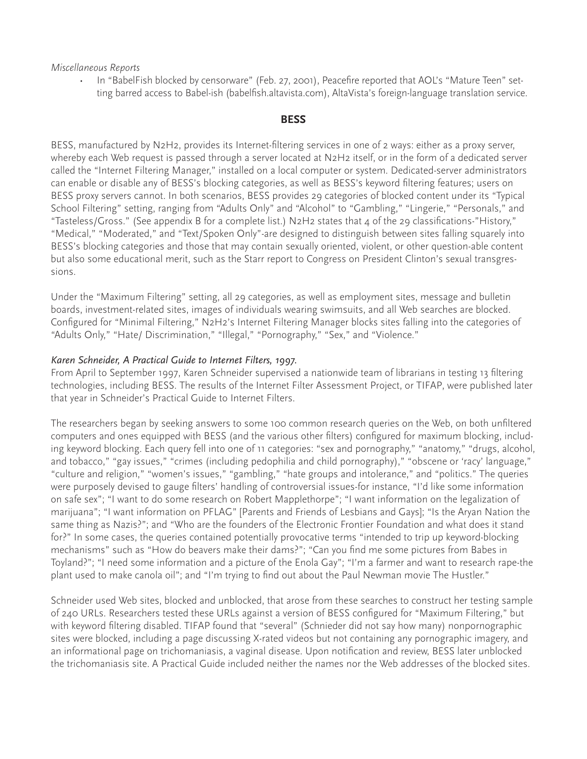*Miscellaneous Reports*

- In "BabelFish blocked by censorware" (Feb. 27, 2001), Peacefire reported that AOL's "Mature Teen" setting barred access to Babel-ish (babelfish.altavista.com), AltaVista's foreign-language translation service.

## BESS

BESS, manufactured by N2H2, provides its Internet-filtering services in one of 2 ways: either as a proxy server, whereby each Web request is passed through a server located at N2H2 itself, or in the form of a dedicated server called the "Internet Filtering Manager," installed on a local computer or system. Dedicated-server administrators can enable or disable any of BESS's blocking categories, as well as BESS's keyword filtering features; users on BESS proxy servers cannot. In both scenarios, BESS provides 29 categories of blocked content under its "Typical School Filtering" setting, ranging from "Adults Only" and "Alcohol" to "Gambling," "Lingerie," "Personals," and "Tasteless/Gross." (See appendix B for a complete list.) N2H2 states that 4 of the 29 classifications-"History," "Medical," "Moderated," and "Text/Spoken Only"-are designed to distinguish between sites falling squarely into BESS's blocking categories and those that may contain sexually oriented, violent, or other question-able content but also some educational merit, such as the Starr report to Congress on President Clinton's sexual transgressions.

Under the "Maximum Filtering" setting, all 29 categories, as well as employment sites, message and bulletin boards, investment-related sites, images of individuals wearing swimsuits, and all Web searches are blocked. Configured for "Minimal Filtering," N2H2's Internet Filtering Manager blocks sites falling into the categories of "Adults Only," "Hate/ Discrimination," "Illegal," "Pornography," "Sex," and "Violence."

### *Karen Schneider, A Practical Guide to Internet Filters, 1997.*

From April to September 1997, Karen Schneider supervised a nationwide team of librarians in testing 13 filtering technologies, including BESS. The results of the Internet Filter Assessment Project, or TIFAP, were published later that year in Schneider's Practical Guide to Internet Filters.

The researchers began by seeking answers to some 100 common research queries on the Web, on both unfiltered computers and ones equipped with BESS (and the various other filters) configured for maximum blocking, including keyword blocking. Each query fell into one of 11 categories: "sex and pornography," "anatomy," "drugs, alcohol, and tobacco," "gay issues," "crimes (including pedophilia and child pornography)," "obscene or 'racy' language," "culture and religion," "women's issues," "gambling," "hate groups and intolerance," and "politics." The queries were purposely devised to gauge filters' handling of controversial issues-for instance, "I'd like some information on safe sex"; "I want to do some research on Robert Mapplethorpe"; "I want information on the legalization of marijuana"; "I want information on PFLAG" [Parents and Friends of Lesbians and Gays]; "Is the Aryan Nation the same thing as Nazis?"; and "Who are the founders of the Electronic Frontier Foundation and what does it stand for?" In some cases, the queries contained potentially provocative terms "intended to trip up keyword-blocking mechanisms" such as "How do beavers make their dams?"; "Can you find me some pictures from Babes in Toyland?"; "I need some information and a picture of the Enola Gay"; "I'm a farmer and want to research rape-the plant used to make canola oil"; and "I'm trying to find out about the Paul Newman movie The Hustler."

Schneider used Web sites, blocked and unblocked, that arose from these searches to construct her testing sample of 240 URLs. Researchers tested these URLs against a version of BESS configured for "Maximum Filtering," but with keyword filtering disabled. TIFAP found that "several" (Schnieder did not say how many) nonpornographic sites were blocked, including a page discussing X-rated videos but not containing any pornographic imagery, and an informational page on trichomaniasis, a vaginal disease. Upon notification and review, BESS later unblocked the trichomaniasis site. A Practical Guide included neither the names nor the Web addresses of the blocked sites.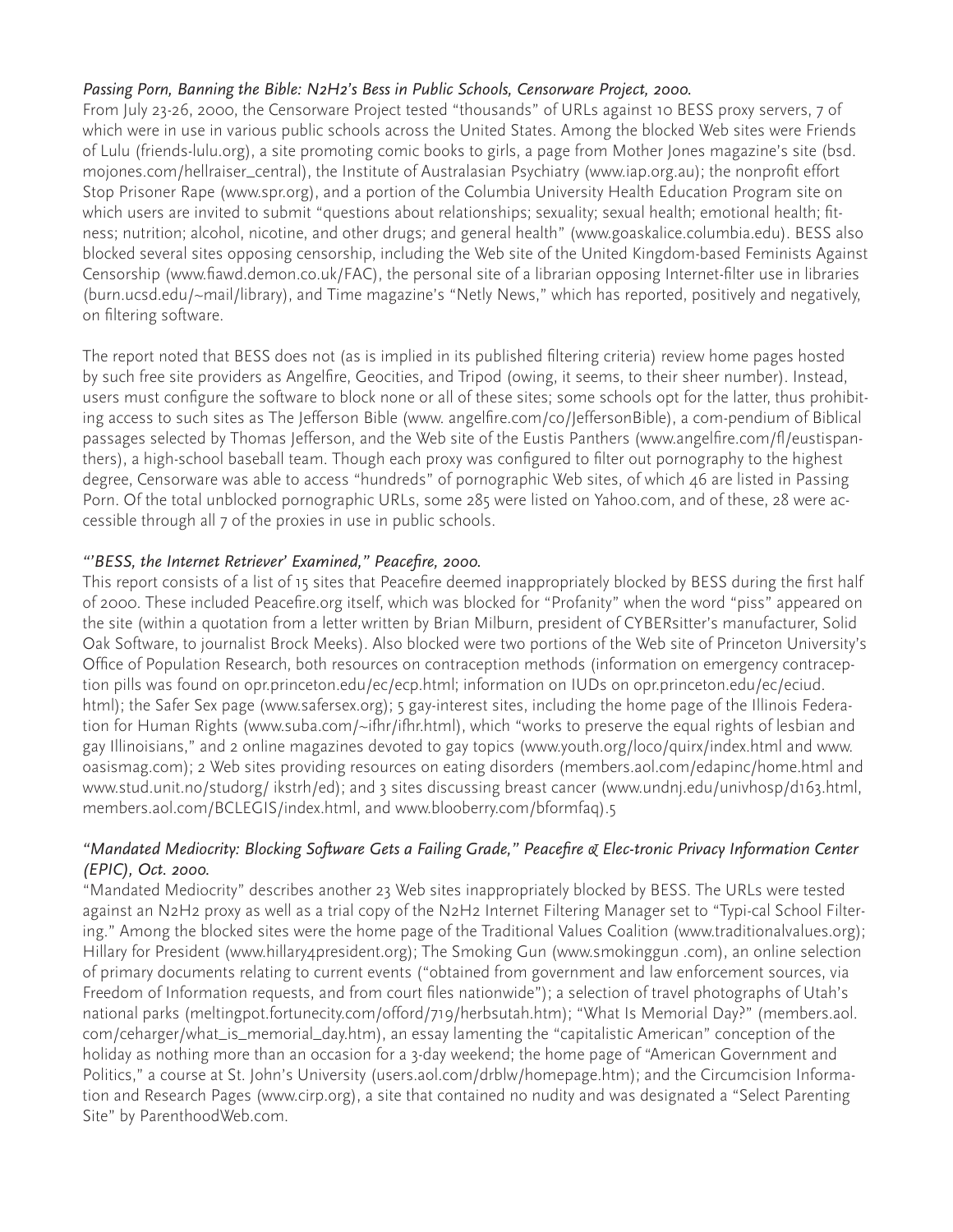*Passing Porn, Banning the Bible: N2H2's Bess in Public Schools, Censorware Project, 2000.*

From July 23-26, 2000, the Censorware Project tested "thousands" of URLs against 10 BESS proxy servers, 7 of which were in use in various public schools across the United States. Among the blocked Web sites were Friends of Lulu (friends-lulu.org), a site promoting comic books to girls, a page from Mother Jones magazine's site (bsd.mojones.com/hellraiser_central), the Institute of Australasian Psychiatry (www.iap.org.au); the nonprofit effort Stop Prisoner Rape (www.spr.org), and a portion of the Columbia University Health Education Program site on which users are invited to submit "questions about relationships; sexuality; sexual health; emotional health; fitness; nutrition; alcohol, nicotine, and other drugs; and general health" (www.goaskalice.columbia.edu). BESS also blocked several sites opposing censorship, including the Web site of the United Kingdom-based Feminists Against Censorship (www.fiawd.demon.co.uk/FAC), the personal site of a librarian opposing Internet-filter use in libraries (burn.ucsd.edu/~mail/library), and Time magazine's "Netly News," which has reported, positively and negatively, on filtering software.

The report noted that BESS does not (as is implied in its published filtering criteria) review home pages hosted by such free site providers as Angelfire, Geocities, and Tripod (owing, it seems, to their sheer number). Instead, users must configure the software to block none or all of these sites; some schools opt for the latter, thus prohibiting access to such sites as The Jefferson Bible (www. angelfire.com/co/JeffersonBible), a com-pendium of Biblical passages selected by Thomas Jefferson, and the Web site of the Eustis Panthers (www.angelfire.com/fl/eustispanthers), a high-school baseball team. Though each proxy was configured to filter out pornography to the highest degree, Censorware was able to access "hundreds" of pornographic Web sites, of which 46 are listed in Passing Porn. Of the total unblocked pornographic URLs, some 285 were listed on Yahoo.com, and of these, 28 were accessible through all 7 of the proxies in use in public schools.

*"'BESS, the Internet Retriever' Examined," Peacefire, 2000.*

This report consists of a list of 15 sites that Peacefire deemed inappropriately blocked by BESS during the first half of 2000. These included Peacefire.org itself, which was blocked for "Profanity" when the word "piss" appeared on the site (within a quotation from a letter written by Brian Milburn, president of CYBERsitter's manufacturer, Solid Oak Software, to journalist Brock Meeks). Also blocked were two portions of the Web site of Princeton University's Office of Population Research, both resources on contraception methods (information on emergency contraception pills was found on opr.princeton.edu/ec/ecp.html; information on IUDs on opr.princeton.edu/ec/eciud.html); the Safer Sex page (www.safersex.org); 5 gay-interest sites, including the home page of the Illinois Federation for Human Rights (www.suba.com/~ifhr/ifhr.html), which "works to preserve the equal rights of lesbian and gay Illinoisians," and 2 online magazines devoted to gay topics (www.youth.org/loco/quirx/index.html and www.oasismag.com); 2 Web sites providing resources on eating disorders (members.aol.com/edapinc/home.html and www.stud.unit.no/studorg/ ikstrh/ed); and 3 sites discussing breast cancer (www.undnj.edu/univhosp/d163.html, members.aol.com/BCLEGIS/index.html, and www.blooberry.com/bformfaq).5

*"Mandated Mediocrity: Blocking Software Gets a Failing Grade," Peacefire & Elec-tronic Privacy Information Center (EPIC), Oct. 2000.*

"Mandated Mediocrity" describes another 23 Web sites inappropriately blocked by BESS. The URLs were tested against an N2H2 proxy as well as a trial copy of the N2H2 Internet Filtering Manager set to "Typi-cal School Filtering." Among the blocked sites were the home page of the Traditional Values Coalition (www.traditionalvalues.org); Hillary for President (www.hillary4president.org); The Smoking Gun (www.smokinggun .com), an online selection of primary documents relating to current events ("obtained from government and law enforcement sources, via Freedom of Information requests, and from court files nationwide"); a selection of travel photographs of Utah's national parks (meltingpot.fortunecity.com/offord/719/herbsutah.htm); "What Is Memorial Day?" (members.aol.com/ceharger/what_is_memorial_day.htm), an essay lamenting the "capitalistic American" conception of the holiday as nothing more than an occasion for a 3-day weekend; the home page of "American Government and Politics," a course at St. John's University (users.aol.com/drblw/homepage.htm); and the Circumcision Information and Research Pages (www.cirp.org), a site that contained no nudity and was designated a "Select Parenting Site" by ParenthoodWeb.com.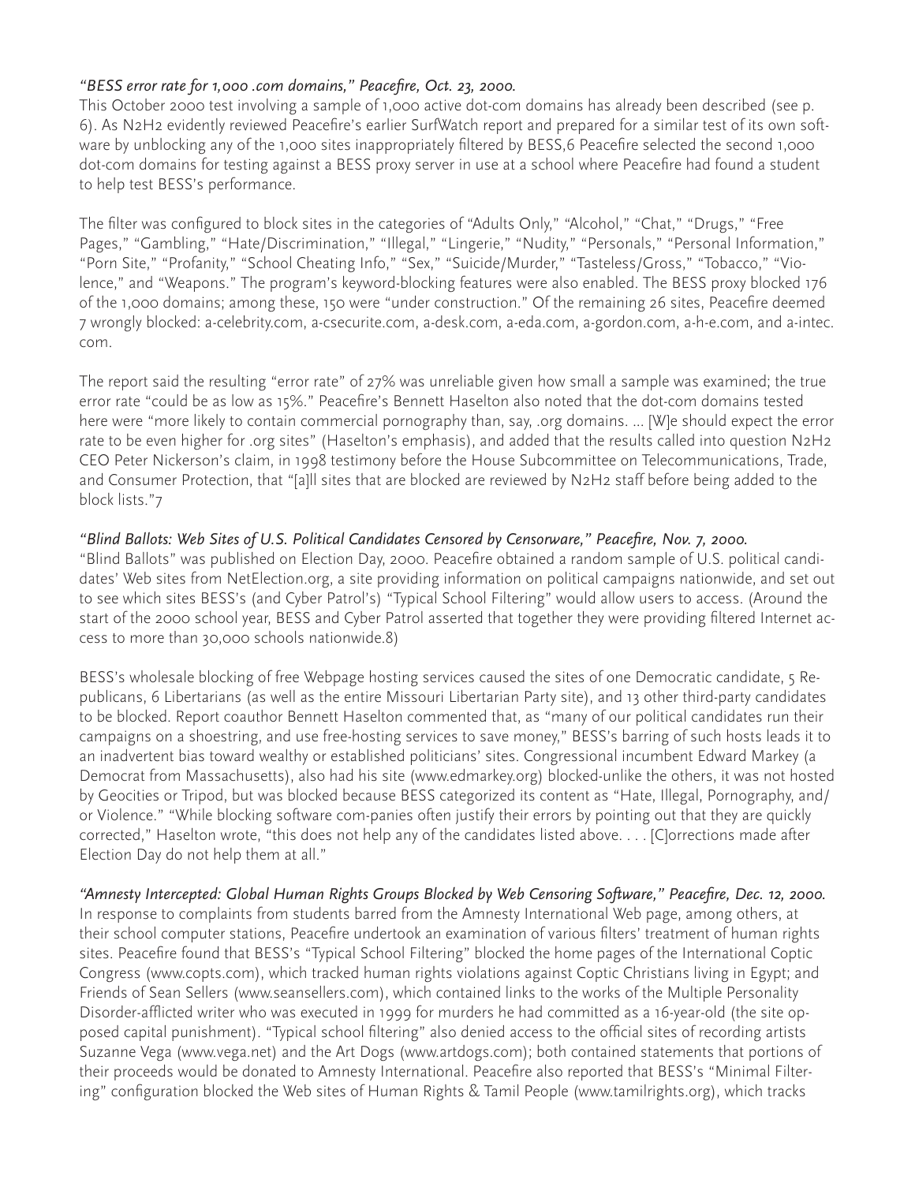*"BESS error rate for 1,000 .com domains," Peacefire, Oct. 23, 2000.*

This October 2000 test involving a sample of 1,000 active dot-com domains has already been described (see p. 6). As N2H2 evidently reviewed Peacefire's earlier SurfWatch report and prepared for a similar test of its own software by unblocking any of the 1,000 sites inappropriately filtered by BESS,6 Peacefire selected the second 1,000 dot-com domains for testing against a BESS proxy server in use at a school where Peacefire had found a student to help test BESS's performance.

The filter was configured to block sites in the categories of "Adults Only," "Alcohol," "Chat," "Drugs," "Free Pages," "Gambling," "Hate/Discrimination," "Illegal," "Lingerie," "Nudity," "Personals," "Personal Information," "Porn Site," "Profanity," "School Cheating Info," "Sex," "Suicide/Murder," "Tasteless/Gross," "Tobacco," "Violence," and "Weapons." The program's keyword-blocking features were also enabled. The BESS proxy blocked 176 of the 1,000 domains; among these, 150 were "under construction." Of the remaining 26 sites, Peacefire deemed 7 wrongly blocked: a-celebrity.com, a-csecurite.com, a-desk.com, a-eda.com, a-gordon.com, a-h-e.com, and a-intec.com.

The report said the resulting "error rate" of 27% was unreliable given how small a sample was examined; the true error rate "could be as low as 15%." Peacefire's Bennett Haselton also noted that the dot-com domains tested here were "more likely to contain commercial pornography than, say, .org domains. ... [W]e should expect the error rate to be even higher for .org sites" (Haselton's emphasis), and added that the results called into question N2H2 CEO Peter Nickerson's claim, in 1998 testimony before the House Subcommittee on Telecommunications, Trade, and Consumer Protection, that "[a]ll sites that are blocked are reviewed by N2H2 staff before being added to the block lists."7

*"Blind Ballots: Web Sites of U.S. Political Candidates Censored by Censorware," Peacefire, Nov. 7, 2000.*

"Blind Ballots" was published on Election Day, 2000. Peacefire obtained a random sample of U.S. political candidates' Web sites from NetElection.org, a site providing information on political campaigns nationwide, and set out to see which sites BESS's (and Cyber Patrol's) "Typical School Filtering" would allow users to access. (Around the start of the 2000 school year, BESS and Cyber Patrol asserted that together they were providing filtered Internet access to more than 30,000 schools nationwide.8)

BESS's wholesale blocking of free Webpage hosting services caused the sites of one Democratic candidate, 5 Republicans, 6 Libertarians (as well as the entire Missouri Libertarian Party site), and 13 other third-party candidates to be blocked. Report coauthor Bennett Haselton commented that, as "many of our political candidates run their campaigns on a shoestring, and use free-hosting services to save money," BESS's barring of such hosts leads it to an inadvertent bias toward wealthy or established politicians' sites. Congressional incumbent Edward Markey (a Democrat from Massachusetts), also had his site (www.edmarkey.org) blocked-unlike the others, it was not hosted by Geocities or Tripod, but was blocked because BESS categorized its content as "Hate, Illegal, Pornography, and/or Violence." "While blocking software com-panies often justify their errors by pointing out that they are quickly corrected," Haselton wrote, "this does not help any of the candidates listed above. . . . [C]orrections made after Election Day do not help them at all."

*"Amnesty Intercepted: Global Human Rights Groups Blocked by Web Censoring Software," Peacefire, Dec. 12, 2000.*

In response to complaints from students barred from the Amnesty International Web page, among others, at their school computer stations, Peacefire undertook an examination of various filters' treatment of human rights sites. Peacefire found that BESS's "Typical School Filtering" blocked the home pages of the International Coptic Congress (www.copts.com), which tracked human rights violations against Coptic Christians living in Egypt; and Friends of Sean Sellers (www.seansellers.com), which contained links to the works of the Multiple Personality Disorder-afflicted writer who was executed in 1999 for murders he had committed as a 16-year-old (the site opposed capital punishment). "Typical school filtering" also denied access to the official sites of recording artists Suzanne Vega (www.vega.net) and the Art Dogs (www.artdogs.com); both contained statements that portions of their proceeds would be donated to Amnesty International. Peacefire also reported that BESS's "Minimal Filtering" configuration blocked the Web sites of Human Rights & Tamil People (www.tamilrights.org), which tracks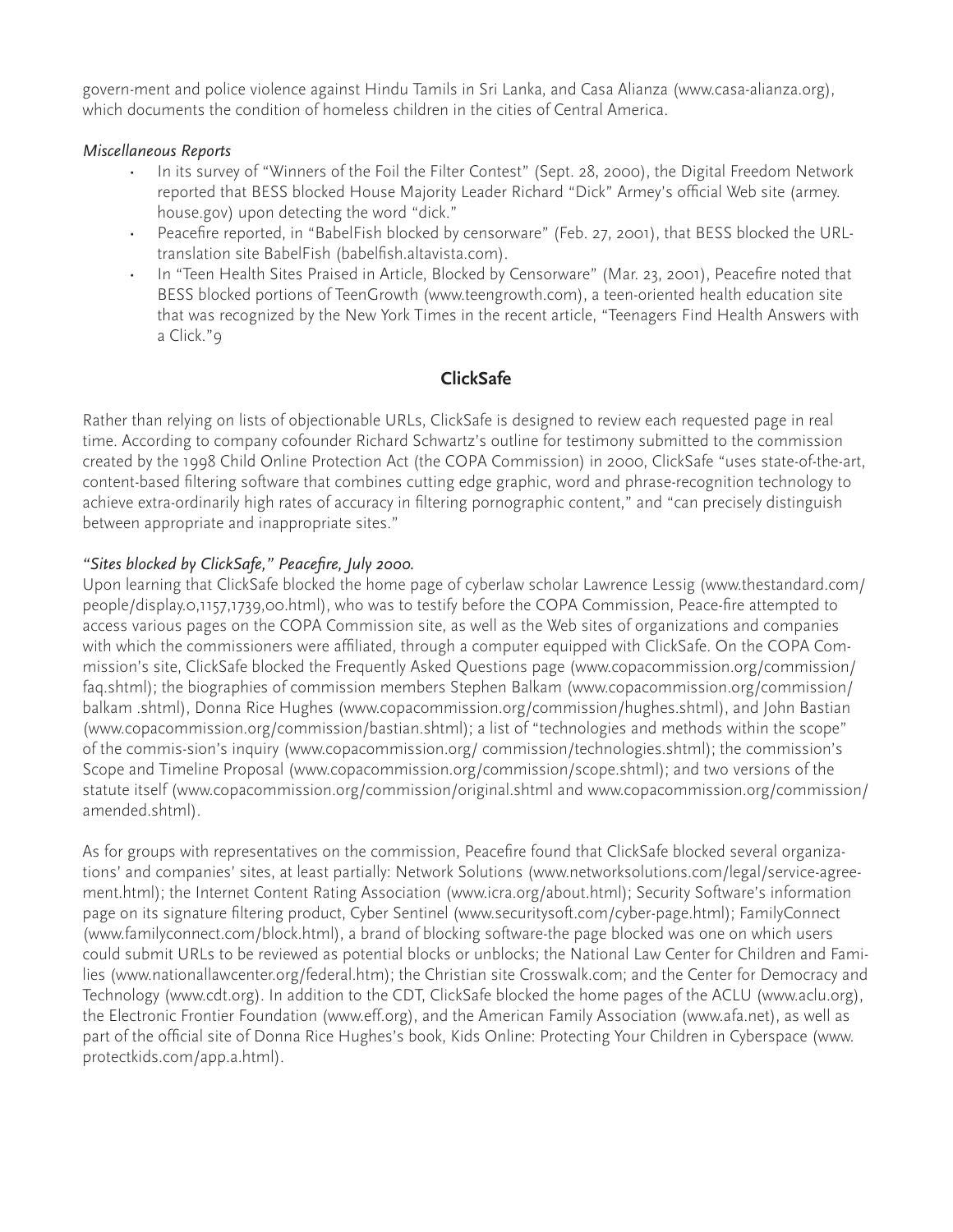govern-ment and police violence against Hindu Tamils in Sri Lanka, and Casa Alianza (www.casa-alianza.org), which documents the condition of homeless children in the cities of Central America.

*Miscellaneous Reports*

- In its survey of "Winners of the Foil the Filter Contest" (Sept. 28, 2000), the Digital Freedom Network reported that BESS blocked House Majority Leader Richard "Dick" Armey's official Web site (armey.house.gov) upon detecting the word "dick."
- Peacefire reported, in "BabelFish blocked by censorware" (Feb. 27, 2001), that BESS blocked the URL-translation site BabelFish (babelfish.altavista.com).
- In "Teen Health Sites Praised in Article, Blocked by Censorware" (Mar. 23, 2001), Peacefire noted that BESS blocked portions of TeenGrowth (www.teengrowth.com), a teen-oriented health education site that was recognized by the New York Times in the recent article, "Teenagers Find Health Answers with a Click."9

## ClickSafe

Rather than relying on lists of objectionable URLs, ClickSafe is designed to review each requested page in real time. According to company cofounder Richard Schwartz's outline for testimony submitted to the commission created by the 1998 Child Online Protection Act (the COPA Commission) in 2000, ClickSafe "uses state-of-the-art, content-based filtering software that combines cutting edge graphic, word and phrase-recognition technology to achieve extra-ordinarily high rates of accuracy in filtering pornographic content," and "can precisely distinguish between appropriate and inappropriate sites."

*"Sites blocked by ClickSafe," Peacefire, July 2000.*

Upon learning that ClickSafe blocked the home page of cyberlaw scholar Lawrence Lessig (www.thestandard.com/people/display.0,1157,1739,00.html), who was to testify before the COPA Commission, Peace-fire attempted to access various pages on the COPA Commission site, as well as the Web sites of organizations and companies with which the commissioners were affiliated, through a computer equipped with ClickSafe. On the COPA Commission's site, ClickSafe blocked the Frequently Asked Questions page (www.copacommission.org/commission/faq.shtml); the biographies of commission members Stephen Balkam (www.copacommission.org/commission/balkam .shtml), Donna Rice Hughes (www.copacommission.org/commission/hughes.shtml), and John Bastian (www.copacommission.org/commission/bastian.shtml); a list of "technologies and methods within the scope" of the commis-sion's inquiry (www.copacommission.org/ commission/technologies.shtml); the commission's Scope and Timeline Proposal (www.copacommission.org/commission/scope.shtml); and two versions of the statute itself (www.copacommission.org/commission/original.shtml and www.copacommission.org/commission/amended.shtml).

As for groups with representatives on the commission, Peacefire found that ClickSafe blocked several organizations' and companies' sites, at least partially: Network Solutions (www.networksolutions.com/legal/service-agreement.html); the Internet Content Rating Association (www.icra.org/about.html); Security Software's information page on its signature filtering product, Cyber Sentinel (www.securitysoft.com/cyber-page.html); FamilyConnect (www.familyconnect.com/block.html), a brand of blocking software-the page blocked was one on which users could submit URLs to be reviewed as potential blocks or unblocks; the National Law Center for Children and Families (www.nationallawcenter.org/federal.htm); the Christian site Crosswalk.com; and the Center for Democracy and Technology (www.cdt.org). In addition to the CDT, ClickSafe blocked the home pages of the ACLU (www.aclu.org), the Electronic Frontier Foundation (www.eff.org), and the American Family Association (www.afa.net), as well as part of the official site of Donna Rice Hughes's book, Kids Online: Protecting Your Children in Cyberspace (www.protectkids.com/app.a.html).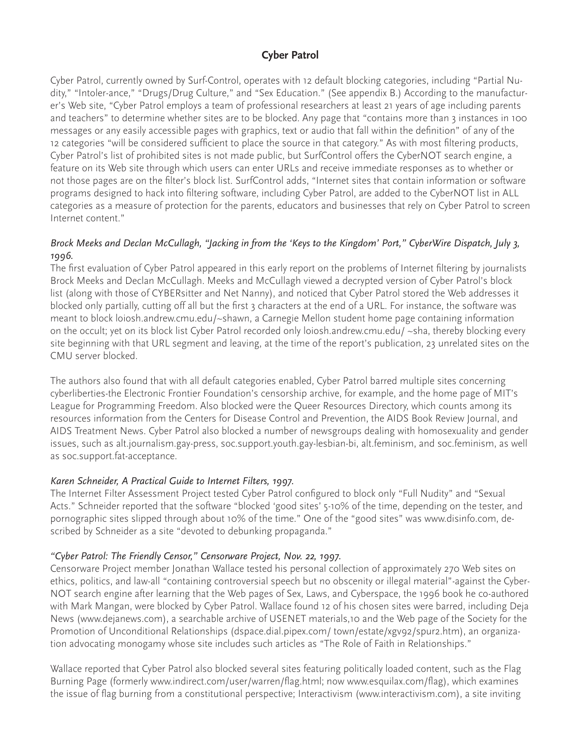## Cyber Patrol

Cyber Patrol, currently owned by Surf-Control, operates with 12 default blocking categories, including "Partial Nudity," "Intoler-ance," "Drugs/Drug Culture," and "Sex Education." (See appendix B.) According to the manufacturer's Web site, "Cyber Patrol employs a team of professional researchers at least 21 years of age including parents and teachers" to determine whether sites are to be blocked. Any page that "contains more than 3 instances in 100 messages or any easily accessible pages with graphics, text or audio that fall within the definition" of any of the 12 categories "will be considered sufficient to place the source in that category." As with most filtering products, Cyber Patrol's list of prohibited sites is not made public, but SurfControl offers the CyberNOT search engine, a feature on its Web site through which users can enter URLs and receive immediate responses as to whether or not those pages are on the filter's block list. SurfControl adds, "Internet sites that contain information or software programs designed to hack into filtering software, including Cyber Patrol, are added to the CyberNOT list in ALL categories as a measure of protection for the parents, educators and businesses that rely on Cyber Patrol to screen Internet content."

### *Brock Meeks and Declan McCullagh, "Jacking in from the 'Keys to the Kingdom' Port," CyberWire Dispatch, July 3, 1996.*

The first evaluation of Cyber Patrol appeared in this early report on the problems of Internet filtering by journalists Brock Meeks and Declan McCullagh. Meeks and McCullagh viewed a decrypted version of Cyber Patrol's block list (along with those of CYBERsitter and Net Nanny), and noticed that Cyber Patrol stored the Web addresses it blocked only partially, cutting off all but the first 3 characters at the end of a URL. For instance, the software was meant to block loiosh.andrew.cmu.edu/~shawn, a Carnegie Mellon student home page containing information on the occult; yet on its block list Cyber Patrol recorded only loiosh.andrew.cmu.edu/ ~sha, thereby blocking every site beginning with that URL segment and leaving, at the time of the report's publication, 23 unrelated sites on the CMU server blocked.

The authors also found that with all default categories enabled, Cyber Patrol barred multiple sites concerning cyberliberties-the Electronic Frontier Foundation's censorship archive, for example, and the home page of MIT's League for Programming Freedom. Also blocked were the Queer Resources Directory, which counts among its resources information from the Centers for Disease Control and Prevention, the AIDS Book Review Journal, and AIDS Treatment News. Cyber Patrol also blocked a number of newsgroups dealing with homosexuality and gender issues, such as alt.journalism.gay-press, soc.support.youth.gay-lesbian-bi, alt.feminism, and soc.feminism, as well as soc.support.fat-acceptance.

### *Karen Schneider, A Practical Guide to Internet Filters, 1997.*

The Internet Filter Assessment Project tested Cyber Patrol configured to block only "Full Nudity" and "Sexual Acts." Schneider reported that the software "blocked 'good sites' 5-10% of the time, depending on the tester, and pornographic sites slipped through about 10% of the time." One of the "good sites" was www.disinfo.com, described by Schneider as a site "devoted to debunking propaganda."

### *"Cyber Patrol: The Friendly Censor," Censorware Project, Nov. 22, 1997.*

Censorware Project member Jonathan Wallace tested his personal collection of approximately 270 Web sites on ethics, politics, and law-all "containing controversial speech but no obscenity or illegal material"-against the CyberNOT search engine after learning that the Web pages of Sex, Laws, and Cyberspace, the 1996 book he co-authored with Mark Mangan, were blocked by Cyber Patrol. Wallace found 12 of his chosen sites were barred, including Deja News (www.dejanews.com), a searchable archive of USENET materials,10 and the Web page of the Society for the Promotion of Unconditional Relationships (dspace.dial.pipex.com/ town/estate/xgv92/spur2.htm), an organization advocating monogamy whose site includes such articles as "The Role of Faith in Relationships."

Wallace reported that Cyber Patrol also blocked several sites featuring politically loaded content, such as the Flag Burning Page (formerly www.indirect.com/user/warren/flag.html; now www.esquilax.com/flag), which examines the issue of flag burning from a constitutional perspective; Interactivism (www.interactivism.com), a site inviting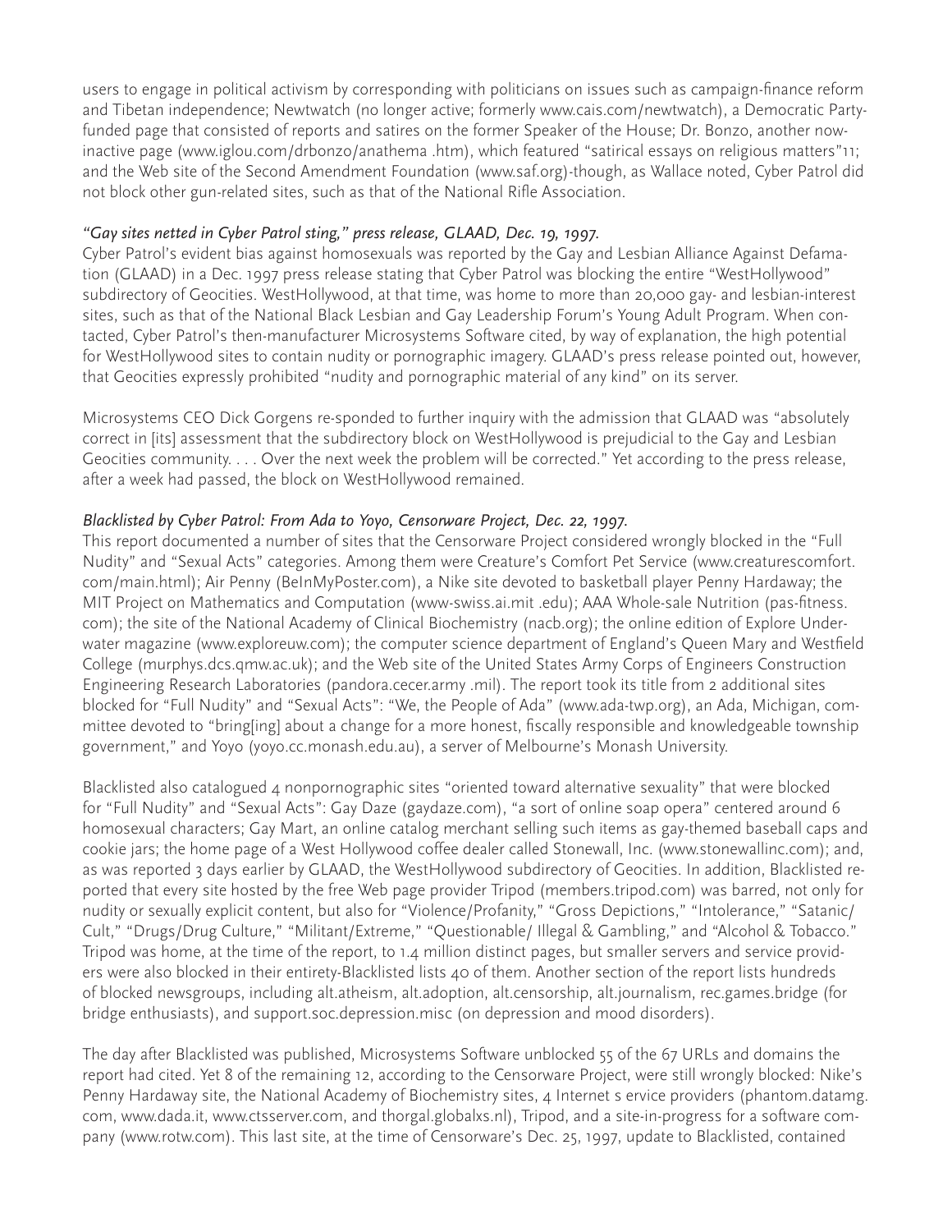users to engage in political activism by corresponding with politicians on issues such as campaign-finance reform and Tibetan independence; Newtwatch (no longer active; formerly www.cais.com/newtwatch), a Democratic Party-funded page that consisted of reports and satires on the former Speaker of the House; Dr. Bonzo, another now-inactive page (www.iglou.com/drbonzo/anathema .htm), which featured "satirical essays on religious matters"11; and the Web site of the Second Amendment Foundation (www.saf.org)-though, as Wallace noted, Cyber Patrol did not block other gun-related sites, such as that of the National Rifle Association.

*"Gay sites netted in Cyber Patrol sting," press release, GLAAD, Dec. 19, 1997.*

Cyber Patrol's evident bias against homosexuals was reported by the Gay and Lesbian Alliance Against Defamation (GLAAD) in a Dec. 1997 press release stating that Cyber Patrol was blocking the entire "WestHollywood" subdirectory of Geocities. WestHollywood, at that time, was home to more than 20,000 gay- and lesbian-interest sites, such as that of the National Black Lesbian and Gay Leadership Forum's Young Adult Program. When contacted, Cyber Patrol's then-manufacturer Microsystems Software cited, by way of explanation, the high potential for WestHollywood sites to contain nudity or pornographic imagery. GLAAD's press release pointed out, however, that Geocities expressly prohibited "nudity and pornographic material of any kind" on its server.

Microsystems CEO Dick Gorgens re-sponded to further inquiry with the admission that GLAAD was "absolutely correct in [its] assessment that the subdirectory block on WestHollywood is prejudicial to the Gay and Lesbian Geocities community. . . . Over the next week the problem will be corrected." Yet according to the press release, after a week had passed, the block on WestHollywood remained.

*Blacklisted by Cyber Patrol: From Ada to Yoyo, Censorware Project, Dec. 22, 1997.*

This report documented a number of sites that the Censorware Project considered wrongly blocked in the "Full Nudity" and "Sexual Acts" categories. Among them were Creature's Comfort Pet Service (www.creaturescomfort.com/main.html); Air Penny (BeInMyPoster.com), a Nike site devoted to basketball player Penny Hardaway; the MIT Project on Mathematics and Computation (www-swiss.ai.mit .edu); AAA Whole-sale Nutrition (pas-fitness.com); the site of the National Academy of Clinical Biochemistry (nacb.org); the online edition of Explore Underwater magazine (www.exploreuw.com); the computer science department of England's Queen Mary and Westfield College (murphys.dcs.qmw.ac.uk); and the Web site of the United States Army Corps of Engineers Construction Engineering Research Laboratories (pandora.cecer.army .mil). The report took its title from 2 additional sites blocked for "Full Nudity" and "Sexual Acts": "We, the People of Ada" (www.ada-twp.org), an Ada, Michigan, committee devoted to "bring[ing] about a change for a more honest, fiscally responsible and knowledgeable township government," and Yoyo (yoyo.cc.monash.edu.au), a server of Melbourne's Monash University.

Blacklisted also catalogued 4 nonpornographic sites "oriented toward alternative sexuality" that were blocked for "Full Nudity" and "Sexual Acts": Gay Daze (gaydaze.com), "a sort of online soap opera" centered around 6 homosexual characters; Gay Mart, an online catalog merchant selling such items as gay-themed baseball caps and cookie jars; the home page of a West Hollywood coffee dealer called Stonewall, Inc. (www.stonewallinc.com); and, as was reported 3 days earlier by GLAAD, the WestHollywood subdirectory of Geocities. In addition, Blacklisted reported that every site hosted by the free Web page provider Tripod (members.tripod.com) was barred, not only for nudity or sexually explicit content, but also for "Violence/Profanity," "Gross Depictions," "Intolerance," "Satanic/Cult," "Drugs/Drug Culture," "Militant/Extreme," "Questionable/ Illegal & Gambling," and "Alcohol & Tobacco." Tripod was home, at the time of the report, to 1.4 million distinct pages, but smaller servers and service providers were also blocked in their entirety-Blacklisted lists 40 of them. Another section of the report lists hundreds of blocked newsgroups, including alt.atheism, alt.adoption, alt.censorship, alt.journalism, rec.games.bridge (for bridge enthusiasts), and support.soc.depression.misc (on depression and mood disorders).

The day after Blacklisted was published, Microsystems Software unblocked 55 of the 67 URLs and domains the report had cited. Yet 8 of the remaining 12, according to the Censorware Project, were still wrongly blocked: Nike's Penny Hardaway site, the National Academy of Biochemistry sites, 4 Internet s ervice providers (phantom.datamg.com, www.dada.it, www.ctsserver.com, and thorgal.globalxs.nl), Tripod, and a site-in-progress for a software company (www.rotw.com). This last site, at the time of Censorware's Dec. 25, 1997, update to Blacklisted, contained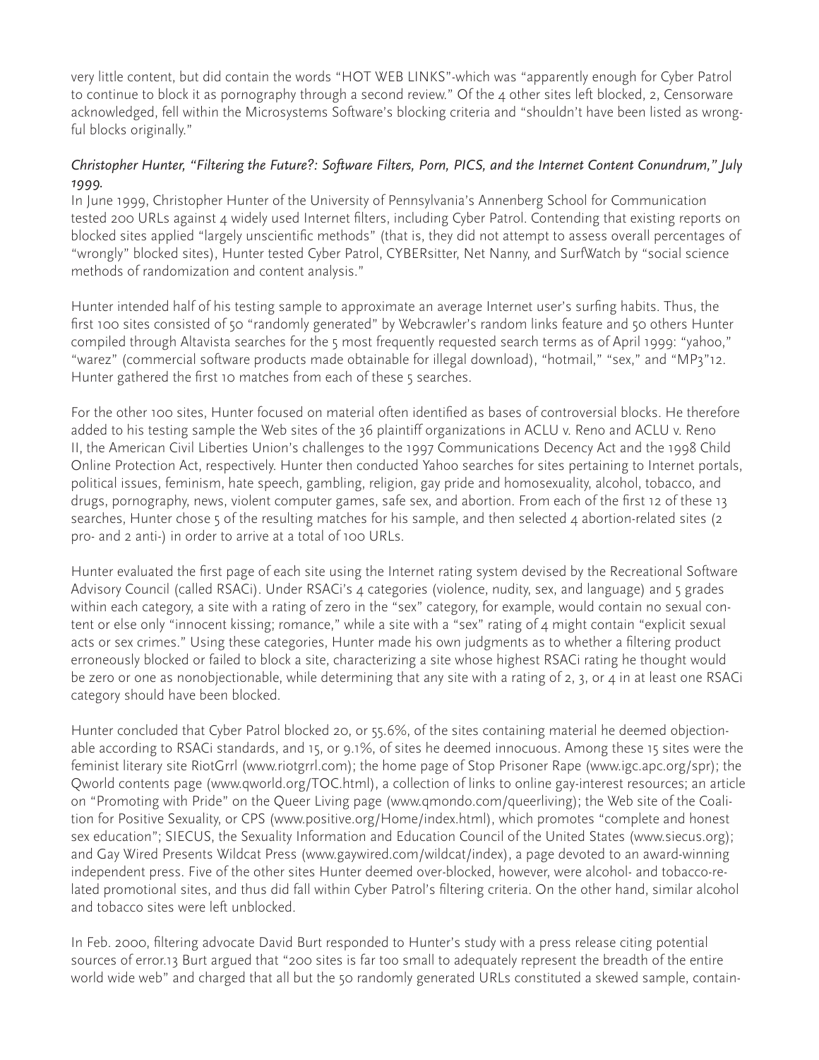very little content, but did contain the words "HOT WEB LINKS"-which was "apparently enough for Cyber Patrol to continue to block it as pornography through a second review." Of the 4 other sites left blocked, 2, Censorware acknowledged, fell within the Microsystems Software's blocking criteria and "shouldn't have been listed as wrongful blocks originally."

*Christopher Hunter, "Filtering the Future?: Software Filters, Porn, PICS, and the Internet Content Conundrum," July 1999.*

In June 1999, Christopher Hunter of the University of Pennsylvania's Annenberg School for Communication tested 200 URLs against 4 widely used Internet filters, including Cyber Patrol. Contending that existing reports on blocked sites applied "largely unscientific methods" (that is, they did not attempt to assess overall percentages of "wrongly" blocked sites), Hunter tested Cyber Patrol, CYBERsitter, Net Nanny, and SurfWatch by "social science methods of randomization and content analysis."

Hunter intended half of his testing sample to approximate an average Internet user's surfing habits. Thus, the first 100 sites consisted of 50 "randomly generated" by Webcrawler's random links feature and 50 others Hunter compiled through Altavista searches for the 5 most frequently requested search terms as of April 1999: "yahoo," "warez" (commercial software products made obtainable for illegal download), "hotmail," "sex," and "MP3"12. Hunter gathered the first 10 matches from each of these 5 searches.

For the other 100 sites, Hunter focused on material often identified as bases of controversial blocks. He therefore added to his testing sample the Web sites of the 36 plaintiff organizations in ACLU v. Reno and ACLU v. Reno II, the American Civil Liberties Union's challenges to the 1997 Communications Decency Act and the 1998 Child Online Protection Act, respectively. Hunter then conducted Yahoo searches for sites pertaining to Internet portals, political issues, feminism, hate speech, gambling, religion, gay pride and homosexuality, alcohol, tobacco, and drugs, pornography, news, violent computer games, safe sex, and abortion. From each of the first 12 of these 13 searches, Hunter chose 5 of the resulting matches for his sample, and then selected 4 abortion-related sites (2 pro- and 2 anti-) in order to arrive at a total of 100 URLs.

Hunter evaluated the first page of each site using the Internet rating system devised by the Recreational Software Advisory Council (called RSACi). Under RSACi's 4 categories (violence, nudity, sex, and language) and 5 grades within each category, a site with a rating of zero in the "sex" category, for example, would contain no sexual content or else only "innocent kissing; romance," while a site with a "sex" rating of 4 might contain "explicit sexual acts or sex crimes." Using these categories, Hunter made his own judgments as to whether a filtering product erroneously blocked or failed to block a site, characterizing a site whose highest RSACi rating he thought would be zero or one as nonobjectionable, while determining that any site with a rating of 2, 3, or 4 in at least one RSACi category should have been blocked.

Hunter concluded that Cyber Patrol blocked 20, or 55.6%, of the sites containing material he deemed objectionable according to RSACi standards, and 15, or 9.1%, of sites he deemed innocuous. Among these 15 sites were the feminist literary site RiotGrrl (www.riotgrrl.com); the home page of Stop Prisoner Rape (www.igc.apc.org/spr); the Qworld contents page (www.qworld.org/TOC.html), a collection of links to online gay-interest resources; an article on "Promoting with Pride" on the Queer Living page (www.qmondo.com/queerliving); the Web site of the Coalition for Positive Sexuality, or CPS (www.positive.org/Home/index.html), which promotes "complete and honest sex education"; SIECUS, the Sexuality Information and Education Council of the United States (www.siecus.org); and Gay Wired Presents Wildcat Press (www.gaywired.com/wildcat/index), a page devoted to an award-winning independent press. Five of the other sites Hunter deemed over-blocked, however, were alcohol- and tobacco-related promotional sites, and thus did fall within Cyber Patrol's filtering criteria. On the other hand, similar alcohol and tobacco sites were left unblocked.

In Feb. 2000, filtering advocate David Burt responded to Hunter's study with a press release citing potential sources of error.13 Burt argued that "200 sites is far too small to adequately represent the breadth of the entire world wide web" and charged that all but the 50 randomly generated URLs constituted a skewed sample, contain-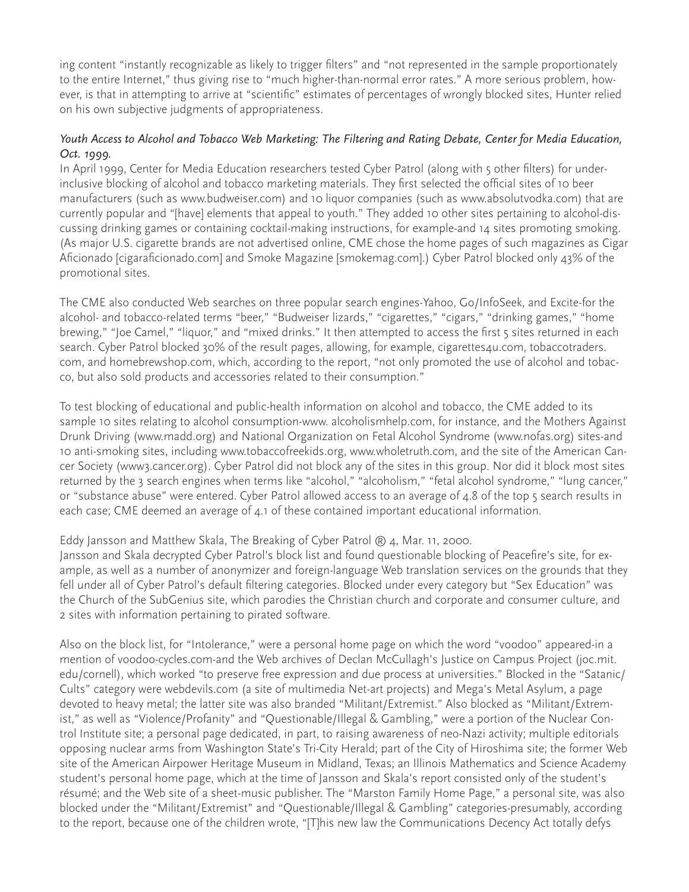ing content "instantly recognizable as likely to trigger filters" and "not represented in the sample proportionately to the entire Internet," thus giving rise to "much higher-than-normal error rates." A more serious problem, however, is that in attempting to arrive at "scientific" estimates of percentages of wrongly blocked sites, Hunter relied on his own subjective judgments of appropriateness.

*Youth Access to Alcohol and Tobacco Web Marketing: The Filtering and Rating Debate, Center for Media Education, Oct. 1999.*

In April 1999, Center for Media Education researchers tested Cyber Patrol (along with 5 other filters) for underinclusive blocking of alcohol and tobacco marketing materials. They first selected the official sites of 10 beer manufacturers (such as www.budweiser.com) and 10 liquor companies (such as www.absolutvodka.com) that are currently popular and "[have] elements that appeal to youth." They added 10 other sites pertaining to alcohol-discussing drinking games or containing cocktail-making instructions, for example-and 14 sites promoting smoking. (As major U.S. cigarette brands are not advertised online, CME chose the home pages of such magazines as Cigar Aficionado [cigaraficionado.com] and Smoke Magazine [smokemag.com].) Cyber Patrol blocked only 43% of the promotional sites.

The CME also conducted Web searches on three popular search engines-Yahoo, Go/InfoSeek, and Excite-for the alcohol- and tobacco-related terms "beer," "Budweiser lizards," "cigarettes," "cigars," "drinking games," "home brewing," "Joe Camel," "liquor," and "mixed drinks." It then attempted to access the first 5 sites returned in each search. Cyber Patrol blocked 30% of the result pages, allowing, for example, cigarettes4u.com, tobaccotraders.com, and homebrewshop.com, which, according to the report, "not only promoted the use of alcohol and tobacco, but also sold products and accessories related to their consumption."

To test blocking of educational and public-health information on alcohol and tobacco, the CME added to its sample 10 sites relating to alcohol consumption-www. alcoholismhelp.com, for instance, and the Mothers Against Drunk Driving (www.madd.org) and National Organization on Fetal Alcohol Syndrome (www.nofas.org) sites-and 10 anti-smoking sites, including www.tobaccofreekids.org, www.wholetruth.com, and the site of the American Cancer Society (www3.cancer.org). Cyber Patrol did not block any of the sites in this group. Nor did it block most sites returned by the 3 search engines when terms like "alcohol," "alcoholism," "fetal alcohol syndrome," "lung cancer," or "substance abuse" were entered. Cyber Patrol allowed access to an average of 4.8 of the top 5 search results in each case; CME deemed an average of 4.1 of these contained important educational information.

Eddy Jansson and Matthew Skala, The Breaking of Cyber Patrol ® 4, Mar. 11, 2000.

Jansson and Skala decrypted Cyber Patrol's block list and found questionable blocking of Peacefire's site, for example, as well as a number of anonymizer and foreign-language Web translation services on the grounds that they fell under all of Cyber Patrol's default filtering categories. Blocked under every category but "Sex Education" was the Church of the SubGenius site, which parodies the Christian church and corporate and consumer culture, and 2 sites with information pertaining to pirated software.

Also on the block list, for "Intolerance," were a personal home page on which the word "voodoo" appeared-in a mention of voodoo-cycles.com-and the Web archives of Declan McCullagh's Justice on Campus Project (joc.mit.edu/cornell), which worked "to preserve free expression and due process at universities." Blocked in the "Satanic/Cults" category were webdevils.com (a site of multimedia Net-art projects) and Mega's Metal Asylum, a page devoted to heavy metal; the latter site was also branded "Militant/Extremist." Also blocked as "Militant/Extremist," as well as "Violence/Profanity" and "Questionable/Illegal & Gambling," were a portion of the Nuclear Control Institute site; a personal page dedicated, in part, to raising awareness of neo-Nazi activity; multiple editorials opposing nuclear arms from Washington State's Tri-City Herald; part of the City of Hiroshima site; the former Web site of the American Airpower Heritage Museum in Midland, Texas; an Illinois Mathematics and Science Academy student's personal home page, which at the time of Jansson and Skala's report consisted only of the student's résumé; and the Web site of a sheet-music publisher. The "Marston Family Home Page," a personal site, was also blocked under the "Militant/Extremist" and "Questionable/Illegal & Gambling" categories-presumably, according to the report, because one of the children wrote, "[T]his new law the Communications Decency Act totally defys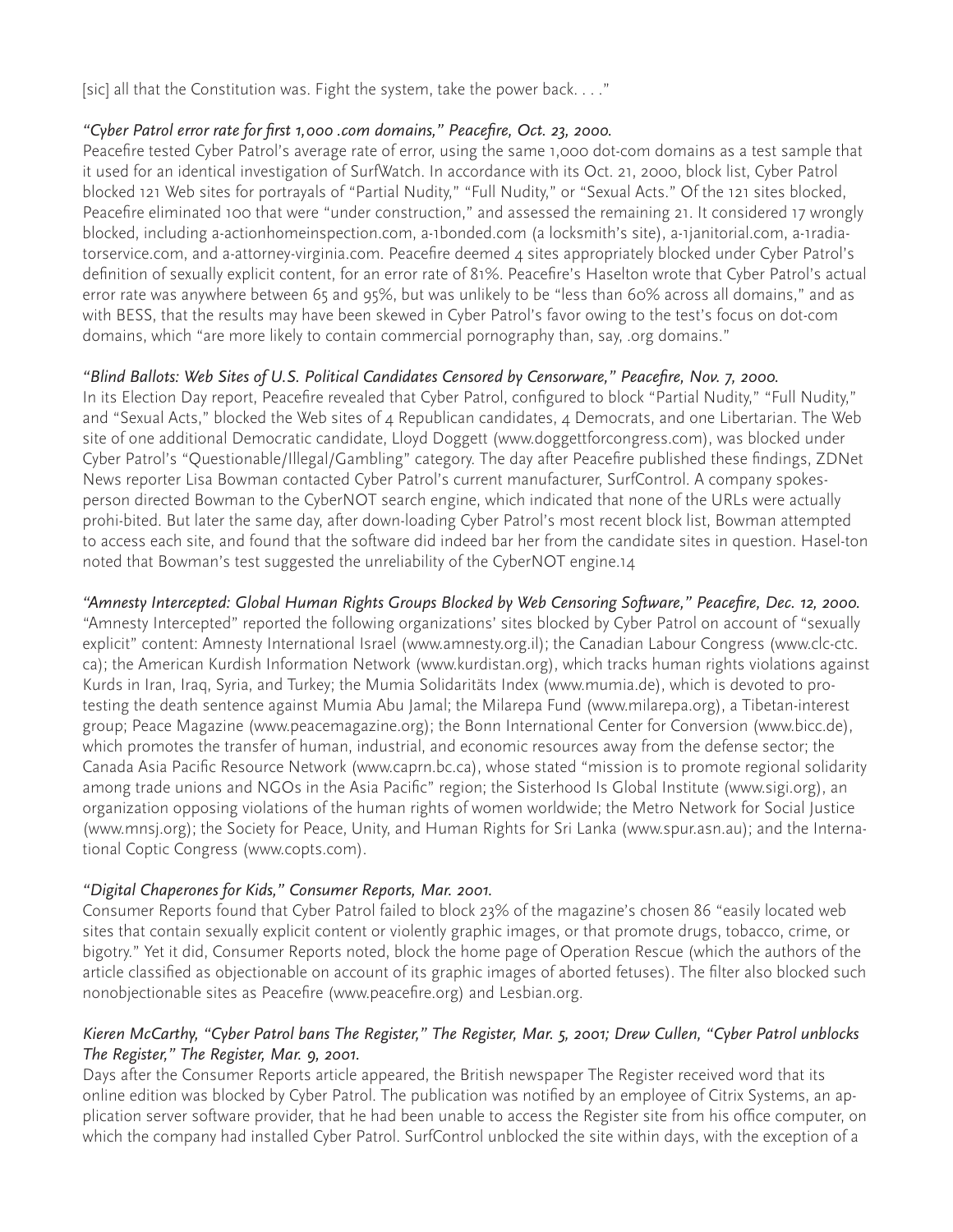[sic] all that the Constitution was. Fight the system, take the power back. . . ."

*"Cyber Patrol error rate for first 1,000 .com domains," Peacefire, Oct. 23, 2000.*

Peacefire tested Cyber Patrol's average rate of error, using the same 1,000 dot-com domains as a test sample that it used for an identical investigation of SurfWatch. In accordance with its Oct. 21, 2000, block list, Cyber Patrol blocked 121 Web sites for portrayals of "Partial Nudity," "Full Nudity," or "Sexual Acts." Of the 121 sites blocked, Peacefire eliminated 100 that were "under construction," and assessed the remaining 21. It considered 17 wrongly blocked, including a-actionhomeinspection.com, a-1bonded.com (a locksmith's site), a-1janitorial.com, a-1radiatorservice.com, and a-attorney-virginia.com. Peacefire deemed 4 sites appropriately blocked under Cyber Patrol's definition of sexually explicit content, for an error rate of 81%. Peacefire's Haselton wrote that Cyber Patrol's actual error rate was anywhere between 65 and 95%, but was unlikely to be "less than 60% across all domains," and as with BESS, that the results may have been skewed in Cyber Patrol's favor owing to the test's focus on dot-com domains, which "are more likely to contain commercial pornography than, say, .org domains."

*"Blind Ballots: Web Sites of U.S. Political Candidates Censored by Censorware," Peacefire, Nov. 7, 2000.*

In its Election Day report, Peacefire revealed that Cyber Patrol, configured to block "Partial Nudity," "Full Nudity," and "Sexual Acts," blocked the Web sites of 4 Republican candidates, 4 Democrats, and one Libertarian. The Web site of one additional Democratic candidate, Lloyd Doggett (www.doggettforcongress.com), was blocked under Cyber Patrol's "Questionable/Illegal/Gambling" category. The day after Peacefire published these findings, ZDNet News reporter Lisa Bowman contacted Cyber Patrol's current manufacturer, SurfControl. A company spokesperson directed Bowman to the CyberNOT search engine, which indicated that none of the URLs were actually prohi-bited. But later the same day, after down-loading Cyber Patrol's most recent block list, Bowman attempted to access each site, and found that the software did indeed bar her from the candidate sites in question. Hasel-ton noted that Bowman's test suggested the unreliability of the CyberNOT engine.[14]

*"Amnesty Intercepted: Global Human Rights Groups Blocked by Web Censoring Software," Peacefire, Dec. 12, 2000.*

"Amnesty Intercepted" reported the following organizations' sites blocked by Cyber Patrol on account of "sexually explicit" content: Amnesty International Israel (www.amnesty.org.il); the Canadian Labour Congress (www.clc-ctc.ca); the American Kurdish Information Network (www.kurdistan.org), which tracks human rights violations against Kurds in Iran, Iraq, Syria, and Turkey; the Mumia Solidaritäts Index (www.mumia.de), which is devoted to protesting the death sentence against Mumia Abu Jamal; the Milarepa Fund (www.milarepa.org), a Tibetan-interest group; Peace Magazine (www.peacemagazine.org); the Bonn International Center for Conversion (www.bicc.de), which promotes the transfer of human, industrial, and economic resources away from the defense sector; the Canada Asia Pacific Resource Network (www.caprn.bc.ca), whose stated "mission is to promote regional solidarity among trade unions and NGOs in the Asia Pacific" region; the Sisterhood Is Global Institute (www.sigi.org), an organization opposing violations of the human rights of women worldwide; the Metro Network for Social Justice (www.mnsj.org); the Society for Peace, Unity, and Human Rights for Sri Lanka (www.spur.asn.au); and the International Coptic Congress (www.copts.com).

*"Digital Chaperones for Kids," Consumer Reports, Mar. 2001.*

Consumer Reports found that Cyber Patrol failed to block 23% of the magazine's chosen 86 "easily located web sites that contain sexually explicit content or violently graphic images, or that promote drugs, tobacco, crime, or bigotry." Yet it did, Consumer Reports noted, block the home page of Operation Rescue (which the authors of the article classified as objectionable on account of its graphic images of aborted fetuses). The filter also blocked such nonobjectionable sites as Peacefire (www.peacefire.org) and Lesbian.org.

*Kieren McCarthy, "Cyber Patrol bans The Register," The Register, Mar. 5, 2001; Drew Cullen, "Cyber Patrol unblocks The Register," The Register, Mar. 9, 2001.*

Days after the Consumer Reports article appeared, the British newspaper The Register received word that its online edition was blocked by Cyber Patrol. The publication was notified by an employee of Citrix Systems, an application server software provider, that he had been unable to access the Register site from his office computer, on which the company had installed Cyber Patrol. SurfControl unblocked the site within days, with the exception of a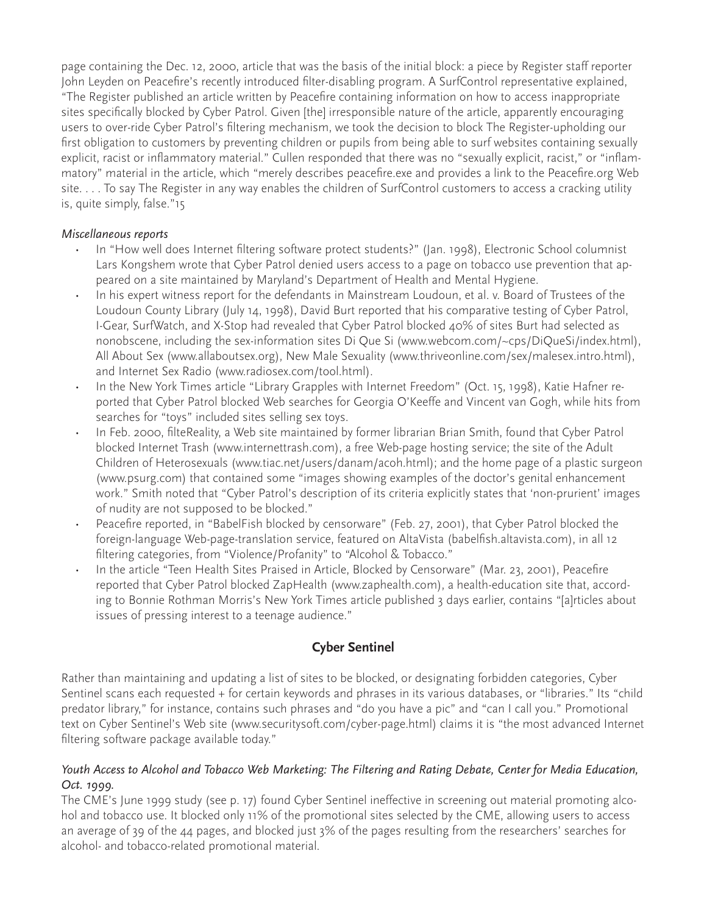page containing the Dec. 12, 2000, article that was the basis of the initial block: a piece by Register staff reporter John Leyden on Peacefire's recently introduced filter-disabling program. A SurfControl representative explained, "The Register published an article written by Peacefire containing information on how to access inappropriate sites specifically blocked by Cyber Patrol. Given [the] irresponsible nature of the article, apparently encouraging users to over-ride Cyber Patrol's filtering mechanism, we took the decision to block The Register-upholding our first obligation to customers by preventing children or pupils from being able to surf websites containing sexually explicit, racist or inflammatory material." Cullen responded that there was no "sexually explicit, racist," or "inflammatory" material in the article, which "merely describes peacefire.exe and provides a link to the Peacefire.org Web site. . . . To say The Register in any way enables the children of SurfControl customers to access a cracking utility is, quite simply, false."[15]

*Miscellaneous reports*

- In "How well does Internet filtering software protect students?" (Jan. 1998), Electronic School columnist Lars Kongshem wrote that Cyber Patrol denied users access to a page on tobacco use prevention that appeared on a site maintained by Maryland's Department of Health and Mental Hygiene.
- In his expert witness report for the defendants in Mainstream Loudoun, et al. v. Board of Trustees of the Loudoun County Library (July 14, 1998), David Burt reported that his comparative testing of Cyber Patrol, I-Gear, SurfWatch, and X-Stop had revealed that Cyber Patrol blocked 40% of sites Burt had selected as nonobscene, including the sex-information sites Di Que Si (www.webcom.com/~cps/DiQueSi/index.html), All About Sex (www.allaboutsex.org), New Male Sexuality (www.thriveonline.com/sex/malesex.intro.html), and Internet Sex Radio (www.radiosex.com/tool.html).
- In the New York Times article "Library Grapples with Internet Freedom" (Oct. 15, 1998), Katie Hafner reported that Cyber Patrol blocked Web searches for Georgia O'Keeffe and Vincent van Gogh, while hits from searches for "toys" included sites selling sex toys.
- In Feb. 2000, filteReality, a Web site maintained by former librarian Brian Smith, found that Cyber Patrol blocked Internet Trash (www.internettrash.com), a free Web-page hosting service; the site of the Adult Children of Heterosexuals (www.tiac.net/users/danam/acoh.html); and the home page of a plastic surgeon (www.psurg.com) that contained some "images showing examples of the doctor's genital enhancement work." Smith noted that "Cyber Patrol's description of its criteria explicitly states that 'non-prurient' images of nudity are not supposed to be blocked."
- Peacefire reported, in "BabelFish blocked by censorware" (Feb. 27, 2001), that Cyber Patrol blocked the foreign-language Web-page-translation service, featured on AltaVista (babelfish.altavista.com), in all 12 filtering categories, from "Violence/Profanity" to "Alcohol & Tobacco."
- In the article "Teen Health Sites Praised in Article, Blocked by Censorware" (Mar. 23, 2001), Peacefire reported that Cyber Patrol blocked ZapHealth (www.zaphealth.com), a health-education site that, according to Bonnie Rothman Morris's New York Times article published 3 days earlier, contains "[a]rticles about issues of pressing interest to a teenage audience."

## Cyber Sentinel

Rather than maintaining and updating a list of sites to be blocked, or designating forbidden categories, Cyber Sentinel scans each requested + for certain keywords and phrases in its various databases, or "libraries." Its "child predator library," for instance, contains such phrases and "do you have a pic" and "can I call you." Promotional text on Cyber Sentinel's Web site (www.securitysoft.com/cyber-page.html) claims it is "the most advanced Internet filtering software package available today."

### *Youth Access to Alcohol and Tobacco Web Marketing: The Filtering and Rating Debate, Center for Media Education, Oct. 1999.*

The CME's June 1999 study (see p. 17) found Cyber Sentinel ineffective in screening out material promoting alcohol and tobacco use. It blocked only 11% of the promotional sites selected by the CME, allowing users to access an average of 39 of the 44 pages, and blocked just 3% of the pages resulting from the researchers' searches for alcohol- and tobacco-related promotional material.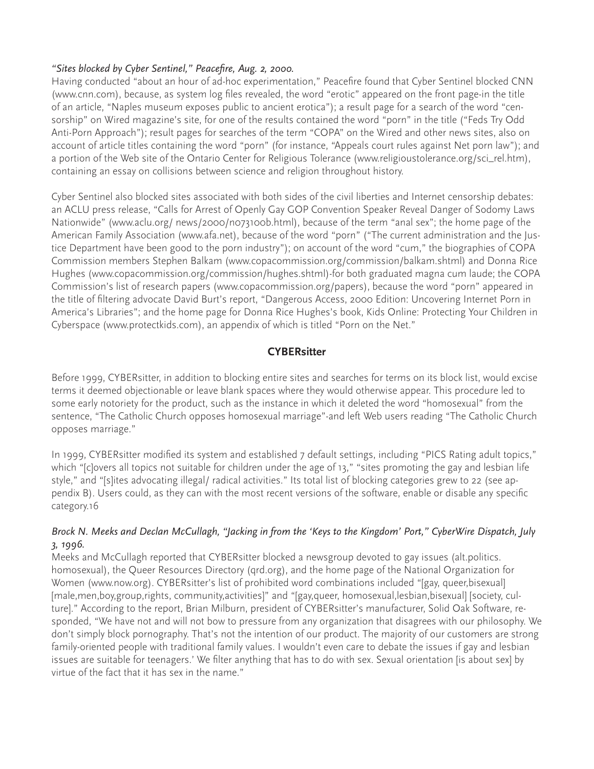*"Sites blocked by Cyber Sentinel," Peacefire, Aug. 2, 2000.*
Having conducted "about an hour of ad-hoc experimentation," Peacefire found that Cyber Sentinel blocked CNN (www.cnn.com), because, as system log files revealed, the word "erotic" appeared on the front page-in the title of an article, "Naples museum exposes public to ancient erotica"); a result page for a search of the word "censorship" on Wired magazine's site, for one of the results contained the word "porn" in the title ("Feds Try Odd Anti-Porn Approach"); result pages for searches of the term "COPA" on the Wired and other news sites, also on account of article titles containing the word "porn" (for instance, "Appeals court rules against Net porn law"); and a portion of the Web site of the Ontario Center for Religious Tolerance (www.religioustolerance.org/sci_rel.htm), containing an essay on collisions between science and religion throughout history.

Cyber Sentinel also blocked sites associated with both sides of the civil liberties and Internet censorship debates: an ACLU press release, "Calls for Arrest of Openly Gay GOP Convention Speaker Reveal Danger of Sodomy Laws Nationwide" (www.aclu.org/ news/2000/n073100b.html), because of the term "anal sex"; the home page of the American Family Association (www.afa.net), because of the word "porn" ("The current administration and the Justice Department have been good to the porn industry"); on account of the word "cum," the biographies of COPA Commission members Stephen Balkam (www.copacommission.org/commission/balkam.shtml) and Donna Rice Hughes (www.copacommission.org/commission/hughes.shtml)-for both graduated magna cum laude; the COPA Commission's list of research papers (www.copacommission.org/papers), because the word "porn" appeared in the title of filtering advocate David Burt's report, "Dangerous Access, 2000 Edition: Uncovering Internet Porn in America's Libraries"; and the home page for Donna Rice Hughes's book, Kids Online: Protecting Your Children in Cyberspace (www.protectkids.com), an appendix of which is titled "Porn on the Net."

## CYBERsitter

Before 1999, CYBERsitter, in addition to blocking entire sites and searches for terms on its block list, would excise terms it deemed objectionable or leave blank spaces where they would otherwise appear. This procedure led to some early notoriety for the product, such as the instance in which it deleted the word "homosexual" from the sentence, "The Catholic Church opposes homosexual marriage"-and left Web users reading "The Catholic Church opposes marriage."

In 1999, CYBERsitter modified its system and established 7 default settings, including "PICS Rating adult topics," which "[c]overs all topics not suitable for children under the age of 13," "sites promoting the gay and lesbian life style," and "[s]ites advocating illegal/ radical activities." Its total list of blocking categories grew to 22 (see appendix B). Users could, as they can with the most recent versions of the software, enable or disable any specific category.16

*Brock N. Meeks and Declan McCullagh, "Jacking in from the 'Keys to the Kingdom' Port," CyberWire Dispatch, July 3, 1996.*
Meeks and McCullagh reported that CYBERsitter blocked a newsgroup devoted to gay issues (alt.politics.homosexual), the Queer Resources Directory (qrd.org), and the home page of the National Organization for Women (www.now.org). CYBERsitter's list of prohibited word combinations included "[gay, queer,bisexual] [male,men,boy,group,rights, community,activities]" and "[gay,queer, homosexual,lesbian,bisexual] [society, culture]." According to the report, Brian Milburn, president of CYBERsitter's manufacturer, Solid Oak Software, responded, "We have not and will not bow to pressure from any organization that disagrees with our philosophy. We don't simply block pornography. That's not the intention of our product. The majority of our customers are strong family-oriented people with traditional family values. I wouldn't even care to debate the issues if gay and lesbian issues are suitable for teenagers.' We filter anything that has to do with sex. Sexual orientation [is about sex] by virtue of the fact that it has sex in the name."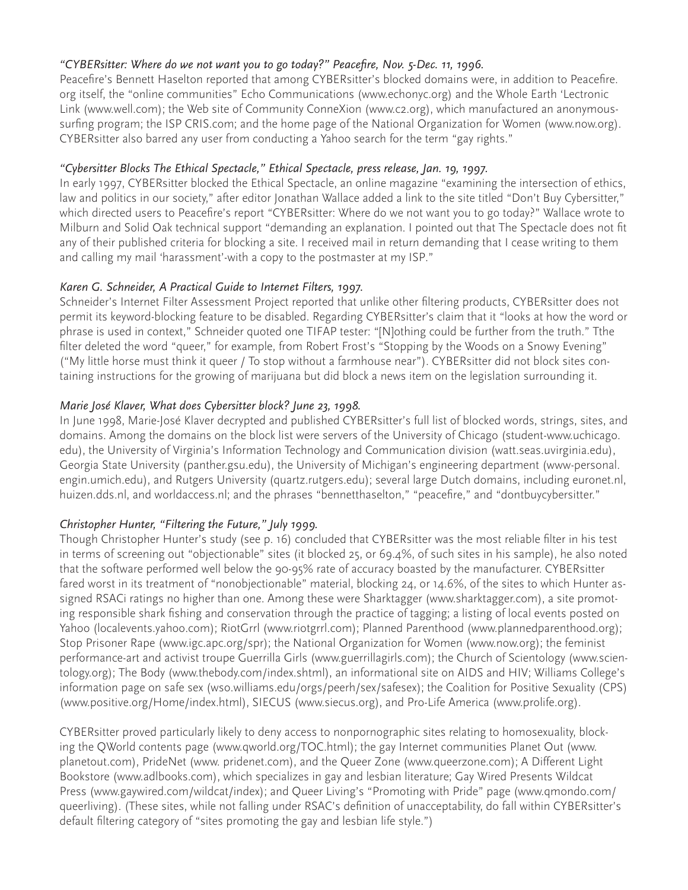*"CYBERsitter: Where do we not want you to go today?" Peacefire, Nov. 5-Dec. 11, 1996.*

Peacefire's Bennett Haselton reported that among CYBERsitter's blocked domains were, in addition to Peacefire.org itself, the "online communities" Echo Communications (www.echonyc.org) and the Whole Earth 'Lectronic Link (www.well.com); the Web site of Community ConneXion (www.c2.org), which manufactured an anonymous-surfing program; the ISP CRIS.com; and the home page of the National Organization for Women (www.now.org). CYBERsitter also barred any user from conducting a Yahoo search for the term "gay rights."

*"Cybersitter Blocks The Ethical Spectacle," Ethical Spectacle, press release, Jan. 19, 1997.*

In early 1997, CYBERsitter blocked the Ethical Spectacle, an online magazine "examining the intersection of ethics, law and politics in our society," after editor Jonathan Wallace added a link to the site titled "Don't Buy Cybersitter," which directed users to Peacefire's report "CYBERsitter: Where do we not want you to go today?" Wallace wrote to Milburn and Solid Oak technical support "demanding an explanation. I pointed out that The Spectacle does not fit any of their published criteria for blocking a site. I received mail in return demanding that I cease writing to them and calling my mail 'harassment'-with a copy to the postmaster at my ISP."

*Karen G. Schneider, A Practical Guide to Internet Filters, 1997.*

Schneider's Internet Filter Assessment Project reported that unlike other filtering products, CYBERsitter does not permit its keyword-blocking feature to be disabled. Regarding CYBERsitter's claim that it "looks at how the word or phrase is used in context," Schneider quoted one TIFAP tester: "[N]othing could be further from the truth." Tthe filter deleted the word "queer," for example, from Robert Frost's "Stopping by the Woods on a Snowy Evening" ("My little horse must think it queer / To stop without a farmhouse near"). CYBERsitter did not block sites containing instructions for the growing of marijuana but did block a news item on the legislation surrounding it.

*Marie José Klaver, What does Cybersitter block? June 23, 1998.*

In June 1998, Marie-José Klaver decrypted and published CYBERsitter's full list of blocked words, strings, sites, and domains. Among the domains on the block list were servers of the University of Chicago (student-www.uchicago.edu), the University of Virginia's Information Technology and Communication division (watt.seas.uvirginia.edu), Georgia State University (panther.gsu.edu), the University of Michigan's engineering department (www-personal.engin.umich.edu), and Rutgers University (quartz.rutgers.edu); several large Dutch domains, including euronet.nl, huizen.dds.nl, and worldaccess.nl; and the phrases "bennetthaselton," "peacefire," and "dontbuycybersitter."

*Christopher Hunter, "Filtering the Future," July 1999.*

Though Christopher Hunter's study (see p. 16) concluded that CYBERsitter was the most reliable filter in his test in terms of screening out "objectionable" sites (it blocked 25, or 69.4%, of such sites in his sample), he also noted that the software performed well below the 90-95% rate of accuracy boasted by the manufacturer. CYBERsitter fared worst in its treatment of "nonobjectionable" material, blocking 24, or 14.6%, of the sites to which Hunter assigned RSACi ratings no higher than one. Among these were Sharktagger (www.sharktagger.com), a site promoting responsible shark fishing and conservation through the practice of tagging; a listing of local events posted on Yahoo (localevents.yahoo.com); RiotGrrl (www.riotgrrl.com); Planned Parenthood (www.plannedparenthood.org); Stop Prisoner Rape (www.igc.apc.org/spr); the National Organization for Women (www.now.org); the feminist performance-art and activist troupe Guerrilla Girls (www.guerrillagirls.com); the Church of Scientology (www.scientology.org); The Body (www.thebody.com/index.shtml), an informational site on AIDS and HIV; Williams College's information page on safe sex (wso.williams.edu/orgs/peerh/sex/safesex); the Coalition for Positive Sexuality (CPS) (www.positive.org/Home/index.html), SIECUS (www.siecus.org), and Pro-Life America (www.prolife.org).

CYBERsitter proved particularly likely to deny access to nonpornographic sites relating to homosexuality, blocking the QWorld contents page (www.qworld.org/TOC.html); the gay Internet communities Planet Out (www.planetout.com), PrideNet (www. pridenet.com), and the Queer Zone (www.queerzone.com); A Different Light Bookstore (www.adlbooks.com), which specializes in gay and lesbian literature; Gay Wired Presents Wildcat Press (www.gaywired.com/wildcat/index); and Queer Living's "Promoting with Pride" page (www.qmondo.com/queerliving). (These sites, while not falling under RSAC's definition of unacceptability, do fall within CYBERsitter's default filtering category of "sites promoting the gay and lesbian life style.")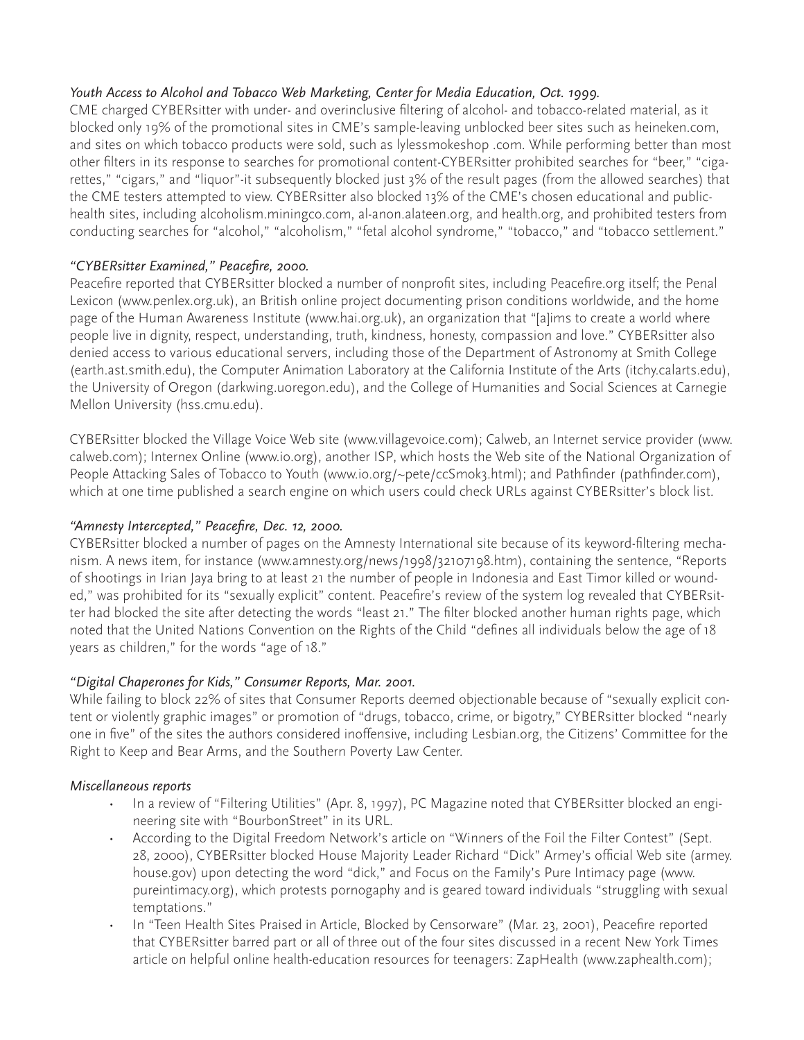*Youth Access to Alcohol and Tobacco Web Marketing, Center for Media Education, Oct. 1999.*

CME charged CYBERsitter with under- and overinclusive filtering of alcohol- and tobacco-related material, as it blocked only 19% of the promotional sites in CME's sample-leaving unblocked beer sites such as heineken.com, and sites on which tobacco products were sold, such as lylessmokeshop .com. While performing better than most other filters in its response to searches for promotional content-CYBERsitter prohibited searches for "beer," "cigarettes," "cigars," and "liquor"-it subsequently blocked just 3% of the result pages (from the allowed searches) that the CME testers attempted to view. CYBERsitter also blocked 13% of the CME's chosen educational and public-health sites, including alcoholism.miningco.com, al-anon.alateen.org, and health.org, and prohibited testers from conducting searches for "alcohol," "alcoholism," "fetal alcohol syndrome," "tobacco," and "tobacco settlement."

*"CYBERsitter Examined," Peacefire, 2000.*

Peacefire reported that CYBERsitter blocked a number of nonprofit sites, including Peacefire.org itself; the Penal Lexicon (www.penlex.org.uk), an British online project documenting prison conditions worldwide, and the home page of the Human Awareness Institute (www.hai.org.uk), an organization that "[a]ims to create a world where people live in dignity, respect, understanding, truth, kindness, honesty, compassion and love." CYBERsitter also denied access to various educational servers, including those of the Department of Astronomy at Smith College (earth.ast.smith.edu), the Computer Animation Laboratory at the California Institute of the Arts (itchy.calarts.edu), the University of Oregon (darkwing.uoregon.edu), and the College of Humanities and Social Sciences at Carnegie Mellon University (hss.cmu.edu).

CYBERsitter blocked the Village Voice Web site (www.villagevoice.com); Calweb, an Internet service provider (www.calweb.com); Internex Online (www.io.org), another ISP, which hosts the Web site of the National Organization of People Attacking Sales of Tobacco to Youth (www.io.org/~pete/ccSmok3.html); and Pathfinder (pathfinder.com), which at one time published a search engine on which users could check URLs against CYBERsitter's block list.

*"Amnesty Intercepted," Peacefire, Dec. 12, 2000.*

CYBERsitter blocked a number of pages on the Amnesty International site because of its keyword-filtering mechanism. A news item, for instance (www.amnesty.org/news/1998/32107198.htm), containing the sentence, "Reports of shootings in Irian Jaya bring to at least 21 the number of people in Indonesia and East Timor killed or wounded," was prohibited for its "sexually explicit" content. Peacefire's review of the system log revealed that CYBERsitter had blocked the site after detecting the words "least 21." The filter blocked another human rights page, which noted that the United Nations Convention on the Rights of the Child "defines all individuals below the age of 18 years as children," for the words "age of 18."

*"Digital Chaperones for Kids," Consumer Reports, Mar. 2001.*

While failing to block 22% of sites that Consumer Reports deemed objectionable because of "sexually explicit content or violently graphic images" or promotion of "drugs, tobacco, crime, or bigotry," CYBERsitter blocked "nearly one in five" of the sites the authors considered inoffensive, including Lesbian.org, the Citizens' Committee for the Right to Keep and Bear Arms, and the Southern Poverty Law Center.

*Miscellaneous reports*

- In a review of "Filtering Utilities" (Apr. 8, 1997), PC Magazine noted that CYBERsitter blocked an engineering site with "BourbonStreet" in its URL.
- According to the Digital Freedom Network's article on "Winners of the Foil the Filter Contest" (Sept. 28, 2000), CYBERsitter blocked House Majority Leader Richard "Dick" Armey's official Web site (armey.house.gov) upon detecting the word "dick," and Focus on the Family's Pure Intimacy page (www.pureintimacy.org), which protests pornogaphy and is geared toward individuals "struggling with sexual temptations."
- In "Teen Health Sites Praised in Article, Blocked by Censorware" (Mar. 23, 2001), Peacefire reported that CYBERsitter barred part or all of three out of the four sites discussed in a recent New York Times article on helpful online health-education resources for teenagers: ZapHealth (www.zaphealth.com);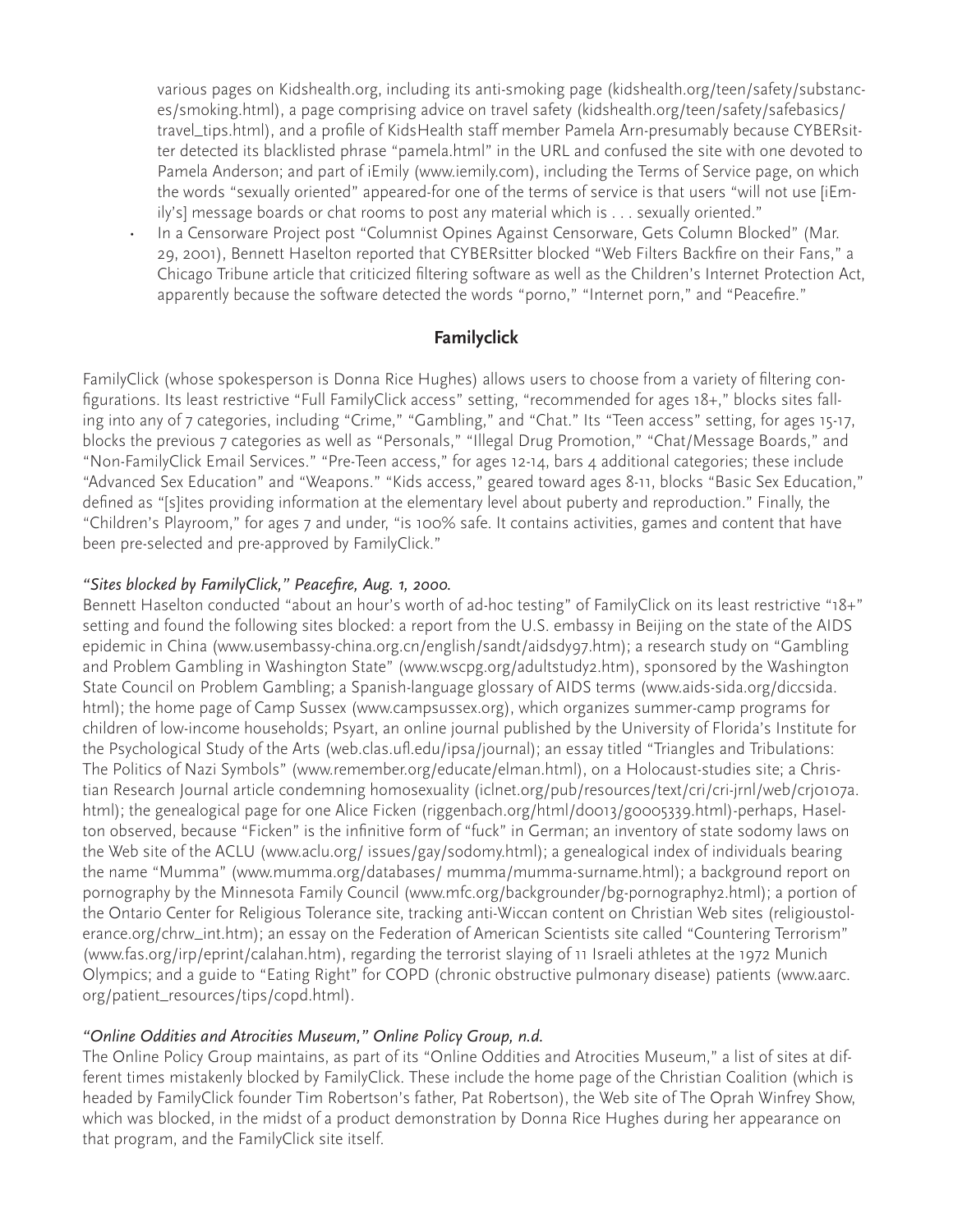various pages on Kidshealth.org, including its anti-smoking page (kidshealth.org/teen/safety/substances/smoking.html), a page comprising advice on travel safety (kidshealth.org/teen/safety/safebasics/travel_tips.html), and a profile of KidsHealth staff member Pamela Arn-presumably because CYBERsitter detected its blacklisted phrase "pamela.html" in the URL and confused the site with one devoted to Pamela Anderson; and part of iEmily (www.iemily.com), including the Terms of Service page, on which the words "sexually oriented" appeared-for one of the terms of service is that users "will not use [iEmily's] message boards or chat rooms to post any material which is . . . sexually oriented."

- In a Censorware Project post "Columnist Opines Against Censorware, Gets Column Blocked" (Mar. 29, 2001), Bennett Haselton reported that CYBERsitter blocked "Web Filters Backfire on their Fans," a Chicago Tribune article that criticized filtering software as well as the Children's Internet Protection Act, apparently because the software detected the words "porno," "Internet porn," and "Peacefire."

## Familyclick

FamilyClick (whose spokesperson is Donna Rice Hughes) allows users to choose from a variety of filtering configurations. Its least restrictive "Full FamilyClick access" setting, "recommended for ages 18+," blocks sites falling into any of 7 categories, including "Crime," "Gambling," and "Chat." Its "Teen access" setting, for ages 15-17, blocks the previous 7 categories as well as "Personals," "Illegal Drug Promotion," "Chat/Message Boards," and "Non-FamilyClick Email Services." "Pre-Teen access," for ages 12-14, bars 4 additional categories; these include "Advanced Sex Education" and "Weapons." "Kids access," geared toward ages 8-11, blocks "Basic Sex Education," defined as "[s]ites providing information at the elementary level about puberty and reproduction." Finally, the "Children's Playroom," for ages 7 and under, "is 100% safe. It contains activities, games and content that have been pre-selected and pre-approved by FamilyClick."

### *"Sites blocked by FamilyClick," Peacefire, Aug. 1, 2000.*

Bennett Haselton conducted "about an hour's worth of ad-hoc testing" of FamilyClick on its least restrictive "18+" setting and found the following sites blocked: a report from the U.S. embassy in Beijing on the state of the AIDS epidemic in China (www.usembassy-china.org.cn/english/sandt/aidsdy97.htm); a research study on "Gambling and Problem Gambling in Washington State" (www.wscpg.org/adultstudy2.htm), sponsored by the Washington State Council on Problem Gambling; a Spanish-language glossary of AIDS terms (www.aids-sida.org/diccsida.html); the home page of Camp Sussex (www.campsussex.org), which organizes summer-camp programs for children of low-income households; Psyart, an online journal published by the University of Florida's Institute for the Psychological Study of the Arts (web.clas.ufl.edu/ipsa/journal); an essay titled "Triangles and Tribulations: The Politics of Nazi Symbols" (www.remember.org/educate/elman.html), on a Holocaust-studies site; a Christian Research Journal article condemning homosexuality (iclnet.org/pub/resources/text/cri/cri-jrnl/web/crj0107a.html); the genealogical page for one Alice Ficken (riggenbach.org/html/d0013/g0005339.html)-perhaps, Haselton observed, because "Ficken" is the infinitive form of "fuck" in German; an inventory of state sodomy laws on the Web site of the ACLU (www.aclu.org/ issues/gay/sodomy.html); a genealogical index of individuals bearing the name "Mumma" (www.mumma.org/databases/ mumma/mumma-surname.html); a background report on pornography by the Minnesota Family Council (www.mfc.org/backgrounder/bg-pornography2.html); a portion of the Ontario Center for Religious Tolerance site, tracking anti-Wiccan content on Christian Web sites (religioustolerance.org/chrw_int.htm); an essay on the Federation of American Scientists site called "Countering Terrorism" (www.fas.org/irp/eprint/calahan.htm), regarding the terrorist slaying of 11 Israeli athletes at the 1972 Munich Olympics; and a guide to "Eating Right" for COPD (chronic obstructive pulmonary disease) patients (www.aarc.org/patient_resources/tips/copd.html).

### *"Online Oddities and Atrocities Museum," Online Policy Group, n.d.*

The Online Policy Group maintains, as part of its "Online Oddities and Atrocities Museum," a list of sites at different times mistakenly blocked by FamilyClick. These include the home page of the Christian Coalition (which is headed by FamilyClick founder Tim Robertson's father, Pat Robertson), the Web site of The Oprah Winfrey Show, which was blocked, in the midst of a product demonstration by Donna Rice Hughes during her appearance on that program, and the FamilyClick site itself.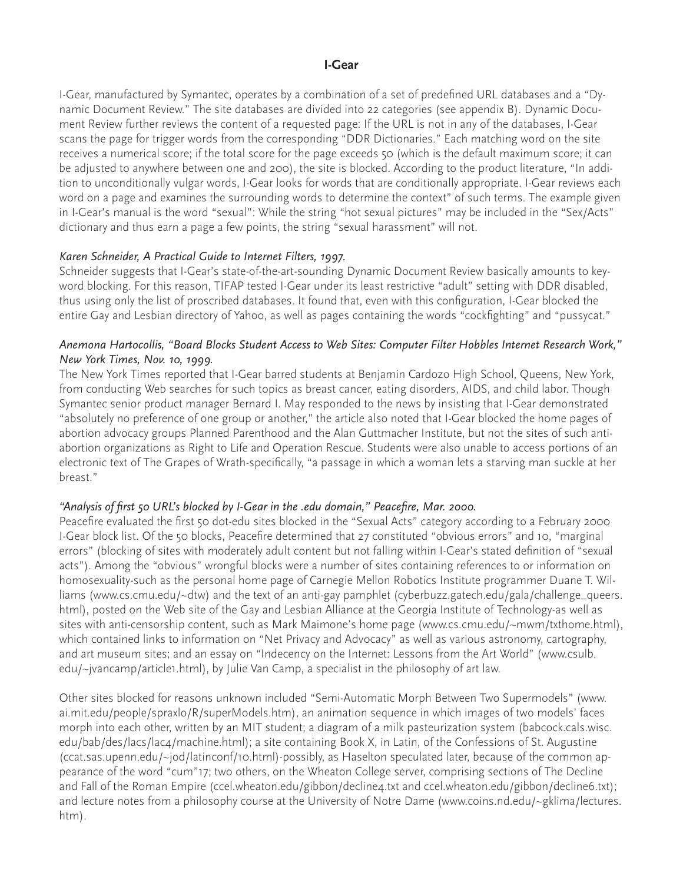## I-Gear

I-Gear, manufactured by Symantec, operates by a combination of a set of predefined URL databases and a "Dynamic Document Review." The site databases are divided into 22 categories (see appendix B). Dynamic Document Review further reviews the content of a requested page: If the URL is not in any of the databases, I-Gear scans the page for trigger words from the corresponding "DDR Dictionaries." Each matching word on the site receives a numerical score; if the total score for the page exceeds 50 (which is the default maximum score; it can be adjusted to anywhere between one and 200), the site is blocked. According to the product literature, "In addition to unconditionally vulgar words, I-Gear looks for words that are conditionally appropriate. I-Gear reviews each word on a page and examines the surrounding words to determine the context" of such terms. The example given in I-Gear's manual is the word "sexual": While the string "hot sexual pictures" may be included in the "Sex/Acts" dictionary and thus earn a page a few points, the string "sexual harassment" will not.

*Karen Schneider, A Practical Guide to Internet Filters, 1997.*

Schneider suggests that I-Gear's state-of-the-art-sounding Dynamic Document Review basically amounts to keyword blocking. For this reason, TIFAP tested I-Gear under its least restrictive "adult" setting with DDR disabled, thus using only the list of proscribed databases. It found that, even with this configuration, I-Gear blocked the entire Gay and Lesbian directory of Yahoo, as well as pages containing the words "cockfighting" and "pussycat."

*Anemona Hartocollis, "Board Blocks Student Access to Web Sites: Computer Filter Hobbles Internet Research Work," New York Times, Nov. 10, 1999.*

The New York Times reported that I-Gear barred students at Benjamin Cardozo High School, Queens, New York, from conducting Web searches for such topics as breast cancer, eating disorders, AIDS, and child labor. Though Symantec senior product manager Bernard I. May responded to the news by insisting that I-Gear demonstrated "absolutely no preference of one group or another," the article also noted that I-Gear blocked the home pages of abortion advocacy groups Planned Parenthood and the Alan Guttmacher Institute, but not the sites of such anti-abortion organizations as Right to Life and Operation Rescue. Students were also unable to access portions of an electronic text of The Grapes of Wrath-specifically, "a passage in which a woman lets a starving man suckle at her breast."

*"Analysis of first 50 URL's blocked by I-Gear in the .edu domain," Peacefire, Mar. 2000.*

Peacefire evaluated the first 50 dot-edu sites blocked in the "Sexual Acts" category according to a February 2000 I-Gear block list. Of the 50 blocks, Peacefire determined that 27 constituted "obvious errors" and 10, "marginal errors" (blocking of sites with moderately adult content but not falling within I-Gear's stated definition of "sexual acts"). Among the "obvious" wrongful blocks were a number of sites containing references to or information on homosexuality-such as the personal home page of Carnegie Mellon Robotics Institute programmer Duane T. Williams (www.cs.cmu.edu/~dtw) and the text of an anti-gay pamphlet (cyberbuzz.gatech.edu/gala/challenge_queers.html), posted on the Web site of the Gay and Lesbian Alliance at the Georgia Institute of Technology-as well as sites with anti-censorship content, such as Mark Maimone's home page (www.cs.cmu.edu/~mwm/txthome.html), which contained links to information on "Net Privacy and Advocacy" as well as various astronomy, cartography, and art museum sites; and an essay on "Indecency on the Internet: Lessons from the Art World" (www.csulb.edu/~jvancamp/article1.html), by Julie Van Camp, a specialist in the philosophy of art law.

Other sites blocked for reasons unknown included "Semi-Automatic Morph Between Two Supermodels" (www.ai.mit.edu/people/spraxlo/R/superModels.htm), an animation sequence in which images of two models' faces morph into each other, written by an MIT student; a diagram of a milk pasteurization system (babcock.cals.wisc.edu/bab/des/lacs/lac4/machine.html); a site containing Book X, in Latin, of the Confessions of St. Augustine (ccat.sas.upenn.edu/~jod/latinconf/10.html)-possibly, as Haselton speculated later, because of the common appearance of the word "cum"[17]; two others, on the Wheaton College server, comprising sections of The Decline and Fall of the Roman Empire (ccel.wheaton.edu/gibbon/decline4.txt and ccel.wheaton.edu/gibbon/decline6.txt); and lecture notes from a philosophy course at the University of Notre Dame (www.coins.nd.edu/~gklima/lectures.htm).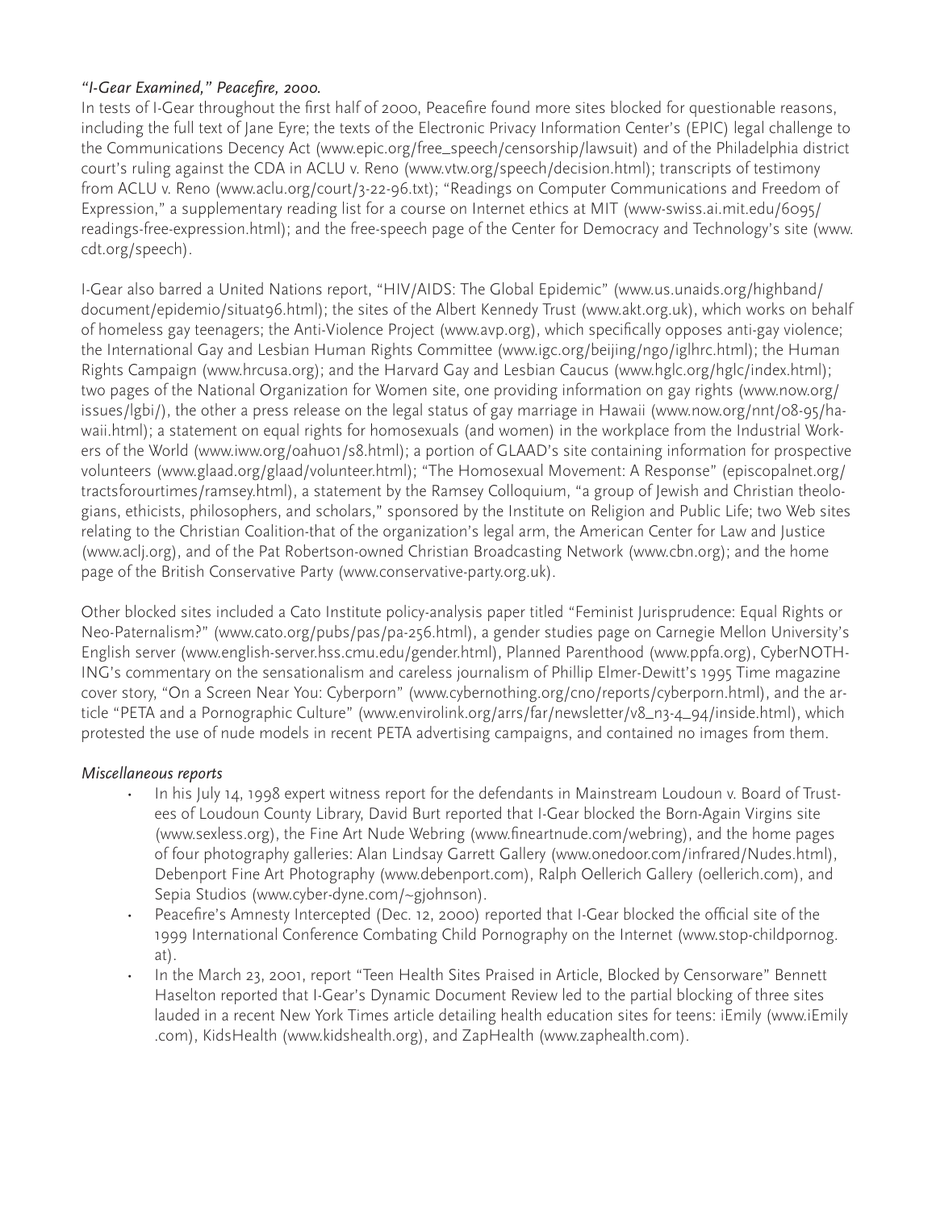*"I-Gear Examined," Peacefire, 2000.*

In tests of I-Gear throughout the first half of 2000, Peacefire found more sites blocked for questionable reasons, including the full text of Jane Eyre; the texts of the Electronic Privacy Information Center's (EPIC) legal challenge to the Communications Decency Act (www.epic.org/free_speech/censorship/lawsuit) and of the Philadelphia district court's ruling against the CDA in ACLU v. Reno (www.vtw.org/speech/decision.html); transcripts of testimony from ACLU v. Reno (www.aclu.org/court/3-22-96.txt); "Readings on Computer Communications and Freedom of Expression," a supplementary reading list for a course on Internet ethics at MIT (www-swiss.ai.mit.edu/6095/readings-free-expression.html); and the free-speech page of the Center for Democracy and Technology's site (www.cdt.org/speech).

I-Gear also barred a United Nations report, "HIV/AIDS: The Global Epidemic" (www.us.unaids.org/highband/document/epidemio/situat96.html); the sites of the Albert Kennedy Trust (www.akt.org.uk), which works on behalf of homeless gay teenagers; the Anti-Violence Project (www.avp.org), which specifically opposes anti-gay violence; the International Gay and Lesbian Human Rights Committee (www.igc.org/beijing/ngo/iglhrc.html); the Human Rights Campaign (www.hrcusa.org); and the Harvard Gay and Lesbian Caucus (www.hglc.org/hglc/index.html); two pages of the National Organization for Women site, one providing information on gay rights (www.now.org/issues/lgbi/), the other a press release on the legal status of gay marriage in Hawaii (www.now.org/nnt/08-95/hawaii.html); a statement on equal rights for homosexuals (and women) in the workplace from the Industrial Workers of the World (www.iww.org/oahu01/s8.html); a portion of GLAAD's site containing information for prospective volunteers (www.glaad.org/glaad/volunteer.html); "The Homosexual Movement: A Response" (episcopalnet.org/tractsforourtimes/ramsey.html), a statement by the Ramsey Colloquium, "a group of Jewish and Christian theologians, ethicists, philosophers, and scholars," sponsored by the Institute on Religion and Public Life; two Web sites relating to the Christian Coalition-that of the organization's legal arm, the American Center for Law and Justice (www.aclj.org), and of the Pat Robertson-owned Christian Broadcasting Network (www.cbn.org); and the home page of the British Conservative Party (www.conservative-party.org.uk).

Other blocked sites included a Cato Institute policy-analysis paper titled "Feminist Jurisprudence: Equal Rights or Neo-Paternalism?" (www.cato.org/pubs/pas/pa-256.html), a gender studies page on Carnegie Mellon University's English server (www.english-server.hss.cmu.edu/gender.html), Planned Parenthood (www.ppfa.org), CyberNOTHING's commentary on the sensationalism and careless journalism of Phillip Elmer-Dewitt's 1995 Time magazine cover story, "On a Screen Near You: Cyberporn" (www.cybernothing.org/cno/reports/cyberporn.html), and the article "PETA and a Pornographic Culture" (www.envirolink.org/arrs/far/newsletter/v8_n3-4_94/inside.html), which protested the use of nude models in recent PETA advertising campaigns, and contained no images from them.

*Miscellaneous reports*

- In his July 14, 1998 expert witness report for the defendants in Mainstream Loudoun v. Board of Trustees of Loudoun County Library, David Burt reported that I-Gear blocked the Born-Again Virgins site (www.sexless.org), the Fine Art Nude Webring (www.fineartnude.com/webring), and the home pages of four photography galleries: Alan Lindsay Garrett Gallery (www.onedoor.com/infrared/Nudes.html), Debenport Fine Art Photography (www.debenport.com), Ralph Oellerich Gallery (oellerich.com), and Sepia Studios (www.cyber-dyne.com/~gjohnson).
- Peacefire's Amnesty Intercepted (Dec. 12, 2000) reported that I-Gear blocked the official site of the 1999 International Conference Combating Child Pornography on the Internet (www.stop-childpornog.at).
- In the March 23, 2001, report "Teen Health Sites Praised in Article, Blocked by Censorware" Bennett Haselton reported that I-Gear's Dynamic Document Review led to the partial blocking of three sites lauded in a recent New York Times article detailing health education sites for teens: iEmily (www.iEmily.com), KidsHealth (www.kidshealth.org), and ZapHealth (www.zaphealth.com).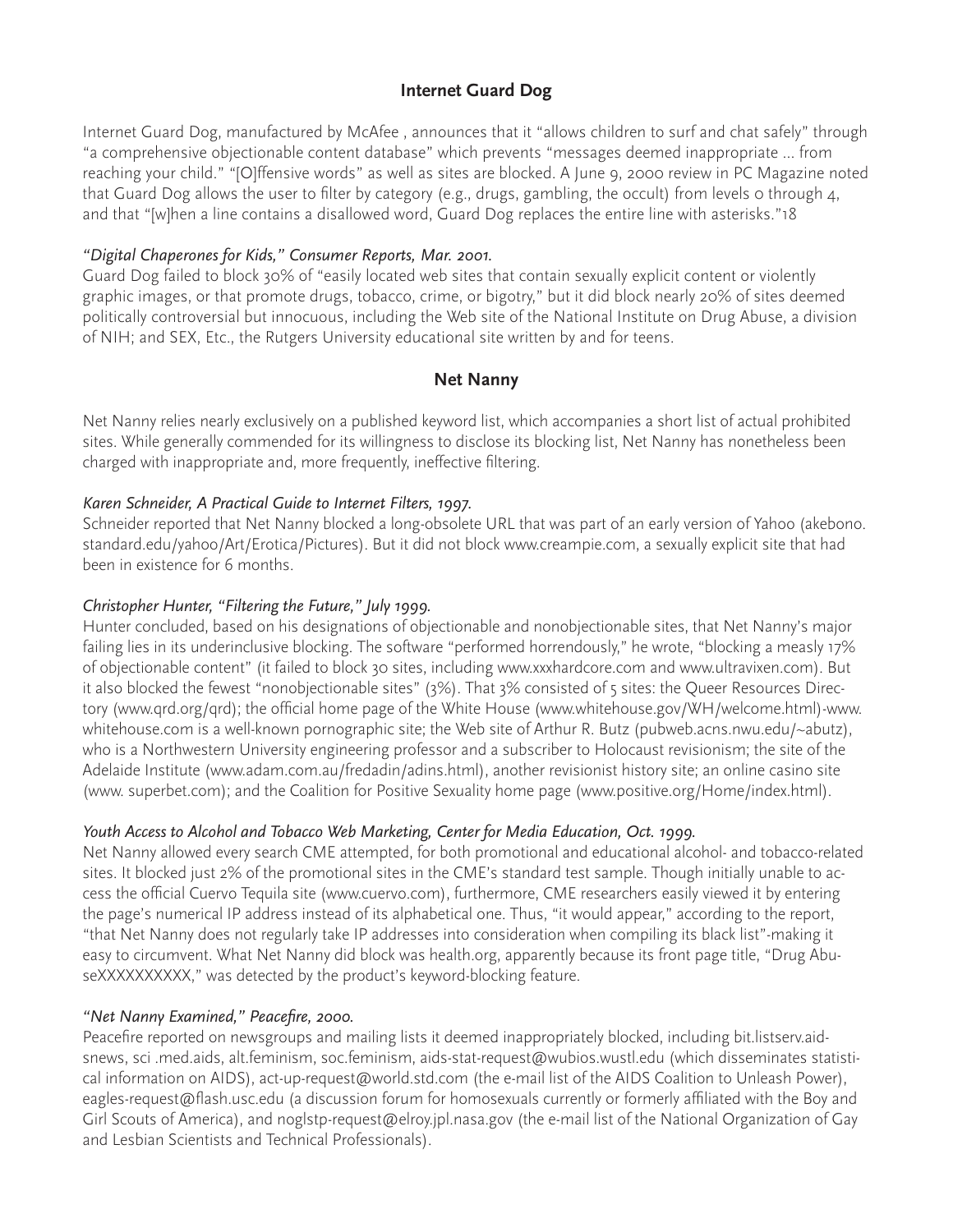## Internet Guard Dog

Internet Guard Dog, manufactured by McAfee , announces that it "allows children to surf and chat safely" through "a comprehensive objectionable content database" which prevents "messages deemed inappropriate ... from reaching your child." "[O]ffensive words" as well as sites are blocked. A June 9, 2000 review in PC Magazine noted that Guard Dog allows the user to filter by category (e.g., drugs, gambling, the occult) from levels 0 through 4, and that "[w]hen a line contains a disallowed word, Guard Dog replaces the entire line with asterisks."18

*"Digital Chaperones for Kids," Consumer Reports, Mar. 2001.*

Guard Dog failed to block 30% of "easily located web sites that contain sexually explicit content or violently graphic images, or that promote drugs, tobacco, crime, or bigotry," but it did block nearly 20% of sites deemed politically controversial but innocuous, including the Web site of the National Institute on Drug Abuse, a division of NIH; and SEX, Etc., the Rutgers University educational site written by and for teens.

## Net Nanny

Net Nanny relies nearly exclusively on a published keyword list, which accompanies a short list of actual prohibited sites. While generally commended for its willingness to disclose its blocking list, Net Nanny has nonetheless been charged with inappropriate and, more frequently, ineffective filtering.

*Karen Schneider, A Practical Guide to Internet Filters, 1997.*

Schneider reported that Net Nanny blocked a long-obsolete URL that was part of an early version of Yahoo (akebono.standard.edu/yahoo/Art/Erotica/Pictures). But it did not block www.creampie.com, a sexually explicit site that had been in existence for 6 months.

*Christopher Hunter, "Filtering the Future," July 1999.*

Hunter concluded, based on his designations of objectionable and nonobjectionable sites, that Net Nanny's major failing lies in its underinclusive blocking. The software "performed horrendously," he wrote, "blocking a measly 17% of objectionable content" (it failed to block 30 sites, including www.xxxhardcore.com and www.ultravixen.com). But it also blocked the fewest "nonobjectionable sites" (3%). That 3% consisted of 5 sites: the Queer Resources Directory (www.qrd.org/qrd); the official home page of the White House (www.whitehouse.gov/WH/welcome.html)-www.whitehouse.com is a well-known pornographic site; the Web site of Arthur R. Butz (pubweb.acns.nwu.edu/~abutz), who is a Northwestern University engineering professor and a subscriber to Holocaust revisionism; the site of the Adelaide Institute (www.adam.com.au/fredadin/adins.html), another revisionist history site; an online casino site (www. superbet.com); and the Coalition for Positive Sexuality home page (www.positive.org/Home/index.html).

*Youth Access to Alcohol and Tobacco Web Marketing, Center for Media Education, Oct. 1999.*

Net Nanny allowed every search CME attempted, for both promotional and educational alcohol- and tobacco-related sites. It blocked just 2% of the promotional sites in the CME's standard test sample. Though initially unable to access the official Cuervo Tequila site (www.cuervo.com), furthermore, CME researchers easily viewed it by entering the page's numerical IP address instead of its alphabetical one. Thus, "it would appear," according to the report, "that Net Nanny does not regularly take IP addresses into consideration when compiling its black list"-making it easy to circumvent. What Net Nanny did block was health.org, apparently because its front page title, "Drug AbuseXXXXXXXXXX," was detected by the product's keyword-blocking feature.

*"Net Nanny Examined," Peacefire, 2000.*

Peacefire reported on newsgroups and mailing lists it deemed inappropriately blocked, including bit.listserv.aidsnews, sci .med.aids, alt.feminism, soc.feminism, aids-stat-request@wubios.wustl.edu (which disseminates statistical information on AIDS), act-up-request@world.std.com (the e-mail list of the AIDS Coalition to Unleash Power), eagles-request@flash.usc.edu (a discussion forum for homosexuals currently or formerly affiliated with the Boy and Girl Scouts of America), and noglstp-request@elroy.jpl.nasa.gov (the e-mail list of the National Organization of Gay and Lesbian Scientists and Technical Professionals).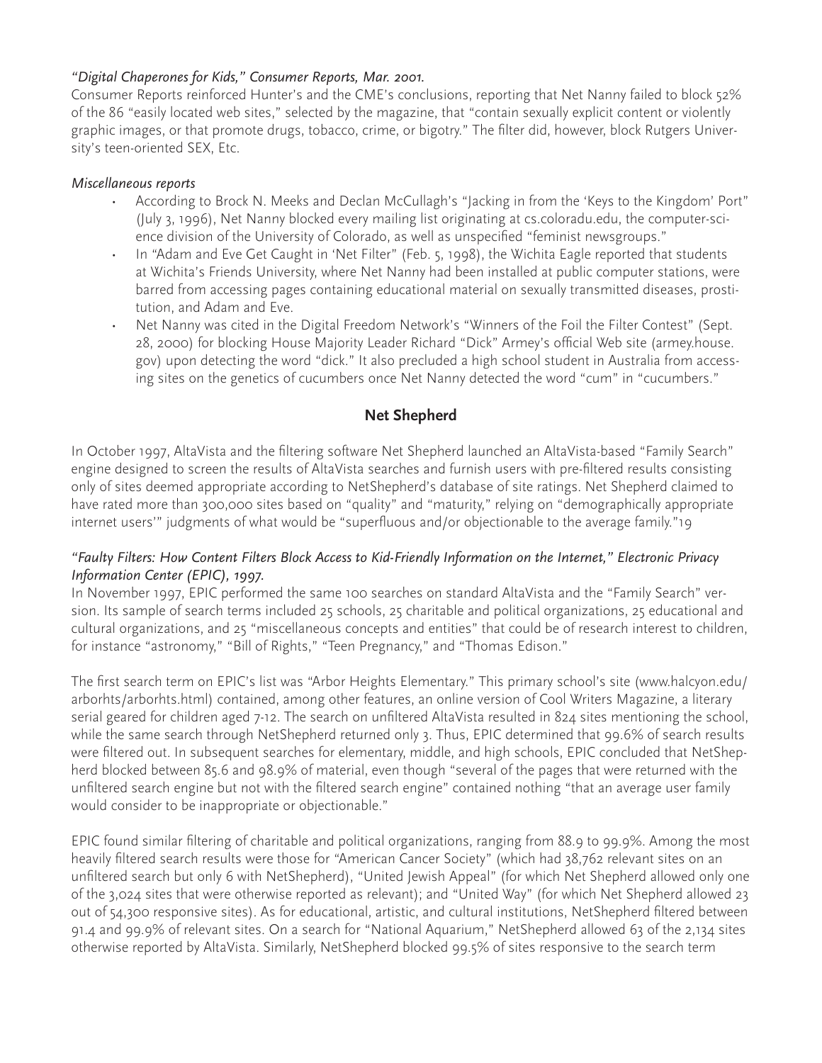*"Digital Chaperones for Kids," Consumer Reports, Mar. 2001.*

Consumer Reports reinforced Hunter's and the CME's conclusions, reporting that Net Nanny failed to block 52% of the 86 "easily located web sites," selected by the magazine, that "contain sexually explicit content or violently graphic images, or that promote drugs, tobacco, crime, or bigotry." The filter did, however, block Rutgers University's teen-oriented SEX, Etc.

*Miscellaneous reports*

- According to Brock N. Meeks and Declan McCullagh's "Jacking in from the 'Keys to the Kingdom' Port" (July 3, 1996), Net Nanny blocked every mailing list originating at cs.coloradu.edu, the computer-science division of the University of Colorado, as well as unspecified "feminist newsgroups."
- In "Adam and Eve Get Caught in 'Net Filter" (Feb. 5, 1998), the Wichita Eagle reported that students at Wichita's Friends University, where Net Nanny had been installed at public computer stations, were barred from accessing pages containing educational material on sexually transmitted diseases, prostitution, and Adam and Eve.
- Net Nanny was cited in the Digital Freedom Network's "Winners of the Foil the Filter Contest" (Sept. 28, 2000) for blocking House Majority Leader Richard "Dick" Armey's official Web site (armey.house.gov) upon detecting the word "dick." It also precluded a high school student in Australia from accessing sites on the genetics of cucumbers once Net Nanny detected the word "cum" in "cucumbers."

## Net Shepherd

In October 1997, AltaVista and the filtering software Net Shepherd launched an AltaVista-based "Family Search" engine designed to screen the results of AltaVista searches and furnish users with pre-filtered results consisting only of sites deemed appropriate according to NetShepherd's database of site ratings. Net Shepherd claimed to have rated more than 300,000 sites based on "quality" and "maturity," relying on "demographically appropriate internet users'" judgments of what would be "superfluous and/or objectionable to the average family."19

*"Faulty Filters: How Content Filters Block Access to Kid-Friendly Information on the Internet," Electronic Privacy Information Center (EPIC), 1997.*

In November 1997, EPIC performed the same 100 searches on standard AltaVista and the "Family Search" version. Its sample of search terms included 25 schools, 25 charitable and political organizations, 25 educational and cultural organizations, and 25 "miscellaneous concepts and entities" that could be of research interest to children, for instance "astronomy," "Bill of Rights," "Teen Pregnancy," and "Thomas Edison."

The first search term on EPIC's list was "Arbor Heights Elementary." This primary school's site (www.halcyon.edu/arborhts/arborhts.html) contained, among other features, an online version of Cool Writers Magazine, a literary serial geared for children aged 7-12. The search on unfiltered AltaVista resulted in 824 sites mentioning the school, while the same search through NetShepherd returned only 3. Thus, EPIC determined that 99.6% of search results were filtered out. In subsequent searches for elementary, middle, and high schools, EPIC concluded that NetShepherd blocked between 85.6 and 98.9% of material, even though "several of the pages that were returned with the unfiltered search engine but not with the filtered search engine" contained nothing "that an average user family would consider to be inappropriate or objectionable."

EPIC found similar filtering of charitable and political organizations, ranging from 88.9 to 99.9%. Among the most heavily filtered search results were those for "American Cancer Society" (which had 38,762 relevant sites on an unfiltered search but only 6 with NetShepherd), "United Jewish Appeal" (for which Net Shepherd allowed only one of the 3,024 sites that were otherwise reported as relevant); and "United Way" (for which Net Shepherd allowed 23 out of 54,300 responsive sites). As for educational, artistic, and cultural institutions, NetShepherd filtered between 91.4 and 99.9% of relevant sites. On a search for "National Aquarium," NetShepherd allowed 63 of the 2,134 sites otherwise reported by AltaVista. Similarly, NetShepherd blocked 99.5% of sites responsive to the search term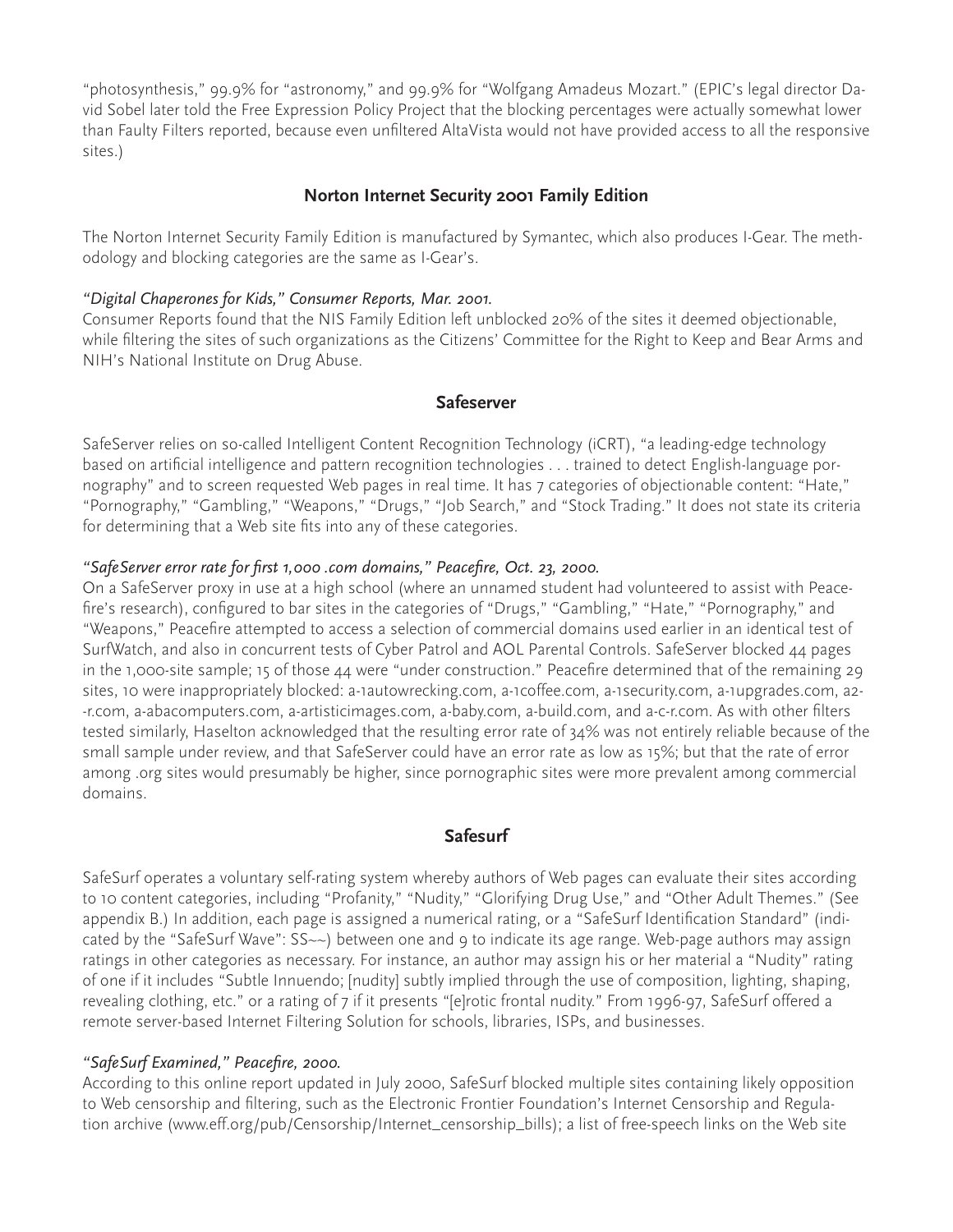"photosynthesis," 99.9% for "astronomy," and 99.9% for "Wolfgang Amadeus Mozart." (EPIC's legal director David Sobel later told the Free Expression Policy Project that the blocking percentages were actually somewhat lower than Faulty Filters reported, because even unfiltered AltaVista would not have provided access to all the responsive sites.)

## Norton Internet Security 2001 Family Edition

The Norton Internet Security Family Edition is manufactured by Symantec, which also produces I-Gear. The methodology and blocking categories are the same as I-Gear's.

*"Digital Chaperones for Kids," Consumer Reports, Mar. 2001.*
Consumer Reports found that the NIS Family Edition left unblocked 20% of the sites it deemed objectionable, while filtering the sites of such organizations as the Citizens' Committee for the Right to Keep and Bear Arms and NIH's National Institute on Drug Abuse.

## Safeserver

SafeServer relies on so-called Intelligent Content Recognition Technology (iCRT), "a leading-edge technology based on artificial intelligence and pattern recognition technologies . . . trained to detect English-language pornography" and to screen requested Web pages in real time. It has 7 categories of objectionable content: "Hate," "Pornography," "Gambling," "Weapons," "Drugs," "Job Search," and "Stock Trading." It does not state its criteria for determining that a Web site fits into any of these categories.

*"SafeServer error rate for first 1,000 .com domains," Peacefire, Oct. 23, 2000.*
On a SafeServer proxy in use at a high school (where an unnamed student had volunteered to assist with Peacefire's research), configured to bar sites in the categories of "Drugs," "Gambling," "Hate," "Pornography," and "Weapons," Peacefire attempted to access a selection of commercial domains used earlier in an identical test of SurfWatch, and also in concurrent tests of Cyber Patrol and AOL Parental Controls. SafeServer blocked 44 pages in the 1,000-site sample; 15 of those 44 were "under construction." Peacefire determined that of the remaining 29 sites, 10 were inappropriately blocked: a-1autowrecking.com, a-1coffee.com, a-1security.com, a-1upgrades.com, a2--r.com, a-abacomputers.com, a-artisticimages.com, a-baby.com, a-build.com, and a-c-r.com. As with other filters tested similarly, Haselton acknowledged that the resulting error rate of 34% was not entirely reliable because of the small sample under review, and that SafeServer could have an error rate as low as 15%; but that the rate of error among .org sites would presumably be higher, since pornographic sites were more prevalent among commercial domains.

## Safesurf

SafeSurf operates a voluntary self-rating system whereby authors of Web pages can evaluate their sites according to 10 content categories, including "Profanity," "Nudity," "Glorifying Drug Use," and "Other Adult Themes." (See appendix B.) In addition, each page is assigned a numerical rating, or a "SafeSurf Identification Standard" (indicated by the "SafeSurf Wave": SS~~) between one and 9 to indicate its age range. Web-page authors may assign ratings in other categories as necessary. For instance, an author may assign his or her material a "Nudity" rating of one if it includes "Subtle Innuendo; [nudity] subtly implied through the use of composition, lighting, shaping, revealing clothing, etc." or a rating of 7 if it presents "[e]rotic frontal nudity." From 1996-97, SafeSurf offered a remote server-based Internet Filtering Solution for schools, libraries, ISPs, and businesses.

*"SafeSurf Examined," Peacefire, 2000.*
According to this online report updated in July 2000, SafeSurf blocked multiple sites containing likely opposition to Web censorship and filtering, such as the Electronic Frontier Foundation's Internet Censorship and Regulation archive (www.eff.org/pub/Censorship/Internet_censorship_bills); a list of free-speech links on the Web site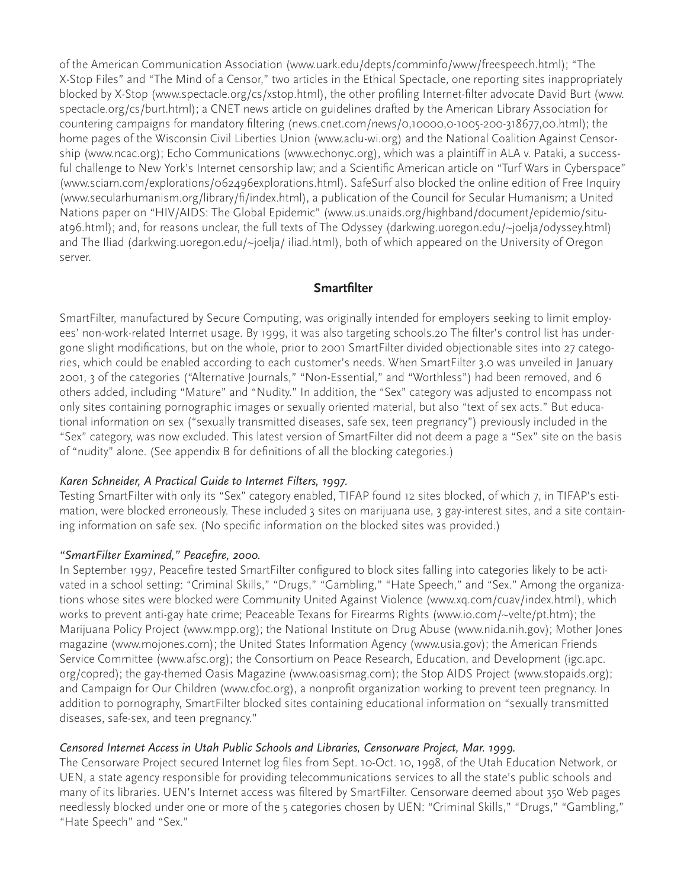of the American Communication Association (www.uark.edu/depts/comminfo/www/freespeech.html); "The X-Stop Files" and "The Mind of a Censor," two articles in the Ethical Spectacle, one reporting sites inappropriately blocked by X-Stop (www.spectacle.org/cs/xstop.html), the other profiling Internet-filter advocate David Burt (www.spectacle.org/cs/burt.html); a CNET news article on guidelines drafted by the American Library Association for countering campaigns for mandatory filtering (news.cnet.com/news/0,10000,0-1005-200-318677,00.html); the home pages of the Wisconsin Civil Liberties Union (www.aclu-wi.org) and the National Coalition Against Censorship (www.ncac.org); Echo Communications (www.echonyc.org), which was a plaintiff in ALA v. Pataki, a successful challenge to New York's Internet censorship law; and a Scientific American article on "Turf Wars in Cyberspace" (www.sciam.com/explorations/062496explorations.html). SafeSurf also blocked the online edition of Free Inquiry (www.secularhumanism.org/library/fi/index.html), a publication of the Council for Secular Humanism; a United Nations paper on "HIV/AIDS: The Global Epidemic" (www.us.unaids.org/highband/document/epidemio/situat96.html); and, for reasons unclear, the full texts of The Odyssey (darkwing.uoregon.edu/~joelja/odyssey.html) and The Iliad (darkwing.uoregon.edu/~joelja/ iliad.html), both of which appeared on the University of Oregon server.

## Smartfilter

SmartFilter, manufactured by Secure Computing, was originally intended for employers seeking to limit employees' non-work-related Internet usage. By 1999, it was also targeting schools.20 The filter's control list has undergone slight modifications, but on the whole, prior to 2001 SmartFilter divided objectionable sites into 27 categories, which could be enabled according to each customer's needs. When SmartFilter 3.0 was unveiled in January 2001, 3 of the categories ("Alternative Journals," "Non-Essential," and "Worthless") had been removed, and 6 others added, including "Mature" and "Nudity." In addition, the "Sex" category was adjusted to encompass not only sites containing pornographic images or sexually oriented material, but also "text of sex acts." But educational information on sex ("sexually transmitted diseases, safe sex, teen pregnancy") previously included in the "Sex" category, was now excluded. This latest version of SmartFilter did not deem a page a "Sex" site on the basis of "nudity" alone. (See appendix B for definitions of all the blocking categories.)

*Karen Schneider, A Practical Guide to Internet Filters, 1997.*

Testing SmartFilter with only its "Sex" category enabled, TIFAP found 12 sites blocked, of which 7, in TIFAP's estimation, were blocked erroneously. These included 3 sites on marijuana use, 3 gay-interest sites, and a site containing information on safe sex. (No specific information on the blocked sites was provided.)

*"SmartFilter Examined," Peacefire, 2000.*

In September 1997, Peacefire tested SmartFilter configured to block sites falling into categories likely to be activated in a school setting: "Criminal Skills," "Drugs," "Gambling," "Hate Speech," and "Sex." Among the organizations whose sites were blocked were Community United Against Violence (www.xq.com/cuav/index.html), which works to prevent anti-gay hate crime; Peaceable Texans for Firearms Rights (www.io.com/~velte/pt.htm); the Marijuana Policy Project (www.mpp.org); the National Institute on Drug Abuse (www.nida.nih.gov); Mother Jones magazine (www.mojones.com); the United States Information Agency (www.usia.gov); the American Friends Service Committee (www.afsc.org); the Consortium on Peace Research, Education, and Development (igc.apc.org/copred); the gay-themed Oasis Magazine (www.oasismag.com); the Stop AIDS Project (www.stopaids.org); and Campaign for Our Children (www.cfoc.org), a nonprofit organization working to prevent teen pregnancy. In addition to pornography, SmartFilter blocked sites containing educational information on "sexually transmitted diseases, safe-sex, and teen pregnancy."

*Censored Internet Access in Utah Public Schools and Libraries, Censorware Project, Mar. 1999.*

The Censorware Project secured Internet log files from Sept. 10-Oct. 10, 1998, of the Utah Education Network, or UEN, a state agency responsible for providing telecommunications services to all the state's public schools and many of its libraries. UEN's Internet access was filtered by SmartFilter. Censorware deemed about 350 Web pages needlessly blocked under one or more of the 5 categories chosen by UEN: "Criminal Skills," "Drugs," "Gambling," "Hate Speech" and "Sex."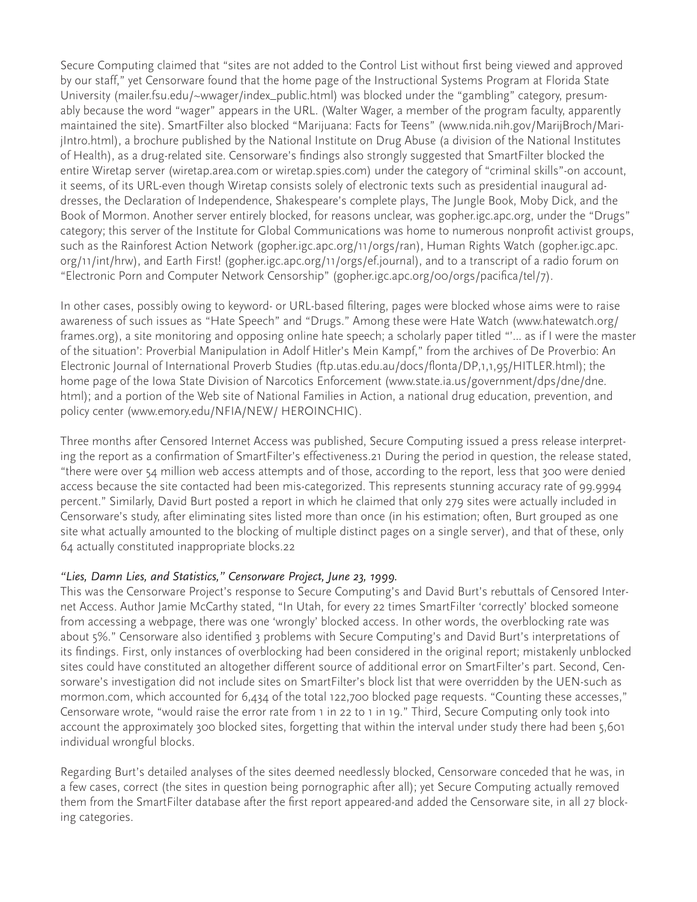Secure Computing claimed that "sites are not added to the Control List without first being viewed and approved by our staff," yet Censorware found that the home page of the Instructional Systems Program at Florida State University (mailer.fsu.edu/~wwager/index_public.html) was blocked under the "gambling" category, presumably because the word "wager" appears in the URL. (Walter Wager, a member of the program faculty, apparently maintained the site). SmartFilter also blocked "Marijuana: Facts for Teens" (www.nida.nih.gov/MarijBroch/MarijIntro.html), a brochure published by the National Institute on Drug Abuse (a division of the National Institutes of Health), as a drug-related site. Censorware's findings also strongly suggested that SmartFilter blocked the entire Wiretap server (wiretap.area.com or wiretap.spies.com) under the category of "criminal skills"-on account, it seems, of its URL-even though Wiretap consists solely of electronic texts such as presidential inaugural addresses, the Declaration of Independence, Shakespeare's complete plays, The Jungle Book, Moby Dick, and the Book of Mormon. Another server entirely blocked, for reasons unclear, was gopher.igc.apc.org, under the "Drugs" category; this server of the Institute for Global Communications was home to numerous nonprofit activist groups, such as the Rainforest Action Network (gopher.igc.apc.org/11/orgs/ran), Human Rights Watch (gopher.igc.apc.org/11/int/hrw), and Earth First! (gopher.igc.apc.org/11/orgs/ef.journal), and to a transcript of a radio forum on "Electronic Porn and Computer Network Censorship" (gopher.igc.apc.org/00/orgs/pacifica/tel/7).

In other cases, possibly owing to keyword- or URL-based filtering, pages were blocked whose aims were to raise awareness of such issues as "Hate Speech" and "Drugs." Among these were Hate Watch (www.hatewatch.org/frames.org), a site monitoring and opposing online hate speech; a scholarly paper titled "'... as if I were the master of the situation': Proverbial Manipulation in Adolf Hitler's Mein Kampf," from the archives of De Proverbio: An Electronic Journal of International Proverb Studies (ftp.utas.edu.au/docs/flonta/DP,1,1,95/HITLER.html); the home page of the Iowa State Division of Narcotics Enforcement (www.state.ia.us/government/dps/dne/dne.html); and a portion of the Web site of National Families in Action, a national drug education, prevention, and policy center (www.emory.edu/NFIA/NEW/ HEROINCHIC).

Three months after Censored Internet Access was published, Secure Computing issued a press release interpreting the report as a confirmation of SmartFilter's effectiveness.21 During the period in question, the release stated, "there were over 54 million web access attempts and of those, according to the report, less that 300 were denied access because the site contacted had been mis-categorized. This represents stunning accuracy rate of 99.9994 percent." Similarly, David Burt posted a report in which he claimed that only 279 sites were actually included in Censorware's study, after eliminating sites listed more than once (in his estimation; often, Burt grouped as one site what actually amounted to the blocking of multiple distinct pages on a single server), and that of these, only 64 actually constituted inappropriate blocks.22

*"Lies, Damn Lies, and Statistics," Censorware Project, June 23, 1999.*
This was the Censorware Project's response to Secure Computing's and David Burt's rebuttals of Censored Internet Access. Author Jamie McCarthy stated, "In Utah, for every 22 times SmartFilter 'correctly' blocked someone from accessing a webpage, there was one 'wrongly' blocked access. In other words, the overblocking rate was about 5%." Censorware also identified 3 problems with Secure Computing's and David Burt's interpretations of its findings. First, only instances of overblocking had been considered in the original report; mistakenly unblocked sites could have constituted an altogether different source of additional error on SmartFilter's part. Second, Censorware's investigation did not include sites on SmartFilter's block list that were overridden by the UEN-such as mormon.com, which accounted for 6,434 of the total 122,700 blocked page requests. "Counting these accesses," Censorware wrote, "would raise the error rate from 1 in 22 to 1 in 19." Third, Secure Computing only took into account the approximately 300 blocked sites, forgetting that within the interval under study there had been 5,601 individual wrongful blocks.

Regarding Burt's detailed analyses of the sites deemed needlessly blocked, Censorware conceded that he was, in a few cases, correct (the sites in question being pornographic after all); yet Secure Computing actually removed them from the SmartFilter database after the first report appeared-and added the Censorware site, in all 27 blocking categories.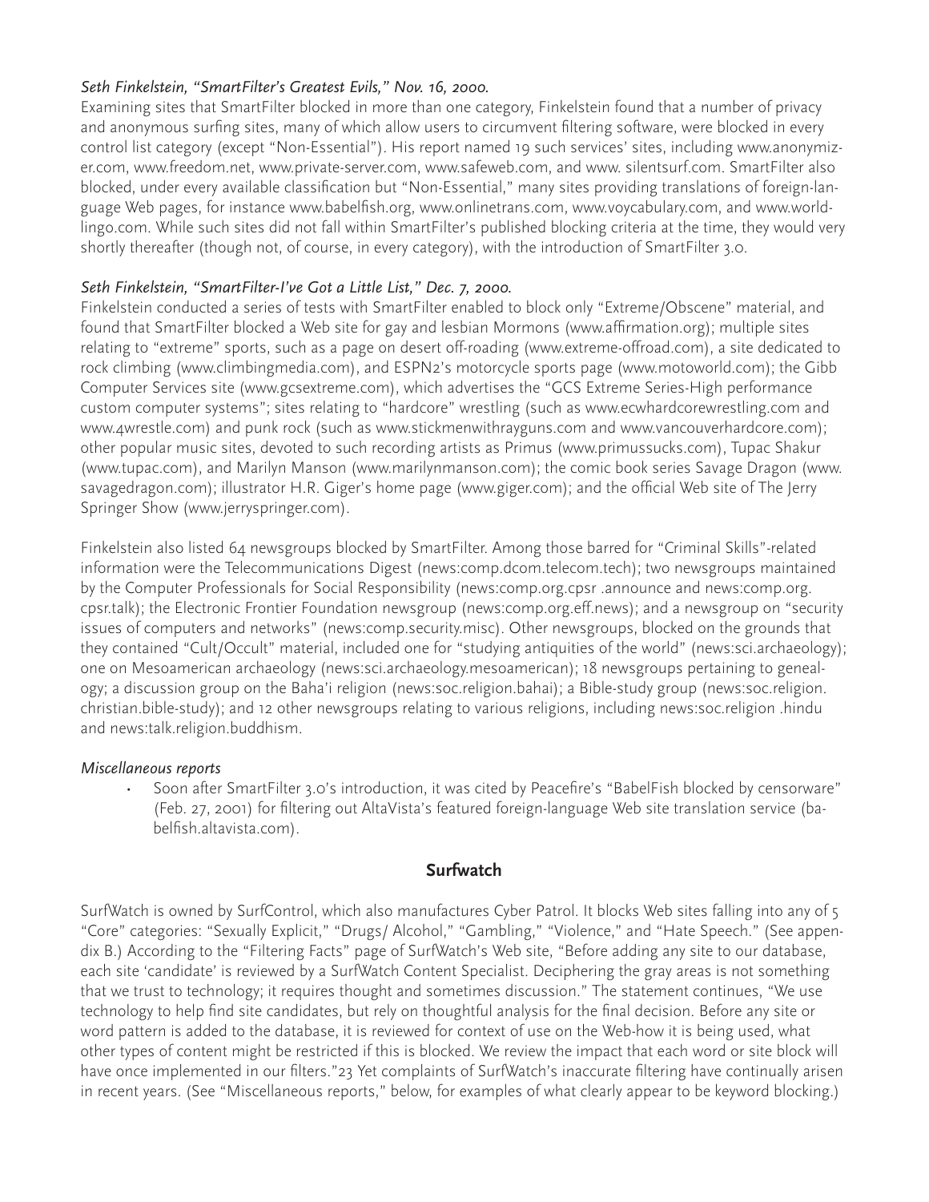*Seth Finkelstein, "SmartFilter's Greatest Evils," Nov. 16, 2000.*

Examining sites that SmartFilter blocked in more than one category, Finkelstein found that a number of privacy and anonymous surfing sites, many of which allow users to circumvent filtering software, were blocked in every control list category (except "Non-Essential"). His report named 19 such services' sites, including www.anonymizer.com, www.freedom.net, www.private-server.com, www.safeweb.com, and www. silentsurf.com. SmartFilter also blocked, under every available classification but "Non-Essential," many sites providing translations of foreign-language Web pages, for instance www.babelfish.org, www.onlinetrans.com, www.voycabulary.com, and www.worldlingo.com. While such sites did not fall within SmartFilter's published blocking criteria at the time, they would very shortly thereafter (though not, of course, in every category), with the introduction of SmartFilter 3.0.

*Seth Finkelstein, "SmartFilter-I've Got a Little List," Dec. 7, 2000.*

Finkelstein conducted a series of tests with SmartFilter enabled to block only "Extreme/Obscene" material, and found that SmartFilter blocked a Web site for gay and lesbian Mormons (www.affirmation.org); multiple sites relating to "extreme" sports, such as a page on desert off-roading (www.extreme-offroad.com), a site dedicated to rock climbing (www.climbingmedia.com), and ESPN2's motorcycle sports page (www.motoworld.com); the Gibb Computer Services site (www.gcsextreme.com), which advertises the "GCS Extreme Series-High performance custom computer systems"; sites relating to "hardcore" wrestling (such as www.ecwhardcorewrestling.com and www.4wrestle.com) and punk rock (such as www.stickmenwithrayguns.com and www.vancouverhardcore.com); other popular music sites, devoted to such recording artists as Primus (www.primussucks.com), Tupac Shakur (www.tupac.com), and Marilyn Manson (www.marilynmanson.com); the comic book series Savage Dragon (www. savagedragon.com); illustrator H.R. Giger's home page (www.giger.com); and the official Web site of The Jerry Springer Show (www.jerryspringer.com).

Finkelstein also listed 64 newsgroups blocked by SmartFilter. Among those barred for "Criminal Skills"-related information were the Telecommunications Digest (news:comp.dcom.telecom.tech); two newsgroups maintained by the Computer Professionals for Social Responsibility (news:comp.org.cpsr .announce and news:comp.org. cpsr.talk); the Electronic Frontier Foundation newsgroup (news:comp.org.eff.news); and a newsgroup on "security issues of computers and networks" (news:comp.security.misc). Other newsgroups, blocked on the grounds that they contained "Cult/Occult" material, included one for "studying antiquities of the world" (news:sci.archaeology); one on Mesoamerican archaeology (news:sci.archaeology.mesoamerican); 18 newsgroups pertaining to genealogy; a discussion group on the Baha'i religion (news:soc.religion.bahai); a Bible-study group (news:soc.religion. christian.bible-study); and 12 other newsgroups relating to various religions, including news:soc.religion .hindu and news:talk.religion.buddhism.

*Miscellaneous reports*

- Soon after SmartFilter 3.0's introduction, it was cited by Peacefire's "BabelFish blocked by censorware" (Feb. 27, 2001) for filtering out AltaVista's featured foreign-language Web site translation service (babelfish.altavista.com).

## Surfwatch

SurfWatch is owned by SurfControl, which also manufactures Cyber Patrol. It blocks Web sites falling into any of 5 "Core" categories: "Sexually Explicit," "Drugs/ Alcohol," "Gambling," "Violence," and "Hate Speech." (See appendix B.) According to the "Filtering Facts" page of SurfWatch's Web site, "Before adding any site to our database, each site 'candidate' is reviewed by a SurfWatch Content Specialist. Deciphering the gray areas is not something that we trust to technology; it requires thought and sometimes discussion." The statement continues, "We use technology to help find site candidates, but rely on thoughtful analysis for the final decision. Before any site or word pattern is added to the database, it is reviewed for context of use on the Web-how it is being used, what other types of content might be restricted if this is blocked. We review the impact that each word or site block will have once implemented in our filters."[23] Yet complaints of SurfWatch's inaccurate filtering have continually arisen in recent years. (See "Miscellaneous reports," below, for examples of what clearly appear to be keyword blocking.)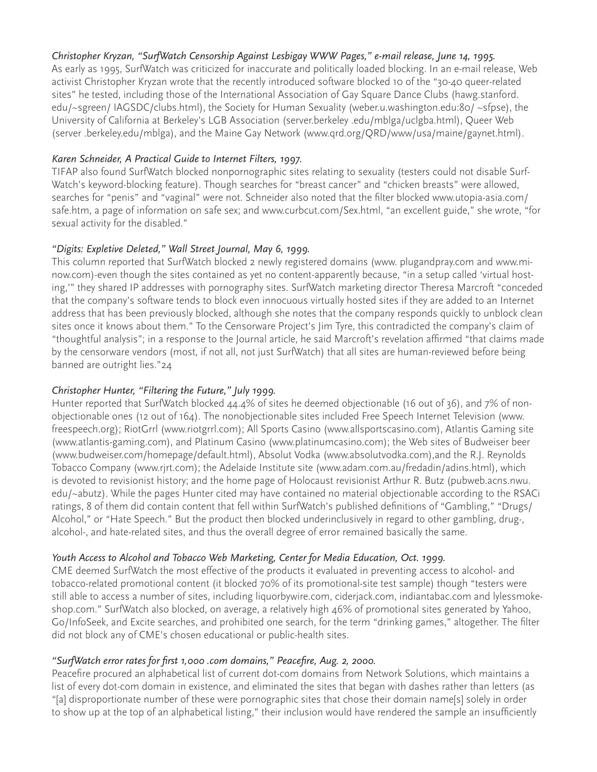*Christopher Kryzan, "SurfWatch Censorship Against Lesbigay WWW Pages," e-mail release, June 14, 1995.*
As early as 1995, SurfWatch was criticized for inaccurate and politically loaded blocking. In an e-mail release, Web activist Christopher Kryzan wrote that the recently introduced software blocked 10 of the "30-40 queer-related sites" he tested, including those of the International Association of Gay Square Dance Clubs (hawg.stanford.edu/~sgreen/ IAGSDC/clubs.html), the Society for Human Sexuality (weber.u.washington.edu:80/ ~sfpse), the University of California at Berkeley's LGB Association (server.berkeley .edu/mblga/uclgba.html), Queer Web (server .berkeley.edu/mblga), and the Maine Gay Network (www.qrd.org/QRD/www/usa/maine/gaynet.html).

*Karen Schneider, A Practical Guide to Internet Filters, 1997.*
TIFAP also found SurfWatch blocked nonpornographic sites relating to sexuality (testers could not disable Surf-Watch's keyword-blocking feature). Though searches for "breast cancer" and "chicken breasts" were allowed, searches for "penis" and "vaginal" were not. Schneider also noted that the filter blocked www.utopia-asia.com/safe.htm, a page of information on safe sex; and www.curbcut.com/Sex.html, "an excellent guide," she wrote, "for sexual activity for the disabled."

*"Digits: Expletive Deleted," Wall Street Journal, May 6, 1999.*
This column reported that SurfWatch blocked 2 newly registered domains (www. plugandpray.com and www.mi-now.com)-even though the sites contained as yet no content-apparently because, "in a setup called 'virtual hosting,'" they shared IP addresses with pornography sites. SurfWatch marketing director Theresa Marcroft "conceded that the company's software tends to block even innocuous virtually hosted sites if they are added to an Internet address that has been previously blocked, although she notes that the company responds quickly to unblock clean sites once it knows about them." To the Censorware Project's Jim Tyre, this contradicted the company's claim of "thoughtful analysis"; in a response to the Journal article, he said Marcroft's revelation affirmed "that claims made by the censorware vendors (most, if not all, not just SurfWatch) that all sites are human-reviewed before being banned are outright lies."24

*Christopher Hunter, "Filtering the Future," July 1999.*
Hunter reported that SurfWatch blocked 44.4% of sites he deemed objectionable (16 out of 36), and 7% of non-objectionable ones (12 out of 164). The nonobjectionable sites included Free Speech Internet Television (www.freespeech.org); RiotGrrl (www.riotgrrl.com); All Sports Casino (www.allsportscasino.com), Atlantis Gaming site (www.atlantis-gaming.com), and Platinum Casino (www.platinumcasino.com); the Web sites of Budweiser beer (www.budweiser.com/homepage/default.html), Absolut Vodka (www.absolutvodka.com),and the R.J. Reynolds Tobacco Company (www.rjrt.com); the Adelaide Institute site (www.adam.com.au/fredadin/adins.html), which is devoted to revisionist history; and the home page of Holocaust revisionist Arthur R. Butz (pubweb.acns.nwu.edu/~abutz). While the pages Hunter cited may have contained no material objectionable according to the RSACi ratings, 8 of them did contain content that fell within SurfWatch's published definitions of "Gambling," "Drugs/Alcohol," or "Hate Speech." But the product then blocked underinclusively in regard to other gambling, drug-, alcohol-, and hate-related sites, and thus the overall degree of error remained basically the same.

*Youth Access to Alcohol and Tobacco Web Marketing, Center for Media Education, Oct. 1999.*
CME deemed SurfWatch the most effective of the products it evaluated in preventing access to alcohol- and tobacco-related promotional content (it blocked 70% of its promotional-site test sample) though "testers were still able to access a number of sites, including liquorbywire.com, ciderjack.com, indiantabac.com and lylessmoke-shop.com." SurfWatch also blocked, on average, a relatively high 46% of promotional sites generated by Yahoo, Go/InfoSeek, and Excite searches, and prohibited one search, for the term "drinking games," altogether. The filter did not block any of CME's chosen educational or public-health sites.

*"SurfWatch error rates for first 1,000 .com domains," Peacefire, Aug. 2, 2000.*
Peacefire procured an alphabetical list of current dot-com domains from Network Solutions, which maintains a list of every dot-com domain in existence, and eliminated the sites that began with dashes rather than letters (as "[a] disproportionate number of these were pornographic sites that chose their domain name[s] solely in order to show up at the top of an alphabetical listing," their inclusion would have rendered the sample an insufficiently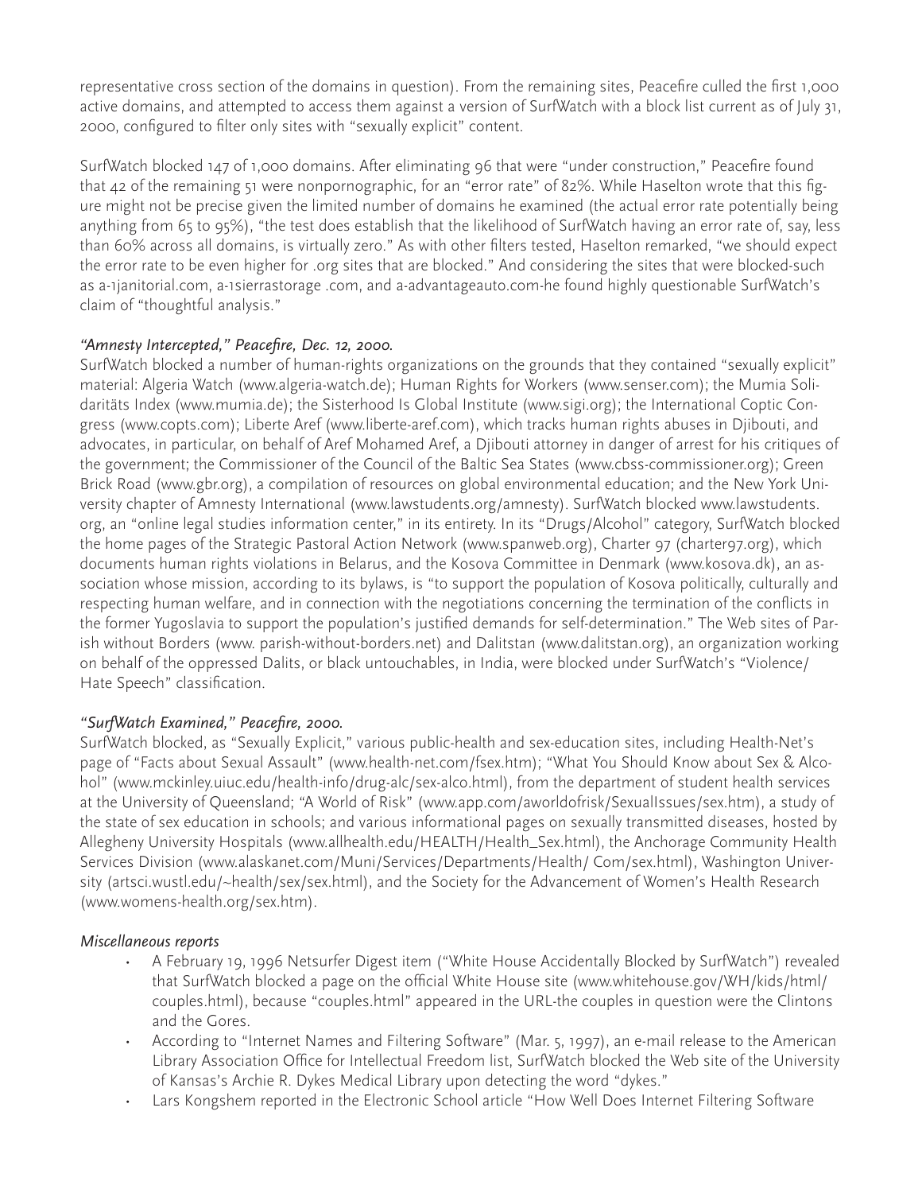representative cross section of the domains in question). From the remaining sites, Peacefire culled the first 1,000 active domains, and attempted to access them against a version of SurfWatch with a block list current as of July 31, 2000, configured to filter only sites with "sexually explicit" content.

SurfWatch blocked 147 of 1,000 domains. After eliminating 96 that were "under construction," Peacefire found that 42 of the remaining 51 were nonpornographic, for an "error rate" of 82%. While Haselton wrote that this figure might not be precise given the limited number of domains he examined (the actual error rate potentially being anything from 65 to 95%), "the test does establish that the likelihood of SurfWatch having an error rate of, say, less than 60% across all domains, is virtually zero." As with other filters tested, Haselton remarked, "we should expect the error rate to be even higher for .org sites that are blocked." And considering the sites that were blocked-such as a-1janitorial.com, a-1sierrastorage .com, and a-advantageauto.com-he found highly questionable SurfWatch's claim of "thoughtful analysis."

*"Amnesty Intercepted," Peacefire, Dec. 12, 2000.*

SurfWatch blocked a number of human-rights organizations on the grounds that they contained "sexually explicit" material: Algeria Watch (www.algeria-watch.de); Human Rights for Workers (www.senser.com); the Mumia Solidaritäts Index (www.mumia.de); the Sisterhood Is Global Institute (www.sigi.org); the International Coptic Congress (www.copts.com); Liberte Aref (www.liberte-aref.com), which tracks human rights abuses in Djibouti, and advocates, in particular, on behalf of Aref Mohamed Aref, a Djibouti attorney in danger of arrest for his critiques of the government; the Commissioner of the Council of the Baltic Sea States (www.cbss-commissioner.org); Green Brick Road (www.gbr.org), a compilation of resources on global environmental education; and the New York University chapter of Amnesty International (www.lawstudents.org/amnesty). SurfWatch blocked www.lawstudents.org, an "online legal studies information center," in its entirety. In its "Drugs/Alcohol" category, SurfWatch blocked the home pages of the Strategic Pastoral Action Network (www.spanweb.org), Charter 97 (charter97.org), which documents human rights violations in Belarus, and the Kosova Committee in Denmark (www.kosova.dk), an association whose mission, according to its bylaws, is "to support the population of Kosova politically, culturally and respecting human welfare, and in connection with the negotiations concerning the termination of the conflicts in the former Yugoslavia to support the population's justified demands for self-determination." The Web sites of Parish without Borders (www. parish-without-borders.net) and Dalitstan (www.dalitstan.org), an organization working on behalf of the oppressed Dalits, or black untouchables, in India, were blocked under SurfWatch's "Violence/ Hate Speech" classification.

*"SurfWatch Examined," Peacefire, 2000.*

SurfWatch blocked, as "Sexually Explicit," various public-health and sex-education sites, including Health-Net's page of "Facts about Sexual Assault" (www.health-net.com/fsex.htm); "What You Should Know about Sex & Alcohol" (www.mckinley.uiuc.edu/health-info/drug-alc/sex-alco.html), from the department of student health services at the University of Queensland; "A World of Risk" (www.app.com/aworldofrisk/SexualIssues/sex.htm), a study of the state of sex education in schools; and various informational pages on sexually transmitted diseases, hosted by Allegheny University Hospitals (www.allhealth.edu/HEALTH/Health_Sex.html), the Anchorage Community Health Services Division (www.alaskanet.com/Muni/Services/Departments/Health/ Com/sex.html), Washington University (artsci.wustl.edu/~health/sex/sex.html), and the Society for the Advancement of Women's Health Research (www.womens-health.org/sex.htm).

*Miscellaneous reports*

- A February 19, 1996 Netsurfer Digest item ("White House Accidentally Blocked by SurfWatch") revealed that SurfWatch blocked a page on the official White House site (www.whitehouse.gov/WH/kids/html/couples.html), because "couples.html" appeared in the URL-the couples in question were the Clintons and the Gores.
- According to "Internet Names and Filtering Software" (Mar. 5, 1997), an e-mail release to the American Library Association Office for Intellectual Freedom list, SurfWatch blocked the Web site of the University of Kansas's Archie R. Dykes Medical Library upon detecting the word "dykes."
- Lars Kongshem reported in the Electronic School article "How Well Does Internet Filtering Software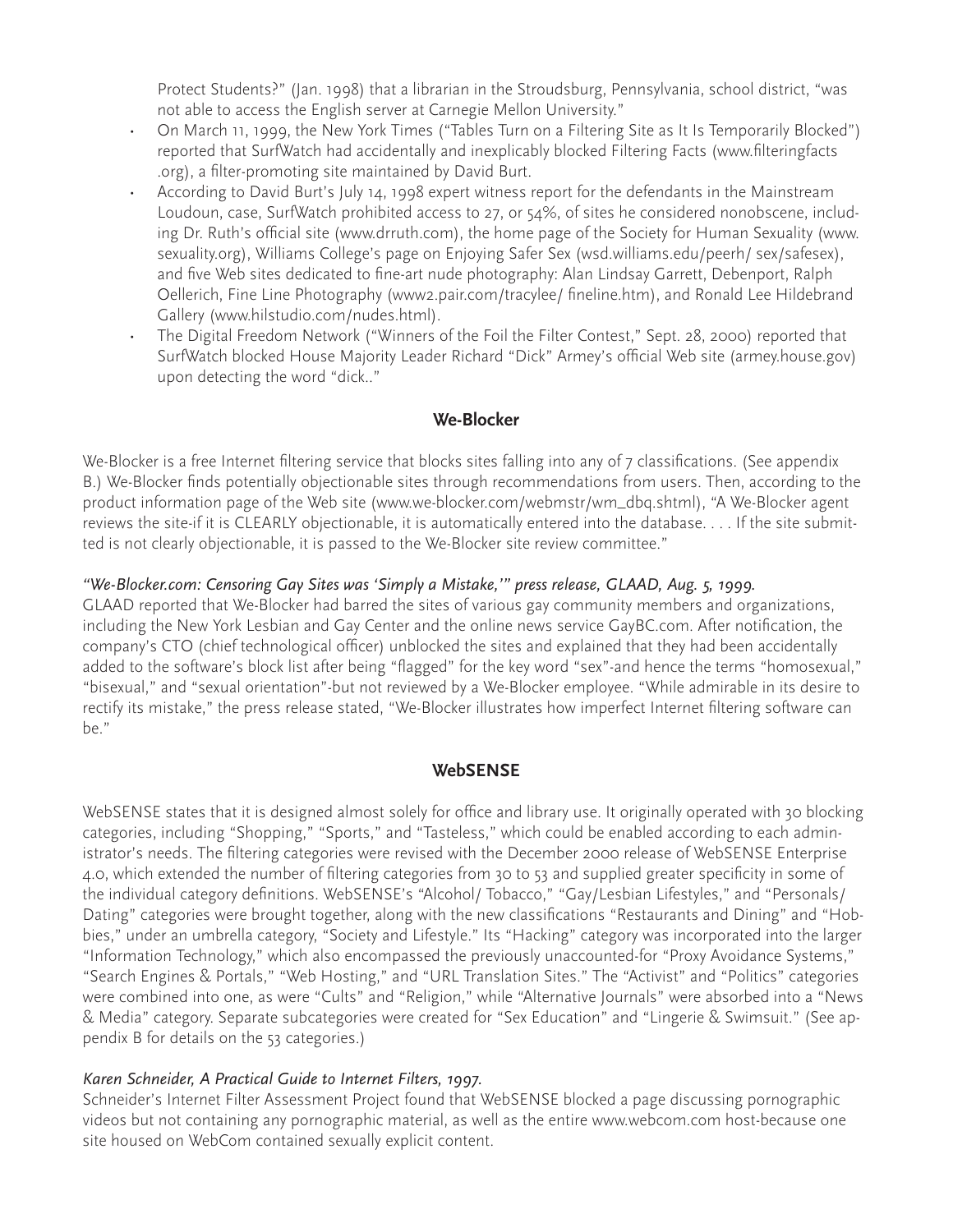Protect Students?" (Jan. 1998) that a librarian in the Stroudsburg, Pennsylvania, school district, "was not able to access the English server at Carnegie Mellon University."

- On March 11, 1999, the New York Times ("Tables Turn on a Filtering Site as It Is Temporarily Blocked") reported that SurfWatch had accidentally and inexplicably blocked Filtering Facts (www.filteringfacts .org), a filter-promoting site maintained by David Burt.
- According to David Burt's July 14, 1998 expert witness report for the defendants in the Mainstream Loudoun, case, SurfWatch prohibited access to 27, or 54%, of sites he considered nonobscene, including Dr. Ruth's official site (www.drruth.com), the home page of the Society for Human Sexuality (www. sexuality.org), Williams College's page on Enjoying Safer Sex (wsd.williams.edu/peerh/ sex/safesex), and five Web sites dedicated to fine-art nude photography: Alan Lindsay Garrett, Debenport, Ralph Oellerich, Fine Line Photography (www2.pair.com/tracylee/ fineline.htm), and Ronald Lee Hildebrand Gallery (www.hilstudio.com/nudes.html).
- The Digital Freedom Network ("Winners of the Foil the Filter Contest," Sept. 28, 2000) reported that SurfWatch blocked House Majority Leader Richard "Dick" Armey's official Web site (armey.house.gov) upon detecting the word "dick.."

## We-Blocker

We-Blocker is a free Internet filtering service that blocks sites falling into any of 7 classifications. (See appendix B.) We-Blocker finds potentially objectionable sites through recommendations from users. Then, according to the product information page of the Web site (www.we-blocker.com/webmstr/wm_dbq.shtml), "A We-Blocker agent reviews the site-if it is CLEARLY objectionable, it is automatically entered into the database. . . . If the site submitted is not clearly objectionable, it is passed to the We-Blocker site review committee."

*"We-Blocker.com: Censoring Gay Sites was 'Simply a Mistake,'" press release, GLAAD, Aug. 5, 1999.*
GLAAD reported that We-Blocker had barred the sites of various gay community members and organizations, including the New York Lesbian and Gay Center and the online news service GayBC.com. After notification, the company's CTO (chief technological officer) unblocked the sites and explained that they had been accidentally added to the software's block list after being "flagged" for the key word "sex"-and hence the terms "homosexual," "bisexual," and "sexual orientation"-but not reviewed by a We-Blocker employee. "While admirable in its desire to rectify its mistake," the press release stated, "We-Blocker illustrates how imperfect Internet filtering software can be."

## WebSENSE

WebSENSE states that it is designed almost solely for office and library use. It originally operated with 30 blocking categories, including "Shopping," "Sports," and "Tasteless," which could be enabled according to each administrator's needs. The filtering categories were revised with the December 2000 release of WebSENSE Enterprise 4.0, which extended the number of filtering categories from 30 to 53 and supplied greater specificity in some of the individual category definitions. WebSENSE's "Alcohol/ Tobacco," "Gay/Lesbian Lifestyles," and "Personals/ Dating" categories were brought together, along with the new classifications "Restaurants and Dining" and "Hobbies," under an umbrella category, "Society and Lifestyle." Its "Hacking" category was incorporated into the larger "Information Technology," which also encompassed the previously unaccounted-for "Proxy Avoidance Systems," "Search Engines & Portals," "Web Hosting," and "URL Translation Sites." The "Activist" and "Politics" categories were combined into one, as were "Cults" and "Religion," while "Alternative Journals" were absorbed into a "News & Media" category. Separate subcategories were created for "Sex Education" and "Lingerie & Swimsuit." (See appendix B for details on the 53 categories.)

*Karen Schneider, A Practical Guide to Internet Filters, 1997.*
Schneider's Internet Filter Assessment Project found that WebSENSE blocked a page discussing pornographic videos but not containing any pornographic material, as well as the entire www.webcom.com host-because one site housed on WebCom contained sexually explicit content.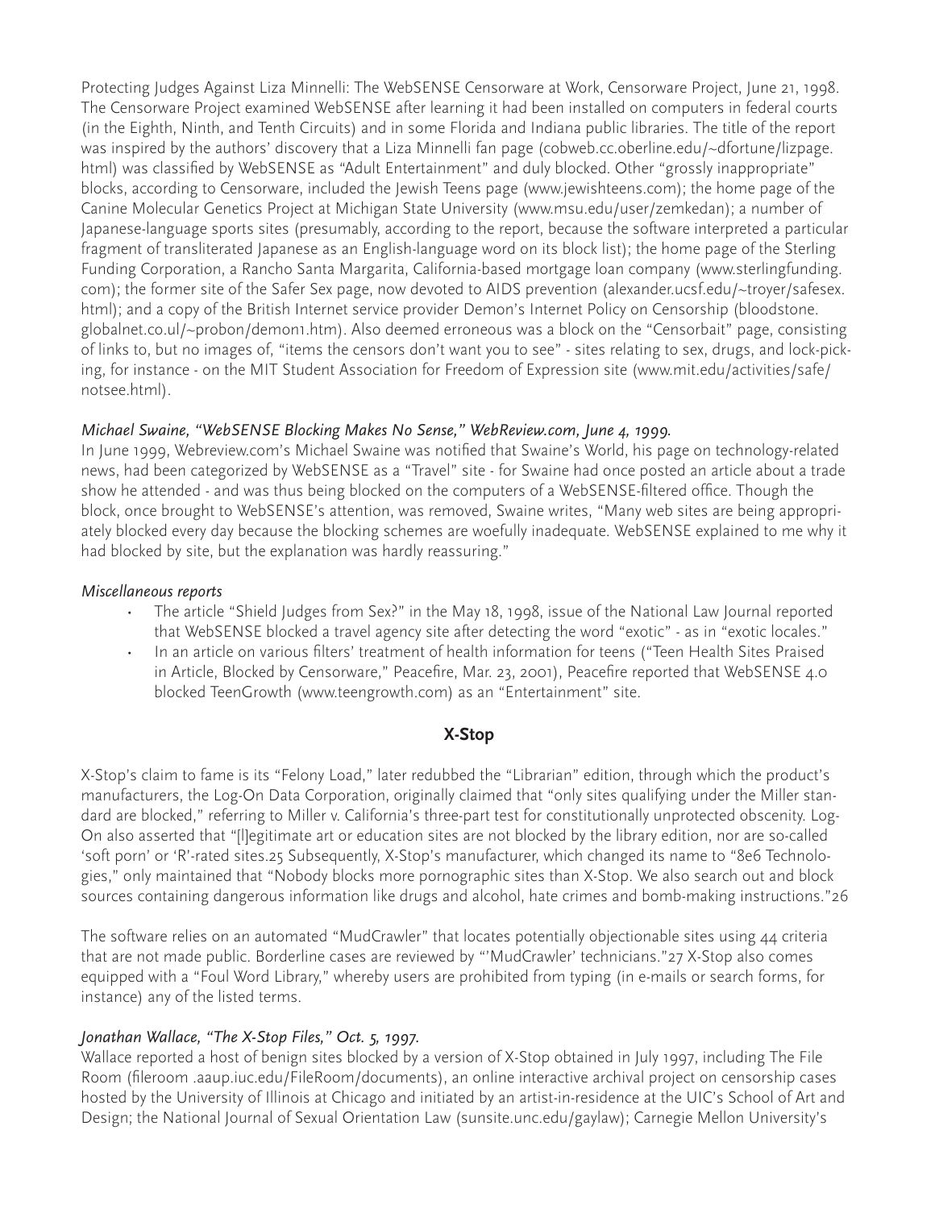Protecting Judges Against Liza Minnelli: The WebSENSE Censorware at Work, Censorware Project, June 21, 1998. The Censorware Project examined WebSENSE after learning it had been installed on computers in federal courts (in the Eighth, Ninth, and Tenth Circuits) and in some Florida and Indiana public libraries. The title of the report was inspired by the authors' discovery that a Liza Minnelli fan page (cobweb.cc.oberline.edu/~dfortune/lizpage.html) was classified by WebSENSE as "Adult Entertainment" and duly blocked. Other "grossly inappropriate" blocks, according to Censorware, included the Jewish Teens page (www.jewishteens.com); the home page of the Canine Molecular Genetics Project at Michigan State University (www.msu.edu/user/zemkedan); a number of Japanese-language sports sites (presumably, according to the report, because the software interpreted a particular fragment of transliterated Japanese as an English-language word on its block list); the home page of the Sterling Funding Corporation, a Rancho Santa Margarita, California-based mortgage loan company (www.sterlingfunding.com); the former site of the Safer Sex page, now devoted to AIDS prevention (alexander.ucsf.edu/~troyer/safesex.html); and a copy of the British Internet service provider Demon's Internet Policy on Censorship (bloodstone.globalnet.co.ul/~probon/demon1.htm). Also deemed erroneous was a block on the "Censorbait" page, consisting of links to, but no images of, "items the censors don't want you to see" - sites relating to sex, drugs, and lock-picking, for instance - on the MIT Student Association for Freedom of Expression site (www.mit.edu/activities/safe/notsee.html).

*Michael Swaine, "WebSENSE Blocking Makes No Sense," WebReview.com, June 4, 1999.*

In June 1999, Webreview.com's Michael Swaine was notified that Swaine's World, his page on technology-related news, had been categorized by WebSENSE as a "Travel" site - for Swaine had once posted an article about a trade show he attended - and was thus being blocked on the computers of a WebSENSE-filtered office. Though the block, once brought to WebSENSE's attention, was removed, Swaine writes, "Many web sites are being appropriately blocked every day because the blocking schemes are woefully inadequate. WebSENSE explained to me why it had blocked by site, but the explanation was hardly reassuring."

*Miscellaneous reports*

- The article "Shield Judges from Sex?" in the May 18, 1998, issue of the National Law Journal reported that WebSENSE blocked a travel agency site after detecting the word "exotic" - as in "exotic locales."
- In an article on various filters' treatment of health information for teens ("Teen Health Sites Praised in Article, Blocked by Censorware," Peacefire, Mar. 23, 2001), Peacefire reported that WebSENSE 4.0 blocked TeenGrowth (www.teengrowth.com) as an "Entertainment" site.

## X-Stop

X-Stop's claim to fame is its "Felony Load," later redubbed the "Librarian" edition, through which the product's manufacturers, the Log-On Data Corporation, originally claimed that "only sites qualifying under the Miller standard are blocked," referring to Miller v. California's three-part test for constitutionally unprotected obscenity. Log-On also asserted that "[l]egitimate art or education sites are not blocked by the library edition, nor are so-called 'soft porn' or 'R'-rated sites.25 Subsequently, X-Stop's manufacturer, which changed its name to "8e6 Technologies," only maintained that "Nobody blocks more pornographic sites than X-Stop. We also search out and block sources containing dangerous information like drugs and alcohol, hate crimes and bomb-making instructions."26

The software relies on an automated "MudCrawler" that locates potentially objectionable sites using 44 criteria that are not made public. Borderline cases are reviewed by "'MudCrawler' technicians."27 X-Stop also comes equipped with a "Foul Word Library," whereby users are prohibited from typing (in e-mails or search forms, for instance) any of the listed terms.

*Jonathan Wallace, "The X-Stop Files," Oct. 5, 1997.*

Wallace reported a host of benign sites blocked by a version of X-Stop obtained in July 1997, including The File Room (fileroom .aaup.iuc.edu/FileRoom/documents), an online interactive archival project on censorship cases hosted by the University of Illinois at Chicago and initiated by an artist-in-residence at the UIC's School of Art and Design; the National Journal of Sexual Orientation Law (sunsite.unc.edu/gaylaw); Carnegie Mellon University's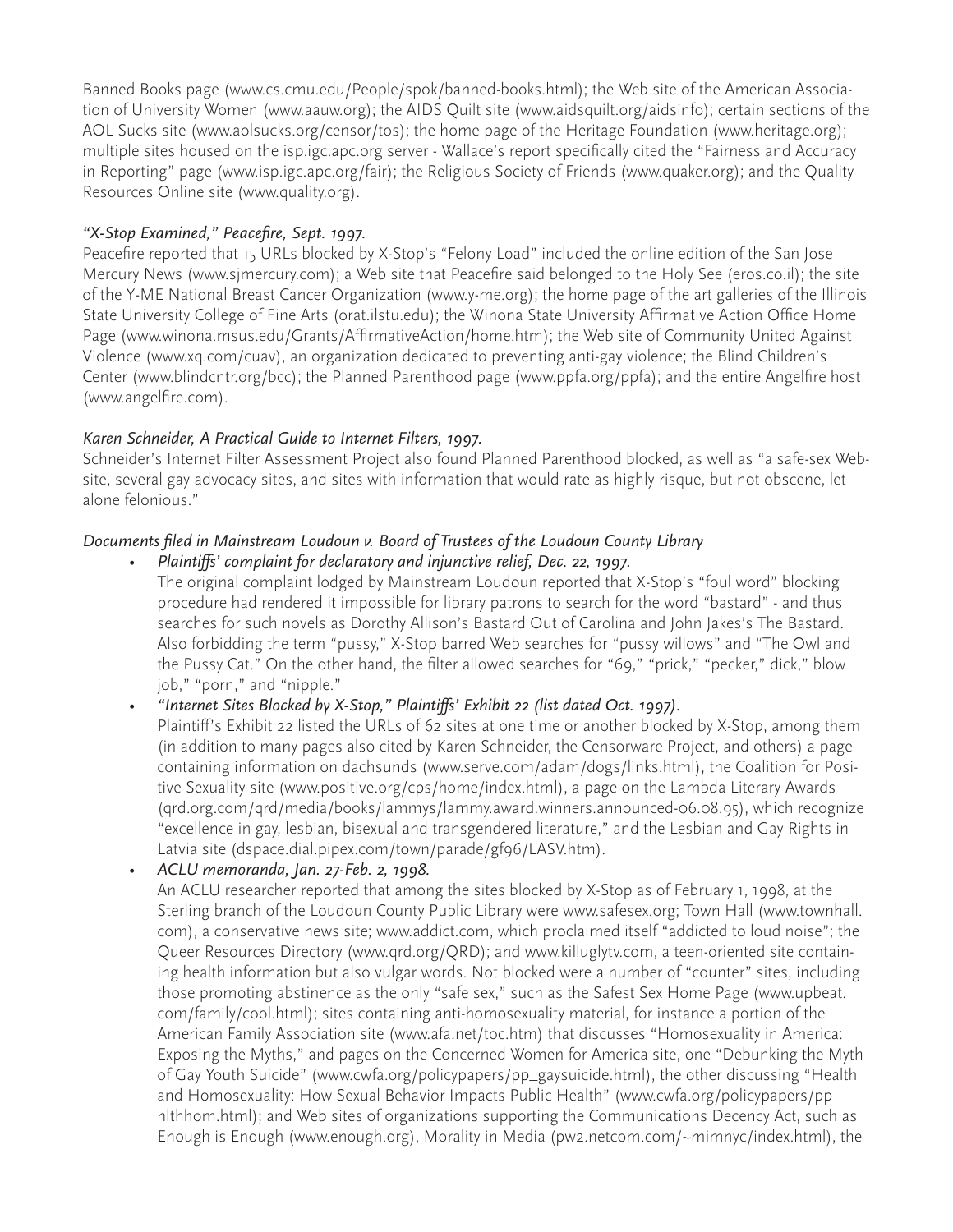Banned Books page (www.cs.cmu.edu/People/spok/banned-books.html); the Web site of the American Association of University Women (www.aauw.org); the AIDS Quilt site (www.aidsquilt.org/aidsinfo); certain sections of the AOL Sucks site (www.aolsucks.org/censor/tos); the home page of the Heritage Foundation (www.heritage.org); multiple sites housed on the isp.igc.apc.org server - Wallace's report specifically cited the "Fairness and Accuracy in Reporting" page (www.isp.igc.apc.org/fair); the Religious Society of Friends (www.quaker.org); and the Quality Resources Online site (www.quality.org).

*"X-Stop Examined," Peacefire, Sept. 1997.*

Peacefire reported that 15 URLs blocked by X-Stop's "Felony Load" included the online edition of the San Jose Mercury News (www.sjmercury.com); a Web site that Peacefire said belonged to the Holy See (eros.co.il); the site of the Y-ME National Breast Cancer Organization (www.y-me.org); the home page of the art galleries of the Illinois State University College of Fine Arts (orat.ilstu.edu); the Winona State University Affirmative Action Office Home Page (www.winona.msus.edu/Grants/AffirmativeAction/home.htm); the Web site of Community United Against Violence (www.xq.com/cuav), an organization dedicated to preventing anti-gay violence; the Blind Children's Center (www.blindcntr.org/bcc); the Planned Parenthood page (www.ppfa.org/ppfa); and the entire Angelfire host (www.angelfire.com).

*Karen Schneider, A Practical Guide to Internet Filters, 1997.*

Schneider's Internet Filter Assessment Project also found Planned Parenthood blocked, as well as "a safe-sex Website, several gay advocacy sites, and sites with information that would rate as highly risque, but not obscene, let alone felonious."

*Documents filed in Mainstream Loudoun v. Board of Trustees of the Loudoun County Library*

- *Plaintiffs' complaint for declaratory and injunctive relief, Dec. 22, 1997.*
  The original complaint lodged by Mainstream Loudoun reported that X-Stop's "foul word" blocking procedure had rendered it impossible for library patrons to search for the word "bastard" - and thus searches for such novels as Dorothy Allison's Bastard Out of Carolina and John Jakes's The Bastard. Also forbidding the term "pussy," X-Stop barred Web searches for "pussy willows" and "The Owl and the Pussy Cat." On the other hand, the filter allowed searches for "69," "prick," "pecker," dick," blow job," "porn," and "nipple."
- *"Internet Sites Blocked by X-Stop," Plaintiffs' Exhibit 22 (list dated Oct. 1997).*
  Plaintiff's Exhibit 22 listed the URLs of 62 sites at one time or another blocked by X-Stop, among them (in addition to many pages also cited by Karen Schneider, the Censorware Project, and others) a page containing information on dachsunds (www.serve.com/adam/dogs/links.html), the Coalition for Positive Sexuality site (www.positive.org/cps/home/index.html), a page on the Lambda Literary Awards (qrd.org.com/qrd/media/books/lammys/lammy.award.winners.announced-06.08.95), which recognize "excellence in gay, lesbian, bisexual and transgendered literature," and the Lesbian and Gay Rights in Latvia site (dspace.dial.pipex.com/town/parade/gf96/LASV.htm).
- *ACLU memoranda, Jan. 27-Feb. 2, 1998.*
  An ACLU researcher reported that among the sites blocked by X-Stop as of February 1, 1998, at the Sterling branch of the Loudoun County Public Library were www.safesex.org; Town Hall (www.townhall.com), a conservative news site; www.addict.com, which proclaimed itself "addicted to loud noise"; the Queer Resources Directory (www.qrd.org/QRD); and www.killuglytv.com, a teen-oriented site containing health information but also vulgar words. Not blocked were a number of "counter" sites, including those promoting abstinence as the only "safe sex," such as the Safest Sex Home Page (www.upbeat.com/family/cool.html); sites containing anti-homosexuality material, for instance a portion of the American Family Association site (www.afa.net/toc.htm) that discusses "Homosexuality in America: Exposing the Myths," and pages on the Concerned Women for America site, one "Debunking the Myth of Gay Youth Suicide" (www.cwfa.org/policypapers/pp_gaysuicide.html), the other discussing "Health and Homosexuality: How Sexual Behavior Impacts Public Health" (www.cwfa.org/policypapers/pp_hlthhom.html); and Web sites of organizations supporting the Communications Decency Act, such as Enough is Enough (www.enough.org), Morality in Media (pw2.netcom.com/~mimnyc/index.html), the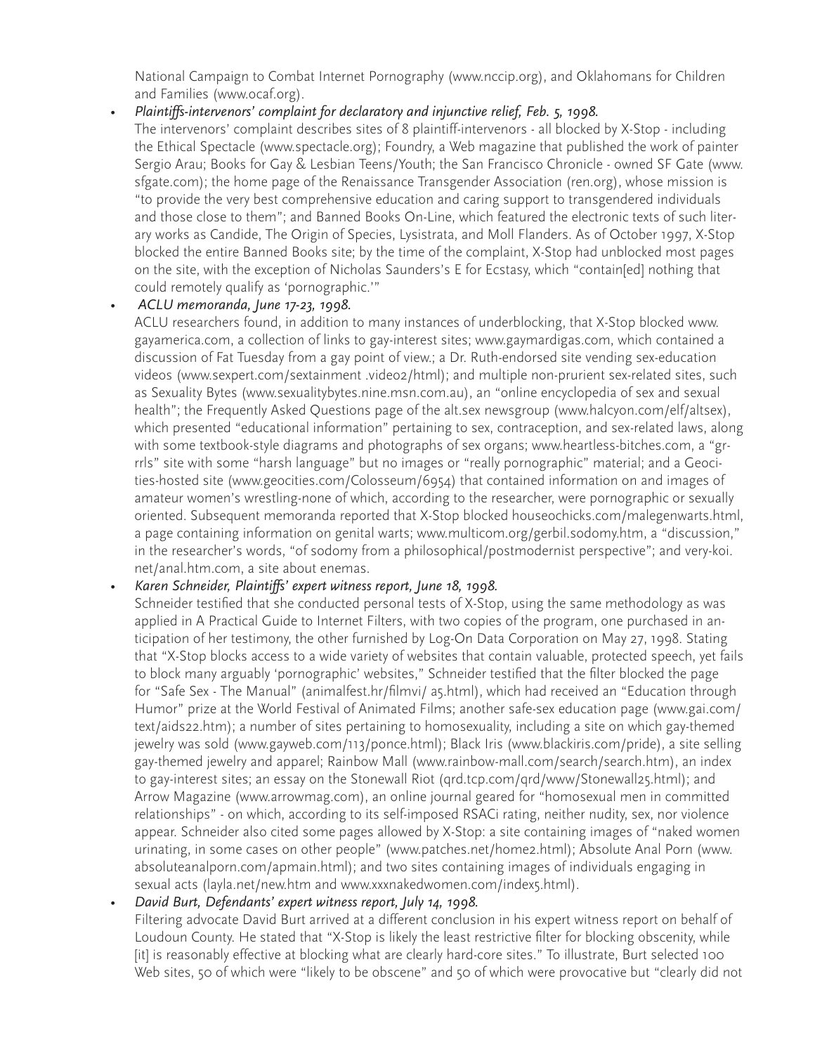National Campaign to Combat Internet Pornography (www.nccip.org), and Oklahomans for Children and Families (www.ocaf.org).

- *Plaintiffs-intervenors' complaint for declaratory and injunctive relief, Feb. 5, 1998.*
  The intervenors' complaint describes sites of 8 plaintiff-intervenors - all blocked by X-Stop - including the Ethical Spectacle (www.spectacle.org); Foundry, a Web magazine that published the work of painter Sergio Arau; Books for Gay & Lesbian Teens/Youth; the San Francisco Chronicle - owned SF Gate (www.sfgate.com); the home page of the Renaissance Transgender Association (ren.org), whose mission is "to provide the very best comprehensive education and caring support to transgendered individuals and those close to them"; and Banned Books On-Line, which featured the electronic texts of such literary works as Candide, The Origin of Species, Lysistrata, and Moll Flanders. As of October 1997, X-Stop blocked the entire Banned Books site; by the time of the complaint, X-Stop had unblocked most pages on the site, with the exception of Nicholas Saunders's E for Ecstasy, which "contain[ed] nothing that could remotely qualify as 'pornographic.'"
- *ACLU memoranda, June 17-23, 1998.*
  ACLU researchers found, in addition to many instances of underblocking, that X-Stop blocked www.gayamerica.com, a collection of links to gay-interest sites; www.gaymardigas.com, which contained a discussion of Fat Tuesday from a gay point of view.; a Dr. Ruth-endorsed site vending sex-education videos (www.sexpert.com/sextainment .video2/html); and multiple non-prurient sex-related sites, such as Sexuality Bytes (www.sexualitybytes.nine.msn.com.au), an "online encyclopedia of sex and sexual health"; the Frequently Asked Questions page of the alt.sex newsgroup (www.halcyon.com/elf/altsex), which presented "educational information" pertaining to sex, contraception, and sex-related laws, along with some textbook-style diagrams and photographs of sex organs; www.heartless-bitches.com, a "grrrls" site with some "harsh language" but no images or "really pornographic" material; and a Geocities-hosted site (www.geocities.com/Colosseum/6954) that contained information on and images of amateur women's wrestling-none of which, according to the researcher, were pornographic or sexually oriented. Subsequent memoranda reported that X-Stop blocked houseochicks.com/malegenwarts.html, a page containing information on genital warts; www.multicom.org/gerbil.sodomy.htm, a "discussion," in the researcher's words, "of sodomy from a philosophical/postmodernist perspective"; and very-koi.net/anal.htm.com, a site about enemas.
- *Karen Schneider, Plaintiffs' expert witness report, June 18, 1998.*
  Schneider testified that she conducted personal tests of X-Stop, using the same methodology as was applied in A Practical Guide to Internet Filters, with two copies of the program, one purchased in anticipation of her testimony, the other furnished by Log-On Data Corporation on May 27, 1998. Stating that "X-Stop blocks access to a wide variety of websites that contain valuable, protected speech, yet fails to block many arguably 'pornographic' websites," Schneider testified that the filter blocked the page for "Safe Sex - The Manual" (animalfest.hr/filmvi/ a5.html), which had received an "Education through Humor" prize at the World Festival of Animated Films; another safe-sex education page (www.gai.com/text/aids22.htm); a number of sites pertaining to homosexuality, including a site on which gay-themed jewelry was sold (www.gayweb.com/113/ponce.html); Black Iris (www.blackiris.com/pride), a site selling gay-themed jewelry and apparel; Rainbow Mall (www.rainbow-mall.com/search/search.htm), an index to gay-interest sites; an essay on the Stonewall Riot (qrd.tcp.com/qrd/www/Stonewall25.html); and Arrow Magazine (www.arrowmag.com), an online journal geared for "homosexual men in committed relationships" - on which, according to its self-imposed RSACi rating, neither nudity, sex, nor violence appear. Schneider also cited some pages allowed by X-Stop: a site containing images of "naked women urinating, in some cases on other people" (www.patches.net/home2.html); Absolute Anal Porn (www.absoluteanalporn.com/apmain.html); and two sites containing images of individuals engaging in sexual acts (layla.net/new.htm and www.xxxnakedwomen.com/index5.html).
- *David Burt, Defendants' expert witness report, July 14, 1998.*
  Filtering advocate David Burt arrived at a different conclusion in his expert witness report on behalf of Loudoun County. He stated that "X-Stop is likely the least restrictive filter for blocking obscenity, while [it] is reasonably effective at blocking what are clearly hard-core sites." To illustrate, Burt selected 100 Web sites, 50 of which were "likely to be obscene" and 50 of which were provocative but "clearly did not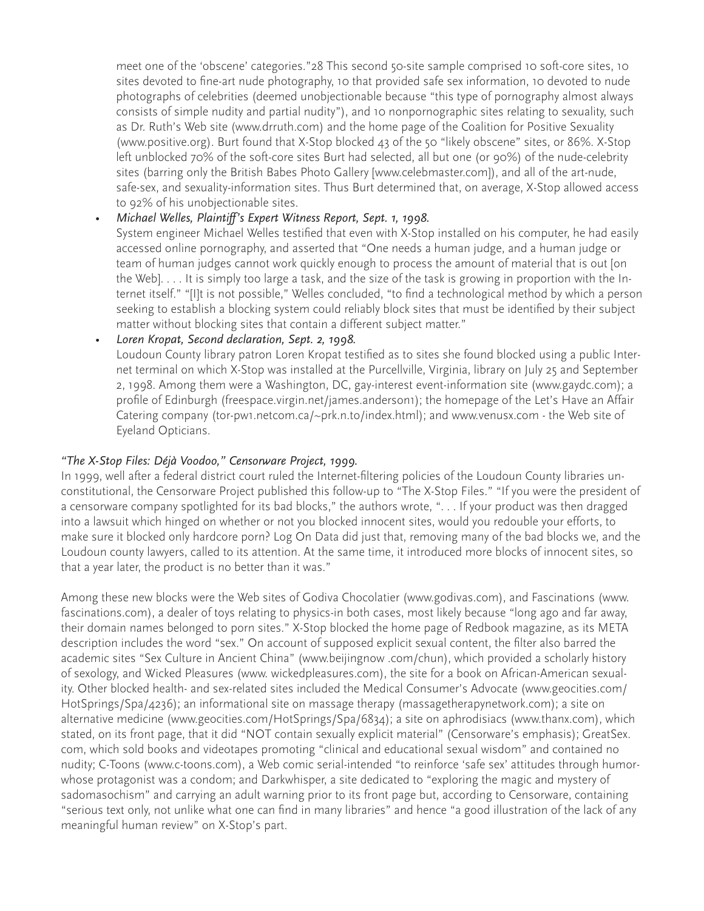meet one of the 'obscene' categories."28 This second 50-site sample comprised 10 soft-core sites, 10 sites devoted to fine-art nude photography, 10 that provided safe sex information, 10 devoted to nude photographs of celebrities (deemed unobjectionable because "this type of pornography almost always consists of simple nudity and partial nudity"), and 10 nonpornographic sites relating to sexuality, such as Dr. Ruth's Web site (www.drruth.com) and the home page of the Coalition for Positive Sexuality (www.positive.org). Burt found that X-Stop blocked 43 of the 50 "likely obscene" sites, or 86%. X-Stop left unblocked 70% of the soft-core sites Burt had selected, all but one (or 90%) of the nude-celebrity sites (barring only the British Babes Photo Gallery [www.celebmaster.com]), and all of the art-nude, safe-sex, and sexuality-information sites. Thus Burt determined that, on average, X-Stop allowed access to 92% of his unobjectionable sites.

- *Michael Welles, Plaintiff's Expert Witness Report, Sept. 1, 1998.*
  System engineer Michael Welles testified that even with X-Stop installed on his computer, he had easily accessed online pornography, and asserted that "One needs a human judge, and a human judge or team of human judges cannot work quickly enough to process the amount of material that is out [on the Web]. . . . It is simply too large a task, and the size of the task is growing in proportion with the Internet itself." "[I]t is not possible," Welles concluded, "to find a technological method by which a person seeking to establish a blocking system could reliably block sites that must be identified by their subject matter without blocking sites that contain a different subject matter."
- *Loren Kropat, Second declaration, Sept. 2, 1998.*
  Loudoun County library patron Loren Kropat testified as to sites she found blocked using a public Internet terminal on which X-Stop was installed at the Purcellville, Virginia, library on July 25 and September 2, 1998. Among them were a Washington, DC, gay-interest event-information site (www.gaydc.com); a profile of Edinburgh (freespace.virgin.net/james.anderson1); the homepage of the Let's Have an Affair Catering company (tor-pw1.netcom.ca/~prk.n.to/index.html); and www.venusx.com - the Web site of Eyeland Opticians.

*"The X-Stop Files: Déjà Voodoo," Censorware Project, 1999.*

In 1999, well after a federal district court ruled the Internet-filtering policies of the Loudoun County libraries unconstitutional, the Censorware Project published this follow-up to "The X-Stop Files." "If you were the president of a censorware company spotlighted for its bad blocks," the authors wrote, ". . . If your product was then dragged into a lawsuit which hinged on whether or not you blocked innocent sites, would you redouble your efforts, to make sure it blocked only hardcore porn? Log On Data did just that, removing many of the bad blocks we, and the Loudoun county lawyers, called to its attention. At the same time, it introduced more blocks of innocent sites, so that a year later, the product is no better than it was."

Among these new blocks were the Web sites of Godiva Chocolatier (www.godivas.com), and Fascinations (www.fascinations.com), a dealer of toys relating to physics-in both cases, most likely because "long ago and far away, their domain names belonged to porn sites." X-Stop blocked the home page of Redbook magazine, as its META description includes the word "sex." On account of supposed explicit sexual content, the filter also barred the academic sites "Sex Culture in Ancient China" (www.beijingnow .com/chun), which provided a scholarly history of sexology, and Wicked Pleasures (www. wickedpleasures.com), the site for a book on African-American sexuality. Other blocked health- and sex-related sites included the Medical Consumer's Advocate (www.geocities.com/HotSprings/Spa/4236); an informational site on massage therapy (massagetherapynetwork.com); a site on alternative medicine (www.geocities.com/HotSprings/Spa/6834); a site on aphrodisiacs (www.thanx.com), which stated, on its front page, that it did "NOT contain sexually explicit material" (Censorware's emphasis); GreatSex.com, which sold books and videotapes promoting "clinical and educational sexual wisdom" and contained no nudity; C-Toons (www.c-toons.com), a Web comic serial-intended "to reinforce 'safe sex' attitudes through humor-whose protagonist was a condom; and Darkwhisper, a site dedicated to "exploring the magic and mystery of sadomasochism" and carrying an adult warning prior to its front page but, according to Censorware, containing "serious text only, not unlike what one can find in many libraries" and hence "a good illustration of the lack of any meaningful human review" on X-Stop's part.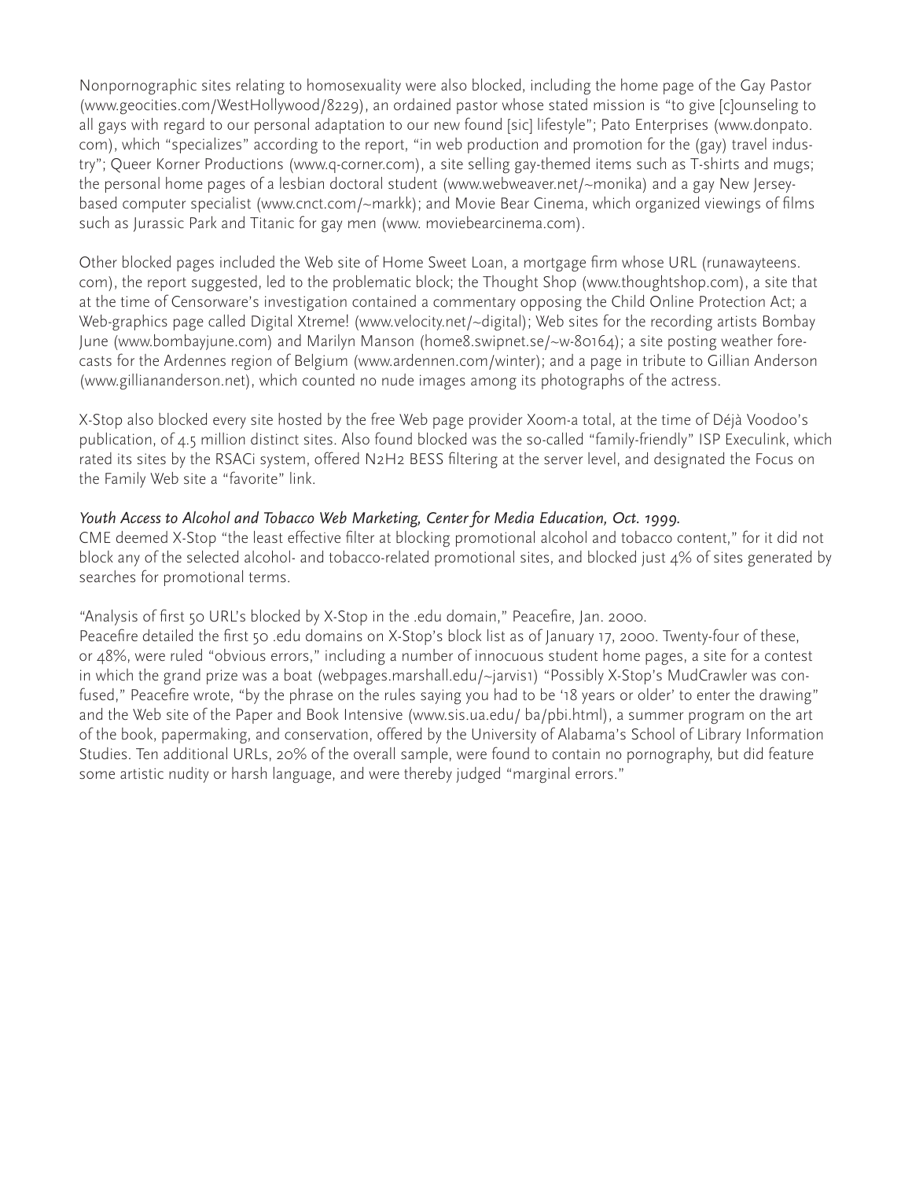Nonpornographic sites relating to homosexuality were also blocked, including the home page of the Gay Pastor (www.geocities.com/WestHollywood/8229), an ordained pastor whose stated mission is "to give [c]ounseling to all gays with regard to our personal adaptation to our new found [sic] lifestyle"; Pato Enterprises (www.donpato.com), which "specializes" according to the report, "in web production and promotion for the (gay) travel industry"; Queer Korner Productions (www.q-corner.com), a site selling gay-themed items such as T-shirts and mugs; the personal home pages of a lesbian doctoral student (www.webweaver.net/~monika) and a gay New Jersey-based computer specialist (www.cnct.com/~markk); and Movie Bear Cinema, which organized viewings of films such as Jurassic Park and Titanic for gay men (www. moviebearcinema.com).

Other blocked pages included the Web site of Home Sweet Loan, a mortgage firm whose URL (runawayteens.com), the report suggested, led to the problematic block; the Thought Shop (www.thoughtshop.com), a site that at the time of Censorware's investigation contained a commentary opposing the Child Online Protection Act; a Web-graphics page called Digital Xtreme! (www.velocity.net/~digital); Web sites for the recording artists Bombay June (www.bombayjune.com) and Marilyn Manson (home8.swipnet.se/~w-80164); a site posting weather forecasts for the Ardennes region of Belgium (www.ardennen.com/winter); and a page in tribute to Gillian Anderson (www.gilliananderson.net), which counted no nude images among its photographs of the actress.

X-Stop also blocked every site hosted by the free Web page provider Xoom-a total, at the time of Déjà Voodoo's publication, of 4.5 million distinct sites. Also found blocked was the so-called "family-friendly" ISP Execulink, which rated its sites by the RSACi system, offered N2H2 BESS filtering at the server level, and designated the Focus on the Family Web site a "favorite" link.

*Youth Access to Alcohol and Tobacco Web Marketing, Center for Media Education, Oct. 1999.*
CME deemed X-Stop "the least effective filter at blocking promotional alcohol and tobacco content," for it did not block any of the selected alcohol- and tobacco-related promotional sites, and blocked just 4% of sites generated by searches for promotional terms.

"Analysis of first 50 URL's blocked by X-Stop in the .edu domain," Peacefire, Jan. 2000.
Peacefire detailed the first 50 .edu domains on X-Stop's block list as of January 17, 2000. Twenty-four of these, or 48%, were ruled "obvious errors," including a number of innocuous student home pages, a site for a contest in which the grand prize was a boat (webpages.marshall.edu/~jarvis1) "Possibly X-Stop's MudCrawler was confused," Peacefire wrote, "by the phrase on the rules saying you had to be '18 years or older' to enter the drawing" and the Web site of the Paper and Book Intensive (www.sis.ua.edu/ ba/pbi.html), a summer program on the art of the book, papermaking, and conservation, offered by the University of Alabama's School of Library Information Studies. Ten additional URLs, 20% of the overall sample, were found to contain no pornography, but did feature some artistic nudity or harsh language, and were thereby judged "marginal errors."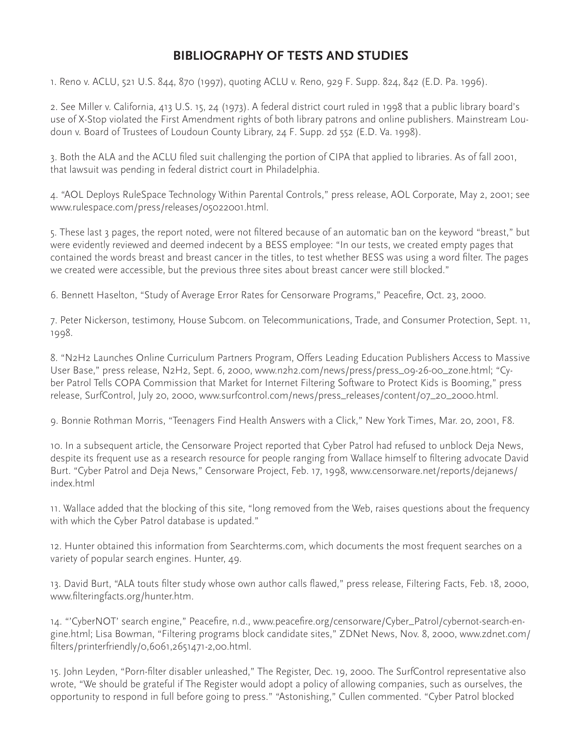## BIBLIOGRAPHY OF TESTS AND STUDIES

1. Reno v. ACLU, 521 U.S. 844, 870 (1997), quoting ACLU v. Reno, 929 F. Supp. 824, 842 (E.D. Pa. 1996).

2. See Miller v. California, 413 U.S. 15, 24 (1973). A federal district court ruled in 1998 that a public library board's use of X-Stop violated the First Amendment rights of both library patrons and online publishers. Mainstream Loudoun v. Board of Trustees of Loudoun County Library, 24 F. Supp. 2d 552 (E.D. Va. 1998).

3. Both the ALA and the ACLU filed suit challenging the portion of CIPA that applied to libraries. As of fall 2001, that lawsuit was pending in federal district court in Philadelphia.

4. "AOL Deploys RuleSpace Technology Within Parental Controls," press release, AOL Corporate, May 2, 2001; see www.rulespace.com/press/releases/05022001.html.

5. These last 3 pages, the report noted, were not filtered because of an automatic ban on the keyword "breast," but were evidently reviewed and deemed indecent by a BESS employee: "In our tests, we created empty pages that contained the words breast and breast cancer in the titles, to test whether BESS was using a word filter. The pages we created were accessible, but the previous three sites about breast cancer were still blocked."

6. Bennett Haselton, "Study of Average Error Rates for Censorware Programs," Peacefire, Oct. 23, 2000.

7. Peter Nickerson, testimony, House Subcom. on Telecommunications, Trade, and Consumer Protection, Sept. 11, 1998.

8. "N2H2 Launches Online Curriculum Partners Program, Offers Leading Education Publishers Access to Massive User Base," press release, N2H2, Sept. 6, 2000, www.n2h2.com/news/press/press_09-26-00_zone.html; "Cyber Patrol Tells COPA Commission that Market for Internet Filtering Software to Protect Kids is Booming," press release, SurfControl, July 20, 2000, www.surfcontrol.com/news/press_releases/content/07_20_2000.html.

9. Bonnie Rothman Morris, "Teenagers Find Health Answers with a Click," New York Times, Mar. 20, 2001, F8.

10. In a subsequent article, the Censorware Project reported that Cyber Patrol had refused to unblock Deja News, despite its frequent use as a research resource for people ranging from Wallace himself to filtering advocate David Burt. "Cyber Patrol and Deja News," Censorware Project, Feb. 17, 1998, www.censorware.net/reports/dejanews/index.html

11. Wallace added that the blocking of this site, "long removed from the Web, raises questions about the frequency with which the Cyber Patrol database is updated."

12. Hunter obtained this information from Searchterms.com, which documents the most frequent searches on a variety of popular search engines. Hunter, 49.

13. David Burt, "ALA touts filter study whose own author calls flawed," press release, Filtering Facts, Feb. 18, 2000, www.filteringfacts.org/hunter.htm.

14. "'CyberNOT' search engine," Peacefire, n.d., www.peacefire.org/censorware/Cyber_Patrol/cybernot-search-engine.html; Lisa Bowman, "Filtering programs block candidate sites," ZDNet News, Nov. 8, 2000, www.zdnet.com/filters/printerfriendly/0,6061,2651471-2,00.html.

15. John Leyden, "Porn-filter disabler unleashed," The Register, Dec. 19, 2000. The SurfControl representative also wrote, "We should be grateful if The Register would adopt a policy of allowing companies, such as ourselves, the opportunity to respond in full before going to press." "Astonishing," Cullen commented. "Cyber Patrol blocked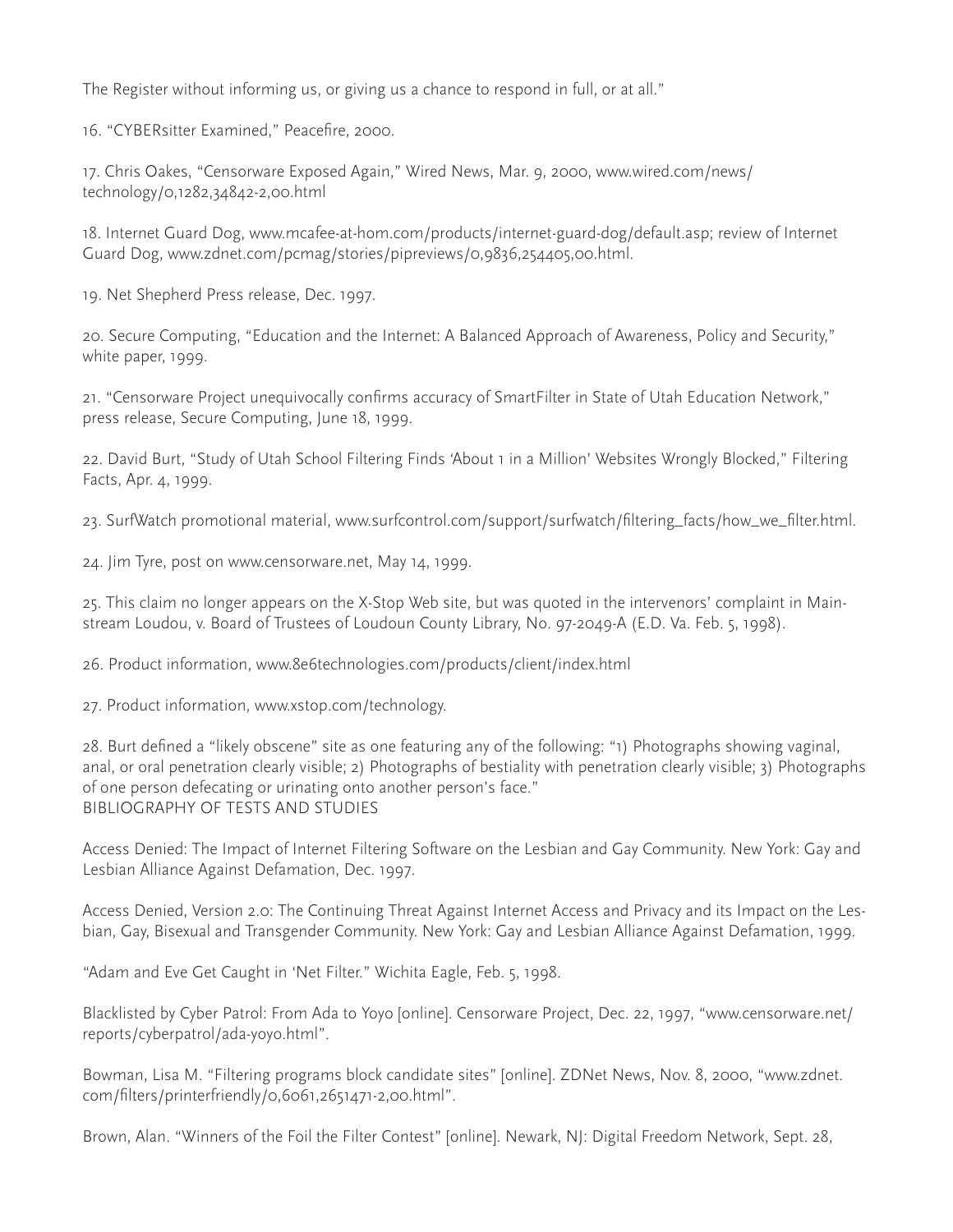The Register without informing us, or giving us a chance to respond in full, or at all."

16. "CYBERsitter Examined," Peacefire, 2000.

17. Chris Oakes, "Censorware Exposed Again," Wired News, Mar. 9, 2000, www.wired.com/news/technology/0,1282,34842-2,00.html

18. Internet Guard Dog, www.mcafee-at-hom.com/products/internet-guard-dog/default.asp; review of Internet Guard Dog, www.zdnet.com/pcmag/stories/pipreviews/0,9836,254405,00.html.

19. Net Shepherd Press release, Dec. 1997.

20. Secure Computing, "Education and the Internet: A Balanced Approach of Awareness, Policy and Security," white paper, 1999.

21. "Censorware Project unequivocally confirms accuracy of SmartFilter in State of Utah Education Network," press release, Secure Computing, June 18, 1999.

22. David Burt, "Study of Utah School Filtering Finds 'About 1 in a Million' Websites Wrongly Blocked," Filtering Facts, Apr. 4, 1999.

23. SurfWatch promotional material, www.surfcontrol.com/support/surfwatch/filtering_facts/how_we_filter.html.

24. Jim Tyre, post on www.censorware.net, May 14, 1999.

25. This claim no longer appears on the X-Stop Web site, but was quoted in the intervenors' complaint in Mainstream Loudou, v. Board of Trustees of Loudoun County Library, No. 97-2049-A (E.D. Va. Feb. 5, 1998).

26. Product information, www.8e6technologies.com/products/client/index.html

27. Product information, www.xstop.com/technology.

28. Burt defined a "likely obscene" site as one featuring any of the following: "1) Photographs showing vaginal, anal, or oral penetration clearly visible; 2) Photographs of bestiality with penetration clearly visible; 3) Photographs of one person defecating or urinating onto another person's face."

## BIBLIOGRAPHY OF TESTS AND STUDIES

Access Denied: The Impact of Internet Filtering Software on the Lesbian and Gay Community. New York: Gay and Lesbian Alliance Against Defamation, Dec. 1997.

Access Denied, Version 2.0: The Continuing Threat Against Internet Access and Privacy and its Impact on the Lesbian, Gay, Bisexual and Transgender Community. New York: Gay and Lesbian Alliance Against Defamation, 1999.

"Adam and Eve Get Caught in 'Net Filter." Wichita Eagle, Feb. 5, 1998.

Blacklisted by Cyber Patrol: From Ada to Yoyo [online]. Censorware Project, Dec. 22, 1997, "www.censorware.net/reports/cyberpatrol/ada-yoyo.html".

Bowman, Lisa M. "Filtering programs block candidate sites" [online]. ZDNet News, Nov. 8, 2000, "www.zdnet.com/filters/printerfriendly/0,6061,2651471-2,00.html".

Brown, Alan. "Winners of the Foil the Filter Contest" [online]. Newark, NJ: Digital Freedom Network, Sept. 28,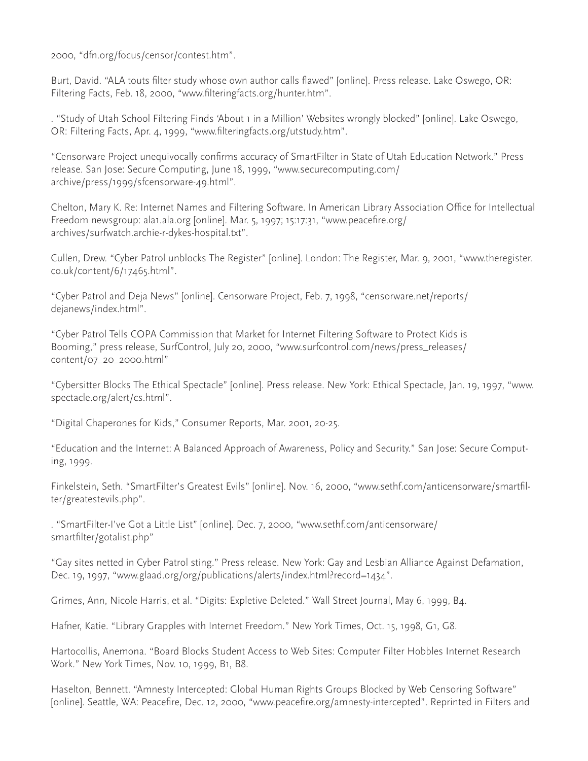2000, "dfn.org/focus/censor/contest.htm".

Burt, David. "ALA touts filter study whose own author calls flawed" [online]. Press release. Lake Oswego, OR: Filtering Facts, Feb. 18, 2000, "www.filteringfacts.org/hunter.htm".

. "Study of Utah School Filtering Finds 'About 1 in a Million' Websites wrongly blocked" [online]. Lake Oswego, OR: Filtering Facts, Apr. 4, 1999, "www.filteringfacts.org/utstudy.htm".

"Censorware Project unequivocally confirms accuracy of SmartFilter in State of Utah Education Network." Press release. San Jose: Secure Computing, June 18, 1999, "www.securecomputing.com/archive/press/1999/sfcensorware-49.html".

Chelton, Mary K. Re: Internet Names and Filtering Software. In American Library Association Office for Intellectual Freedom newsgroup: ala1.ala.org [online]. Mar. 5, 1997; 15:17:31, "www.peacefire.org/archives/surfwatch.archie-r-dykes-hospital.txt".

Cullen, Drew. "Cyber Patrol unblocks The Register" [online]. London: The Register, Mar. 9, 2001, "www.theregister.co.uk/content/6/17465.html".

"Cyber Patrol and Deja News" [online]. Censorware Project, Feb. 7, 1998, "censorware.net/reports/dejanews/index.html".

"Cyber Patrol Tells COPA Commission that Market for Internet Filtering Software to Protect Kids is Booming," press release, SurfControl, July 20, 2000, "www.surfcontrol.com/news/press_releases/content/07_20_2000.html"

"Cybersitter Blocks The Ethical Spectacle" [online]. Press release. New York: Ethical Spectacle, Jan. 19, 1997, "www.spectacle.org/alert/cs.html".

"Digital Chaperones for Kids," Consumer Reports, Mar. 2001, 20-25.

"Education and the Internet: A Balanced Approach of Awareness, Policy and Security." San Jose: Secure Computing, 1999.

Finkelstein, Seth. "SmartFilter's Greatest Evils" [online]. Nov. 16, 2000, "www.sethf.com/anticensorware/smartfilter/greatestevils.php".

. "SmartFilter-I've Got a Little List" [online]. Dec. 7, 2000, "www.sethf.com/anticensorware/smartfilter/gotalist.php"

"Gay sites netted in Cyber Patrol sting." Press release. New York: Gay and Lesbian Alliance Against Defamation, Dec. 19, 1997, "www.glaad.org/org/publications/alerts/index.html?record=1434".

Grimes, Ann, Nicole Harris, et al. "Digits: Expletive Deleted." Wall Street Journal, May 6, 1999, B4.

Hafner, Katie. "Library Grapples with Internet Freedom." New York Times, Oct. 15, 1998, G1, G8.

Hartocollis, Anemona. "Board Blocks Student Access to Web Sites: Computer Filter Hobbles Internet Research Work." New York Times, Nov. 10, 1999, B1, B8.

Haselton, Bennett. "Amnesty Intercepted: Global Human Rights Groups Blocked by Web Censoring Software" [online]. Seattle, WA: Peacefire, Dec. 12, 2000, "www.peacefire.org/amnesty-intercepted". Reprinted in Filters and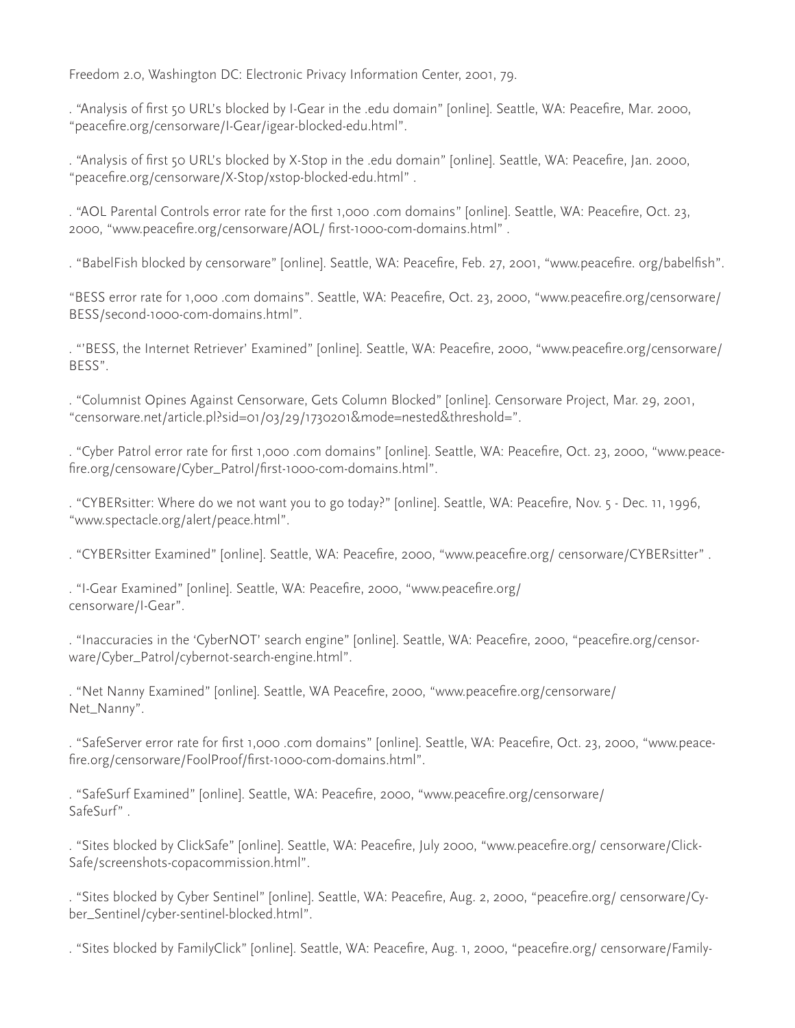Freedom 2.0, Washington DC: Electronic Privacy Information Center, 2001, 79.

. "Analysis of first 50 URL's blocked by I-Gear in the .edu domain" [online]. Seattle, WA: Peacefire, Mar. 2000, "peacefire.org/censorware/I-Gear/igear-blocked-edu.html".

. "Analysis of first 50 URL's blocked by X-Stop in the .edu domain" [online]. Seattle, WA: Peacefire, Jan. 2000, "peacefire.org/censorware/X-Stop/xstop-blocked-edu.html" .

. "AOL Parental Controls error rate for the first 1,000 .com domains" [online]. Seattle, WA: Peacefire, Oct. 23, 2000, "www.peacefire.org/censorware/AOL/ first-1000-com-domains.html" .

. "BabelFish blocked by censorware" [online]. Seattle, WA: Peacefire, Feb. 27, 2001, "www.peacefire. org/babelfish".

"BESS error rate for 1,000 .com domains". Seattle, WA: Peacefire, Oct. 23, 2000, "www.peacefire.org/censorware/BESS/second-1000-com-domains.html".

. "'BESS, the Internet Retriever' Examined" [online]. Seattle, WA: Peacefire, 2000, "www.peacefire.org/censorware/BESS".

. "Columnist Opines Against Censorware, Gets Column Blocked" [online]. Censorware Project, Mar. 29, 2001, "censorware.net/article.pl?sid=01/03/29/1730201&mode=nested&threshold=".

. "Cyber Patrol error rate for first 1,000 .com domains" [online]. Seattle, WA: Peacefire, Oct. 23, 2000, "www.peacefire.org/censoware/Cyber_Patrol/first-1000-com-domains.html".

. "CYBERsitter: Where do we not want you to go today?" [online]. Seattle, WA: Peacefire, Nov. 5 - Dec. 11, 1996, "www.spectacle.org/alert/peace.html".

. "CYBERsitter Examined" [online]. Seattle, WA: Peacefire, 2000, "www.peacefire.org/ censorware/CYBERsitter" .

. "I-Gear Examined" [online]. Seattle, WA: Peacefire, 2000, "www.peacefire.org/censorware/I-Gear".

. "Inaccuracies in the 'CyberNOT' search engine" [online]. Seattle, WA: Peacefire, 2000, "peacefire.org/censorware/Cyber_Patrol/cybernot-search-engine.html".

. "Net Nanny Examined" [online]. Seattle, WA Peacefire, 2000, "www.peacefire.org/censorware/Net_Nanny".

. "SafeServer error rate for first 1,000 .com domains" [online]. Seattle, WA: Peacefire, Oct. 23, 2000, "www.peacefire.org/censorware/FoolProof/first-1000-com-domains.html".

. "SafeSurf Examined" [online]. Seattle, WA: Peacefire, 2000, "www.peacefire.org/censorware/SafeSurf" .

. "Sites blocked by ClickSafe" [online]. Seattle, WA: Peacefire, July 2000, "www.peacefire.org/ censorware/ClickSafe/screenshots-copacommission.html".

. "Sites blocked by Cyber Sentinel" [online]. Seattle, WA: Peacefire, Aug. 2, 2000, "peacefire.org/ censorware/Cyber_Sentinel/cyber-sentinel-blocked.html".

. "Sites blocked by FamilyClick" [online]. Seattle, WA: Peacefire, Aug. 1, 2000, "peacefire.org/ censorware/Family-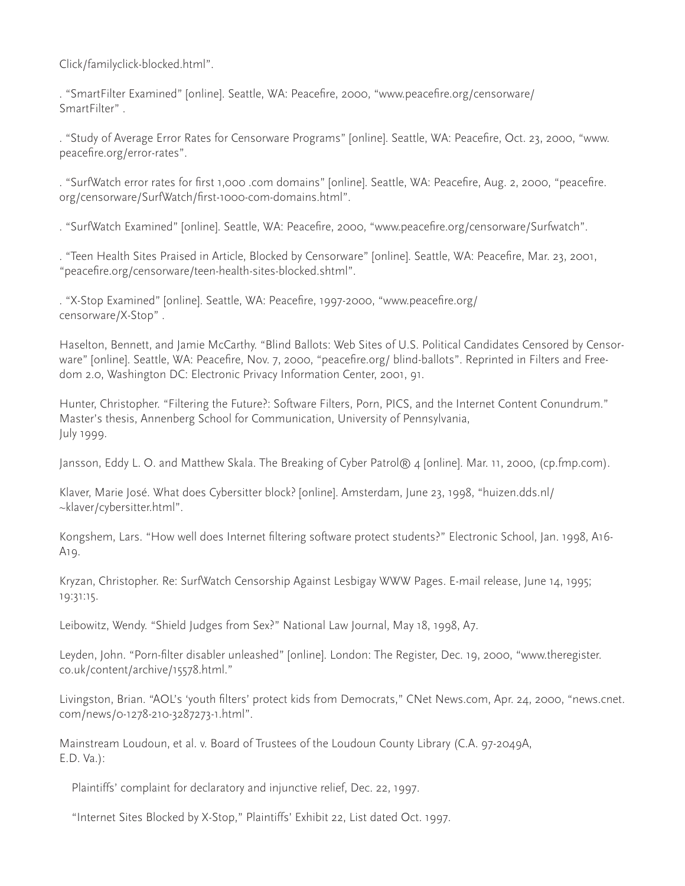Click/familyclick-blocked.html".

. "SmartFilter Examined" [online]. Seattle, WA: Peacefire, 2000, "www.peacefire.org/censorware/SmartFilter" .

. "Study of Average Error Rates for Censorware Programs" [online]. Seattle, WA: Peacefire, Oct. 23, 2000, "www.peacefire.org/error-rates".

. "SurfWatch error rates for first 1,000 .com domains" [online]. Seattle, WA: Peacefire, Aug. 2, 2000, "peacefire.org/censorware/SurfWatch/first-1000-com-domains.html".

. "SurfWatch Examined" [online]. Seattle, WA: Peacefire, 2000, "www.peacefire.org/censorware/Surfwatch".

. "Teen Health Sites Praised in Article, Blocked by Censorware" [online]. Seattle, WA: Peacefire, Mar. 23, 2001, "peacefire.org/censorware/teen-health-sites-blocked.shtml".

. "X-Stop Examined" [online]. Seattle, WA: Peacefire, 1997-2000, "www.peacefire.org/censorware/X-Stop" .

Haselton, Bennett, and Jamie McCarthy. "Blind Ballots: Web Sites of U.S. Political Candidates Censored by Censorware" [online]. Seattle, WA: Peacefire, Nov. 7, 2000, "peacefire.org/ blind-ballots". Reprinted in Filters and Freedom 2.0, Washington DC: Electronic Privacy Information Center, 2001, 91.

Hunter, Christopher. "Filtering the Future?: Software Filters, Porn, PICS, and the Internet Content Conundrum." Master's thesis, Annenberg School for Communication, University of Pennsylvania, July 1999.

Jansson, Eddy L. O. and Matthew Skala. The Breaking of Cyber Patrol® 4 [online]. Mar. 11, 2000, (cp.fmp.com).

Klaver, Marie José. What does Cybersitter block? [online]. Amsterdam, June 23, 1998, "huizen.dds.nl/~klaver/cybersitter.html".

Kongshem, Lars. "How well does Internet filtering software protect students?" Electronic School, Jan. 1998, A16-A19.

Kryzan, Christopher. Re: SurfWatch Censorship Against Lesbigay WWW Pages. E-mail release, June 14, 1995; 19:31:15.

Leibowitz, Wendy. "Shield Judges from Sex?" National Law Journal, May 18, 1998, A7.

Leyden, John. "Porn-filter disabler unleashed" [online]. London: The Register, Dec. 19, 2000, "www.theregister.co.uk/content/archive/15578.html."

Livingston, Brian. "AOL's 'youth filters' protect kids from Democrats," CNet News.com, Apr. 24, 2000, "news.cnet.com/news/0-1278-210-3287273-1.html".

Mainstream Loudoun, et al. v. Board of Trustees of the Loudoun County Library (C.A. 97-2049A, E.D. Va.):

Plaintiffs' complaint for declaratory and injunctive relief, Dec. 22, 1997.

"Internet Sites Blocked by X-Stop," Plaintiffs' Exhibit 22, List dated Oct. 1997.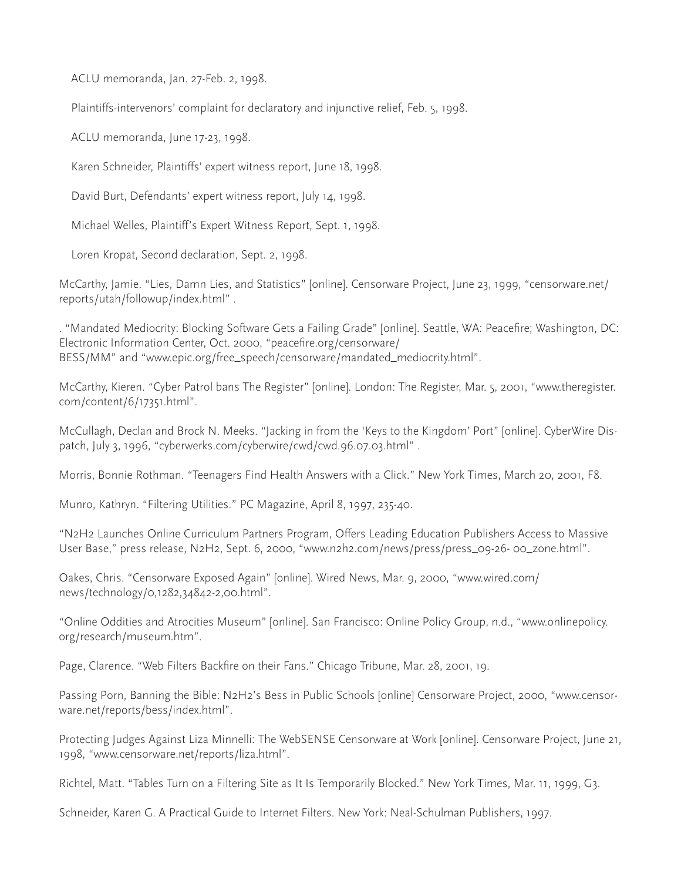ACLU memoranda, Jan. 27-Feb. 2, 1998.

Plaintiffs-intervenors' complaint for declaratory and injunctive relief, Feb. 5, 1998.

ACLU memoranda, June 17-23, 1998.

Karen Schneider, Plaintiffs' expert witness report, June 18, 1998.

David Burt, Defendants' expert witness report, July 14, 1998.

Michael Welles, Plaintiff's Expert Witness Report, Sept. 1, 1998.

Loren Kropat, Second declaration, Sept. 2, 1998.

McCarthy, Jamie. "Lies, Damn Lies, and Statistics" [online]. Censorware Project, June 23, 1999, "censorware.net/reports/utah/followup/index.html" .

. "Mandated Mediocrity: Blocking Software Gets a Failing Grade" [online]. Seattle, WA: Peacefire; Washington, DC: Electronic Information Center, Oct. 2000, "peacefire.org/censorware/BESS/MM" and "www.epic.org/free_speech/censorware/mandated_mediocrity.html".

McCarthy, Kieren. "Cyber Patrol bans The Register" [online]. London: The Register, Mar. 5, 2001, "www.theregister.com/content/6/17351.html".

McCullagh, Declan and Brock N. Meeks. "Jacking in from the 'Keys to the Kingdom' Port" [online]. CyberWire Dispatch, July 3, 1996, "cyberwerks.com/cyberwire/cwd/cwd.96.07.03.html" .

Morris, Bonnie Rothman. "Teenagers Find Health Answers with a Click." New York Times, March 20, 2001, F8.

Munro, Kathryn. "Filtering Utilities." PC Magazine, April 8, 1997, 235-40.

"N2H2 Launches Online Curriculum Partners Program, Offers Leading Education Publishers Access to Massive User Base," press release, N2H2, Sept. 6, 2000, "www.n2h2.com/news/press/press_09-26- 00_zone.html".

Oakes, Chris. "Censorware Exposed Again" [online]. Wired News, Mar. 9, 2000, "www.wired.com/news/technology/0,1282,34842-2,00.html".

"Online Oddities and Atrocities Museum" [online]. San Francisco: Online Policy Group, n.d., "www.onlinepolicy.org/research/museum.htm".

Page, Clarence. "Web Filters Backfire on their Fans." Chicago Tribune, Mar. 28, 2001, 19.

Passing Porn, Banning the Bible: N2H2's Bess in Public Schools [online] Censorware Project, 2000, "www.censorware.net/reports/bess/index.html".

Protecting Judges Against Liza Minnelli: The WebSENSE Censorware at Work [online]. Censorware Project, June 21, 1998, "www.censorware.net/reports/liza.html".

Richtel, Matt. "Tables Turn on a Filtering Site as It Is Temporarily Blocked." New York Times, Mar. 11, 1999, G3.

Schneider, Karen G. A Practical Guide to Internet Filters. New York: Neal-Schulman Publishers, 1997.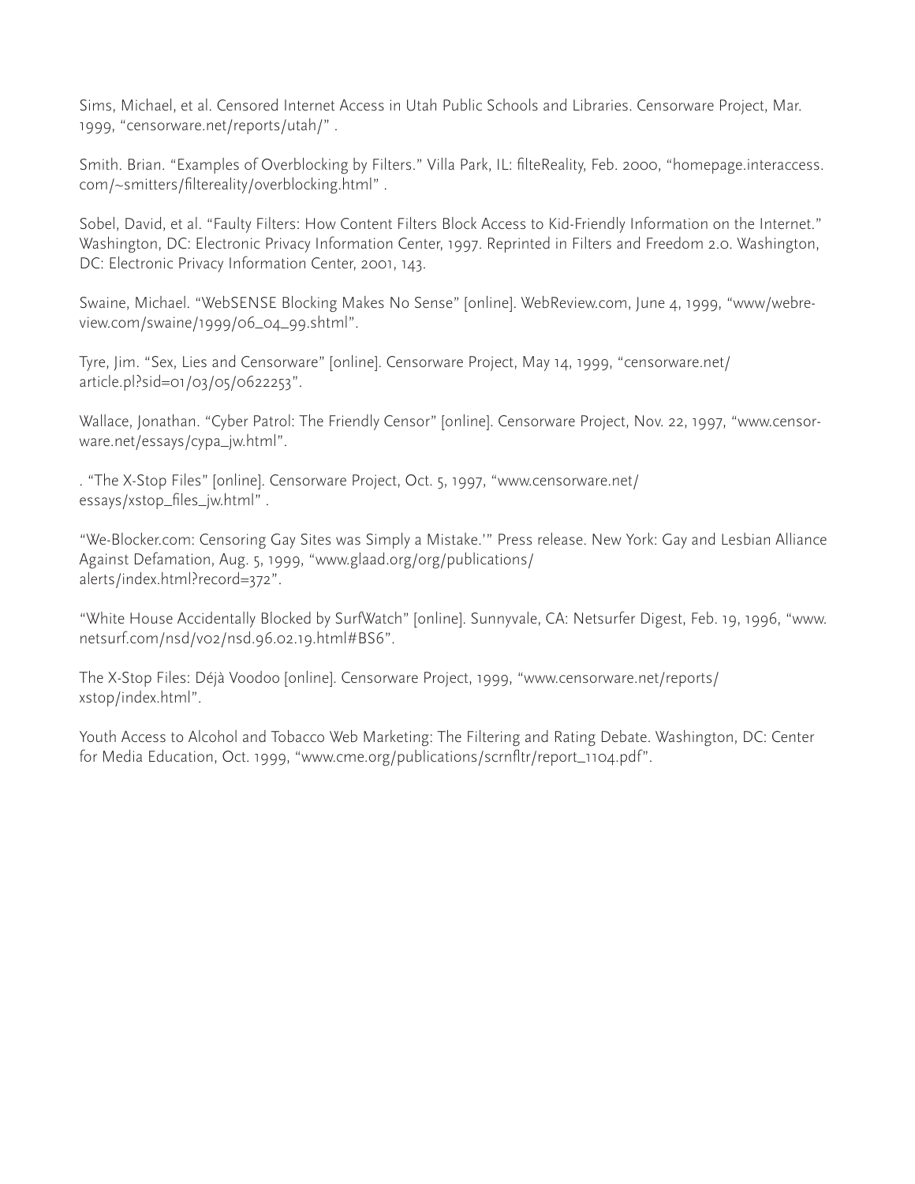Sims, Michael, et al. Censored Internet Access in Utah Public Schools and Libraries. Censorware Project, Mar. 1999, "censorware.net/reports/utah/" .

Smith. Brian. "Examples of Overblocking by Filters." Villa Park, IL: filteReality, Feb. 2000, "homepage.interaccess.com/~smitters/filtereality/overblocking.html" .

Sobel, David, et al. "Faulty Filters: How Content Filters Block Access to Kid-Friendly Information on the Internet." Washington, DC: Electronic Privacy Information Center, 1997. Reprinted in Filters and Freedom 2.0. Washington, DC: Electronic Privacy Information Center, 2001, 143.

Swaine, Michael. "WebSENSE Blocking Makes No Sense" [online]. WebReview.com, June 4, 1999, "www/webreview.com/swaine/1999/06_04_99.shtml".

Tyre, Jim. "Sex, Lies and Censorware" [online]. Censorware Project, May 14, 1999, "censorware.net/article.pl?sid=01/03/05/0622253".

Wallace, Jonathan. "Cyber Patrol: The Friendly Censor" [online]. Censorware Project, Nov. 22, 1997, "www.censorware.net/essays/cypa_jw.html".

. "The X-Stop Files" [online]. Censorware Project, Oct. 5, 1997, "www.censorware.net/essays/xstop_files_jw.html" .

"We-Blocker.com: Censoring Gay Sites was Simply a Mistake.'" Press release. New York: Gay and Lesbian Alliance Against Defamation, Aug. 5, 1999, "www.glaad.org/org/publications/alerts/index.html?record=372".

"White House Accidentally Blocked by SurfWatch" [online]. Sunnyvale, CA: Netsurfer Digest, Feb. 19, 1996, "www.netsurf.com/nsd/v02/nsd.96.02.19.html#BS6".

The X-Stop Files: Déjà Voodoo [online]. Censorware Project, 1999, "www.censorware.net/reports/xstop/index.html".

Youth Access to Alcohol and Tobacco Web Marketing: The Filtering and Rating Debate. Washington, DC: Center for Media Education, Oct. 1999, "www.cme.org/publications/scrnfltr/report_1104.pdf".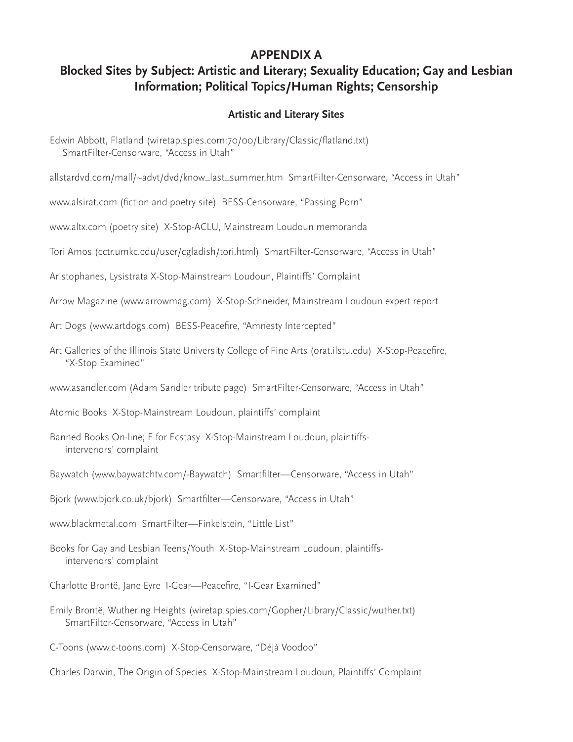# APPENDIX A

## Blocked Sites by Subject: Artistic and Literary; Sexuality Education; Gay and Lesbian Information; Political Topics/Human Rights; Censorship

### Artistic and Literary Sites

Edwin Abbott, Flatland (wiretap.spies.com:70/00/Library/Classic/flatland.txt) SmartFilter-Censorware, "Access in Utah"

allstardvd.com/mall/~advt/dvd/know_last_summer.htm SmartFilter-Censorware, "Access in Utah"

www.alsirat.com (fiction and poetry site) BESS-Censorware, "Passing Porn"

www.altx.com (poetry site) X-Stop-ACLU, Mainstream Loudoun memoranda

Tori Amos (cctr.umkc.edu/user/cgladish/tori.html) SmartFilter-Censorware, "Access in Utah"

Aristophanes, Lysistrata X-Stop-Mainstream Loudoun, Plaintiffs' Complaint

Arrow Magazine (www.arrowmag.com) X-Stop-Schneider, Mainstream Loudoun expert report

Art Dogs (www.artdogs.com) BESS-Peacefire, "Amnesty Intercepted"

Art Galleries of the Illinois State University College of Fine Arts (orat.ilstu.edu) X-Stop-Peacefire, "X-Stop Examined"

www.asandler.com (Adam Sandler tribute page) SmartFilter-Censorware, "Access in Utah"

Atomic Books X-Stop-Mainstream Loudoun, plaintiffs' complaint

Banned Books On-line; E for Ecstasy X-Stop-Mainstream Loudoun, plaintiffs-intervenors' complaint

Baywatch (www.baywatchtv.com/-Baywatch) Smartfilter—Censorware, "Access in Utah"

Bjork (www.bjork.co.uk/bjork) Smartfilter—Censorware, "Access in Utah"

www.blackmetal.com SmartFilter—Finkelstein, "Little List"

Books for Gay and Lesbian Teens/Youth X-Stop-Mainstream Loudoun, plaintiffs-intervenors' complaint

Charlotte Brontë, Jane Eyre I-Gear—Peacefire, "I-Gear Examined"

Emily Brontë, Wuthering Heights (wiretap.spies.com/Gopher/Library/Classic/wuther.txt) SmartFilter-Censorware, "Access in Utah"

C-Toons (www.c-toons.com) X-Stop-Censorware, "Déjà Voodoo"

Charles Darwin, The Origin of Species X-Stop-Mainstream Loudoun, Plaintiffs' Complaint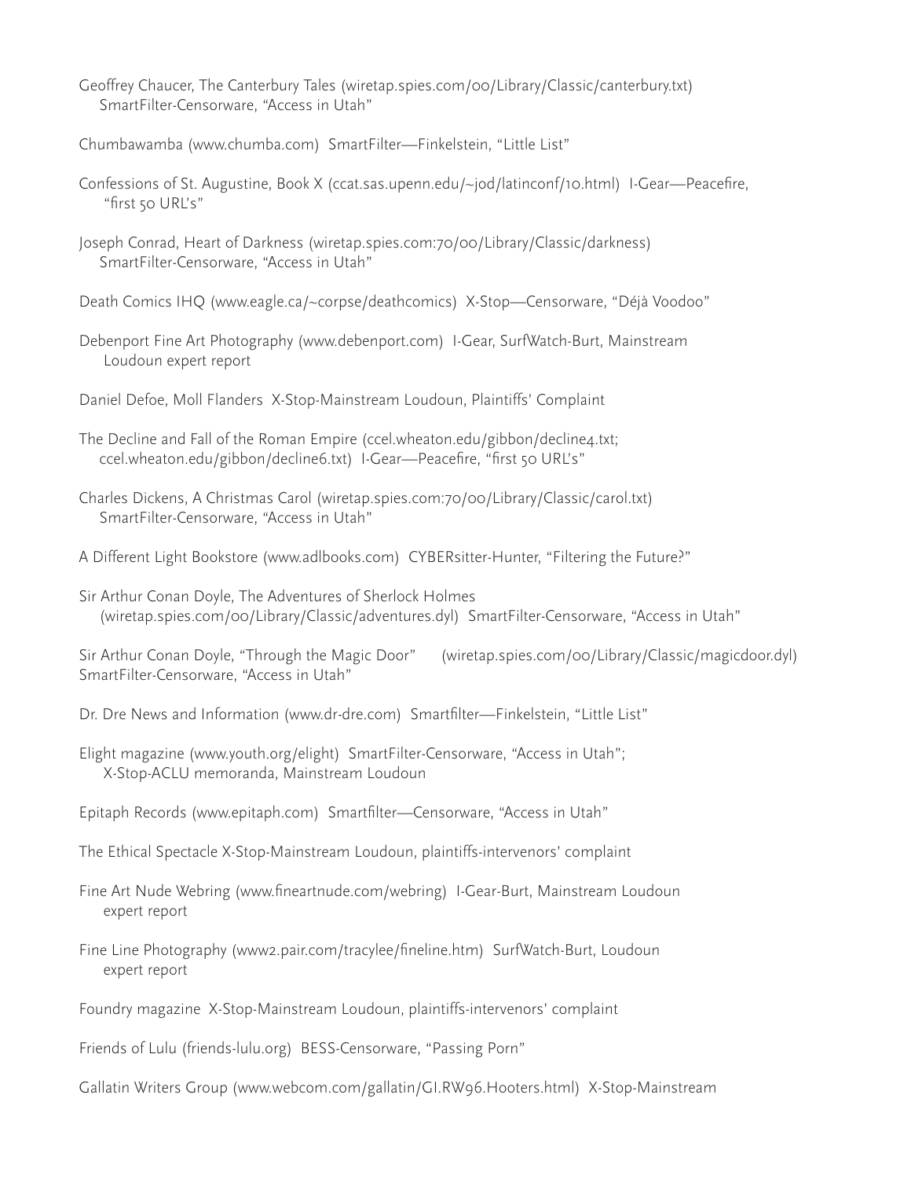Geoffrey Chaucer, The Canterbury Tales (wiretap.spies.com/00/Library/Classic/canterbury.txt) SmartFilter-Censorware, "Access in Utah"

Chumbawamba (www.chumba.com) SmartFilter—Finkelstein, "Little List"

Confessions of St. Augustine, Book X (ccat.sas.upenn.edu/~jod/latinconf/10.html) I-Gear—Peacefire, "first 50 URL's"

Joseph Conrad, Heart of Darkness (wiretap.spies.com:70/00/Library/Classic/darkness) SmartFilter-Censorware, "Access in Utah"

Death Comics IHQ (www.eagle.ca/~corpse/deathcomics) X-Stop—Censorware, "Déjà Voodoo"

Debenport Fine Art Photography (www.debenport.com) I-Gear, SurfWatch-Burt, Mainstream Loudoun expert report

Daniel Defoe, Moll Flanders X-Stop-Mainstream Loudoun, Plaintiffs' Complaint

The Decline and Fall of the Roman Empire (ccel.wheaton.edu/gibbon/decline4.txt; ccel.wheaton.edu/gibbon/decline6.txt) I-Gear—Peacefire, "first 50 URL's"

Charles Dickens, A Christmas Carol (wiretap.spies.com:70/00/Library/Classic/carol.txt) SmartFilter-Censorware, "Access in Utah"

A Different Light Bookstore (www.adlbooks.com) CYBERsitter-Hunter, "Filtering the Future?"

Sir Arthur Conan Doyle, The Adventures of Sherlock Holmes (wiretap.spies.com/00/Library/Classic/adventures.dyl) SmartFilter-Censorware, "Access in Utah"

Sir Arthur Conan Doyle, "Through the Magic Door" (wiretap.spies.com/00/Library/Classic/magicdoor.dyl) SmartFilter-Censorware, "Access in Utah"

Dr. Dre News and Information (www.dr-dre.com) Smartfilter—Finkelstein, "Little List"

Elight magazine (www.youth.org/elight) SmartFilter-Censorware, "Access in Utah"; X-Stop-ACLU memoranda, Mainstream Loudoun

Epitaph Records (www.epitaph.com) Smartfilter—Censorware, "Access in Utah"

The Ethical Spectacle X-Stop-Mainstream Loudoun, plaintiffs-intervenors' complaint

Fine Art Nude Webring (www.fineartnude.com/webring) I-Gear-Burt, Mainstream Loudoun expert report

Fine Line Photography (www2.pair.com/tracylee/fineline.htm) SurfWatch-Burt, Loudoun expert report

Foundry magazine X-Stop-Mainstream Loudoun, plaintiffs-intervenors' complaint

Friends of Lulu (friends-lulu.org) BESS-Censorware, "Passing Porn"

Gallatin Writers Group (www.webcom.com/gallatin/GI.RW96.Hooters.html) X-Stop-Mainstream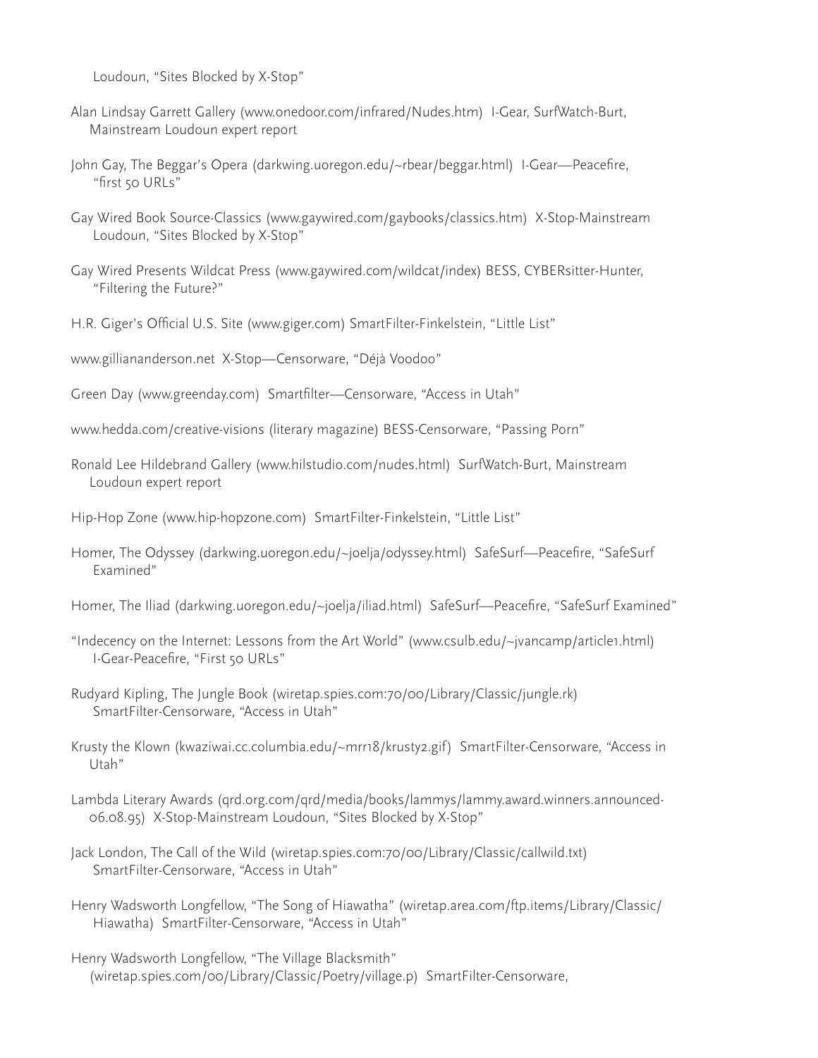Loudoun, "Sites Blocked by X-Stop"

Alan Lindsay Garrett Gallery (www.onedoor.com/infrared/Nudes.htm) I-Gear, SurfWatch-Burt, Mainstream Loudoun expert report

John Gay, The Beggar's Opera (darkwing.uoregon.edu/~rbear/beggar.html) I-Gear—Peacefire, "first 50 URLs"

Gay Wired Book Source-Classics (www.gaywired.com/gaybooks/classics.htm) X-Stop-Mainstream Loudoun, "Sites Blocked by X-Stop"

Gay Wired Presents Wildcat Press (www.gaywired.com/wildcat/index) BESS, CYBERsitter-Hunter, "Filtering the Future?"

H.R. Giger's Official U.S. Site (www.giger.com) SmartFilter-Finkelstein, "Little List"

www.gilliananderson.net X-Stop—Censorware, "Déjà Voodoo"

Green Day (www.greenday.com) Smartfilter—Censorware, "Access in Utah"

www.hedda.com/creative-visions (literary magazine) BESS-Censorware, "Passing Porn"

Ronald Lee Hildebrand Gallery (www.hilstudio.com/nudes.html) SurfWatch-Burt, Mainstream Loudoun expert report

Hip-Hop Zone (www.hip-hopzone.com) SmartFilter-Finkelstein, "Little List"

Homer, The Odyssey (darkwing.uoregon.edu/~joelja/odyssey.html) SafeSurf—Peacefire, "SafeSurf Examined"

Homer, The Iliad (darkwing.uoregon.edu/~joelja/iliad.html) SafeSurf—Peacefire, "SafeSurf Examined"

"Indecency on the Internet: Lessons from the Art World" (www.csulb.edu/~jvancamp/article1.html) I-Gear-Peacefire, "First 50 URLs"

Rudyard Kipling, The Jungle Book (wiretap.spies.com:70/00/Library/Classic/jungle.rk) SmartFilter-Censorware, "Access in Utah"

Krusty the Klown (kwaziwai.cc.columbia.edu/~mrr18/krusty2.gif) SmartFilter-Censorware, "Access in Utah"

Lambda Literary Awards (qrd.org.com/qrd/media/books/lammys/lammy.award.winners.announced-06.08.95) X-Stop-Mainstream Loudoun, "Sites Blocked by X-Stop"

Jack London, The Call of the Wild (wiretap.spies.com:70/00/Library/Classic/callwild.txt) SmartFilter-Censorware, "Access in Utah"

Henry Wadsworth Longfellow, "The Song of Hiawatha" (wiretap.area.com/ftp.items/Library/Classic/Hiawatha) SmartFilter-Censorware, "Access in Utah"

Henry Wadsworth Longfellow, "The Village Blacksmith" (wiretap.spies.com/00/Library/Classic/Poetry/village.p) SmartFilter-Censorware,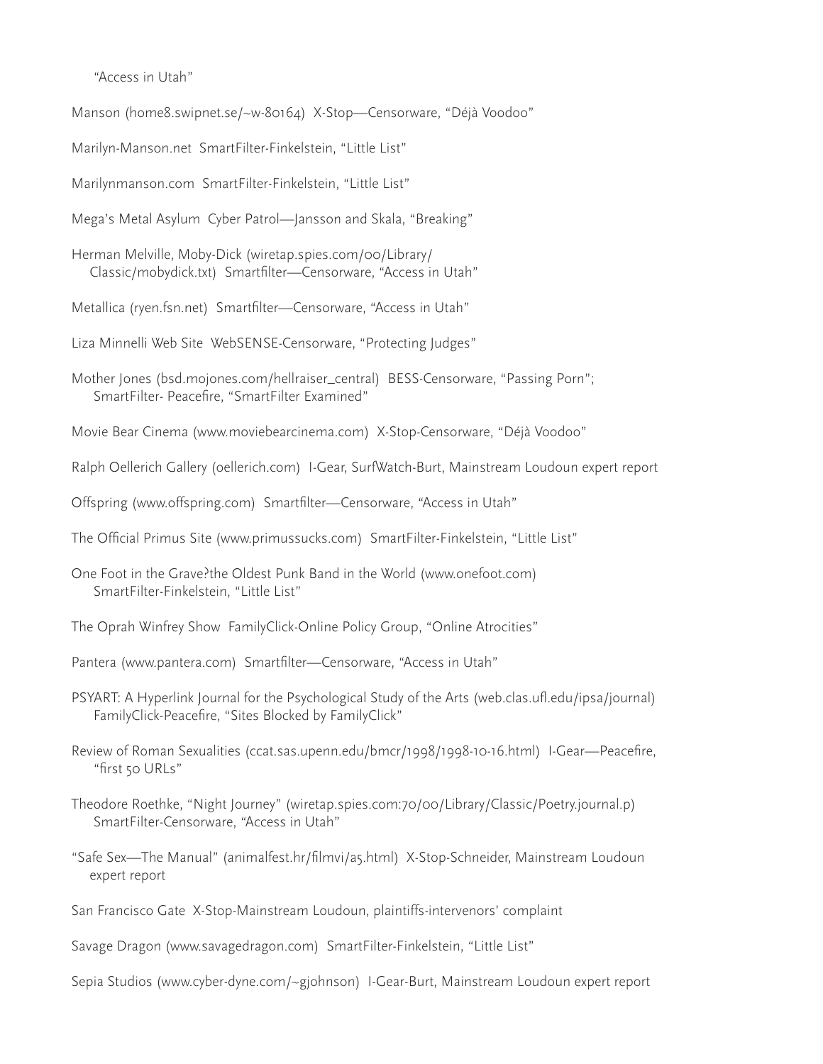"Access in Utah"

Manson (home8.swipnet.se/~w-80164)  X-Stop—Censorware, "Déjà Voodoo"

Marilyn-Manson.net  SmartFilter-Finkelstein, "Little List"

Marilynmanson.com  SmartFilter-Finkelstein, "Little List"

Mega's Metal Asylum  Cyber Patrol—Jansson and Skala, "Breaking"

Herman Melville, Moby-Dick (wiretap.spies.com/00/Library/Classic/mobydick.txt)  Smartfilter—Censorware, "Access in Utah"

Metallica (ryen.fsn.net)  Smartfilter—Censorware, "Access in Utah"

Liza Minnelli Web Site  WebSENSE-Censorware, "Protecting Judges"

Mother Jones (bsd.mojones.com/hellraiser_central)  BESS-Censorware, "Passing Porn"; SmartFilter- Peacefire, "SmartFilter Examined"

Movie Bear Cinema (www.moviebearcinema.com)  X-Stop-Censorware, "Déjà Voodoo"

Ralph Oellerich Gallery (oellerich.com)  I-Gear, SurfWatch-Burt, Mainstream Loudoun expert report

Offspring (www.offspring.com)  Smartfilter—Censorware, "Access in Utah"

The Official Primus Site (www.primussucks.com)  SmartFilter-Finkelstein, "Little List"

One Foot in the Grave?the Oldest Punk Band in the World (www.onefoot.com) SmartFilter-Finkelstein, "Little List"

The Oprah Winfrey Show  FamilyClick-Online Policy Group, "Online Atrocities"

Pantera (www.pantera.com)  Smartfilter—Censorware, "Access in Utah"

PSYART: A Hyperlink Journal for the Psychological Study of the Arts (web.clas.ufl.edu/ipsa/journal) FamilyClick-Peacefire, "Sites Blocked by FamilyClick"

Review of Roman Sexualities (ccat.sas.upenn.edu/bmcr/1998/1998-10-16.html)  I-Gear—Peacefire, "first 50 URLs"

Theodore Roethke, "Night Journey" (wiretap.spies.com:70/00/Library/Classic/Poetry.journal.p) SmartFilter-Censorware, "Access in Utah"

"Safe Sex—The Manual" (animalfest.hr/filmvi/a5.html)  X-Stop-Schneider, Mainstream Loudoun expert report

San Francisco Gate  X-Stop-Mainstream Loudoun, plaintiffs-intervenors' complaint

Savage Dragon (www.savagedragon.com)  SmartFilter-Finkelstein, "Little List"

Sepia Studios (www.cyber-dyne.com/~gjohnson)  I-Gear-Burt, Mainstream Loudoun expert report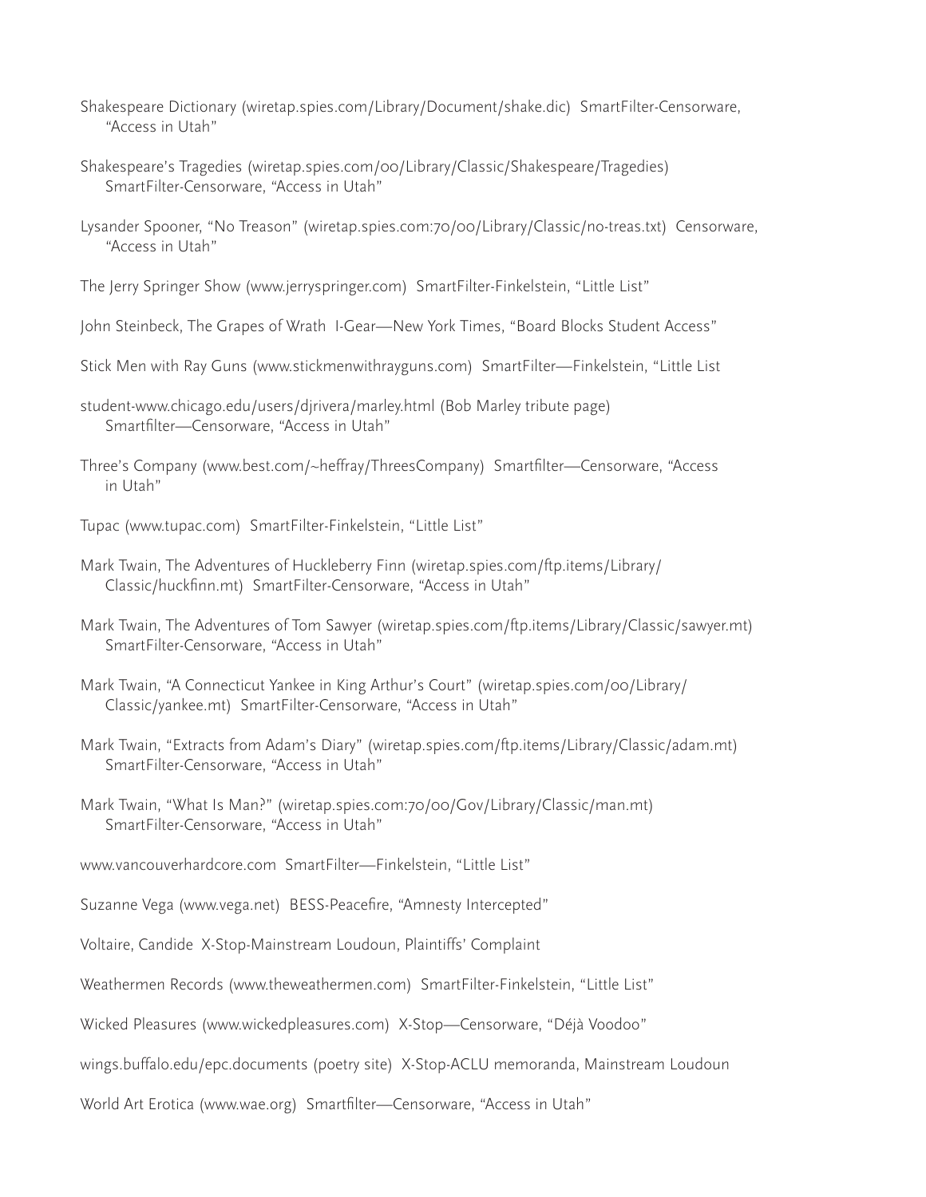Shakespeare Dictionary (wiretap.spies.com/Library/Document/shake.dic) SmartFilter-Censorware, "Access in Utah"

Shakespeare's Tragedies (wiretap.spies.com/00/Library/Classic/Shakespeare/Tragedies) SmartFilter-Censorware, "Access in Utah"

Lysander Spooner, "No Treason" (wiretap.spies.com:70/00/Library/Classic/no-treas.txt) Censorware, "Access in Utah"

The Jerry Springer Show (www.jerryspringer.com) SmartFilter-Finkelstein, "Little List"

John Steinbeck, The Grapes of Wrath I-Gear—New York Times, "Board Blocks Student Access"

Stick Men with Ray Guns (www.stickmenwithrayguns.com) SmartFilter—Finkelstein, "Little List

student-www.chicago.edu/users/djrivera/marley.html (Bob Marley tribute page) Smartfilter—Censorware, "Access in Utah"

Three's Company (www.best.com/~heffray/ThreesCompany) Smartfilter—Censorware, "Access in Utah"

Tupac (www.tupac.com) SmartFilter-Finkelstein, "Little List"

Mark Twain, The Adventures of Huckleberry Finn (wiretap.spies.com/ftp.items/Library/Classic/huckfinn.mt) SmartFilter-Censorware, "Access in Utah"

Mark Twain, The Adventures of Tom Sawyer (wiretap.spies.com/ftp.items/Library/Classic/sawyer.mt) SmartFilter-Censorware, "Access in Utah"

Mark Twain, "A Connecticut Yankee in King Arthur's Court" (wiretap.spies.com/00/Library/Classic/yankee.mt) SmartFilter-Censorware, "Access in Utah"

Mark Twain, "Extracts from Adam's Diary" (wiretap.spies.com/ftp.items/Library/Classic/adam.mt) SmartFilter-Censorware, "Access in Utah"

Mark Twain, "What Is Man?" (wiretap.spies.com:70/00/Gov/Library/Classic/man.mt) SmartFilter-Censorware, "Access in Utah"

www.vancouverhardcore.com SmartFilter—Finkelstein, "Little List"

Suzanne Vega (www.vega.net) BESS-Peacefire, "Amnesty Intercepted"

Voltaire, Candide X-Stop-Mainstream Loudoun, Plaintiffs' Complaint

Weathermen Records (www.theweathermen.com) SmartFilter-Finkelstein, "Little List"

Wicked Pleasures (www.wickedpleasures.com) X-Stop—Censorware, "Déjà Voodoo"

wings.buffalo.edu/epc.documents (poetry site) X-Stop-ACLU memoranda, Mainstream Loudoun

World Art Erotica (www.wae.org) Smartfilter—Censorware, "Access in Utah"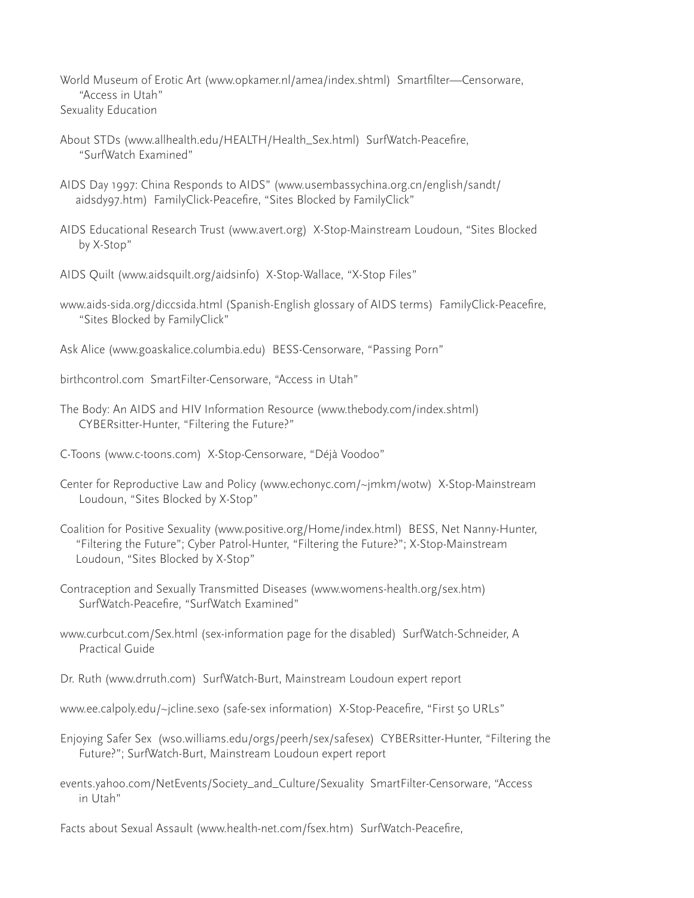World Museum of Erotic Art (www.opkamer.nl/amea/index.shtml) Smartfilter—Censorware, "Access in Utah"

Sexuality Education

About STDs (www.allhealth.edu/HEALTH/Health_Sex.html) SurfWatch-Peacefire, "SurfWatch Examined"

AIDS Day 1997: China Responds to AIDS" (www.usembassychina.org.cn/english/sandt/aidsdy97.htm) FamilyClick-Peacefire, "Sites Blocked by FamilyClick"

AIDS Educational Research Trust (www.avert.org) X-Stop-Mainstream Loudoun, "Sites Blocked by X-Stop"

AIDS Quilt (www.aidsquilt.org/aidsinfo) X-Stop-Wallace, "X-Stop Files"

www.aids-sida.org/diccsida.html (Spanish-English glossary of AIDS terms) FamilyClick-Peacefire, "Sites Blocked by FamilyClick"

Ask Alice (www.goaskalice.columbia.edu) BESS-Censorware, "Passing Porn"

birthcontrol.com SmartFilter-Censorware, "Access in Utah"

The Body: An AIDS and HIV Information Resource (www.thebody.com/index.shtml) CYBERsitter-Hunter, "Filtering the Future?"

C-Toons (www.c-toons.com) X-Stop-Censorware, "Déjà Voodoo"

Center for Reproductive Law and Policy (www.echonyc.com/~jmkm/wotw) X-Stop-Mainstream Loudoun, "Sites Blocked by X-Stop"

Coalition for Positive Sexuality (www.positive.org/Home/index.html) BESS, Net Nanny-Hunter, "Filtering the Future"; Cyber Patrol-Hunter, "Filtering the Future?"; X-Stop-Mainstream Loudoun, "Sites Blocked by X-Stop"

Contraception and Sexually Transmitted Diseases (www.womens-health.org/sex.htm) SurfWatch-Peacefire, "SurfWatch Examined"

www.curbcut.com/Sex.html (sex-information page for the disabled) SurfWatch-Schneider, A Practical Guide

Dr. Ruth (www.drruth.com) SurfWatch-Burt, Mainstream Loudoun expert report

www.ee.calpoly.edu/~jcline.sexo (safe-sex information) X-Stop-Peacefire, "First 50 URLs"

Enjoying Safer Sex (wso.williams.edu/orgs/peerh/sex/safesex) CYBERsitter-Hunter, "Filtering the Future?"; SurfWatch-Burt, Mainstream Loudoun expert report

events.yahoo.com/NetEvents/Society_and_Culture/Sexuality SmartFilter-Censorware, "Access in Utah"

Facts about Sexual Assault (www.health-net.com/fsex.htm) SurfWatch-Peacefire,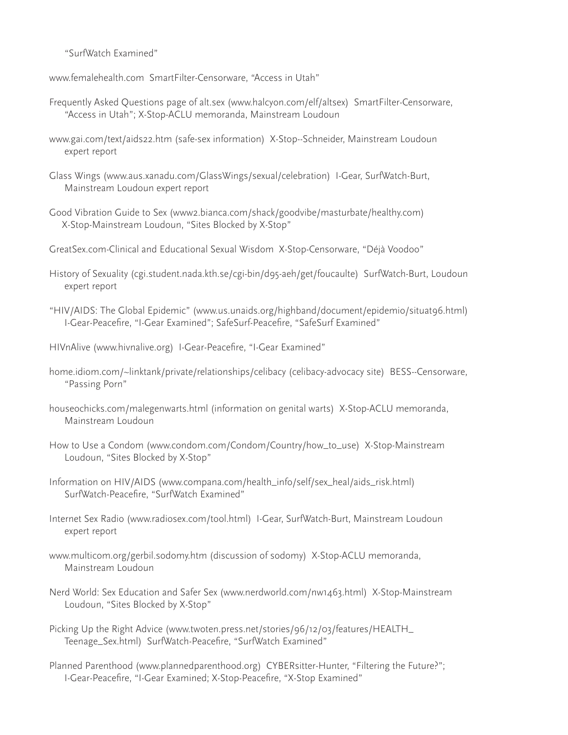"SurfWatch Examined"

www.femalehealth.com SmartFilter-Censorware, "Access in Utah"

Frequently Asked Questions page of alt.sex (www.halcyon.com/elf/altsex) SmartFilter-Censorware, "Access in Utah"; X-Stop-ACLU memoranda, Mainstream Loudoun

www.gai.com/text/aids22.htm (safe-sex information) X-Stop--Schneider, Mainstream Loudoun expert report

Glass Wings (www.aus.xanadu.com/GlassWings/sexual/celebration) I-Gear, SurfWatch-Burt, Mainstream Loudoun expert report

Good Vibration Guide to Sex (www2.bianca.com/shack/goodvibe/masturbate/healthy.com) X-Stop-Mainstream Loudoun, "Sites Blocked by X-Stop"

GreatSex.com-Clinical and Educational Sexual Wisdom X-Stop-Censorware, "Déjà Voodoo"

History of Sexuality (cgi.student.nada.kth.se/cgi-bin/d95-aeh/get/foucaulte) SurfWatch-Burt, Loudoun expert report

"HIV/AIDS: The Global Epidemic" (www.us.unaids.org/highband/document/epidemio/situat96.html) I-Gear-Peacefire, "I-Gear Examined"; SafeSurf-Peacefire, "SafeSurf Examined"

HIVnAlive (www.hivnalive.org) I-Gear-Peacefire, "I-Gear Examined"

home.idiom.com/~linktank/private/relationships/celibacy (celibacy-advocacy site) BESS--Censorware, "Passing Porn"

houseochicks.com/malegenwarts.html (information on genital warts) X-Stop-ACLU memoranda, Mainstream Loudoun

How to Use a Condom (www.condom.com/Condom/Country/how_to_use) X-Stop-Mainstream Loudoun, "Sites Blocked by X-Stop"

Information on HIV/AIDS (www.compana.com/health_info/self/sex_heal/aids_risk.html) SurfWatch-Peacefire, "SurfWatch Examined"

Internet Sex Radio (www.radiosex.com/tool.html) I-Gear, SurfWatch-Burt, Mainstream Loudoun expert report

www.multicom.org/gerbil.sodomy.htm (discussion of sodomy) X-Stop-ACLU memoranda, Mainstream Loudoun

Nerd World: Sex Education and Safer Sex (www.nerdworld.com/nw1463.html) X-Stop-Mainstream Loudoun, "Sites Blocked by X-Stop"

Picking Up the Right Advice (www.twoten.press.net/stories/96/12/03/features/HEALTH_Teenage_Sex.html) SurfWatch-Peacefire, "SurfWatch Examined"

Planned Parenthood (www.plannedparenthood.org) CYBERsitter-Hunter, "Filtering the Future?"; I-Gear-Peacefire, "I-Gear Examined; X-Stop-Peacefire, "X-Stop Examined"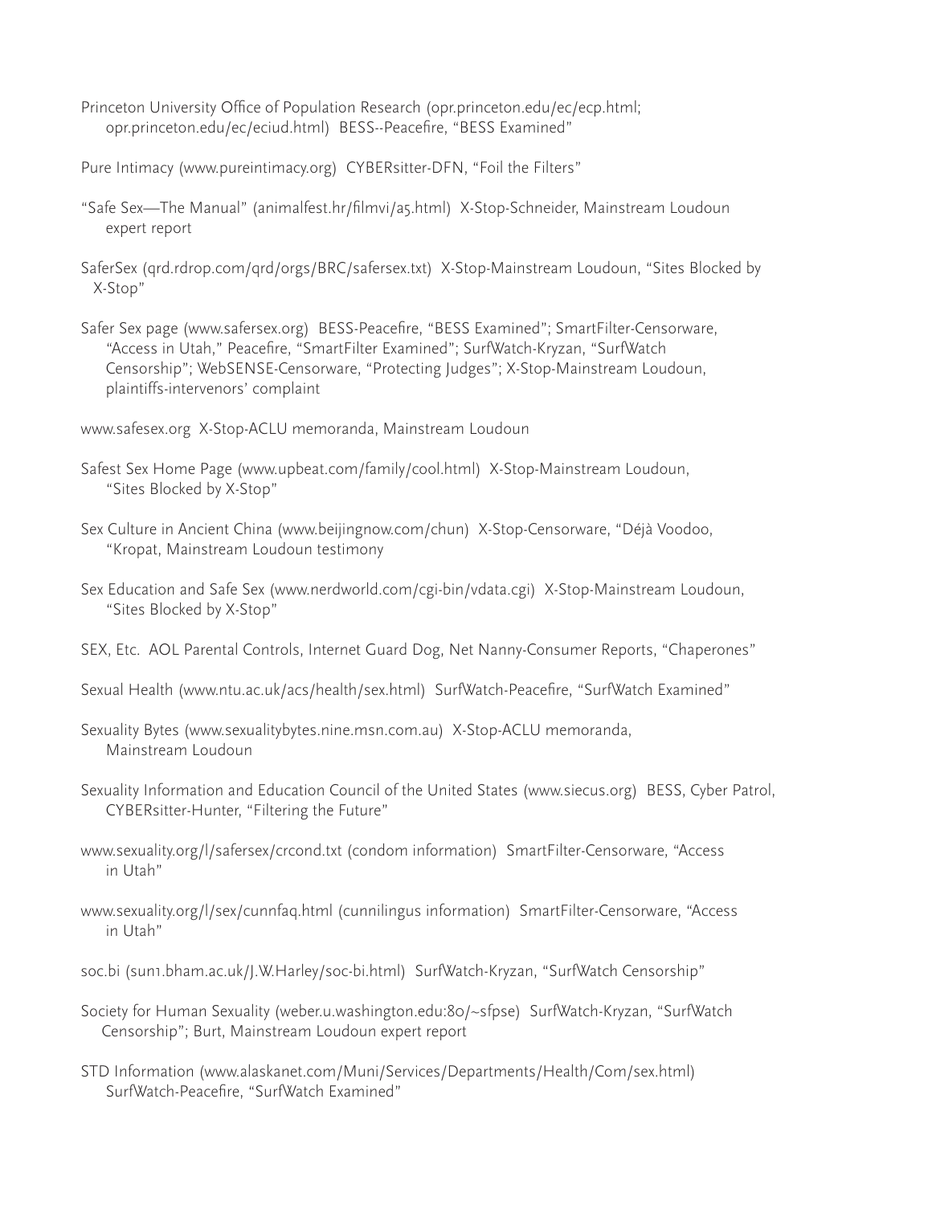Princeton University Office of Population Research (opr.princeton.edu/ec/ecp.html; opr.princeton.edu/ec/eciud.html) BESS--Peacefire, "BESS Examined"

Pure Intimacy (www.pureintimacy.org) CYBERsitter-DFN, "Foil the Filters"

"Safe Sex—The Manual" (animalfest.hr/filmvi/a5.html) X-Stop-Schneider, Mainstream Loudoun expert report

SaferSex (qrd.rdrop.com/qrd/orgs/BRC/safersex.txt) X-Stop-Mainstream Loudoun, "Sites Blocked by X-Stop"

Safer Sex page (www.safersex.org) BESS-Peacefire, "BESS Examined"; SmartFilter-Censorware, "Access in Utah," Peacefire, "SmartFilter Examined"; SurfWatch-Kryzan, "SurfWatch Censorship"; WebSENSE-Censorware, "Protecting Judges"; X-Stop-Mainstream Loudoun, plaintiffs-intervenors' complaint

www.safesex.org X-Stop-ACLU memoranda, Mainstream Loudoun

Safest Sex Home Page (www.upbeat.com/family/cool.html) X-Stop-Mainstream Loudoun, "Sites Blocked by X-Stop"

Sex Culture in Ancient China (www.beijingnow.com/chun) X-Stop-Censorware, "Déjà Voodoo, "Kropat, Mainstream Loudoun testimony

Sex Education and Safe Sex (www.nerdworld.com/cgi-bin/vdata.cgi) X-Stop-Mainstream Loudoun, "Sites Blocked by X-Stop"

SEX, Etc. AOL Parental Controls, Internet Guard Dog, Net Nanny-Consumer Reports, "Chaperones"

Sexual Health (www.ntu.ac.uk/acs/health/sex.html) SurfWatch-Peacefire, "SurfWatch Examined"

Sexuality Bytes (www.sexualitybytes.nine.msn.com.au) X-Stop-ACLU memoranda, Mainstream Loudoun

Sexuality Information and Education Council of the United States (www.siecus.org) BESS, Cyber Patrol, CYBERsitter-Hunter, "Filtering the Future"

www.sexuality.org/l/safersex/crcond.txt (condom information) SmartFilter-Censorware, "Access in Utah"

www.sexuality.org/l/sex/cunnfaq.html (cunnilingus information) SmartFilter-Censorware, "Access in Utah"

soc.bi (sun1.bham.ac.uk/J.W.Harley/soc-bi.html) SurfWatch-Kryzan, "SurfWatch Censorship"

Society for Human Sexuality (weber.u.washington.edu:80/~sfpse) SurfWatch-Kryzan, "SurfWatch Censorship"; Burt, Mainstream Loudoun expert report

STD Information (www.alaskanet.com/Muni/Services/Departments/Health/Com/sex.html) SurfWatch-Peacefire, "SurfWatch Examined"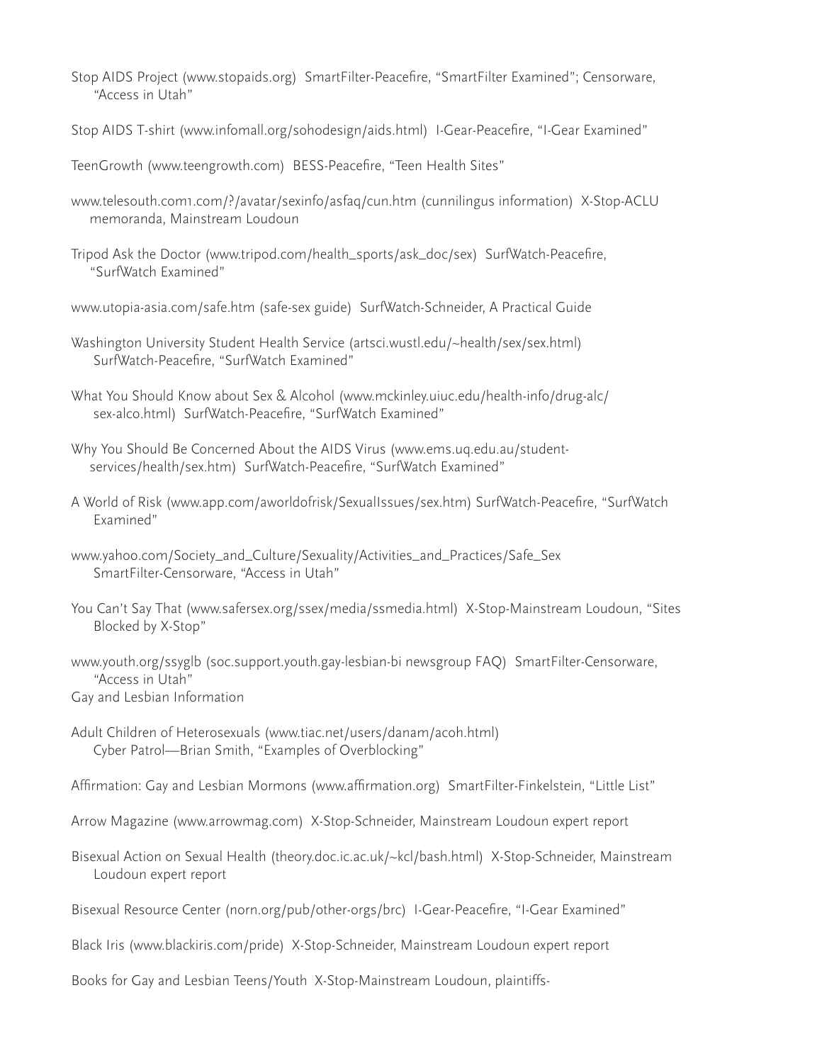Stop AIDS Project (www.stopaids.org) SmartFilter-Peacefire, "SmartFilter Examined"; Censorware, "Access in Utah"

Stop AIDS T-shirt (www.infomall.org/sohodesign/aids.html) I-Gear-Peacefire, "I-Gear Examined"

TeenGrowth (www.teengrowth.com) BESS-Peacefire, "Teen Health Sites"

www.telesouth.com1.com/?/avatar/sexinfo/asfaq/cun.htm (cunnilingus information) X-Stop-ACLU memoranda, Mainstream Loudoun

Tripod Ask the Doctor (www.tripod.com/health_sports/ask_doc/sex) SurfWatch-Peacefire, "SurfWatch Examined"

www.utopia-asia.com/safe.htm (safe-sex guide) SurfWatch-Schneider, A Practical Guide

Washington University Student Health Service (artsci.wustl.edu/~health/sex/sex.html) SurfWatch-Peacefire, "SurfWatch Examined"

What You Should Know about Sex & Alcohol (www.mckinley.uiuc.edu/health-info/drug-alc/sex-alco.html) SurfWatch-Peacefire, "SurfWatch Examined"

Why You Should Be Concerned About the AIDS Virus (www.ems.uq.edu.au/student-services/health/sex.htm) SurfWatch-Peacefire, "SurfWatch Examined"

A World of Risk (www.app.com/aworldofrisk/SexualIssues/sex.htm) SurfWatch-Peacefire, "SurfWatch Examined"

www.yahoo.com/Society_and_Culture/Sexuality/Activities_and_Practices/Safe_Sex SmartFilter-Censorware, "Access in Utah"

You Can't Say That (www.safersex.org/ssex/media/ssmedia.html) X-Stop-Mainstream Loudoun, "Sites Blocked by X-Stop"

www.youth.org/ssyglb (soc.support.youth.gay-lesbian-bi newsgroup FAQ) SmartFilter-Censorware, "Access in Utah"

Gay and Lesbian Information

Adult Children of Heterosexuals (www.tiac.net/users/danam/acoh.html) Cyber Patrol—Brian Smith, "Examples of Overblocking"

Affirmation: Gay and Lesbian Mormons (www.affirmation.org) SmartFilter-Finkelstein, "Little List"

Arrow Magazine (www.arrowmag.com) X-Stop-Schneider, Mainstream Loudoun expert report

Bisexual Action on Sexual Health (theory.doc.ic.ac.uk/~kcl/bash.html) X-Stop-Schneider, Mainstream Loudoun expert report

Bisexual Resource Center (norn.org/pub/other-orgs/brc) I-Gear-Peacefire, "I-Gear Examined"

Black Iris (www.blackiris.com/pride) X-Stop-Schneider, Mainstream Loudoun expert report

Books for Gay and Lesbian Teens/Youth X-Stop-Mainstream Loudoun, plaintiffs-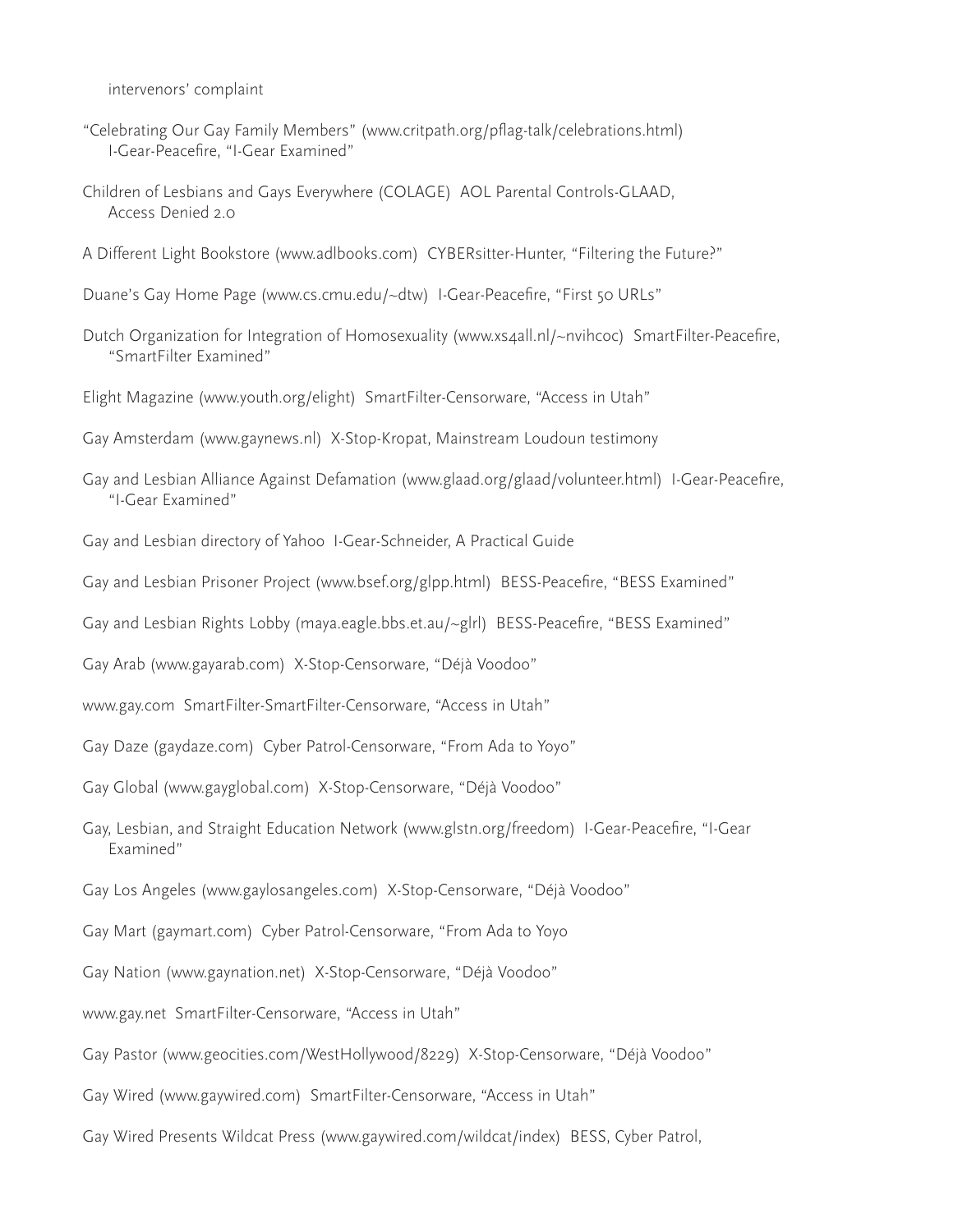intervenors' complaint

"Celebrating Our Gay Family Members" (www.critpath.org/pflag-talk/celebrations.html) I-Gear-Peacefire, "I-Gear Examined"

Children of Lesbians and Gays Everywhere (COLAGE) AOL Parental Controls-GLAAD, Access Denied 2.0

A Different Light Bookstore (www.adlbooks.com) CYBERsitter-Hunter, "Filtering the Future?"

Duane's Gay Home Page (www.cs.cmu.edu/~dtw) I-Gear-Peacefire, "First 50 URLs"

Dutch Organization for Integration of Homosexuality (www.xs4all.nl/~nvihcoc) SmartFilter-Peacefire, "SmartFilter Examined"

Elight Magazine (www.youth.org/elight) SmartFilter-Censorware, "Access in Utah"

Gay Amsterdam (www.gaynews.nl) X-Stop-Kropat, Mainstream Loudoun testimony

Gay and Lesbian Alliance Against Defamation (www.glaad.org/glaad/volunteer.html) I-Gear-Peacefire, "I-Gear Examined"

Gay and Lesbian directory of Yahoo I-Gear-Schneider, A Practical Guide

Gay and Lesbian Prisoner Project (www.bsef.org/glpp.html) BESS-Peacefire, "BESS Examined"

Gay and Lesbian Rights Lobby (maya.eagle.bbs.et.au/~glrl) BESS-Peacefire, "BESS Examined"

Gay Arab (www.gayarab.com) X-Stop-Censorware, "Déjà Voodoo"

www.gay.com SmartFilter-SmartFilter-Censorware, "Access in Utah"

Gay Daze (gaydaze.com) Cyber Patrol-Censorware, "From Ada to Yoyo"

Gay Global (www.gayglobal.com) X-Stop-Censorware, "Déjà Voodoo"

Gay, Lesbian, and Straight Education Network (www.glstn.org/freedom) I-Gear-Peacefire, "I-Gear Examined"

Gay Los Angeles (www.gaylosangeles.com) X-Stop-Censorware, "Déjà Voodoo"

Gay Mart (gaymart.com) Cyber Patrol-Censorware, "From Ada to Yoyo

Gay Nation (www.gaynation.net) X-Stop-Censorware, "Déjà Voodoo"

www.gay.net SmartFilter-Censorware, "Access in Utah"

Gay Pastor (www.geocities.com/WestHollywood/8229) X-Stop-Censorware, "Déjà Voodoo"

Gay Wired (www.gaywired.com) SmartFilter-Censorware, "Access in Utah"

Gay Wired Presents Wildcat Press (www.gaywired.com/wildcat/index) BESS, Cyber Patrol,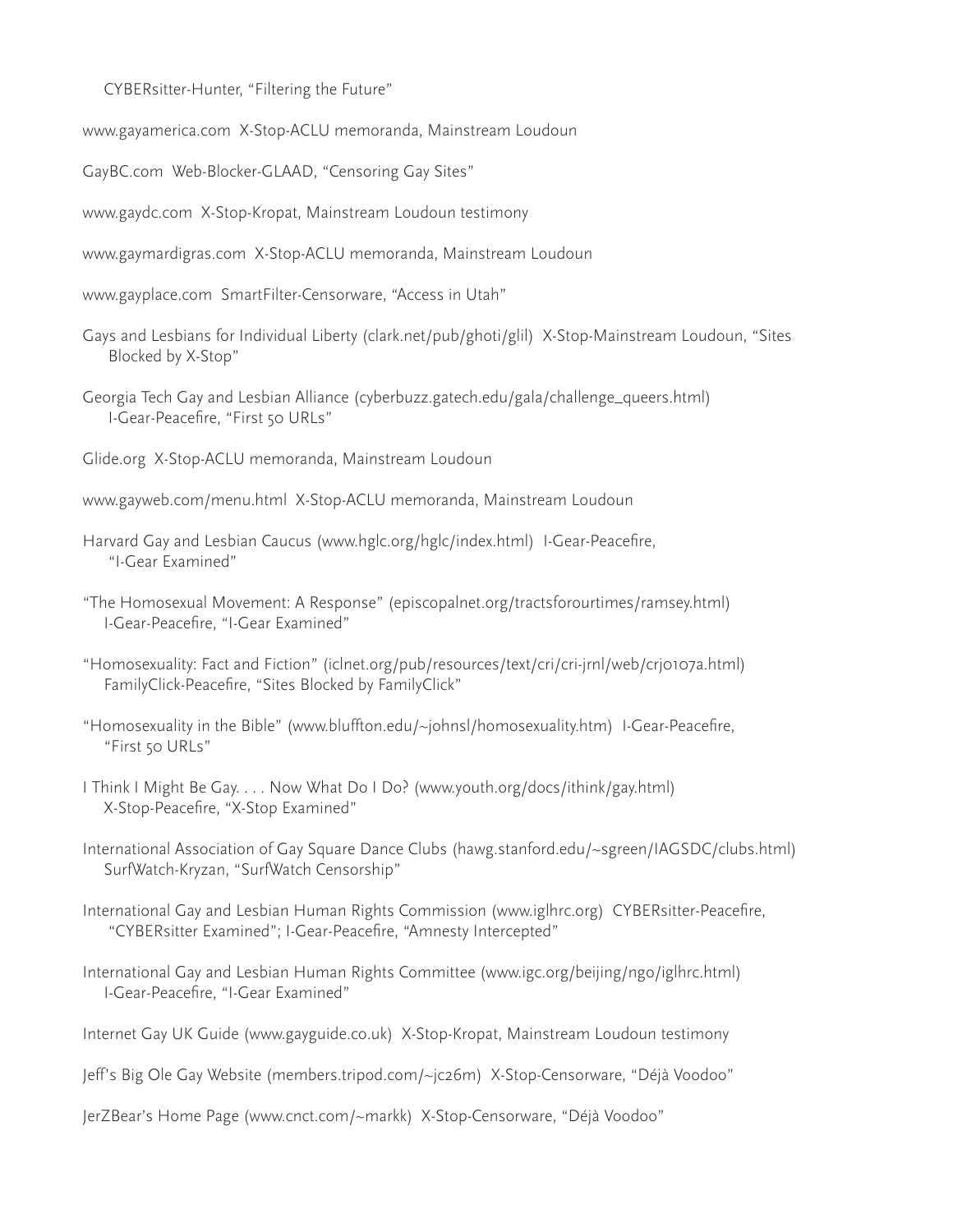CYBERsitter-Hunter, "Filtering the Future"

www.gayamerica.com  X-Stop-ACLU memoranda, Mainstream Loudoun

GayBC.com  Web-Blocker-GLAAD, "Censoring Gay Sites"

www.gaydc.com  X-Stop-Kropat, Mainstream Loudoun testimony

www.gaymardigras.com  X-Stop-ACLU memoranda, Mainstream Loudoun

www.gayplace.com  SmartFilter-Censorware, "Access in Utah"

Gays and Lesbians for Individual Liberty (clark.net/pub/ghoti/glil)  X-Stop-Mainstream Loudoun, "Sites Blocked by X-Stop"

Georgia Tech Gay and Lesbian Alliance (cyberbuzz.gatech.edu/gala/challenge_queers.html)  I-Gear-Peacefire, "First 50 URLs"

Glide.org  X-Stop-ACLU memoranda, Mainstream Loudoun

www.gayweb.com/menu.html  X-Stop-ACLU memoranda, Mainstream Loudoun

Harvard Gay and Lesbian Caucus (www.hglc.org/hglc/index.html)  I-Gear-Peacefire, "I-Gear Examined"

"The Homosexual Movement: A Response" (episcopalnet.org/tractsforourtimes/ramsey.html)  I-Gear-Peacefire, "I-Gear Examined"

"Homosexuality: Fact and Fiction" (iclnet.org/pub/resources/text/cri/cri-jrnl/web/crj0107a.html)  FamilyClick-Peacefire, "Sites Blocked by FamilyClick"

"Homosexuality in the Bible" (www.bluffton.edu/~johnsl/homosexuality.htm)  I-Gear-Peacefire, "First 50 URLs"

I Think I Might Be Gay. . . . Now What Do I Do? (www.youth.org/docs/ithink/gay.html)  X-Stop-Peacefire, "X-Stop Examined"

International Association of Gay Square Dance Clubs (hawg.stanford.edu/~sgreen/IAGSDC/clubs.html)  SurfWatch-Kryzan, "SurfWatch Censorship"

International Gay and Lesbian Human Rights Commission (www.iglhrc.org)  CYBERsitter-Peacefire, "CYBERsitter Examined"; I-Gear-Peacefire, "Amnesty Intercepted"

International Gay and Lesbian Human Rights Committee (www.igc.org/beijing/ngo/iglhrc.html)  I-Gear-Peacefire, "I-Gear Examined"

Internet Gay UK Guide (www.gayguide.co.uk)  X-Stop-Kropat, Mainstream Loudoun testimony

Jeff's Big Ole Gay Website (members.tripod.com/~jc26m)  X-Stop-Censorware, "Déjà Voodoo"

JerZBear's Home Page (www.cnct.com/~markk)  X-Stop-Censorware, "Déjà Voodoo"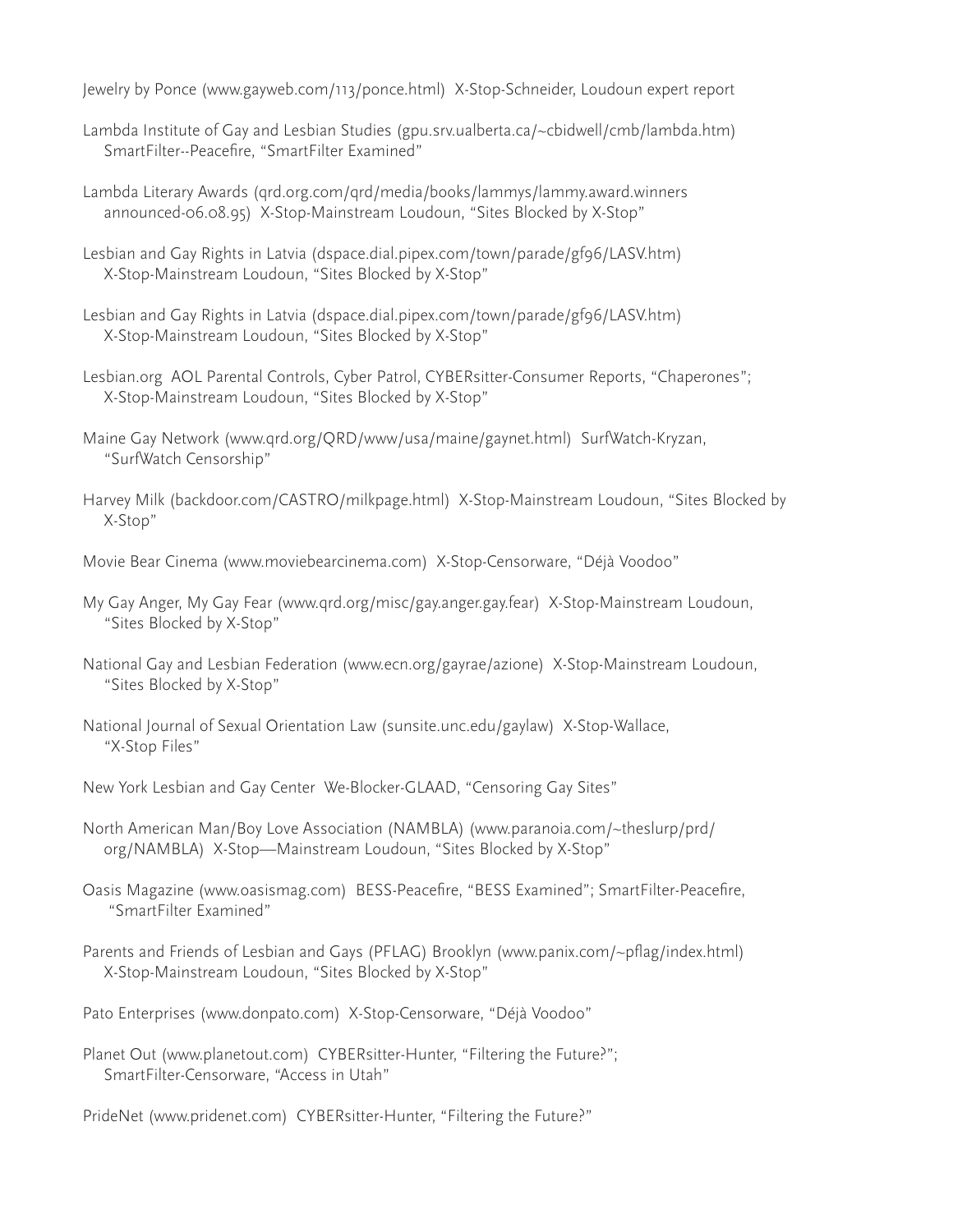Jewelry by Ponce (www.gayweb.com/113/ponce.html) X-Stop-Schneider, Loudoun expert report

Lambda Institute of Gay and Lesbian Studies (gpu.srv.ualberta.ca/~cbidwell/cmb/lambda.htm) SmartFilter--Peacefire, "SmartFilter Examined"

Lambda Literary Awards (qrd.org.com/qrd/media/books/lammys/lammy.award.winners announced-06.08.95) X-Stop-Mainstream Loudoun, "Sites Blocked by X-Stop"

Lesbian and Gay Rights in Latvia (dspace.dial.pipex.com/town/parade/gf96/LASV.htm) X-Stop-Mainstream Loudoun, "Sites Blocked by X-Stop"

Lesbian and Gay Rights in Latvia (dspace.dial.pipex.com/town/parade/gf96/LASV.htm) X-Stop-Mainstream Loudoun, "Sites Blocked by X-Stop"

Lesbian.org AOL Parental Controls, Cyber Patrol, CYBERsitter-Consumer Reports, "Chaperones"; X-Stop-Mainstream Loudoun, "Sites Blocked by X-Stop"

Maine Gay Network (www.qrd.org/QRD/www/usa/maine/gaynet.html) SurfWatch-Kryzan, "SurfWatch Censorship"

Harvey Milk (backdoor.com/CASTRO/milkpage.html) X-Stop-Mainstream Loudoun, "Sites Blocked by X-Stop"

Movie Bear Cinema (www.moviebearcinema.com) X-Stop-Censorware, "Déjà Voodoo"

My Gay Anger, My Gay Fear (www.qrd.org/misc/gay.anger.gay.fear) X-Stop-Mainstream Loudoun, "Sites Blocked by X-Stop"

National Gay and Lesbian Federation (www.ecn.org/gayrae/azione) X-Stop-Mainstream Loudoun, "Sites Blocked by X-Stop"

National Journal of Sexual Orientation Law (sunsite.unc.edu/gaylaw) X-Stop-Wallace, "X-Stop Files"

New York Lesbian and Gay Center We-Blocker-GLAAD, "Censoring Gay Sites"

North American Man/Boy Love Association (NAMBLA) (www.paranoia.com/~theslurp/prd/org/NAMBLA) X-Stop—Mainstream Loudoun, "Sites Blocked by X-Stop"

Oasis Magazine (www.oasismag.com) BESS-Peacefire, "BESS Examined"; SmartFilter-Peacefire, "SmartFilter Examined"

Parents and Friends of Lesbian and Gays (PFLAG) Brooklyn (www.panix.com/~pflag/index.html) X-Stop-Mainstream Loudoun, "Sites Blocked by X-Stop"

Pato Enterprises (www.donpato.com) X-Stop-Censorware, "Déjà Voodoo"

Planet Out (www.planetout.com) CYBERsitter-Hunter, "Filtering the Future?"; SmartFilter-Censorware, "Access in Utah"

PrideNet (www.pridenet.com) CYBERsitter-Hunter, "Filtering the Future?"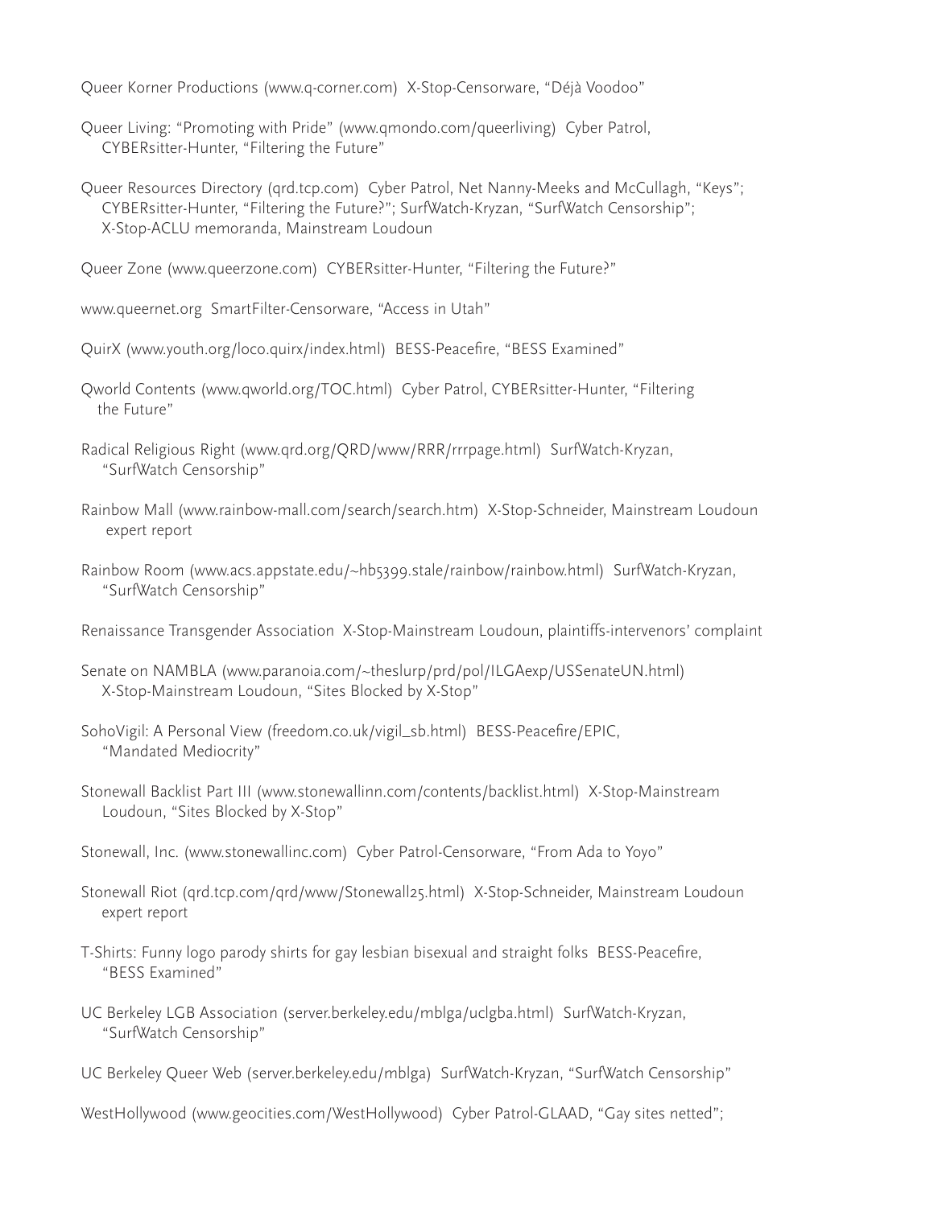Queer Korner Productions (www.q-corner.com)  X-Stop-Censorware, “Déjà Voodoo”

Queer Living: “Promoting with Pride” (www.qmondo.com/queerliving)  Cyber Patrol, CYBERsitter-Hunter, “Filtering the Future”

Queer Resources Directory (qrd.tcp.com)  Cyber Patrol, Net Nanny-Meeks and McCullagh, “Keys”; CYBERsitter-Hunter, “Filtering the Future?”; SurfWatch-Kryzan, “SurfWatch Censorship”; X-Stop-ACLU memoranda, Mainstream Loudoun

Queer Zone (www.queerzone.com)  CYBERsitter-Hunter, “Filtering the Future?”

www.queernet.org  SmartFilter-Censorware, “Access in Utah”

QuirX (www.youth.org/loco.quirx/index.html)  BESS-Peacefire, “BESS Examined”

Qworld Contents (www.qworld.org/TOC.html)  Cyber Patrol, CYBERsitter-Hunter, “Filtering the Future”

Radical Religious Right (www.qrd.org/QRD/www/RRR/rrrpage.html)  SurfWatch-Kryzan, “SurfWatch Censorship”

Rainbow Mall (www.rainbow-mall.com/search/search.htm)  X-Stop-Schneider, Mainstream Loudoun expert report

Rainbow Room (www.acs.appstate.edu/~hb5399.stale/rainbow/rainbow.html)  SurfWatch-Kryzan, “SurfWatch Censorship”

Renaissance Transgender Association  X-Stop-Mainstream Loudoun, plaintiffs-intervenors’ complaint

Senate on NAMBLA (www.paranoia.com/~theslurp/prd/pol/ILGAexp/USSenateUN.html)  X-Stop-Mainstream Loudoun, “Sites Blocked by X-Stop”

SohoVigil: A Personal View (freedom.co.uk/vigil_sb.html)  BESS-Peacefire/EPIC, “Mandated Mediocrity”

Stonewall Backlist Part III (www.stonewallinn.com/contents/backlist.html)  X-Stop-Mainstream Loudoun, “Sites Blocked by X-Stop”

Stonewall, Inc. (www.stonewallinc.com)  Cyber Patrol-Censorware, “From Ada to Yoyo”

Stonewall Riot (qrd.tcp.com/qrd/www/Stonewall25.html)  X-Stop-Schneider, Mainstream Loudoun expert report

T-Shirts: Funny logo parody shirts for gay lesbian bisexual and straight folks  BESS-Peacefire, “BESS Examined”

UC Berkeley LGB Association (server.berkeley.edu/mblga/uclgba.html)  SurfWatch-Kryzan, “SurfWatch Censorship”

UC Berkeley Queer Web (server.berkeley.edu/mblga)  SurfWatch-Kryzan, “SurfWatch Censorship”

WestHollywood (www.geocities.com/WestHollywood)  Cyber Patrol-GLAAD, “Gay sites netted”;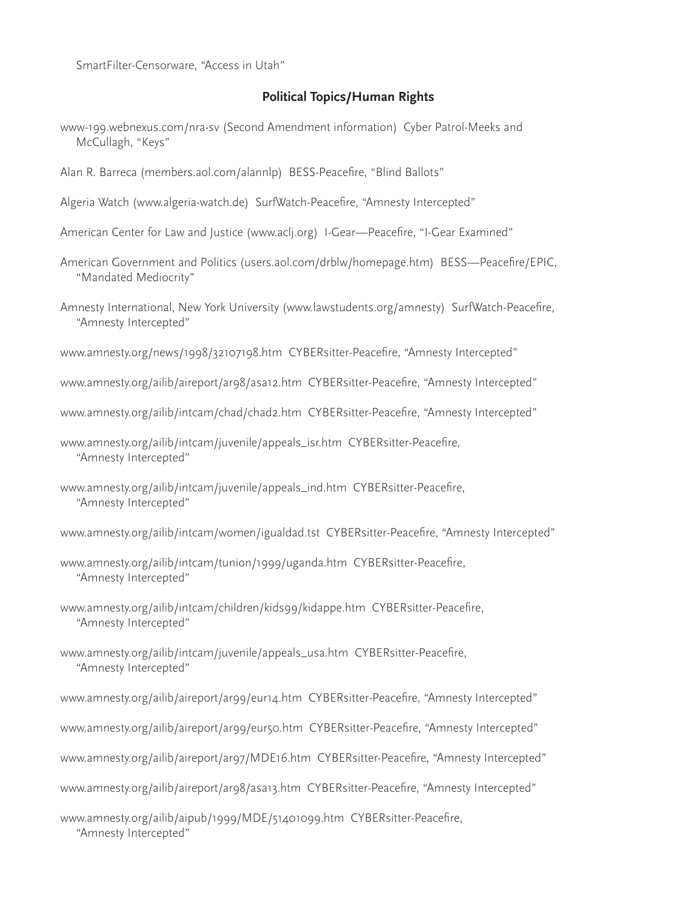SmartFilter-Censorware, "Access in Utah"

## Political Topics/Human Rights

www-199.webnexus.com/nra-sv (Second Amendment information) Cyber Patrol-Meeks and McCullagh, "Keys"

Alan R. Barreca (members.aol.com/alannlp) BESS-Peacefire, "Blind Ballots"

Algeria Watch (www.algeria-watch.de) SurfWatch-Peacefire, "Amnesty Intercepted"

American Center for Law and Justice (www.aclj.org) I-Gear—Peacefire, "I-Gear Examined"

American Government and Politics (users.aol.com/drblw/homepage.htm) BESS—Peacefire/EPIC, "Mandated Mediocrity"

Amnesty International, New York University (www.lawstudents.org/amnesty) SurfWatch-Peacefire, "Amnesty Intercepted"

www.amnesty.org/news/1998/32107198.htm CYBERsitter-Peacefire, "Amnesty Intercepted"

www.amnesty.org/ailib/aireport/ar98/asa12.htm CYBERsitter-Peacefire, "Amnesty Intercepted"

www.amnesty.org/ailib/intcam/chad/chad2.htm CYBERsitter-Peacefire, "Amnesty Intercepted"

www.amnesty.org/ailib/intcam/juvenile/appeals_isr.htm CYBERsitter-Peacefire, "Amnesty Intercepted"

www.amnesty.org/ailib/intcam/juvenile/appeals_ind.htm CYBERsitter-Peacefire, "Amnesty Intercepted"

www.amnesty.org/ailib/intcam/women/igualdad.tst CYBERsitter-Peacefire, "Amnesty Intercepted"

www.amnesty.org/ailib/intcam/tunion/1999/uganda.htm CYBERsitter-Peacefire, "Amnesty Intercepted"

www.amnesty.org/ailib/intcam/children/kids99/kidappe.htm CYBERsitter-Peacefire, "Amnesty Intercepted"

www.amnesty.org/ailib/intcam/juvenile/appeals_usa.htm CYBERsitter-Peacefire, "Amnesty Intercepted"

www.amnesty.org/ailib/aireport/ar99/eur14.htm CYBERsitter-Peacefire, "Amnesty Intercepted"

www.amnesty.org/ailib/aireport/ar99/eur50.htm CYBERsitter-Peacefire, "Amnesty Intercepted"

www.amnesty.org/ailib/aireport/ar97/MDE16.htm CYBERsitter-Peacefire, "Amnesty Intercepted"

www.amnesty.org/ailib/aireport/ar98/asa13.htm CYBERsitter-Peacefire, "Amnesty Intercepted"

www.amnesty.org/ailib/aipub/1999/MDE/51401099.htm CYBERsitter-Peacefire, "Amnesty Intercepted"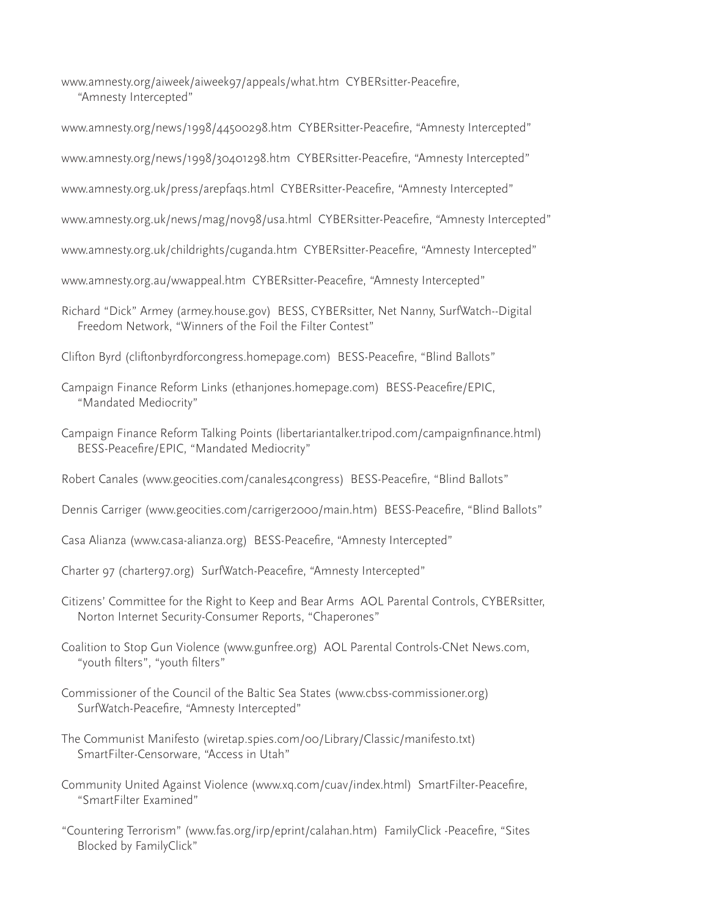www.amnesty.org/aiweek/aiweek97/appeals/what.htm CYBERsitter-Peacefire, "Amnesty Intercepted"

www.amnesty.org/news/1998/44500298.htm CYBERsitter-Peacefire, "Amnesty Intercepted"

www.amnesty.org/news/1998/30401298.htm CYBERsitter-Peacefire, "Amnesty Intercepted"

www.amnesty.org.uk/press/arepfaqs.html CYBERsitter-Peacefire, "Amnesty Intercepted"

www.amnesty.org.uk/news/mag/nov98/usa.html CYBERsitter-Peacefire, "Amnesty Intercepted"

www.amnesty.org.uk/childrights/cuganda.htm CYBERsitter-Peacefire, "Amnesty Intercepted"

www.amnesty.org.au/wwappeal.htm CYBERsitter-Peacefire, "Amnesty Intercepted"

Richard "Dick" Armey (armey.house.gov) BESS, CYBERsitter, Net Nanny, SurfWatch--Digital Freedom Network, "Winners of the Foil the Filter Contest"

Clifton Byrd (cliftonbyrdforcongress.homepage.com) BESS-Peacefire, "Blind Ballots"

Campaign Finance Reform Links (ethanjones.homepage.com) BESS-Peacefire/EPIC, "Mandated Mediocrity"

Campaign Finance Reform Talking Points (libertariantalker.tripod.com/campaignfinance.html) BESS-Peacefire/EPIC, "Mandated Mediocrity"

Robert Canales (www.geocities.com/canales4congress) BESS-Peacefire, "Blind Ballots"

Dennis Carriger (www.geocities.com/carriger2000/main.htm) BESS-Peacefire, "Blind Ballots"

Casa Alianza (www.casa-alianza.org) BESS-Peacefire, "Amnesty Intercepted"

Charter 97 (charter97.org) SurfWatch-Peacefire, "Amnesty Intercepted"

Citizens' Committee for the Right to Keep and Bear Arms AOL Parental Controls, CYBERsitter, Norton Internet Security-Consumer Reports, "Chaperones"

Coalition to Stop Gun Violence (www.gunfree.org) AOL Parental Controls-CNet News.com, "youth filters", "youth filters"

Commissioner of the Council of the Baltic Sea States (www.cbss-commissioner.org) SurfWatch-Peacefire, "Amnesty Intercepted"

The Communist Manifesto (wiretap.spies.com/00/Library/Classic/manifesto.txt) SmartFilter-Censorware, "Access in Utah"

Community United Against Violence (www.xq.com/cuav/index.html) SmartFilter-Peacefire, "SmartFilter Examined"

"Countering Terrorism" (www.fas.org/irp/eprint/calahan.htm) FamilyClick -Peacefire, "Sites Blocked by FamilyClick"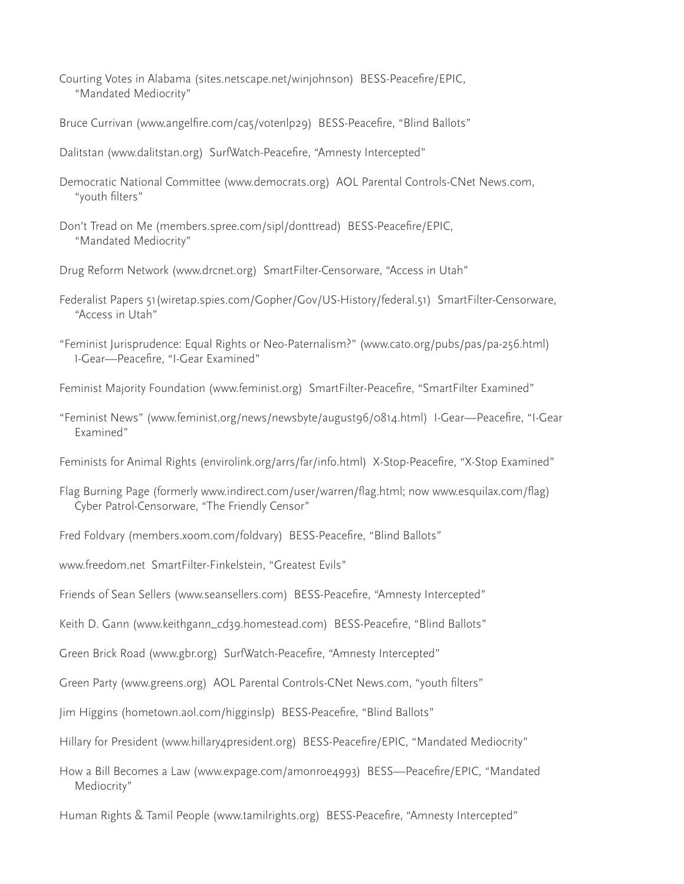Courting Votes in Alabama (sites.netscape.net/winjohnson) BESS-Peacefire/EPIC, "Mandated Mediocrity"

Bruce Currivan (www.angelfire.com/ca5/votenlp29) BESS-Peacefire, "Blind Ballots"

Dalitstan (www.dalitstan.org) SurfWatch-Peacefire, "Amnesty Intercepted"

Democratic National Committee (www.democrats.org) AOL Parental Controls-CNet News.com, "youth filters"

Don't Tread on Me (members.spree.com/sipl/donttread) BESS-Peacefire/EPIC, "Mandated Mediocrity"

Drug Reform Network (www.drcnet.org) SmartFilter-Censorware, "Access in Utah"

Federalist Papers 51 (wiretap.spies.com/Gopher/Gov/US-History/federal.51) SmartFilter-Censorware, "Access in Utah"

"Feminist Jurisprudence: Equal Rights or Neo-Paternalism?" (www.cato.org/pubs/pas/pa-256.html) I-Gear—Peacefire, "I-Gear Examined"

Feminist Majority Foundation (www.feminist.org) SmartFilter-Peacefire, "SmartFilter Examined"

"Feminist News" (www.feminist.org/news/newsbyte/august96/0814.html) I-Gear—Peacefire, "I-Gear Examined"

Feminists for Animal Rights (envirolink.org/arrs/far/info.html) X-Stop-Peacefire, "X-Stop Examined"

Flag Burning Page (formerly www.indirect.com/user/warren/flag.html; now www.esquilax.com/flag) Cyber Patrol-Censorware, "The Friendly Censor"

Fred Foldvary (members.xoom.com/foldvary) BESS-Peacefire, "Blind Ballots"

www.freedom.net SmartFilter-Finkelstein, "Greatest Evils"

Friends of Sean Sellers (www.seansellers.com) BESS-Peacefire, "Amnesty Intercepted"

Keith D. Gann (www.keithgann_cd39.homestead.com) BESS-Peacefire, "Blind Ballots"

Green Brick Road (www.gbr.org) SurfWatch-Peacefire, "Amnesty Intercepted"

Green Party (www.greens.org) AOL Parental Controls-CNet News.com, "youth filters"

Jim Higgins (hometown.aol.com/higginslp) BESS-Peacefire, "Blind Ballots"

Hillary for President (www.hillary4president.org) BESS-Peacefire/EPIC, "Mandated Mediocrity"

How a Bill Becomes a Law (www.expage.com/amonroe4993) BESS—Peacefire/EPIC, "Mandated Mediocrity"

Human Rights & Tamil People (www.tamilrights.org) BESS-Peacefire, "Amnesty Intercepted"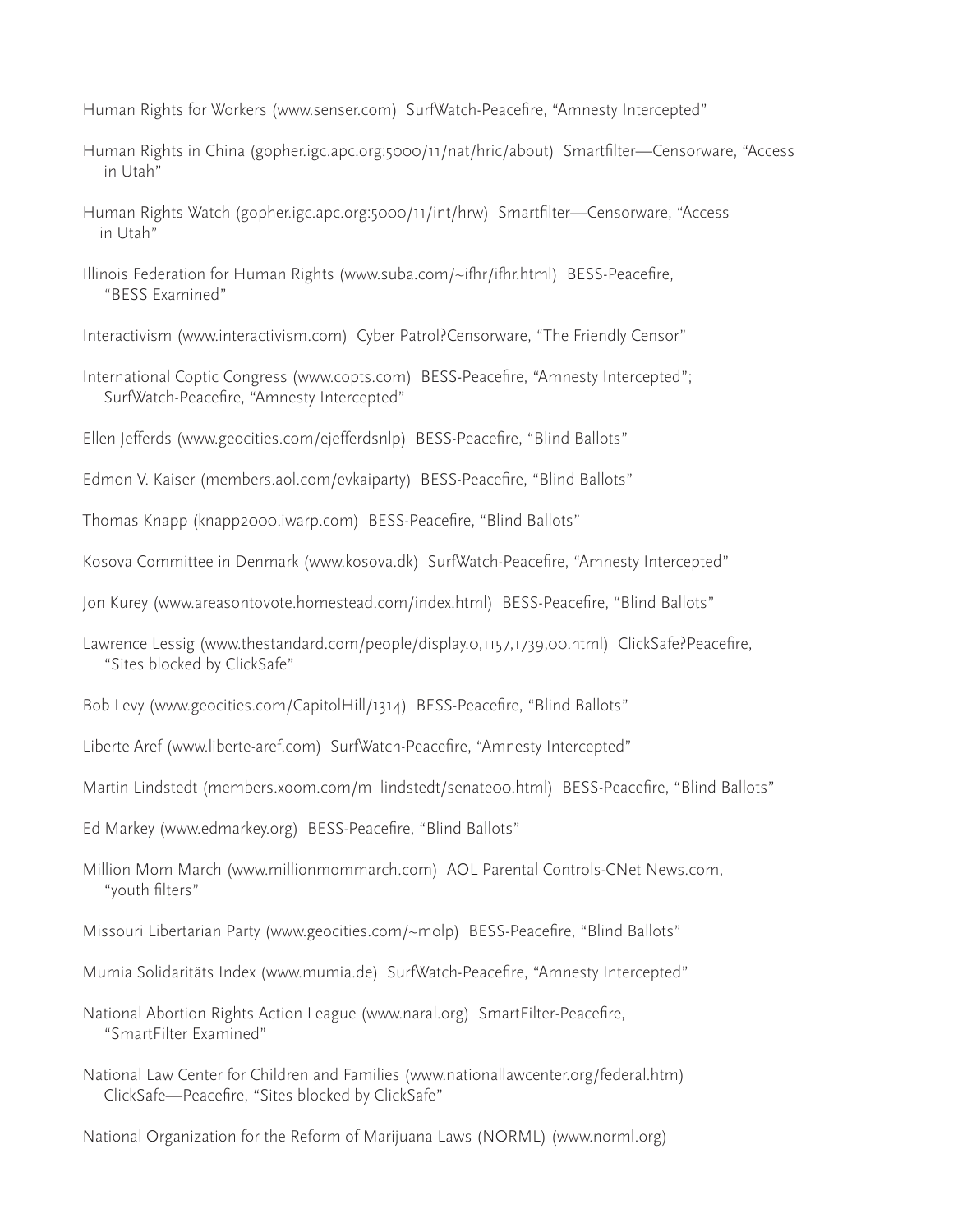Human Rights for Workers (www.senser.com)  SurfWatch-Peacefire, "Amnesty Intercepted"

Human Rights in China (gopher.igc.apc.org:5000/11/nat/hric/about)  Smartfilter—Censorware, "Access in Utah"

Human Rights Watch (gopher.igc.apc.org:5000/11/int/hrw)  Smartfilter—Censorware, "Access in Utah"

Illinois Federation for Human Rights (www.suba.com/~ifhr/ifhr.html)  BESS-Peacefire, "BESS Examined"

Interactivism (www.interactivism.com)  Cyber Patrol?Censorware, "The Friendly Censor"

International Coptic Congress (www.copts.com)  BESS-Peacefire, "Amnesty Intercepted"; SurfWatch-Peacefire, "Amnesty Intercepted"

Ellen Jefferds (www.geocities.com/ejefferdsnlp)  BESS-Peacefire, "Blind Ballots"

Edmon V. Kaiser (members.aol.com/evkaiparty)  BESS-Peacefire, "Blind Ballots"

Thomas Knapp (knapp2000.iwarp.com)  BESS-Peacefire, "Blind Ballots"

Kosova Committee in Denmark (www.kosova.dk)  SurfWatch-Peacefire, "Amnesty Intercepted"

Jon Kurey (www.areasontovote.homestead.com/index.html)  BESS-Peacefire, "Blind Ballots"

Lawrence Lessig (www.thestandard.com/people/display.0,1157,1739,00.html)  ClickSafe?Peacefire, "Sites blocked by ClickSafe"

Bob Levy (www.geocities.com/CapitolHill/1314)  BESS-Peacefire, "Blind Ballots"

Liberte Aref (www.liberte-aref.com)  SurfWatch-Peacefire, "Amnesty Intercepted"

Martin Lindstedt (members.xoom.com/m_lindstedt/senate00.html)  BESS-Peacefire, "Blind Ballots"

Ed Markey (www.edmarkey.org)  BESS-Peacefire, "Blind Ballots"

Million Mom March (www.millionmommarch.com)  AOL Parental Controls-CNet News.com, "youth filters"

Missouri Libertarian Party (www.geocities.com/~molp)  BESS-Peacefire, "Blind Ballots"

Mumia Solidaritäts Index (www.mumia.de)  SurfWatch-Peacefire, "Amnesty Intercepted"

National Abortion Rights Action League (www.naral.org)  SmartFilter-Peacefire, "SmartFilter Examined"

National Law Center for Children and Families (www.nationallawcenter.org/federal.htm)  ClickSafe—Peacefire, "Sites blocked by ClickSafe"

National Organization for the Reform of Marijuana Laws (NORML) (www.norml.org)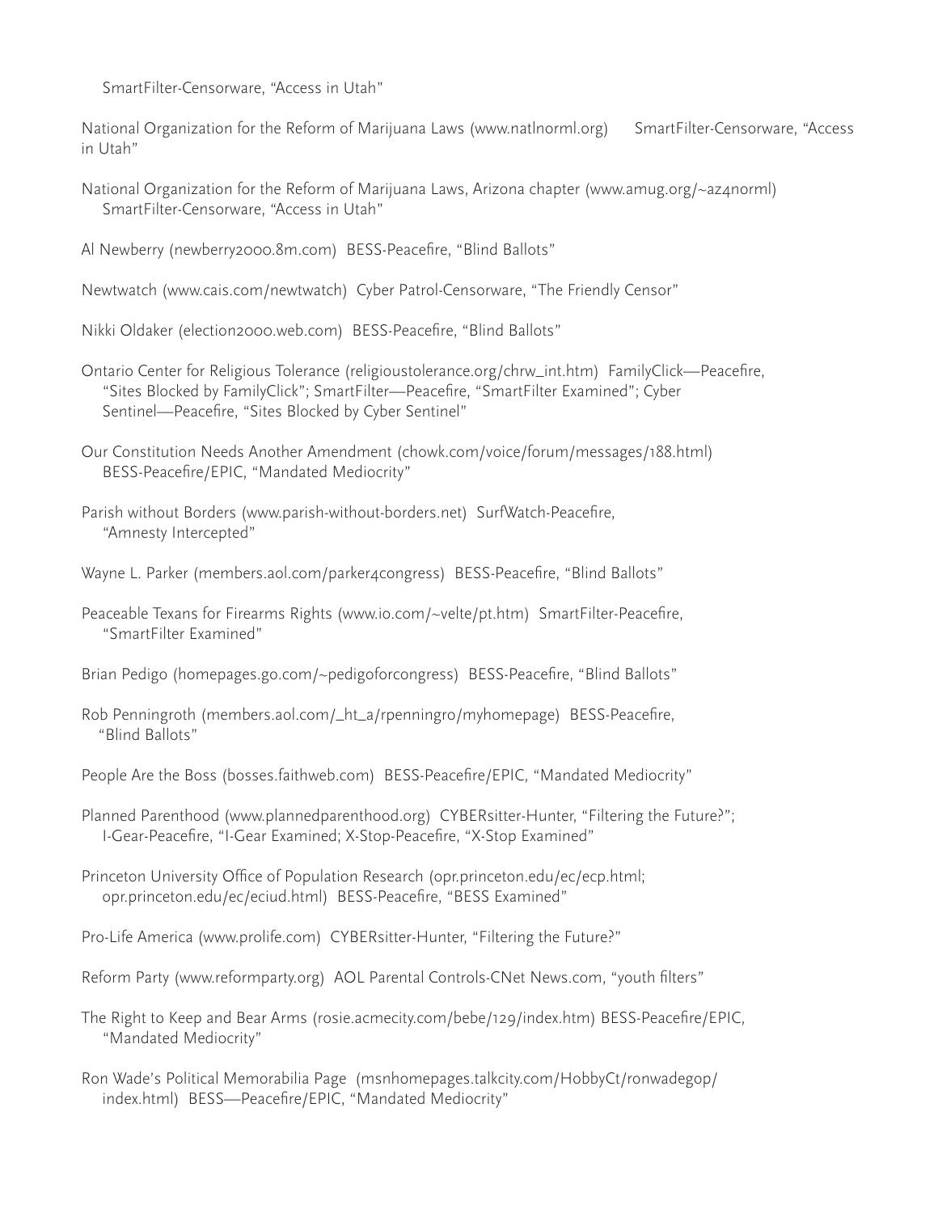SmartFilter-Censorware, "Access in Utah"

National Organization for the Reform of Marijuana Laws (www.natlnorml.org) SmartFilter-Censorware, "Access in Utah"

National Organization for the Reform of Marijuana Laws, Arizona chapter (www.amug.org/~az4norml) SmartFilter-Censorware, "Access in Utah"

Al Newberry (newberry2000.8m.com) BESS-Peacefire, "Blind Ballots"

Newtwatch (www.cais.com/newtwatch) Cyber Patrol-Censorware, "The Friendly Censor"

Nikki Oldaker (election2000.web.com) BESS-Peacefire, "Blind Ballots"

Ontario Center for Religious Tolerance (religioustolerance.org/chrw_int.htm) FamilyClick—Peacefire, "Sites Blocked by FamilyClick"; SmartFilter—Peacefire, "SmartFilter Examined"; Cyber Sentinel—Peacefire, "Sites Blocked by Cyber Sentinel"

Our Constitution Needs Another Amendment (chowk.com/voice/forum/messages/188.html) BESS-Peacefire/EPIC, "Mandated Mediocrity"

Parish without Borders (www.parish-without-borders.net) SurfWatch-Peacefire, "Amnesty Intercepted"

Wayne L. Parker (members.aol.com/parker4congress) BESS-Peacefire, "Blind Ballots"

Peaceable Texans for Firearms Rights (www.io.com/~velte/pt.htm) SmartFilter-Peacefire, "SmartFilter Examined"

Brian Pedigo (homepages.go.com/~pedigoforcongress) BESS-Peacefire, "Blind Ballots"

Rob Penningroth (members.aol.com/_ht_a/rpenningro/myhomepage) BESS-Peacefire, "Blind Ballots"

People Are the Boss (bosses.faithweb.com) BESS-Peacefire/EPIC, "Mandated Mediocrity"

Planned Parenthood (www.plannedparenthood.org) CYBERsitter-Hunter, "Filtering the Future?"; I-Gear-Peacefire, "I-Gear Examined; X-Stop-Peacefire, "X-Stop Examined"

Princeton University Office of Population Research (opr.princeton.edu/ec/ecp.html; opr.princeton.edu/ec/eciud.html) BESS-Peacefire, "BESS Examined"

Pro-Life America (www.prolife.com) CYBERsitter-Hunter, "Filtering the Future?"

Reform Party (www.reformparty.org) AOL Parental Controls-CNet News.com, "youth filters"

The Right to Keep and Bear Arms (rosie.acmecity.com/bebe/129/index.htm) BESS-Peacefire/EPIC, "Mandated Mediocrity"

Ron Wade's Political Memorabilia Page (msnhomepages.talkcity.com/HobbyCt/ronwadegop/index.html) BESS—Peacefire/EPIC, "Mandated Mediocrity"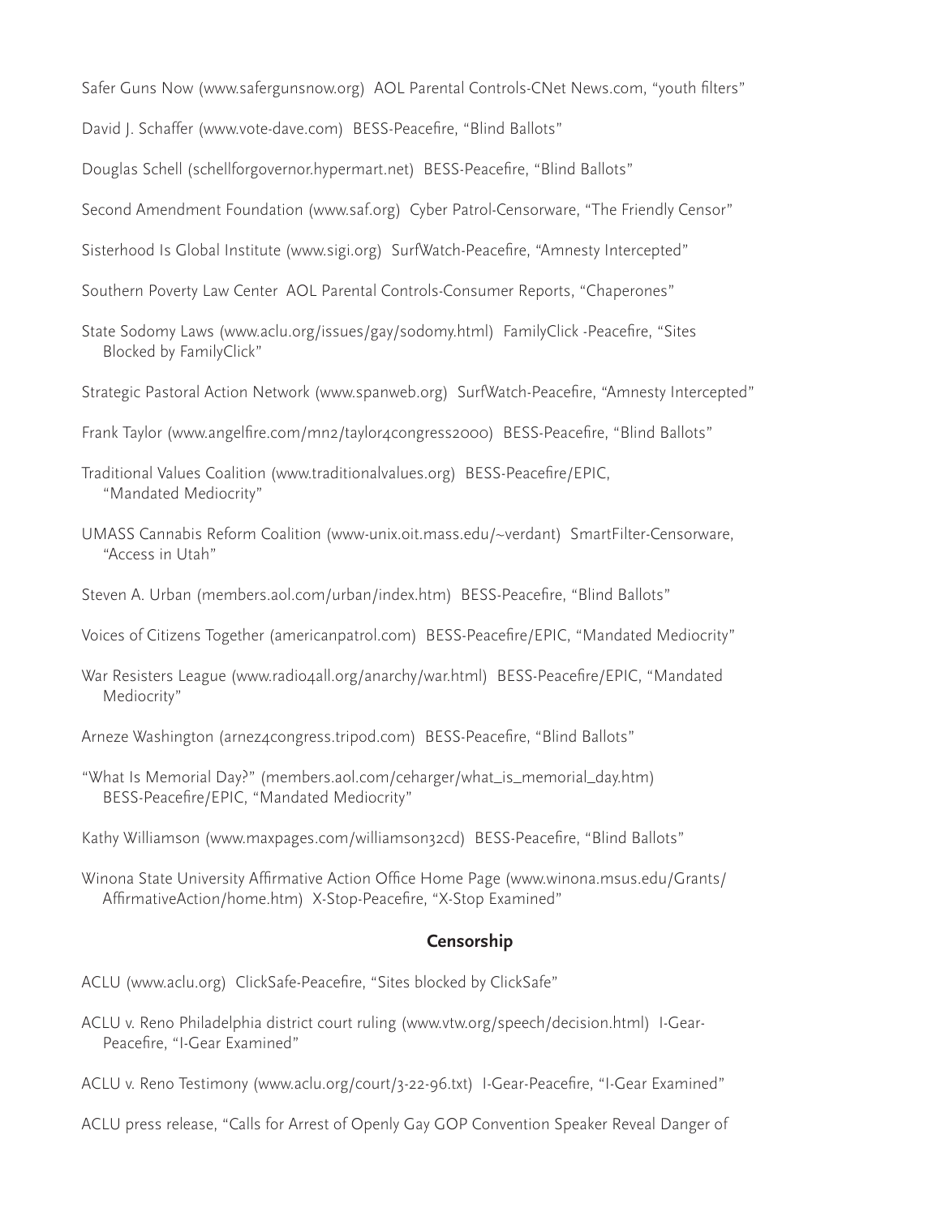Safer Guns Now (www.safergunsnow.org) AOL Parental Controls-CNet News.com, "youth filters"

David J. Schaffer (www.vote-dave.com) BESS-Peacefire, "Blind Ballots"

Douglas Schell (schellforgovernor.hypermart.net) BESS-Peacefire, "Blind Ballots"

Second Amendment Foundation (www.saf.org) Cyber Patrol-Censorware, "The Friendly Censor"

Sisterhood Is Global Institute (www.sigi.org) SurfWatch-Peacefire, "Amnesty Intercepted"

Southern Poverty Law Center AOL Parental Controls-Consumer Reports, "Chaperones"

State Sodomy Laws (www.aclu.org/issues/gay/sodomy.html) FamilyClick -Peacefire, "Sites Blocked by FamilyClick"

Strategic Pastoral Action Network (www.spanweb.org) SurfWatch-Peacefire, "Amnesty Intercepted"

Frank Taylor (www.angelfire.com/mn2/taylor4congress2000) BESS-Peacefire, "Blind Ballots"

Traditional Values Coalition (www.traditionalvalues.org) BESS-Peacefire/EPIC, "Mandated Mediocrity"

UMASS Cannabis Reform Coalition (www-unix.oit.mass.edu/~verdant) SmartFilter-Censorware, "Access in Utah"

Steven A. Urban (members.aol.com/urban/index.htm) BESS-Peacefire, "Blind Ballots"

Voices of Citizens Together (americanpatrol.com) BESS-Peacefire/EPIC, "Mandated Mediocrity"

War Resisters League (www.radio4all.org/anarchy/war.html) BESS-Peacefire/EPIC, "Mandated Mediocrity"

Arneze Washington (arnez4congress.tripod.com) BESS-Peacefire, "Blind Ballots"

"What Is Memorial Day?" (members.aol.com/ceharger/what_is_memorial_day.htm) BESS-Peacefire/EPIC, "Mandated Mediocrity"

Kathy Williamson (www.maxpages.com/williamson32cd) BESS-Peacefire, "Blind Ballots"

Winona State University Affirmative Action Office Home Page (www.winona.msus.edu/Grants/AffirmativeAction/home.htm) X-Stop-Peacefire, "X-Stop Examined"

**Censorship**

ACLU (www.aclu.org) ClickSafe-Peacefire, "Sites blocked by ClickSafe"

ACLU v. Reno Philadelphia district court ruling (www.vtw.org/speech/decision.html) I-Gear-Peacefire, "I-Gear Examined"

ACLU v. Reno Testimony (www.aclu.org/court/3-22-96.txt) I-Gear-Peacefire, "I-Gear Examined"

ACLU press release, "Calls for Arrest of Openly Gay GOP Convention Speaker Reveal Danger of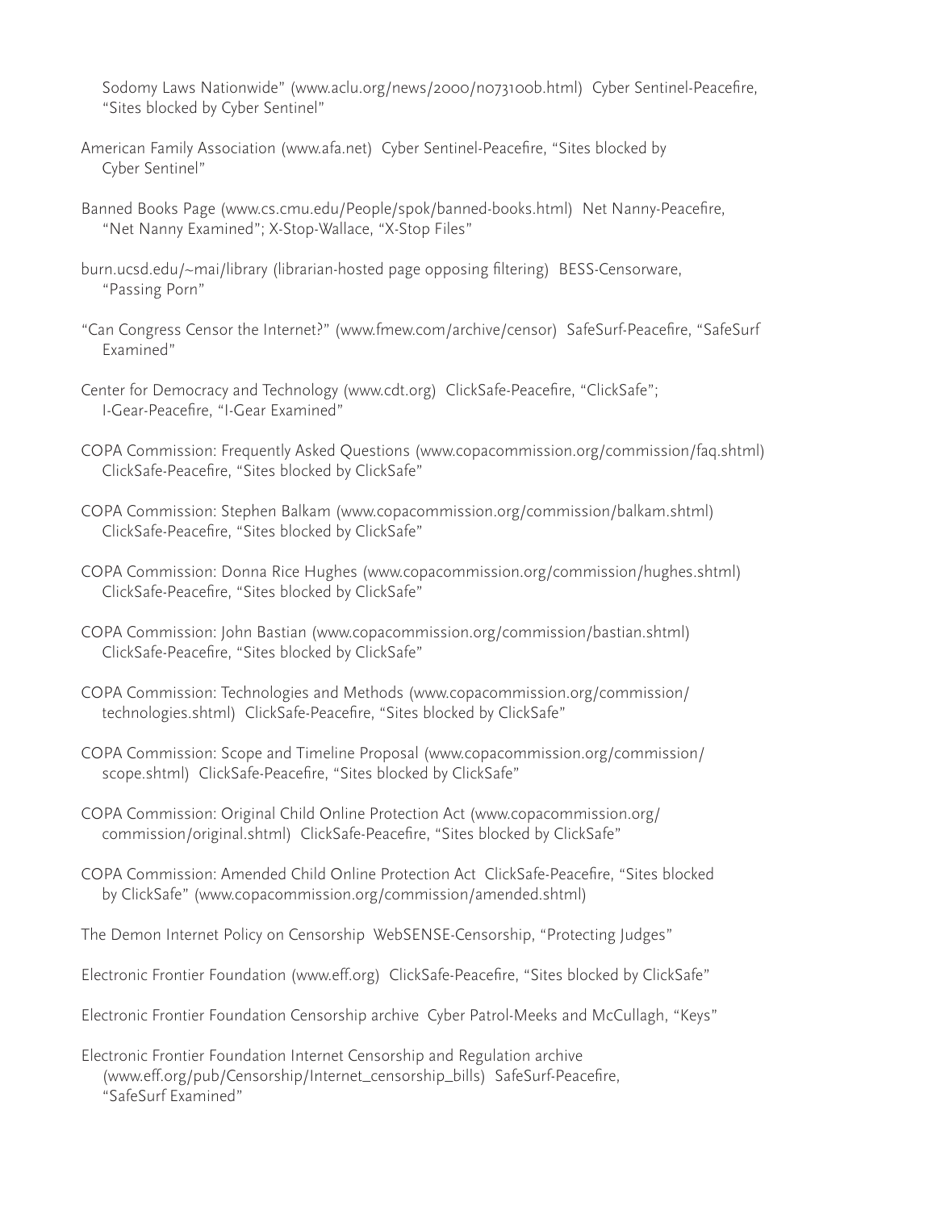Sodomy Laws Nationwide" (www.aclu.org/news/2000/n073100b.html)  Cyber Sentinel-Peacefire, "Sites blocked by Cyber Sentinel"

American Family Association (www.afa.net)  Cyber Sentinel-Peacefire, "Sites blocked by Cyber Sentinel"

Banned Books Page (www.cs.cmu.edu/People/spok/banned-books.html)  Net Nanny-Peacefire, "Net Nanny Examined"; X-Stop-Wallace, "X-Stop Files"

burn.ucsd.edu/~mai/library (librarian-hosted page opposing filtering)  BESS-Censorware, "Passing Porn"

"Can Congress Censor the Internet?" (www.fmew.com/archive/censor)  SafeSurf-Peacefire, "SafeSurf Examined"

Center for Democracy and Technology (www.cdt.org)  ClickSafe-Peacefire, "ClickSafe"; I-Gear-Peacefire, "I-Gear Examined"

COPA Commission: Frequently Asked Questions (www.copacommission.org/commission/faq.shtml)  ClickSafe-Peacefire, "Sites blocked by ClickSafe"

COPA Commission: Stephen Balkam (www.copacommission.org/commission/balkam.shtml)  ClickSafe-Peacefire, "Sites blocked by ClickSafe"

COPA Commission: Donna Rice Hughes (www.copacommission.org/commission/hughes.shtml)  ClickSafe-Peacefire, "Sites blocked by ClickSafe"

COPA Commission: John Bastian (www.copacommission.org/commission/bastian.shtml)  ClickSafe-Peacefire, "Sites blocked by ClickSafe"

COPA Commission: Technologies and Methods (www.copacommission.org/commission/technologies.shtml)  ClickSafe-Peacefire, "Sites blocked by ClickSafe"

COPA Commission: Scope and Timeline Proposal (www.copacommission.org/commission/scope.shtml)  ClickSafe-Peacefire, "Sites blocked by ClickSafe"

COPA Commission: Original Child Online Protection Act (www.copacommission.org/commission/original.shtml)  ClickSafe-Peacefire, "Sites blocked by ClickSafe"

COPA Commission: Amended Child Online Protection Act  ClickSafe-Peacefire, "Sites blocked by ClickSafe" (www.copacommission.org/commission/amended.shtml)

The Demon Internet Policy on Censorship  WebSENSE-Censorship, "Protecting Judges"

Electronic Frontier Foundation (www.eff.org)  ClickSafe-Peacefire, "Sites blocked by ClickSafe"

Electronic Frontier Foundation Censorship archive  Cyber Patrol-Meeks and McCullagh, "Keys"

Electronic Frontier Foundation Internet Censorship and Regulation archive (www.eff.org/pub/Censorship/Internet_censorship_bills)  SafeSurf-Peacefire, "SafeSurf Examined"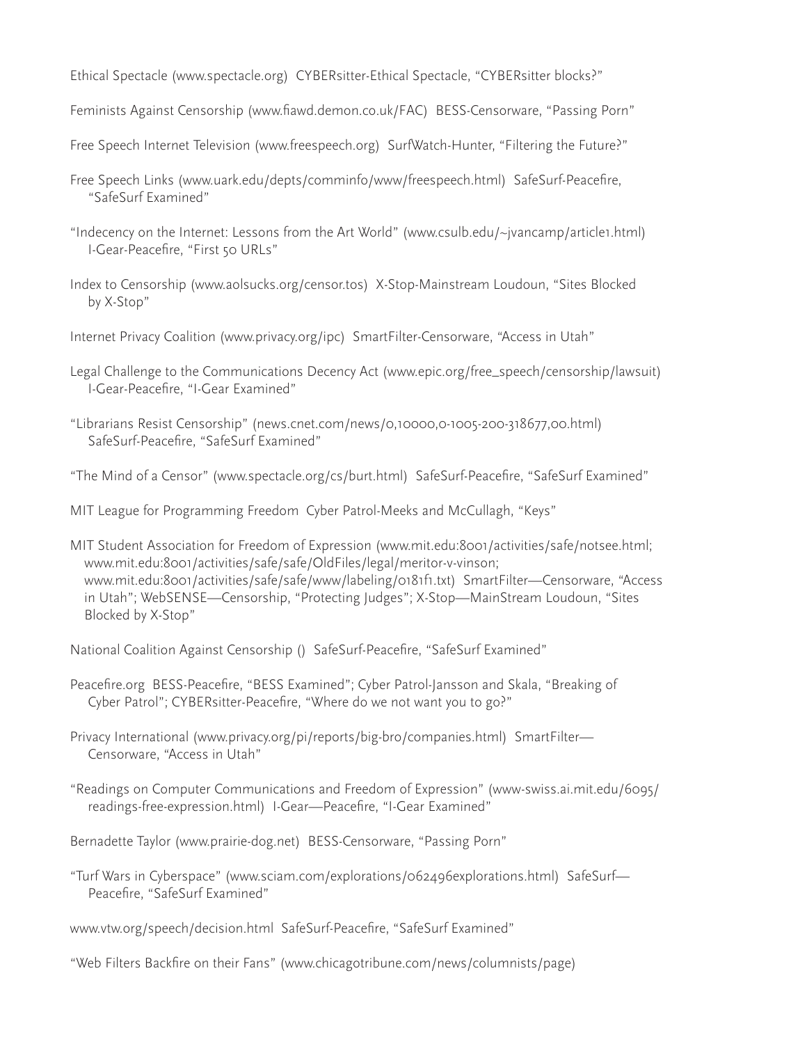Ethical Spectacle (www.spectacle.org) CYBERsitter-Ethical Spectacle, "CYBERsitter blocks?"

Feminists Against Censorship (www.fiawd.demon.co.uk/FAC) BESS-Censorware, "Passing Porn"

Free Speech Internet Television (www.freespeech.org) SurfWatch-Hunter, "Filtering the Future?"

Free Speech Links (www.uark.edu/depts/comminfo/www/freespeech.html) SafeSurf-Peacefire, "SafeSurf Examined"

"Indecency on the Internet: Lessons from the Art World" (www.csulb.edu/~jvancamp/article1.html) I-Gear-Peacefire, "First 50 URLs"

Index to Censorship (www.aolsucks.org/censor.tos) X-Stop-Mainstream Loudoun, "Sites Blocked by X-Stop"

Internet Privacy Coalition (www.privacy.org/ipc) SmartFilter-Censorware, "Access in Utah"

Legal Challenge to the Communications Decency Act (www.epic.org/free_speech/censorship/lawsuit) I-Gear-Peacefire, "I-Gear Examined"

"Librarians Resist Censorship" (news.cnet.com/news/0,10000,0-1005-200-318677,00.html) SafeSurf-Peacefire, "SafeSurf Examined"

"The Mind of a Censor" (www.spectacle.org/cs/burt.html) SafeSurf-Peacefire, "SafeSurf Examined"

MIT League for Programming Freedom Cyber Patrol-Meeks and McCullagh, "Keys"

MIT Student Association for Freedom of Expression (www.mit.edu:8001/activities/safe/notsee.html; www.mit.edu:8001/activities/safe/safe/OldFiles/legal/meritor-v-vinson; www.mit.edu:8001/activities/safe/safe/www/labeling/0181f1.txt) SmartFilter—Censorware, "Access in Utah"; WebSENSE—Censorship, "Protecting Judges"; X-Stop—MainStream Loudoun, "Sites Blocked by X-Stop"

National Coalition Against Censorship () SafeSurf-Peacefire, "SafeSurf Examined"

Peacefire.org BESS-Peacefire, "BESS Examined"; Cyber Patrol-Jansson and Skala, "Breaking of Cyber Patrol"; CYBERsitter-Peacefire, "Where do we not want you to go?"

Privacy International (www.privacy.org/pi/reports/big-bro/companies.html) SmartFilter—Censorware, "Access in Utah"

"Readings on Computer Communications and Freedom of Expression" (www-swiss.ai.mit.edu/6095/readings-free-expression.html) I-Gear—Peacefire, "I-Gear Examined"

Bernadette Taylor (www.prairie-dog.net) BESS-Censorware, "Passing Porn"

"Turf Wars in Cyberspace" (www.sciam.com/explorations/062496explorations.html) SafeSurf—Peacefire, "SafeSurf Examined"

www.vtw.org/speech/decision.html SafeSurf-Peacefire, "SafeSurf Examined"

"Web Filters Backfire on their Fans" (www.chicagotribune.com/news/columnists/page)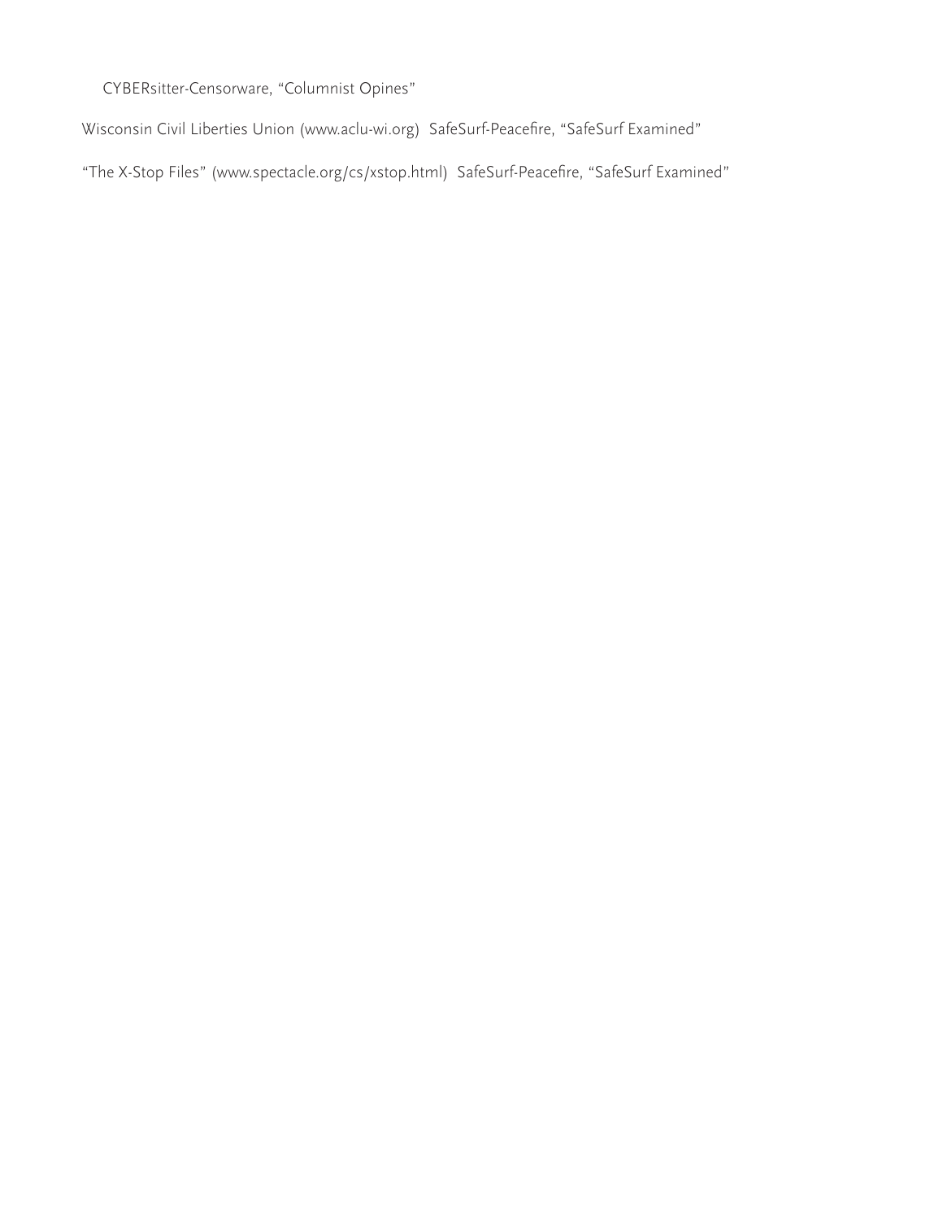CYBERsitter-Censorware, "Columnist Opines"

Wisconsin Civil Liberties Union (www.aclu-wi.org) SafeSurf-Peacefire, "SafeSurf Examined"

"The X-Stop Files" (www.spectacle.org/cs/xstop.html) SafeSurf-Peacefire, "SafeSurf Examined"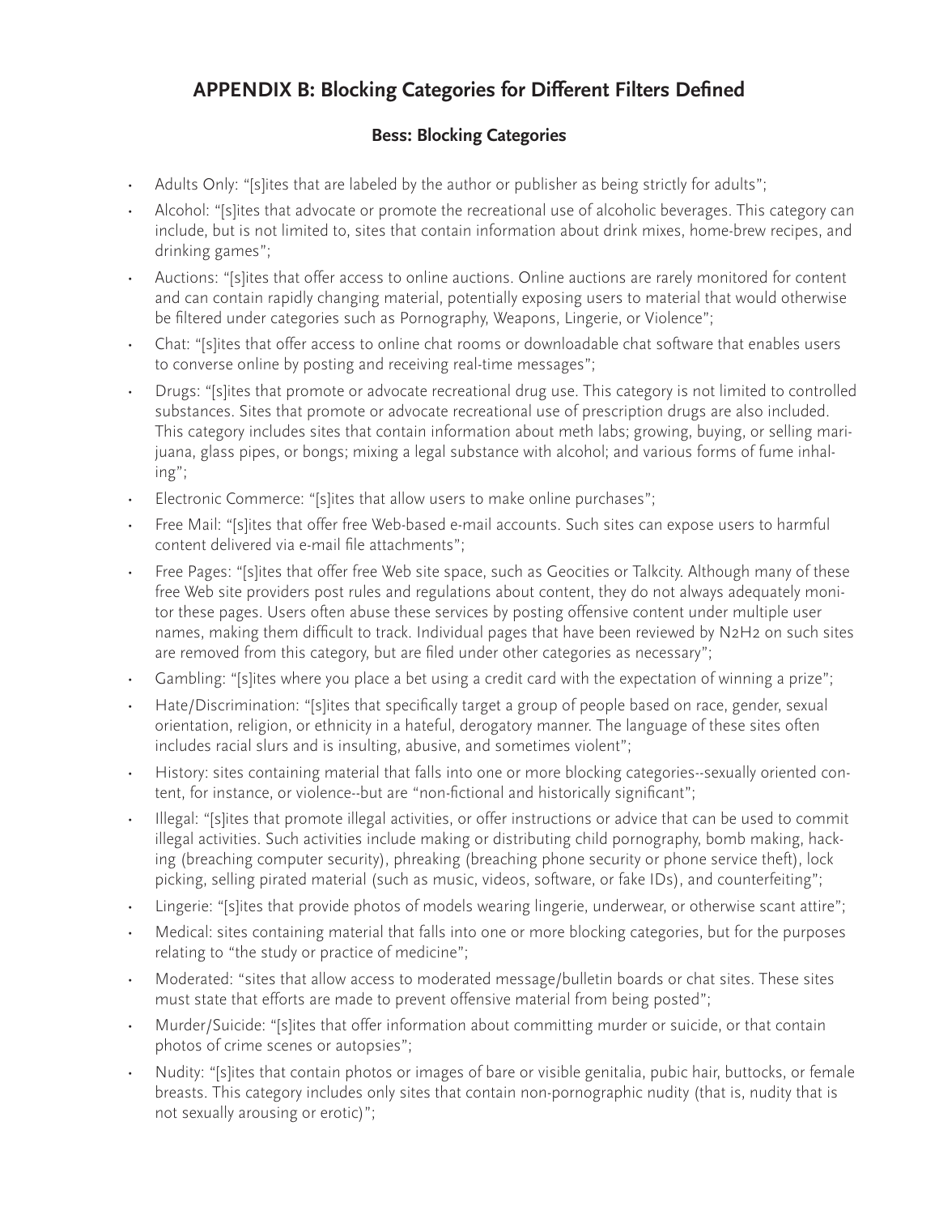## APPENDIX B: Blocking Categories for Different Filters Defined

### Bess: Blocking Categories

- Adults Only: "[s]ites that are labeled by the author or publisher as being strictly for adults";
- Alcohol: "[s]ites that advocate or promote the recreational use of alcoholic beverages. This category can include, but is not limited to, sites that contain information about drink mixes, home-brew recipes, and drinking games";
- Auctions: "[s]ites that offer access to online auctions. Online auctions are rarely monitored for content and can contain rapidly changing material, potentially exposing users to material that would otherwise be filtered under categories such as Pornography, Weapons, Lingerie, or Violence";
- Chat: "[s]ites that offer access to online chat rooms or downloadable chat software that enables users to converse online by posting and receiving real-time messages";
- Drugs: "[s]ites that promote or advocate recreational drug use. This category is not limited to controlled substances. Sites that promote or advocate recreational use of prescription drugs are also included. This category includes sites that contain information about meth labs; growing, buying, or selling marijuana, glass pipes, or bongs; mixing a legal substance with alcohol; and various forms of fume inhaling";
- Electronic Commerce: "[s]ites that allow users to make online purchases";
- Free Mail: "[s]ites that offer free Web-based e-mail accounts. Such sites can expose users to harmful content delivered via e-mail file attachments";
- Free Pages: "[s]ites that offer free Web site space, such as Geocities or Talkcity. Although many of these free Web site providers post rules and regulations about content, they do not always adequately monitor these pages. Users often abuse these services by posting offensive content under multiple user names, making them difficult to track. Individual pages that have been reviewed by N2H2 on such sites are removed from this category, but are filed under other categories as necessary";
- Gambling: "[s]ites where you place a bet using a credit card with the expectation of winning a prize";
- Hate/Discrimination: "[s]ites that specifically target a group of people based on race, gender, sexual orientation, religion, or ethnicity in a hateful, derogatory manner. The language of these sites often includes racial slurs and is insulting, abusive, and sometimes violent";
- History: sites containing material that falls into one or more blocking categories--sexually oriented content, for instance, or violence--but are "non-fictional and historically significant";
- Illegal: "[s]ites that promote illegal activities, or offer instructions or advice that can be used to commit illegal activities. Such activities include making or distributing child pornography, bomb making, hacking (breaching computer security), phreaking (breaching phone security or phone service theft), lock picking, selling pirated material (such as music, videos, software, or fake IDs), and counterfeiting";
- Lingerie: "[s]ites that provide photos of models wearing lingerie, underwear, or otherwise scant attire";
- Medical: sites containing material that falls into one or more blocking categories, but for the purposes relating to "the study or practice of medicine";
- Moderated: "sites that allow access to moderated message/bulletin boards or chat sites. These sites must state that efforts are made to prevent offensive material from being posted";
- Murder/Suicide: "[s]ites that offer information about committing murder or suicide, or that contain photos of crime scenes or autopsies";
- Nudity: "[s]ites that contain photos or images of bare or visible genitalia, pubic hair, buttocks, or female breasts. This category includes only sites that contain non-pornographic nudity (that is, nudity that is not sexually arousing or erotic)";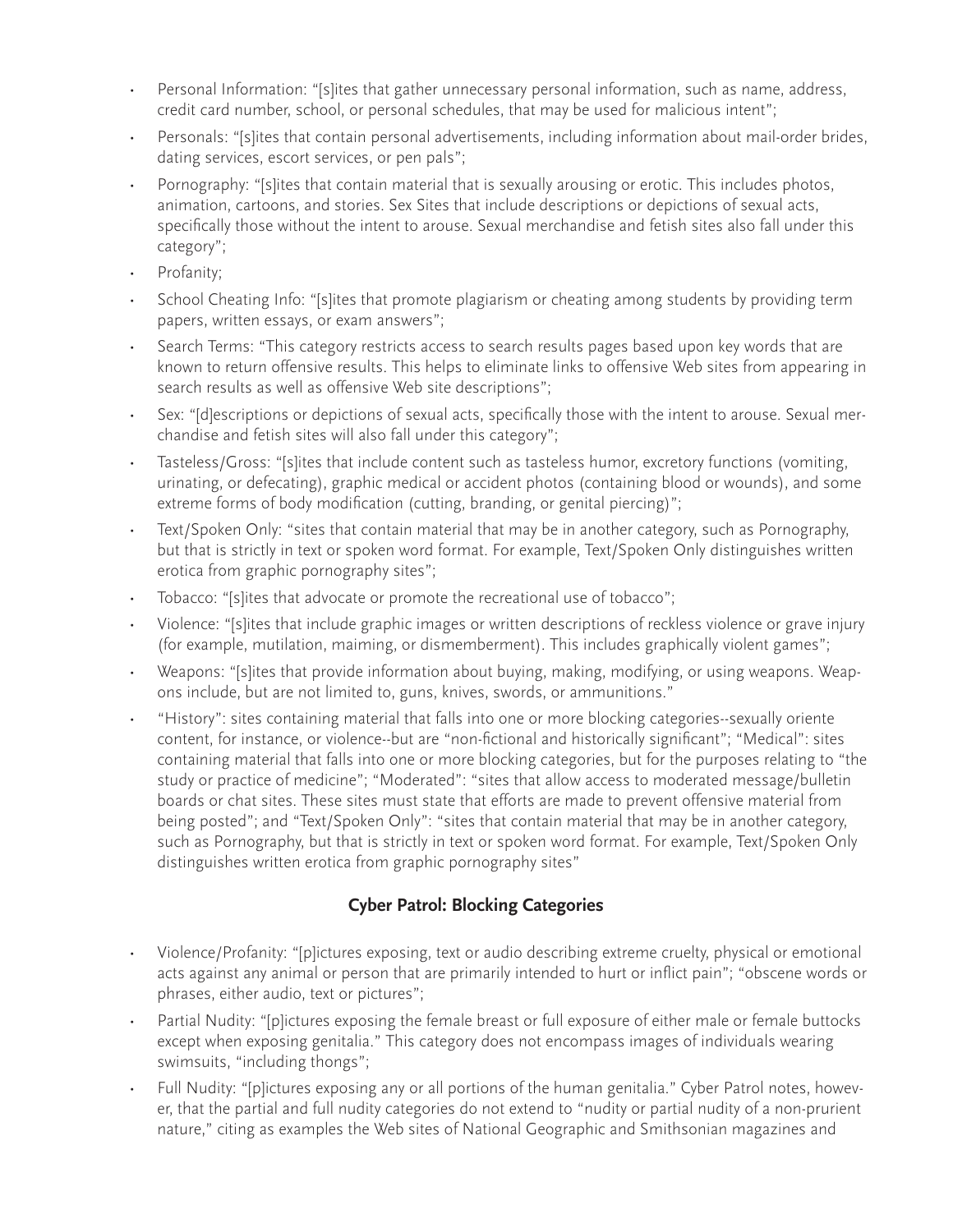- Personal Information: "[s]ites that gather unnecessary personal information, such as name, address, credit card number, school, or personal schedules, that may be used for malicious intent";
- Personals: "[s]ites that contain personal advertisements, including information about mail-order brides, dating services, escort services, or pen pals";
- Pornography: "[s]ites that contain material that is sexually arousing or erotic. This includes photos, animation, cartoons, and stories. Sex Sites that include descriptions or depictions of sexual acts, specifically those without the intent to arouse. Sexual merchandise and fetish sites also fall under this category";
- Profanity;
- School Cheating Info: "[s]ites that promote plagiarism or cheating among students by providing term papers, written essays, or exam answers";
- Search Terms: "This category restricts access to search results pages based upon key words that are known to return offensive results. This helps to eliminate links to offensive Web sites from appearing in search results as well as offensive Web site descriptions";
- Sex: "[d]escriptions or depictions of sexual acts, specifically those with the intent to arouse. Sexual merchandise and fetish sites will also fall under this category";
- Tasteless/Gross: "[s]ites that include content such as tasteless humor, excretory functions (vomiting, urinating, or defecating), graphic medical or accident photos (containing blood or wounds), and some extreme forms of body modification (cutting, branding, or genital piercing)";
- Text/Spoken Only: "sites that contain material that may be in another category, such as Pornography, but that is strictly in text or spoken word format. For example, Text/Spoken Only distinguishes written erotica from graphic pornography sites";
- Tobacco: "[s]ites that advocate or promote the recreational use of tobacco";
- Violence: "[s]ites that include graphic images or written descriptions of reckless violence or grave injury (for example, mutilation, maiming, or dismemberment). This includes graphically violent games";
- Weapons: "[s]ites that provide information about buying, making, modifying, or using weapons. Weapons include, but are not limited to, guns, knives, swords, or ammunitions."
- "History": sites containing material that falls into one or more blocking categories--sexually oriente content, for instance, or violence--but are "non-fictional and historically significant"; "Medical": sites containing material that falls into one or more blocking categories, but for the purposes relating to "the study or practice of medicine"; "Moderated": "sites that allow access to moderated message/bulletin boards or chat sites. These sites must state that efforts are made to prevent offensive material from being posted"; and "Text/Spoken Only": "sites that contain material that may be in another category, such as Pornography, but that is strictly in text or spoken word format. For example, Text/Spoken Only distinguishes written erotica from graphic pornography sites"

## Cyber Patrol: Blocking Categories

- Violence/Profanity: "[p]ictures exposing, text or audio describing extreme cruelty, physical or emotional acts against any animal or person that are primarily intended to hurt or inflict pain"; "obscene words or phrases, either audio, text or pictures";
- Partial Nudity: "[p]ictures exposing the female breast or full exposure of either male or female buttocks except when exposing genitalia." This category does not encompass images of individuals wearing swimsuits, "including thongs";
- Full Nudity: "[p]ictures exposing any or all portions of the human genitalia." Cyber Patrol notes, however, that the partial and full nudity categories do not extend to "nudity or partial nudity of a non-prurient nature," citing as examples the Web sites of National Geographic and Smithsonian magazines and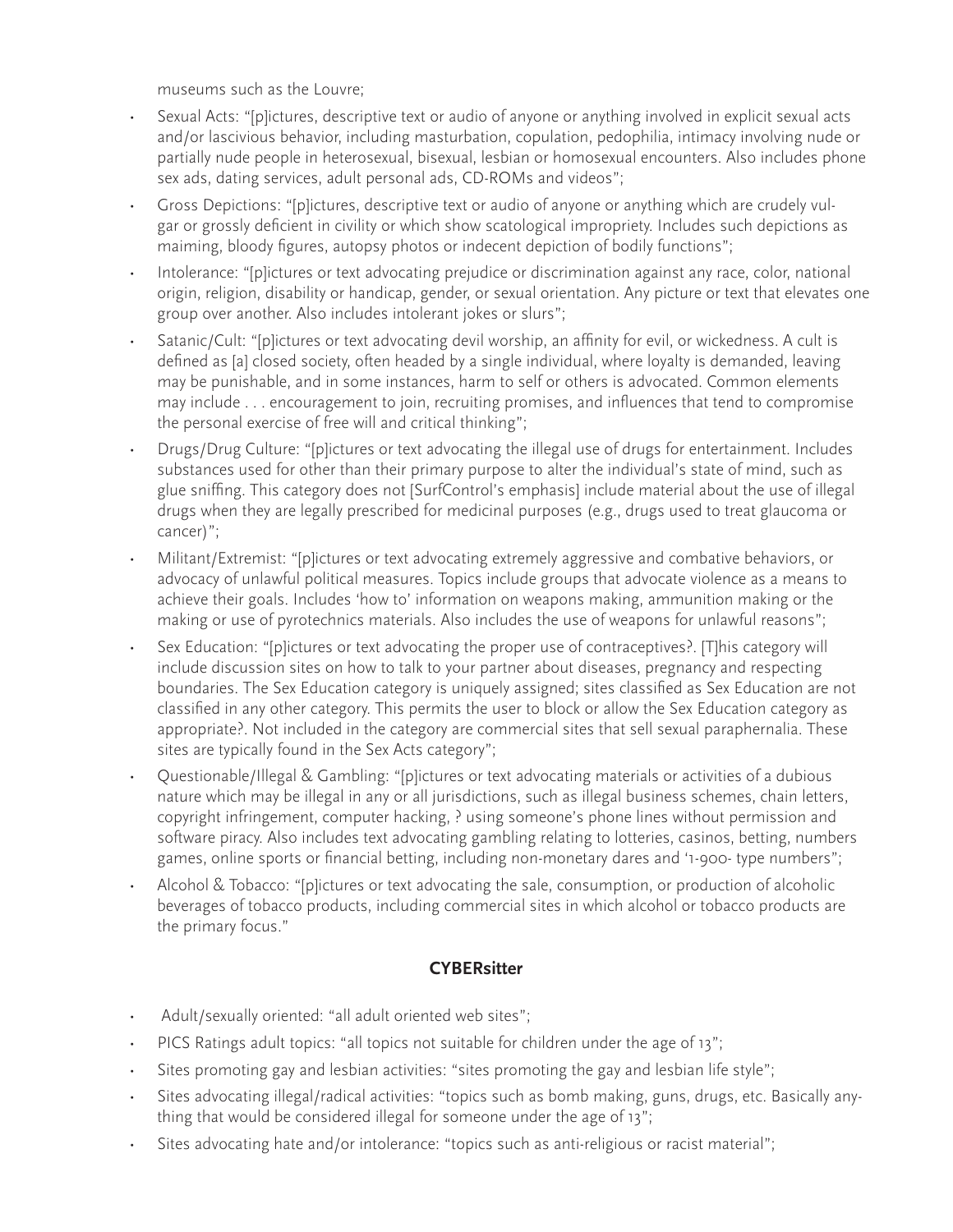museums such as the Louvre;

- Sexual Acts: "[p]ictures, descriptive text or audio of anyone or anything involved in explicit sexual acts and/or lascivious behavior, including masturbation, copulation, pedophilia, intimacy involving nude or partially nude people in heterosexual, bisexual, lesbian or homosexual encounters. Also includes phone sex ads, dating services, adult personal ads, CD-ROMs and videos";
- Gross Depictions: "[p]ictures, descriptive text or audio of anyone or anything which are crudely vulgar or grossly deficient in civility or which show scatological impropriety. Includes such depictions as maiming, bloody figures, autopsy photos or indecent depiction of bodily functions";
- Intolerance: "[p]ictures or text advocating prejudice or discrimination against any race, color, national origin, religion, disability or handicap, gender, or sexual orientation. Any picture or text that elevates one group over another. Also includes intolerant jokes or slurs";
- Satanic/Cult: "[p]ictures or text advocating devil worship, an affinity for evil, or wickedness. A cult is defined as [a] closed society, often headed by a single individual, where loyalty is demanded, leaving may be punishable, and in some instances, harm to self or others is advocated. Common elements may include . . . encouragement to join, recruiting promises, and influences that tend to compromise the personal exercise of free will and critical thinking";
- Drugs/Drug Culture: "[p]ictures or text advocating the illegal use of drugs for entertainment. Includes substances used for other than their primary purpose to alter the individual's state of mind, such as glue sniffing. This category does not [SurfControl's emphasis] include material about the use of illegal drugs when they are legally prescribed for medicinal purposes (e.g., drugs used to treat glaucoma or cancer)";
- Militant/Extremist: "[p]ictures or text advocating extremely aggressive and combative behaviors, or advocacy of unlawful political measures. Topics include groups that advocate violence as a means to achieve their goals. Includes 'how to' information on weapons making, ammunition making or the making or use of pyrotechnics materials. Also includes the use of weapons for unlawful reasons";
- Sex Education: "[p]ictures or text advocating the proper use of contraceptives?. [T]his category will include discussion sites on how to talk to your partner about diseases, pregnancy and respecting boundaries. The Sex Education category is uniquely assigned; sites classified as Sex Education are not classified in any other category. This permits the user to block or allow the Sex Education category as appropriate?. Not included in the category are commercial sites that sell sexual paraphernalia. These sites are typically found in the Sex Acts category";
- Questionable/Illegal & Gambling: "[p]ictures or text advocating materials or activities of a dubious nature which may be illegal in any or all jurisdictions, such as illegal business schemes, chain letters, copyright infringement, computer hacking, ? using someone's phone lines without permission and software piracy. Also includes text advocating gambling relating to lotteries, casinos, betting, numbers games, online sports or financial betting, including non-monetary dares and '1-900- type numbers";
- Alcohol & Tobacco: "[p]ictures or text advocating the sale, consumption, or production of alcoholic beverages of tobacco products, including commercial sites in which alcohol or tobacco products are the primary focus."

### CYBERsitter

- Adult/sexually oriented: "all adult oriented web sites";
- PICS Ratings adult topics: "all topics not suitable for children under the age of 13";
- Sites promoting gay and lesbian activities: "sites promoting the gay and lesbian life style";
- Sites advocating illegal/radical activities: "topics such as bomb making, guns, drugs, etc. Basically anything that would be considered illegal for someone under the age of 13";
- Sites advocating hate and/or intolerance: "topics such as anti-religious or racist material";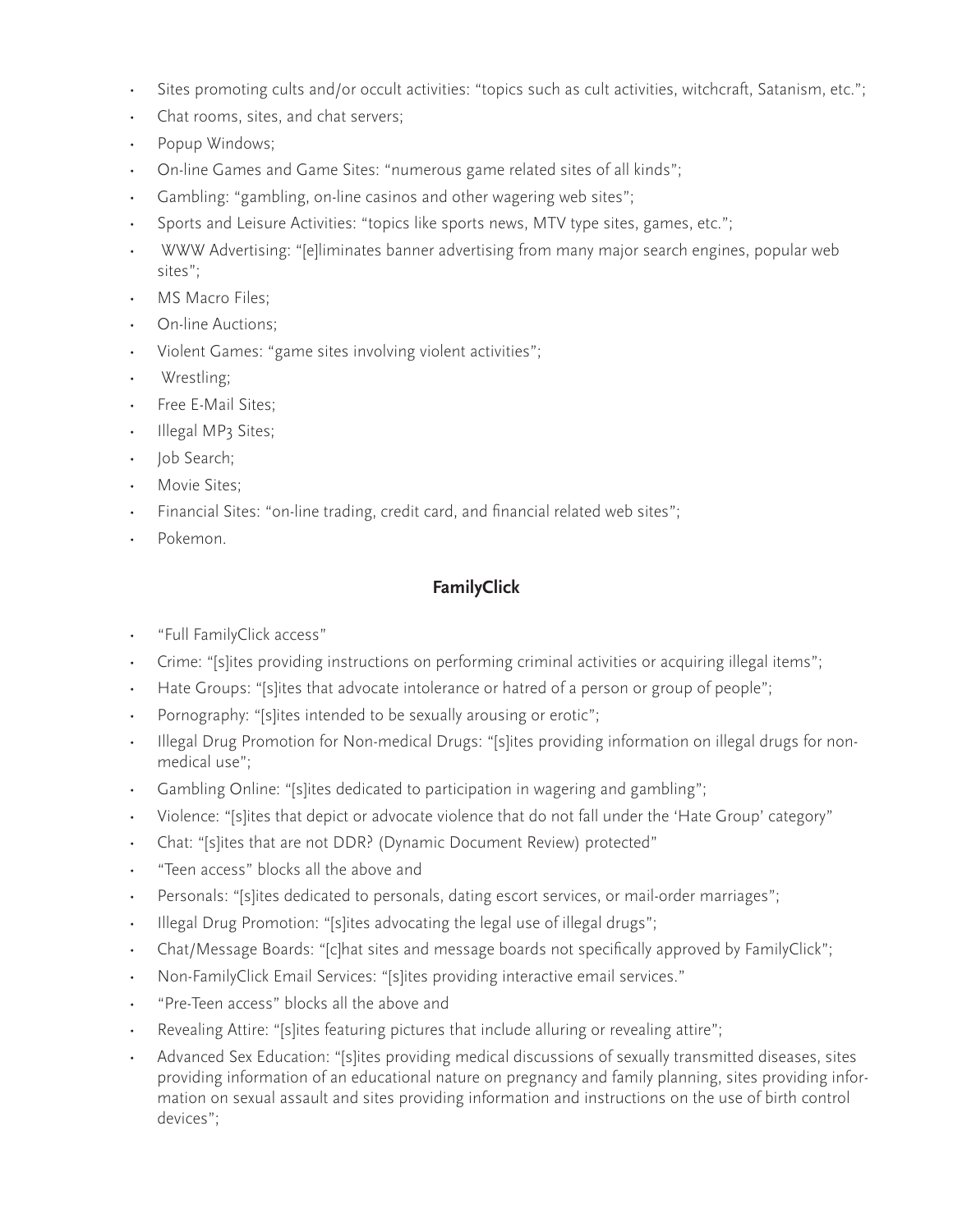- Sites promoting cults and/or occult activities: "topics such as cult activities, witchcraft, Satanism, etc.";
- Chat rooms, sites, and chat servers;
- Popup Windows;
- On-line Games and Game Sites: "numerous game related sites of all kinds";
- Gambling: "gambling, on-line casinos and other wagering web sites";
- Sports and Leisure Activities: "topics like sports news, MTV type sites, games, etc.";
- WWW Advertising: "[e]liminates banner advertising from many major search engines, popular web sites";
- MS Macro Files;
- On-line Auctions;
- Violent Games: "game sites involving violent activities";
- Wrestling;
- Free E-Mail Sites;
- Illegal MP3 Sites;
- Job Search;
- Movie Sites;
- Financial Sites: "on-line trading, credit card, and financial related web sites";
- Pokemon.

### FamilyClick

- "Full FamilyClick access"
- Crime: "[s]ites providing instructions on performing criminal activities or acquiring illegal items";
- Hate Groups: "[s]ites that advocate intolerance or hatred of a person or group of people";
- Pornography: "[s]ites intended to be sexually arousing or erotic";
- Illegal Drug Promotion for Non-medical Drugs: "[s]ites providing information on illegal drugs for non-medical use";
- Gambling Online: "[s]ites dedicated to participation in wagering and gambling";
- Violence: "[s]ites that depict or advocate violence that do not fall under the 'Hate Group' category"
- Chat: "[s]ites that are not DDR? (Dynamic Document Review) protected"
- "Teen access" blocks all the above and
- Personals: "[s]ites dedicated to personals, dating escort services, or mail-order marriages";
- Illegal Drug Promotion: "[s]ites advocating the legal use of illegal drugs";
- Chat/Message Boards: "[c]hat sites and message boards not specifically approved by FamilyClick";
- Non-FamilyClick Email Services: "[s]ites providing interactive email services."
- "Pre-Teen access" blocks all the above and
- Revealing Attire: "[s]ites featuring pictures that include alluring or revealing attire";
- Advanced Sex Education: "[s]ites providing medical discussions of sexually transmitted diseases, sites providing information of an educational nature on pregnancy and family planning, sites providing information on sexual assault and sites providing information and instructions on the use of birth control devices";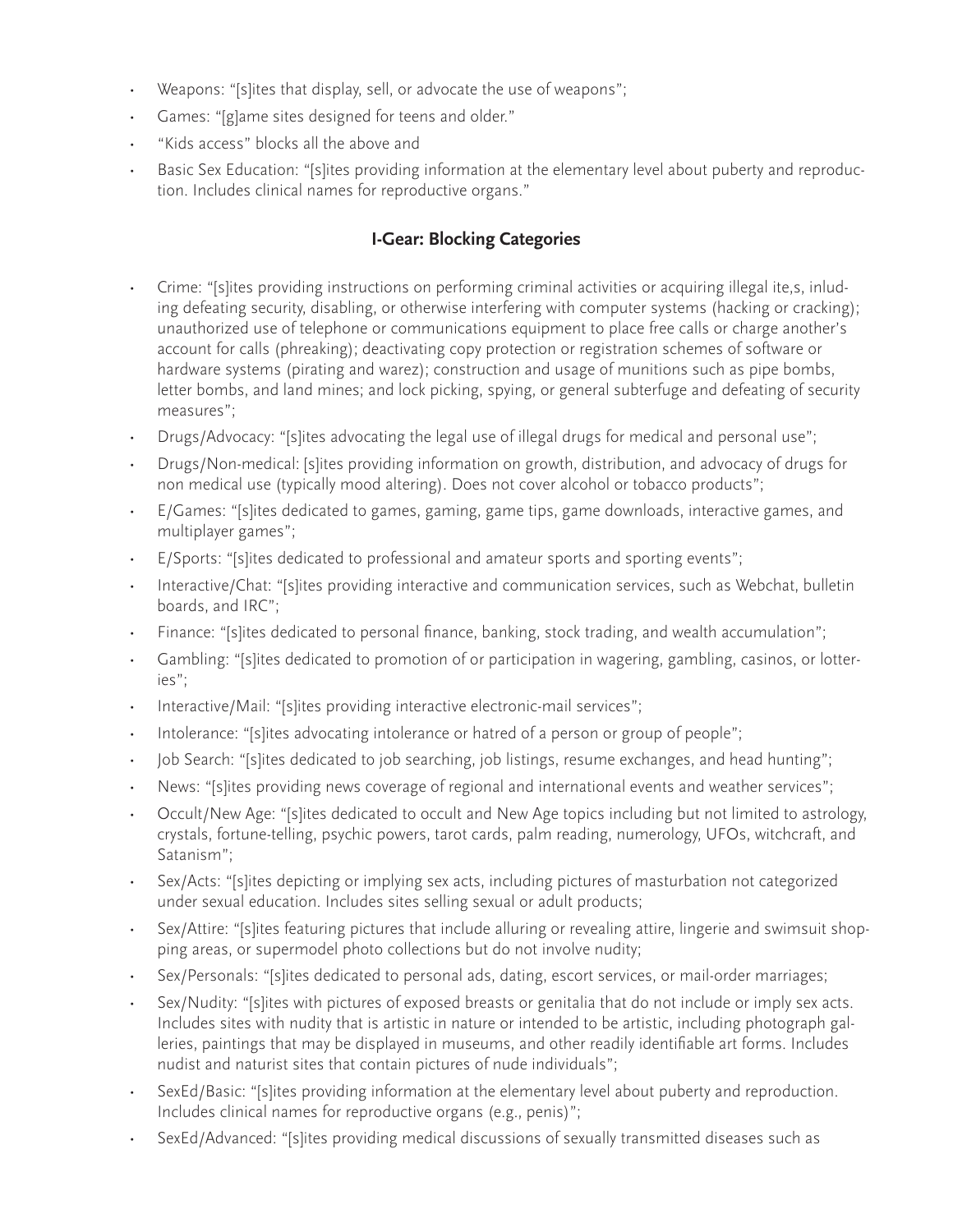- Weapons: "[s]ites that display, sell, or advocate the use of weapons";
- Games: "[g]ame sites designed for teens and older."
- "Kids access" blocks all the above and
- Basic Sex Education: "[s]ites providing information at the elementary level about puberty and reproduction. Includes clinical names for reproductive organs."

### I-Gear: Blocking Categories

- Crime: "[s]ites providing instructions on performing criminal activities or acquiring illegal ite,s, inluding defeating security, disabling, or otherwise interfering with computer systems (hacking or cracking); unauthorized use of telephone or communications equipment to place free calls or charge another's account for calls (phreaking); deactivating copy protection or registration schemes of software or hardware systems (pirating and warez); construction and usage of munitions such as pipe bombs, letter bombs, and land mines; and lock picking, spying, or general subterfuge and defeating of security measures";
- Drugs/Advocacy: "[s]ites advocating the legal use of illegal drugs for medical and personal use";
- Drugs/Non-medical: [s]ites providing information on growth, distribution, and advocacy of drugs for non medical use (typically mood altering). Does not cover alcohol or tobacco products";
- E/Games: "[s]ites dedicated to games, gaming, game tips, game downloads, interactive games, and multiplayer games";
- E/Sports: "[s]ites dedicated to professional and amateur sports and sporting events";
- Interactive/Chat: "[s]ites providing interactive and communication services, such as Webchat, bulletin boards, and IRC";
- Finance: "[s]ites dedicated to personal finance, banking, stock trading, and wealth accumulation";
- Gambling: "[s]ites dedicated to promotion of or participation in wagering, gambling, casinos, or lotteries";
- Interactive/Mail: "[s]ites providing interactive electronic-mail services";
- Intolerance: "[s]ites advocating intolerance or hatred of a person or group of people";
- Job Search: "[s]ites dedicated to job searching, job listings, resume exchanges, and head hunting";
- News: "[s]ites providing news coverage of regional and international events and weather services";
- Occult/New Age: "[s]ites dedicated to occult and New Age topics including but not limited to astrology, crystals, fortune-telling, psychic powers, tarot cards, palm reading, numerology, UFOs, witchcraft, and Satanism";
- Sex/Acts: "[s]ites depicting or implying sex acts, including pictures of masturbation not categorized under sexual education. Includes sites selling sexual or adult products;
- Sex/Attire: "[s]ites featuring pictures that include alluring or revealing attire, lingerie and swimsuit shopping areas, or supermodel photo collections but do not involve nudity;
- Sex/Personals: "[s]ites dedicated to personal ads, dating, escort services, or mail-order marriages;
- Sex/Nudity: "[s]ites with pictures of exposed breasts or genitalia that do not include or imply sex acts. Includes sites with nudity that is artistic in nature or intended to be artistic, including photograph galleries, paintings that may be displayed in museums, and other readily identifiable art forms. Includes nudist and naturist sites that contain pictures of nude individuals";
- SexEd/Basic: "[s]ites providing information at the elementary level about puberty and reproduction. Includes clinical names for reproductive organs (e.g., penis)";
- SexEd/Advanced: "[s]ites providing medical discussions of sexually transmitted diseases such as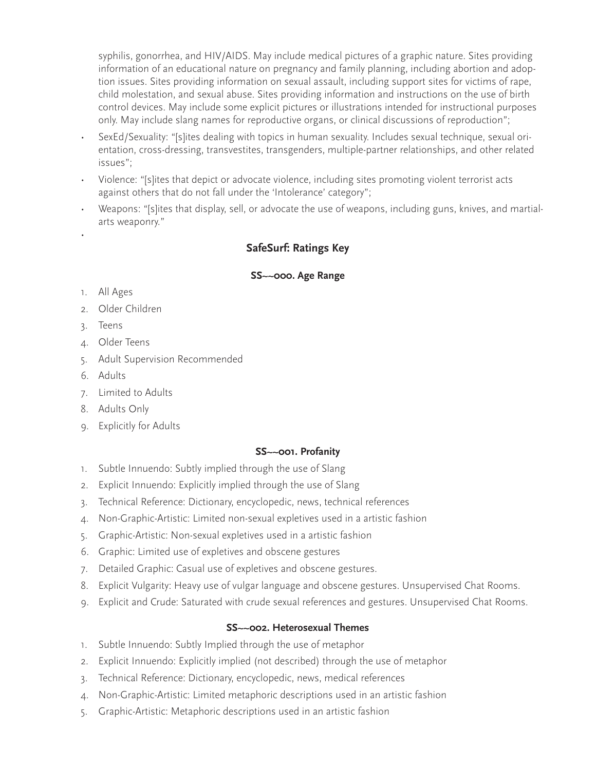syphilis, gonorrhea, and HIV/AIDS. May include medical pictures of a graphic nature. Sites providing information of an educational nature on pregnancy and family planning, including abortion and adoption issues. Sites providing information on sexual assault, including support sites for victims of rape, child molestation, and sexual abuse. Sites providing information and instructions on the use of birth control devices. May include some explicit pictures or illustrations intended for instructional purposes only. May include slang names for reproductive organs, or clinical discussions of reproduction";

- SexEd/Sexuality: "[s]ites dealing with topics in human sexuality. Includes sexual technique, sexual orientation, cross-dressing, transvestites, transgenders, multiple-partner relationships, and other related issues";
- Violence: "[s]ites that depict or advocate violence, including sites promoting violent terrorist acts against others that do not fall under the 'Intolerance' category";
- Weapons: "[s]ites that display, sell, or advocate the use of weapons, including guns, knives, and martial-arts weaponry."

### SafeSurf: Ratings Key

#### SS~~000. Age Range

1. All Ages
2. Older Children
3. Teens
4. Older Teens
5. Adult Supervision Recommended
6. Adults
7. Limited to Adults
8. Adults Only
9. Explicitly for Adults

#### SS~~001. Profanity

1. Subtle Innuendo: Subtly implied through the use of Slang
2. Explicit Innuendo: Explicitly implied through the use of Slang
3. Technical Reference: Dictionary, encyclopedic, news, technical references
4. Non-Graphic-Artistic: Limited non-sexual expletives used in a artistic fashion
5. Graphic-Artistic: Non-sexual expletives used in a artistic fashion
6. Graphic: Limited use of expletives and obscene gestures
7. Detailed Graphic: Casual use of expletives and obscene gestures.
8. Explicit Vulgarity: Heavy use of vulgar language and obscene gestures. Unsupervised Chat Rooms.
9. Explicit and Crude: Saturated with crude sexual references and gestures. Unsupervised Chat Rooms.

#### SS~~002. Heterosexual Themes

1. Subtle Innuendo: Subtly Implied through the use of metaphor
2. Explicit Innuendo: Explicitly implied (not described) through the use of metaphor
3. Technical Reference: Dictionary, encyclopedic, news, medical references
4. Non-Graphic-Artistic: Limited metaphoric descriptions used in an artistic fashion
5. Graphic-Artistic: Metaphoric descriptions used in an artistic fashion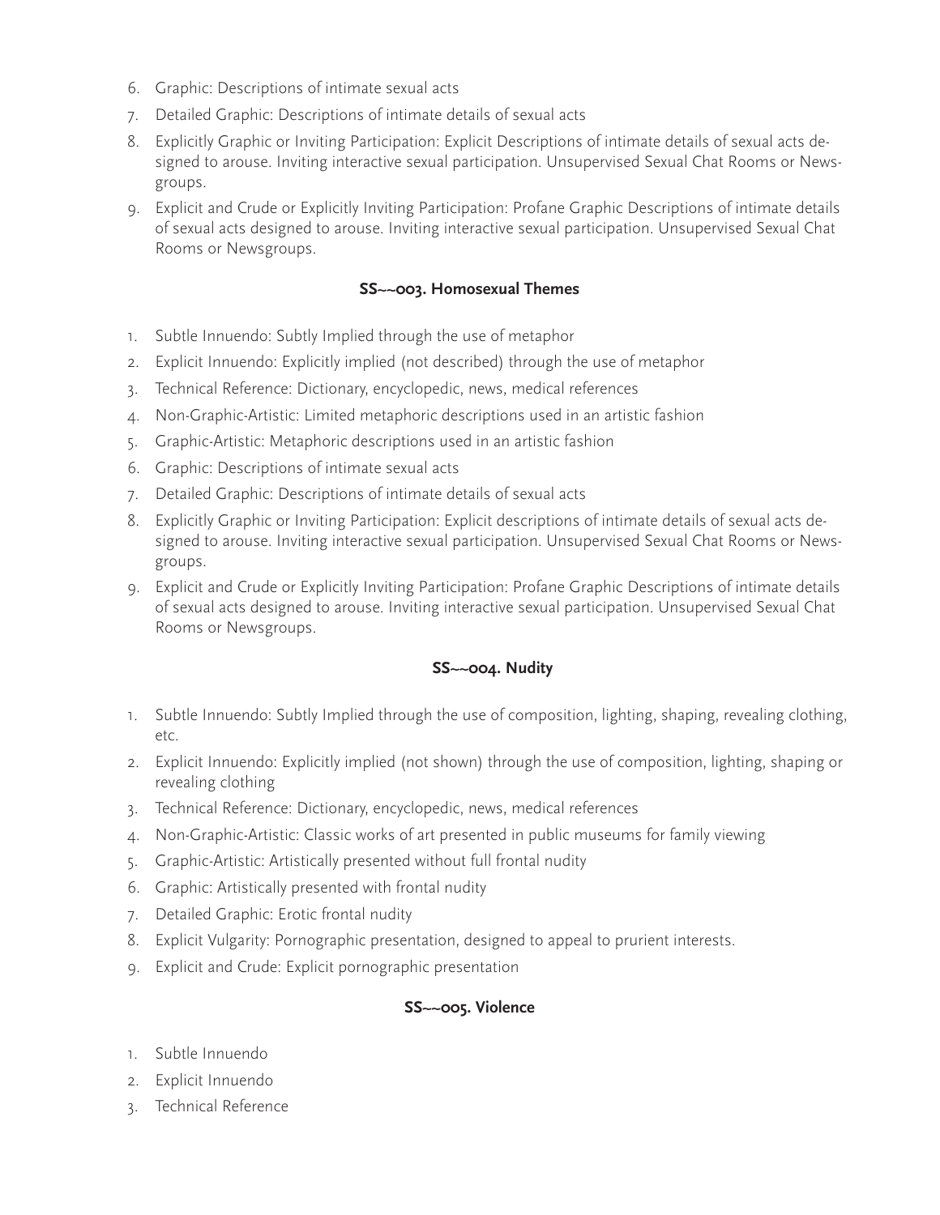6. Graphic: Descriptions of intimate sexual acts
7. Detailed Graphic: Descriptions of intimate details of sexual acts
8. Explicitly Graphic or Inviting Participation: Explicit Descriptions of intimate details of sexual acts designed to arouse. Inviting interactive sexual participation. Unsupervised Sexual Chat Rooms or Newsgroups.
9. Explicit and Crude or Explicitly Inviting Participation: Profane Graphic Descriptions of intimate details of sexual acts designed to arouse. Inviting interactive sexual participation. Unsupervised Sexual Chat Rooms or Newsgroups.

**SS~~003. Homosexual Themes**

1. Subtle Innuendo: Subtly Implied through the use of metaphor
2. Explicit Innuendo: Explicitly implied (not described) through the use of metaphor
3. Technical Reference: Dictionary, encyclopedic, news, medical references
4. Non-Graphic-Artistic: Limited metaphoric descriptions used in an artistic fashion
5. Graphic-Artistic: Metaphoric descriptions used in an artistic fashion
6. Graphic: Descriptions of intimate sexual acts
7. Detailed Graphic: Descriptions of intimate details of sexual acts
8. Explicitly Graphic or Inviting Participation: Explicit descriptions of intimate details of sexual acts designed to arouse. Inviting interactive sexual participation. Unsupervised Sexual Chat Rooms or Newsgroups.
9. Explicit and Crude or Explicitly Inviting Participation: Profane Graphic Descriptions of intimate details of sexual acts designed to arouse. Inviting interactive sexual participation. Unsupervised Sexual Chat Rooms or Newsgroups.

**SS~~004. Nudity**

1. Subtle Innuendo: Subtly Implied through the use of composition, lighting, shaping, revealing clothing, etc.
2. Explicit Innuendo: Explicitly implied (not shown) through the use of composition, lighting, shaping or revealing clothing
3. Technical Reference: Dictionary, encyclopedic, news, medical references
4. Non-Graphic-Artistic: Classic works of art presented in public museums for family viewing
5. Graphic-Artistic: Artistically presented without full frontal nudity
6. Graphic: Artistically presented with frontal nudity
7. Detailed Graphic: Erotic frontal nudity
8. Explicit Vulgarity: Pornographic presentation, designed to appeal to prurient interests.
9. Explicit and Crude: Explicit pornographic presentation

**SS~~005. Violence**

1. Subtle Innuendo
2. Explicit Innuendo
3. Technical Reference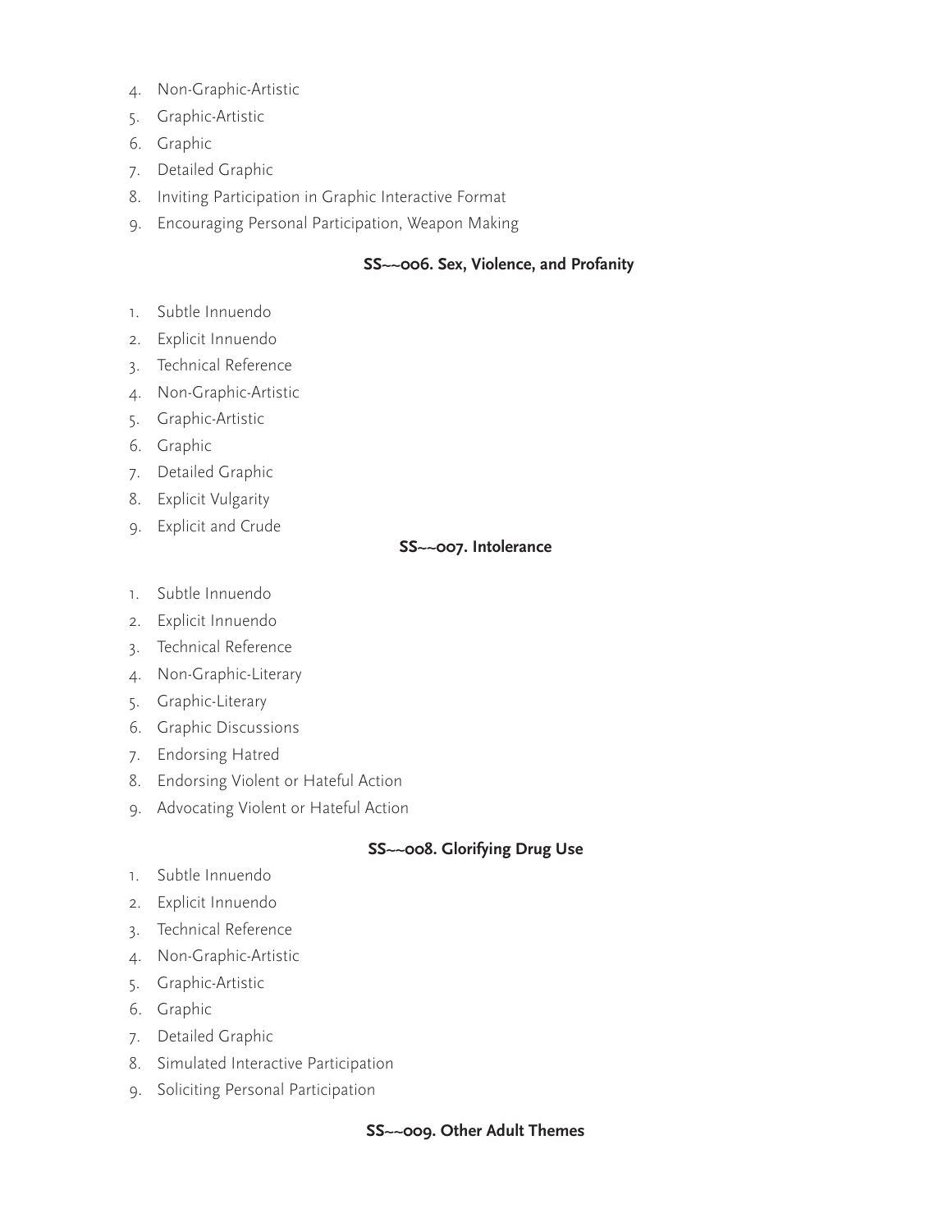4. Non-Graphic-Artistic
5. Graphic-Artistic
6. Graphic
7. Detailed Graphic
8. Inviting Participation in Graphic Interactive Format
9. Encouraging Personal Participation, Weapon Making

**SS~~006. Sex, Violence, and Profanity**

1. Subtle Innuendo
2. Explicit Innuendo
3. Technical Reference
4. Non-Graphic-Artistic
5. Graphic-Artistic
6. Graphic
7. Detailed Graphic
8. Explicit Vulgarity
9. Explicit and Crude

**SS~~007. Intolerance**

1. Subtle Innuendo
2. Explicit Innuendo
3. Technical Reference
4. Non-Graphic-Literary
5. Graphic-Literary
6. Graphic Discussions
7. Endorsing Hatred
8. Endorsing Violent or Hateful Action
9. Advocating Violent or Hateful Action

**SS~~008. Glorifying Drug Use**

1. Subtle Innuendo
2. Explicit Innuendo
3. Technical Reference
4. Non-Graphic-Artistic
5. Graphic-Artistic
6. Graphic
7. Detailed Graphic
8. Simulated Interactive Participation
9. Soliciting Personal Participation

**SS~~009. Other Adult Themes**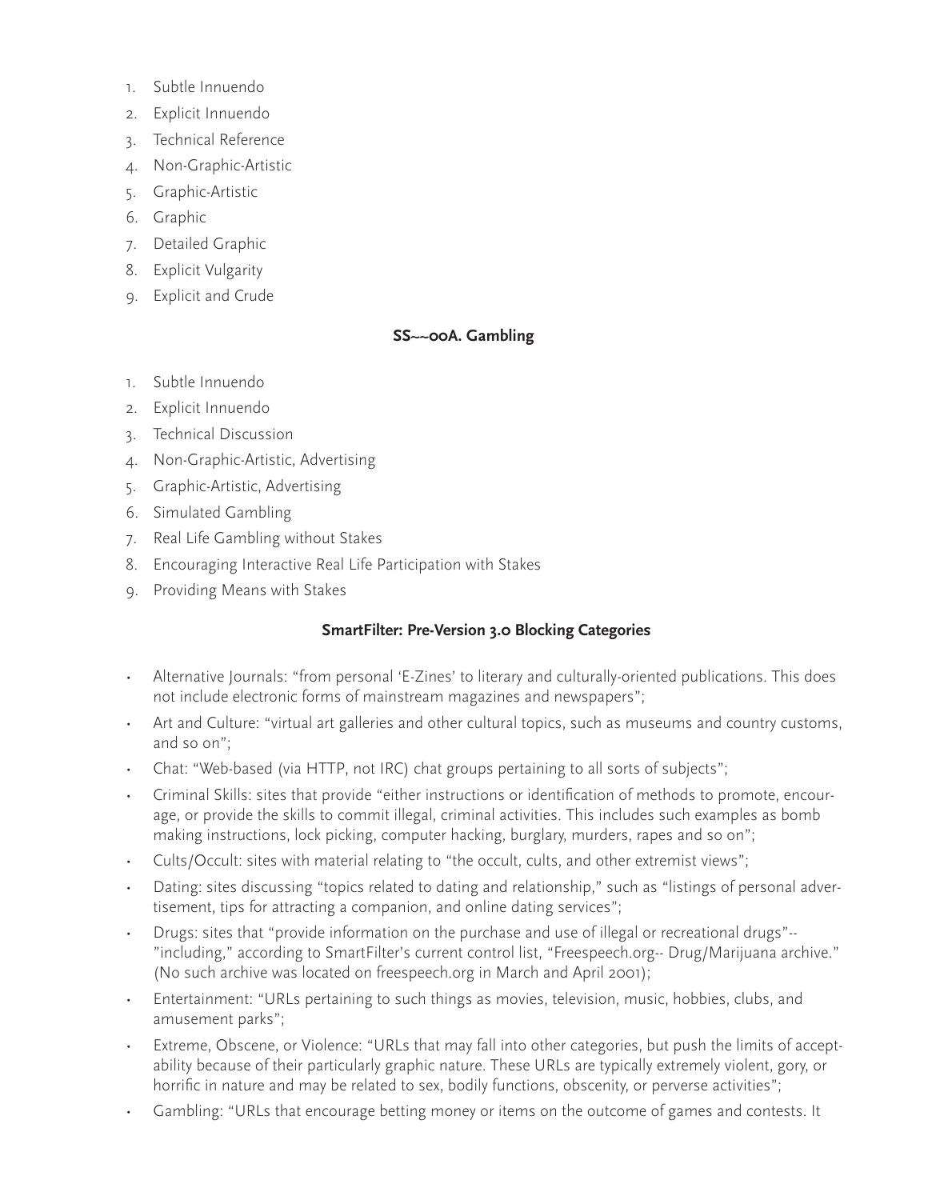1. Subtle Innuendo
2. Explicit Innuendo
3. Technical Reference
4. Non-Graphic-Artistic
5. Graphic-Artistic
6. Graphic
7. Detailed Graphic
8. Explicit Vulgarity
9. Explicit and Crude

**SS~~00A. Gambling**

1. Subtle Innuendo
2. Explicit Innuendo
3. Technical Discussion
4. Non-Graphic-Artistic, Advertising
5. Graphic-Artistic, Advertising
6. Simulated Gambling
7. Real Life Gambling without Stakes
8. Encouraging Interactive Real Life Participation with Stakes
9. Providing Means with Stakes

**SmartFilter: Pre-Version 3.0 Blocking Categories**

- Alternative Journals: "from personal 'E-Zines' to literary and culturally-oriented publications. This does not include electronic forms of mainstream magazines and newspapers";
- Art and Culture: "virtual art galleries and other cultural topics, such as museums and country customs, and so on";
- Chat: "Web-based (via HTTP, not IRC) chat groups pertaining to all sorts of subjects";
- Criminal Skills: sites that provide "either instructions or identification of methods to promote, encourage, or provide the skills to commit illegal, criminal activities. This includes such examples as bomb making instructions, lock picking, computer hacking, burglary, murders, rapes and so on";
- Cults/Occult: sites with material relating to "the occult, cults, and other extremist views";
- Dating: sites discussing "topics related to dating and relationship," such as "listings of personal advertisement, tips for attracting a companion, and online dating services";
- Drugs: sites that "provide information on the purchase and use of illegal or recreational drugs"--"including," according to SmartFilter's current control list, "Freespeech.org-- Drug/Marijuana archive." (No such archive was located on freespeech.org in March and April 2001);
- Entertainment: "URLs pertaining to such things as movies, television, music, hobbies, clubs, and amusement parks";
- Extreme, Obscene, or Violence: "URLs that may fall into other categories, but push the limits of acceptability because of their particularly graphic nature. These URLs are typically extremely violent, gory, or horrific in nature and may be related to sex, bodily functions, obscenity, or perverse activities";
- Gambling: "URLs that encourage betting money or items on the outcome of games and contests. It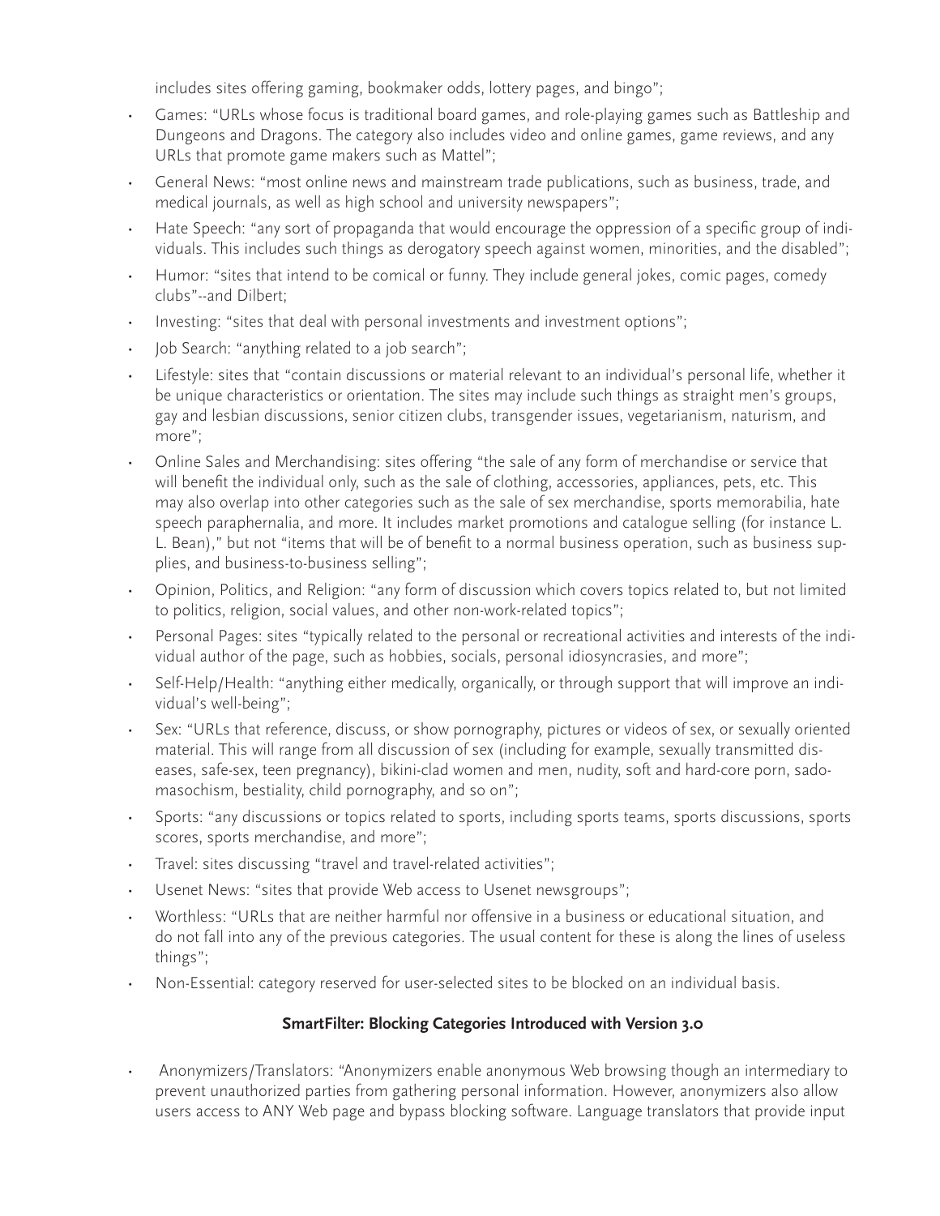includes sites offering gaming, bookmaker odds, lottery pages, and bingo";

- Games: "URLs whose focus is traditional board games, and role-playing games such as Battleship and Dungeons and Dragons. The category also includes video and online games, game reviews, and any URLs that promote game makers such as Mattel";
- General News: "most online news and mainstream trade publications, such as business, trade, and medical journals, as well as high school and university newspapers";
- Hate Speech: "any sort of propaganda that would encourage the oppression of a specific group of individuals. This includes such things as derogatory speech against women, minorities, and the disabled";
- Humor: "sites that intend to be comical or funny. They include general jokes, comic pages, comedy clubs"--and Dilbert;
- Investing: "sites that deal with personal investments and investment options";
- Job Search: "anything related to a job search";
- Lifestyle: sites that "contain discussions or material relevant to an individual's personal life, whether it be unique characteristics or orientation. The sites may include such things as straight men's groups, gay and lesbian discussions, senior citizen clubs, transgender issues, vegetarianism, naturism, and more";
- Online Sales and Merchandising: sites offering "the sale of any form of merchandise or service that will benefit the individual only, such as the sale of clothing, accessories, appliances, pets, etc. This may also overlap into other categories such as the sale of sex merchandise, sports memorabilia, hate speech paraphernalia, and more. It includes market promotions and catalogue selling (for instance L. L. Bean)," but not "items that will be of benefit to a normal business operation, such as business supplies, and business-to-business selling";
- Opinion, Politics, and Religion: "any form of discussion which covers topics related to, but not limited to politics, religion, social values, and other non-work-related topics";
- Personal Pages: sites "typically related to the personal or recreational activities and interests of the individual author of the page, such as hobbies, socials, personal idiosyncrasies, and more";
- Self-Help/Health: "anything either medically, organically, or through support that will improve an individual's well-being";
- Sex: "URLs that reference, discuss, or show pornography, pictures or videos of sex, or sexually oriented material. This will range from all discussion of sex (including for example, sexually transmitted diseases, safe-sex, teen pregnancy), bikini-clad women and men, nudity, soft and hard-core porn, sadomasochism, bestiality, child pornography, and so on";
- Sports: "any discussions or topics related to sports, including sports teams, sports discussions, sports scores, sports merchandise, and more";
- Travel: sites discussing "travel and travel-related activities";
- Usenet News: "sites that provide Web access to Usenet newsgroups";
- Worthless: "URLs that are neither harmful nor offensive in a business or educational situation, and do not fall into any of the previous categories. The usual content for these is along the lines of useless things";
- Non-Essential: category reserved for user-selected sites to be blocked on an individual basis.

**SmartFilter: Blocking Categories Introduced with Version 3.0**

- Anonymizers/Translators: "Anonymizers enable anonymous Web browsing though an intermediary to prevent unauthorized parties from gathering personal information. However, anonymizers also allow users access to ANY Web page and bypass blocking software. Language translators that provide input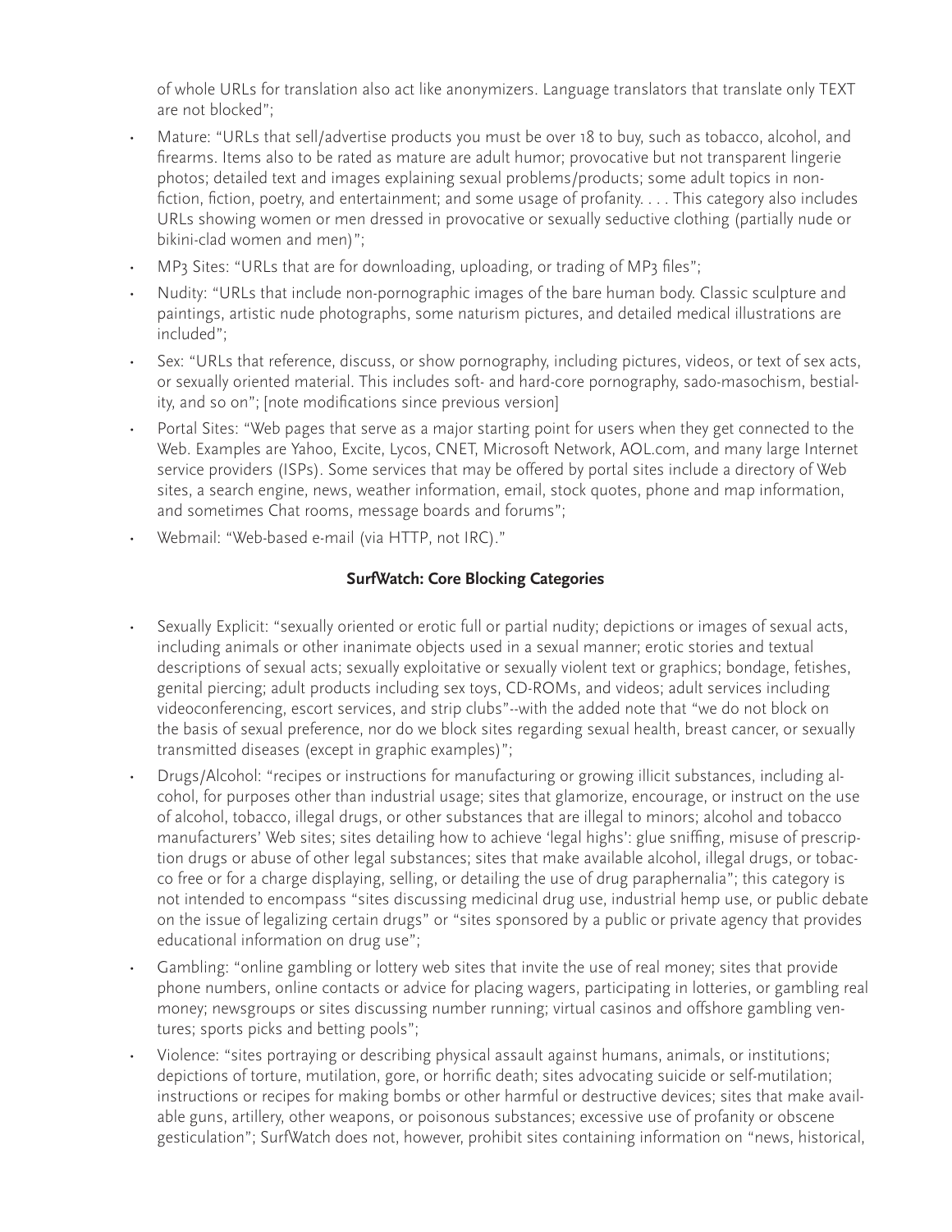of whole URLs for translation also act like anonymizers. Language translators that translate only TEXT are not blocked";

- Mature: "URLs that sell/advertise products you must be over 18 to buy, such as tobacco, alcohol, and firearms. Items also to be rated as mature are adult humor; provocative but not transparent lingerie photos; detailed text and images explaining sexual problems/products; some adult topics in non-fiction, fiction, poetry, and entertainment; and some usage of profanity. . . . This category also includes URLs showing women or men dressed in provocative or sexually seductive clothing (partially nude or bikini-clad women and men)";
- MP3 Sites: "URLs that are for downloading, uploading, or trading of MP3 files";
- Nudity: "URLs that include non-pornographic images of the bare human body. Classic sculpture and paintings, artistic nude photographs, some naturism pictures, and detailed medical illustrations are included";
- Sex: "URLs that reference, discuss, or show pornography, including pictures, videos, or text of sex acts, or sexually oriented material. This includes soft- and hard-core pornography, sado-masochism, bestiality, and so on"; [note modifications since previous version]
- Portal Sites: "Web pages that serve as a major starting point for users when they get connected to the Web. Examples are Yahoo, Excite, Lycos, CNET, Microsoft Network, AOL.com, and many large Internet service providers (ISPs). Some services that may be offered by portal sites include a directory of Web sites, a search engine, news, weather information, email, stock quotes, phone and map information, and sometimes Chat rooms, message boards and forums";
- Webmail: "Web-based e-mail (via HTTP, not IRC)."

**SurfWatch: Core Blocking Categories**

- Sexually Explicit: "sexually oriented or erotic full or partial nudity; depictions or images of sexual acts, including animals or other inanimate objects used in a sexual manner; erotic stories and textual descriptions of sexual acts; sexually exploitative or sexually violent text or graphics; bondage, fetishes, genital piercing; adult products including sex toys, CD-ROMs, and videos; adult services including videoconferencing, escort services, and strip clubs"--with the added note that "we do not block on the basis of sexual preference, nor do we block sites regarding sexual health, breast cancer, or sexually transmitted diseases (except in graphic examples)";
- Drugs/Alcohol: "recipes or instructions for manufacturing or growing illicit substances, including alcohol, for purposes other than industrial usage; sites that glamorize, encourage, or instruct on the use of alcohol, tobacco, illegal drugs, or other substances that are illegal to minors; alcohol and tobacco manufacturers' Web sites; sites detailing how to achieve 'legal highs': glue sniffing, misuse of prescription drugs or abuse of other legal substances; sites that make available alcohol, illegal drugs, or tobacco free or for a charge displaying, selling, or detailing the use of drug paraphernalia"; this category is not intended to encompass "sites discussing medicinal drug use, industrial hemp use, or public debate on the issue of legalizing certain drugs" or "sites sponsored by a public or private agency that provides educational information on drug use";
- Gambling: "online gambling or lottery web sites that invite the use of real money; sites that provide phone numbers, online contacts or advice for placing wagers, participating in lotteries, or gambling real money; newsgroups or sites discussing number running; virtual casinos and offshore gambling ventures; sports picks and betting pools";
- Violence: "sites portraying or describing physical assault against humans, animals, or institutions; depictions of torture, mutilation, gore, or horrific death; sites advocating suicide or self-mutilation; instructions or recipes for making bombs or other harmful or destructive devices; sites that make available guns, artillery, other weapons, or poisonous substances; excessive use of profanity or obscene gesticulation"; SurfWatch does not, however, prohibit sites containing information on "news, historical,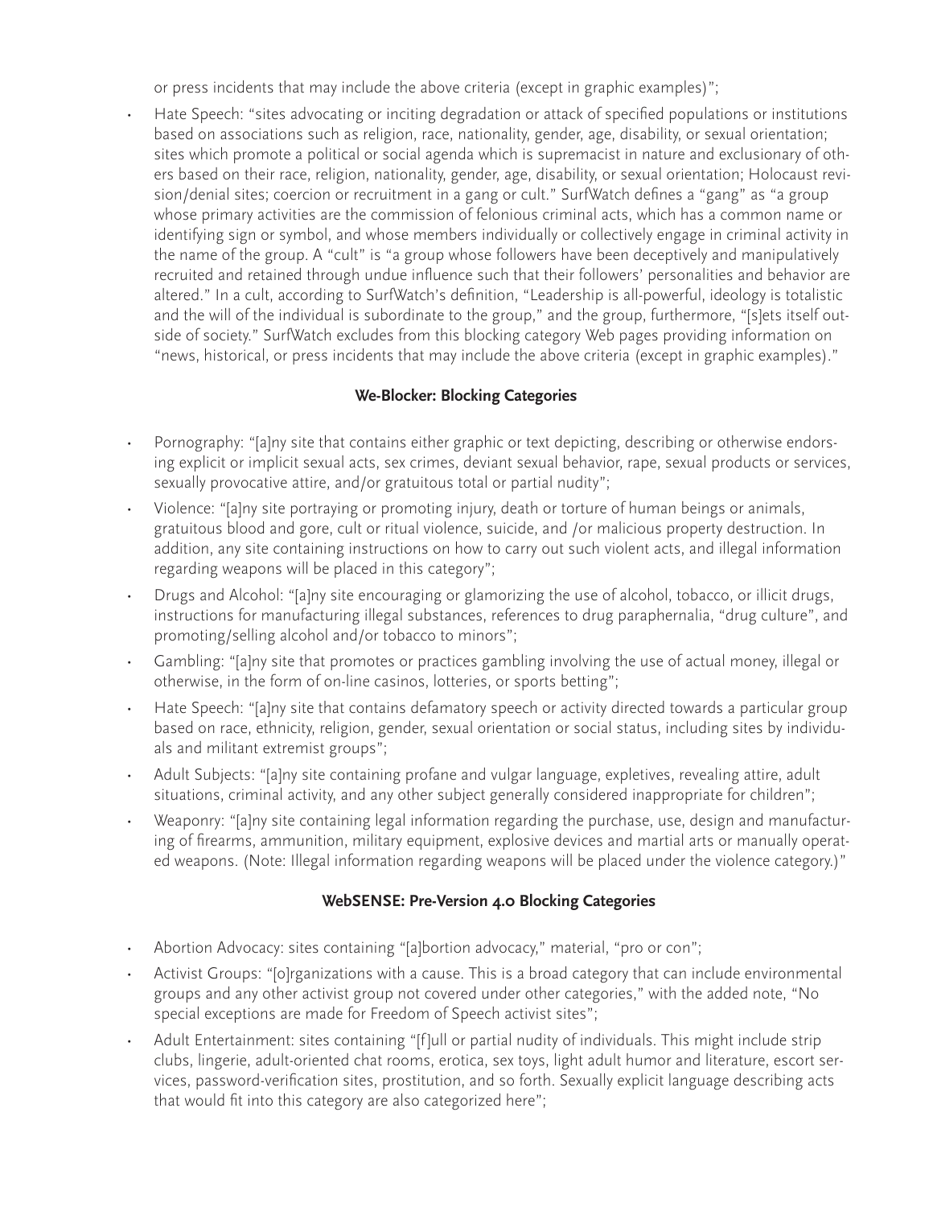or press incidents that may include the above criteria (except in graphic examples)";

- Hate Speech: "sites advocating or inciting degradation or attack of specified populations or institutions based on associations such as religion, race, nationality, gender, age, disability, or sexual orientation; sites which promote a political or social agenda which is supremacist in nature and exclusionary of others based on their race, religion, nationality, gender, age, disability, or sexual orientation; Holocaust revision/denial sites; coercion or recruitment in a gang or cult." SurfWatch defines a "gang" as "a group whose primary activities are the commission of felonious criminal acts, which has a common name or identifying sign or symbol, and whose members individually or collectively engage in criminal activity in the name of the group. A "cult" is "a group whose followers have been deceptively and manipulatively recruited and retained through undue influence such that their followers' personalities and behavior are altered." In a cult, according to SurfWatch's definition, "Leadership is all-powerful, ideology is totalistic and the will of the individual is subordinate to the group," and the group, furthermore, "[s]ets itself outside of society." SurfWatch excludes from this blocking category Web pages providing information on "news, historical, or press incidents that may include the above criteria (except in graphic examples)."

### We-Blocker: Blocking Categories

- Pornography: "[a]ny site that contains either graphic or text depicting, describing or otherwise endorsing explicit or implicit sexual acts, sex crimes, deviant sexual behavior, rape, sexual products or services, sexually provocative attire, and/or gratuitous total or partial nudity";
- Violence: "[a]ny site portraying or promoting injury, death or torture of human beings or animals, gratuitous blood and gore, cult or ritual violence, suicide, and /or malicious property destruction. In addition, any site containing instructions on how to carry out such violent acts, and illegal information regarding weapons will be placed in this category";
- Drugs and Alcohol: "[a]ny site encouraging or glamorizing the use of alcohol, tobacco, or illicit drugs, instructions for manufacturing illegal substances, references to drug paraphernalia, "drug culture", and promoting/selling alcohol and/or tobacco to minors";
- Gambling: "[a]ny site that promotes or practices gambling involving the use of actual money, illegal or otherwise, in the form of on-line casinos, lotteries, or sports betting";
- Hate Speech: "[a]ny site that contains defamatory speech or activity directed towards a particular group based on race, ethnicity, religion, gender, sexual orientation or social status, including sites by individuals and militant extremist groups";
- Adult Subjects: "[a]ny site containing profane and vulgar language, expletives, revealing attire, adult situations, criminal activity, and any other subject generally considered inappropriate for children";
- Weaponry: "[a]ny site containing legal information regarding the purchase, use, design and manufacturing of firearms, ammunition, military equipment, explosive devices and martial arts or manually operated weapons. (Note: Illegal information regarding weapons will be placed under the violence category.)"

### WebSENSE: Pre-Version 4.0 Blocking Categories

- Abortion Advocacy: sites containing "[a]bortion advocacy," material, "pro or con";
- Activist Groups: "[o]rganizations with a cause. This is a broad category that can include environmental groups and any other activist group not covered under other categories," with the added note, "No special exceptions are made for Freedom of Speech activist sites";
- Adult Entertainment: sites containing "[f]ull or partial nudity of individuals. This might include strip clubs, lingerie, adult-oriented chat rooms, erotica, sex toys, light adult humor and literature, escort services, password-verification sites, prostitution, and so forth. Sexually explicit language describing acts that would fit into this category are also categorized here";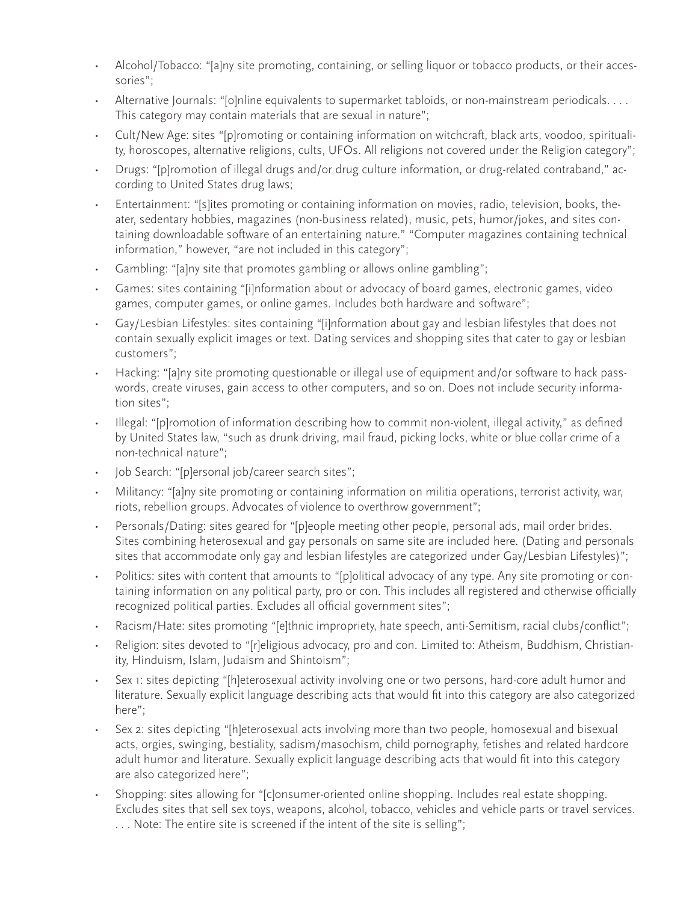- Alcohol/Tobacco: "[a]ny site promoting, containing, or selling liquor or tobacco products, or their accessories";
- Alternative Journals: "[o]nline equivalents to supermarket tabloids, or non-mainstream periodicals. . . . This category may contain materials that are sexual in nature";
- Cult/New Age: sites "[p]romoting or containing information on witchcraft, black arts, voodoo, spirituality, horoscopes, alternative religions, cults, UFOs. All religions not covered under the Religion category";
- Drugs: "[p]romotion of illegal drugs and/or drug culture information, or drug-related contraband," according to United States drug laws;
- Entertainment: "[s]ites promoting or containing information on movies, radio, television, books, theater, sedentary hobbies, magazines (non-business related), music, pets, humor/jokes, and sites containing downloadable software of an entertaining nature." "Computer magazines containing technical information," however, "are not included in this category";
- Gambling: "[a]ny site that promotes gambling or allows online gambling";
- Games: sites containing "[i]nformation about or advocacy of board games, electronic games, video games, computer games, or online games. Includes both hardware and software";
- Gay/Lesbian Lifestyles: sites containing "[i]nformation about gay and lesbian lifestyles that does not contain sexually explicit images or text. Dating services and shopping sites that cater to gay or lesbian customers";
- Hacking: "[a]ny site promoting questionable or illegal use of equipment and/or software to hack passwords, create viruses, gain access to other computers, and so on. Does not include security information sites";
- Illegal: "[p]romotion of information describing how to commit non-violent, illegal activity," as defined by United States law, "such as drunk driving, mail fraud, picking locks, white or blue collar crime of a non-technical nature";
- Job Search: "[p]ersonal job/career search sites";
- Militancy: "[a]ny site promoting or containing information on militia operations, terrorist activity, war, riots, rebellion groups. Advocates of violence to overthrow government";
- Personals/Dating: sites geared for "[p]eople meeting other people, personal ads, mail order brides. Sites combining heterosexual and gay personals on same site are included here. (Dating and personals sites that accommodate only gay and lesbian lifestyles are categorized under Gay/Lesbian Lifestyles)";
- Politics: sites with content that amounts to "[p]olitical advocacy of any type. Any site promoting or containing information on any political party, pro or con. This includes all registered and otherwise officially recognized political parties. Excludes all official government sites";
- Racism/Hate: sites promoting "[e]thnic impropriety, hate speech, anti-Semitism, racial clubs/conflict";
- Religion: sites devoted to "[r]eligious advocacy, pro and con. Limited to: Atheism, Buddhism, Christianity, Hinduism, Islam, Judaism and Shintoism";
- Sex 1: sites depicting "[h]eterosexual activity involving one or two persons, hard-core adult humor and literature. Sexually explicit language describing acts that would fit into this category are also categorized here";
- Sex 2: sites depicting "[h]eterosexual acts involving more than two people, homosexual and bisexual acts, orgies, swinging, bestiality, sadism/masochism, child pornography, fetishes and related hardcore adult humor and literature. Sexually explicit language describing acts that would fit into this category are also categorized here";
- Shopping: sites allowing for "[c]onsumer-oriented online shopping. Includes real estate shopping. Excludes sites that sell sex toys, weapons, alcohol, tobacco, vehicles and vehicle parts or travel services. . . . Note: The entire site is screened if the intent of the site is selling";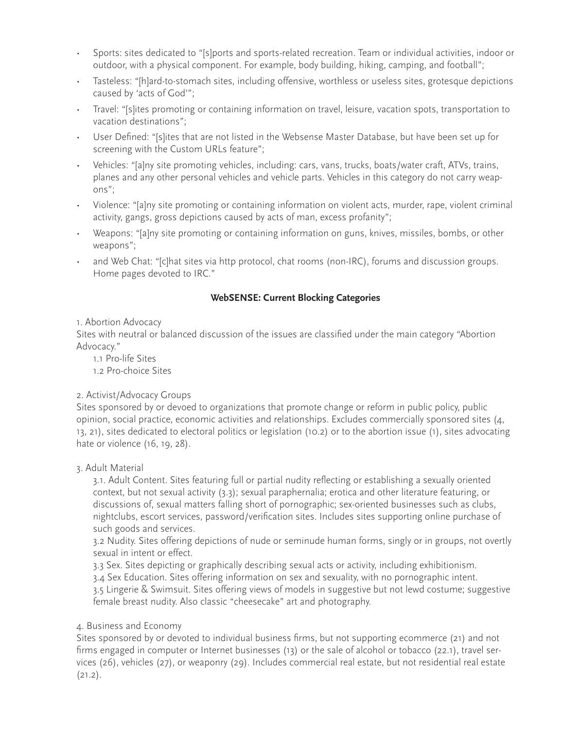- Sports: sites dedicated to "[s]ports and sports-related recreation. Team or individual activities, indoor or outdoor, with a physical component. For example, body building, hiking, camping, and football";
- Tasteless: "[h]ard-to-stomach sites, including offensive, worthless or useless sites, grotesque depictions caused by 'acts of God'";
- Travel: "[s]ites promoting or containing information on travel, leisure, vacation spots, transportation to vacation destinations";
- User Defined: "[s]ites that are not listed in the Websense Master Database, but have been set up for screening with the Custom URLs feature";
- Vehicles: "[a]ny site promoting vehicles, including: cars, vans, trucks, boats/water craft, ATVs, trains, planes and any other personal vehicles and vehicle parts. Vehicles in this category do not carry weapons";
- Violence: "[a]ny site promoting or containing information on violent acts, murder, rape, violent criminal activity, gangs, gross depictions caused by acts of man, excess profanity";
- Weapons: "[a]ny site promoting or containing information on guns, knives, missiles, bombs, or other weapons";
- and Web Chat: "[c]hat sites via http protocol, chat rooms (non-IRC), forums and discussion groups. Home pages devoted to IRC."

**WebSENSE: Current Blocking Categories**

1. Abortion Advocacy
Sites with neutral or balanced discussion of the issues are classified under the main category "Abortion Advocacy."

   1.1 Pro-life Sites
   1.2 Pro-choice Sites

2. Activist/Advocacy Groups
Sites sponsored by or devoed to organizations that promote change or reform in public policy, public opinion, social practice, economic activities and relationships. Excludes commercially sponsored sites (4, 13, 21), sites dedicated to electoral politics or legislation (10.2) or to the abortion issue (1), sites advocating hate or violence (16, 19, 28).

3. Adult Material

   3.1. Adult Content. Sites featuring full or partial nudity reflecting or establishing a sexually oriented context, but not sexual activity (3.3); sexual paraphernalia; erotica and other literature featuring, or discussions of, sexual matters falling short of pornographic; sex-oriented businesses such as clubs, nightclubs, escort services, password/verification sites. Includes sites supporting online purchase of such goods and services.
   3.2 Nudity. Sites offering depictions of nude or seminude human forms, singly or in groups, not overtly sexual in intent or effect.
   3.3 Sex. Sites depicting or graphically describing sexual acts or activity, including exhibitionism.
   3.4 Sex Education. Sites offering information on sex and sexuality, with no pornographic intent.
   3.5 Lingerie & Swimsuit. Sites offering views of models in suggestive but not lewd costume; suggestive female breast nudity. Also classic "cheesecake" art and photography.

4. Business and Economy
Sites sponsored by or devoted to individual business firms, but not supporting ecommerce (21) and not firms engaged in computer or Internet businesses (13) or the sale of alcohol or tobacco (22.1), travel services (26), vehicles (27), or weaponry (29). Includes commercial real estate, but not residential real estate (21.2).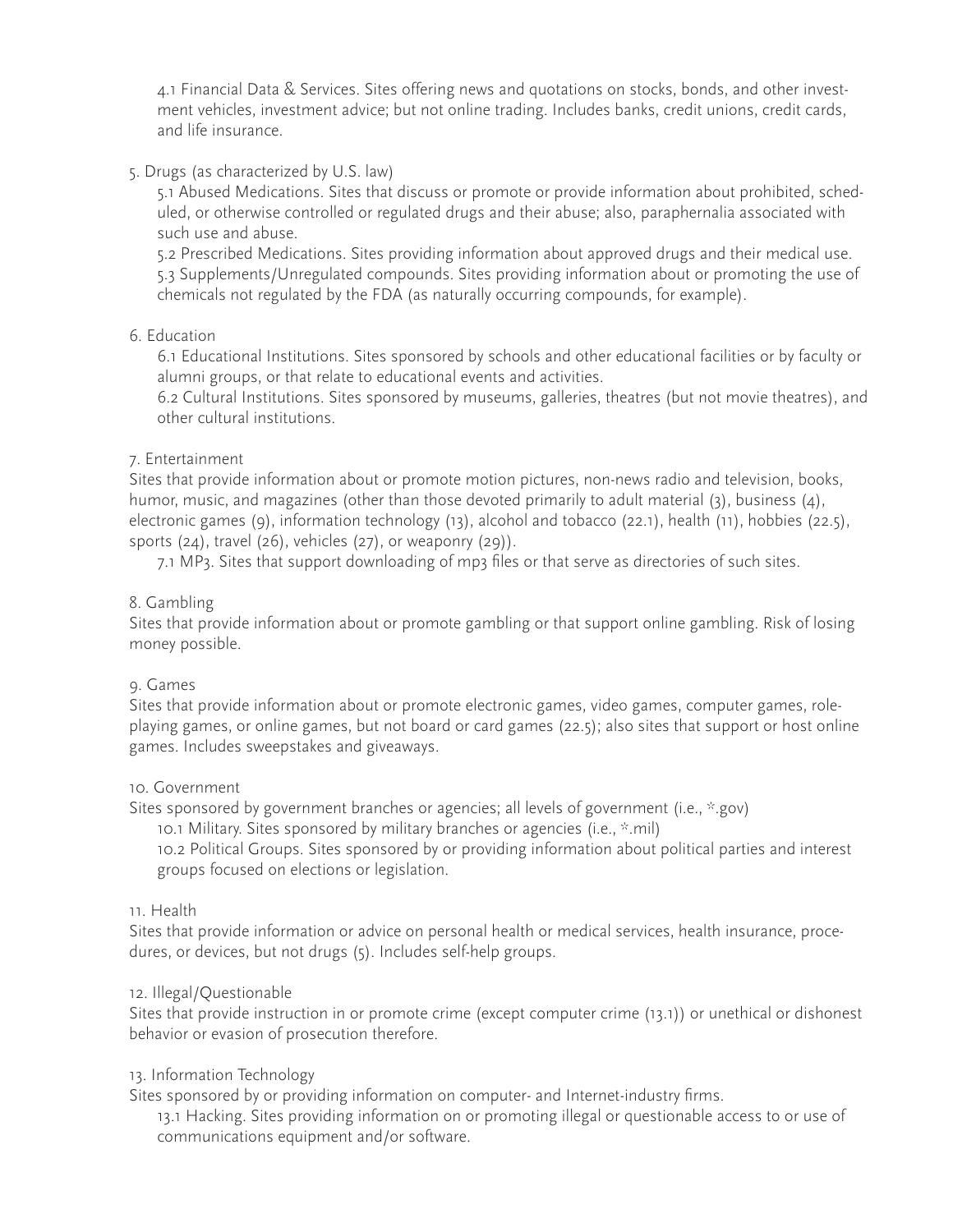4.1 Financial Data & Services. Sites offering news and quotations on stocks, bonds, and other investment vehicles, investment advice; but not online trading. Includes banks, credit unions, credit cards, and life insurance.

5. Drugs (as characterized by U.S. law)

  5.1 Abused Medications. Sites that discuss or promote or provide information about prohibited, scheduled, or otherwise controlled or regulated drugs and their abuse; also, paraphernalia associated with such use and abuse.

  5.2 Prescribed Medications. Sites providing information about approved drugs and their medical use.

  5.3 Supplements/Unregulated compounds. Sites providing information about or promoting the use of chemicals not regulated by the FDA (as naturally occurring compounds, for example).

6. Education

  6.1 Educational Institutions. Sites sponsored by schools and other educational facilities or by faculty or alumni groups, or that relate to educational events and activities.

  6.2 Cultural Institutions. Sites sponsored by museums, galleries, theatres (but not movie theatres), and other cultural institutions.

7. Entertainment

Sites that provide information about or promote motion pictures, non-news radio and television, books, humor, music, and magazines (other than those devoted primarily to adult material (3), business (4), electronic games (9), information technology (13), alcohol and tobacco (22.1), health (11), hobbies (22.5), sports (24), travel (26), vehicles (27), or weaponry (29)).

  7.1 MP3. Sites that support downloading of mp3 files or that serve as directories of such sites.

8. Gambling

Sites that provide information about or promote gambling or that support online gambling. Risk of losing money possible.

9. Games

Sites that provide information about or promote electronic games, video games, computer games, role-playing games, or online games, but not board or card games (22.5); also sites that support or host online games. Includes sweepstakes and giveaways.

10. Government

Sites sponsored by government branches or agencies; all levels of government (i.e., *.gov)

  10.1 Military. Sites sponsored by military branches or agencies (i.e., *.mil)

  10.2 Political Groups. Sites sponsored by or providing information about political parties and interest groups focused on elections or legislation.

11. Health

Sites that provide information or advice on personal health or medical services, health insurance, procedures, or devices, but not drugs (5). Includes self-help groups.

12. Illegal/Questionable

Sites that provide instruction in or promote crime (except computer crime (13.1)) or unethical or dishonest behavior or evasion of prosecution therefore.

13. Information Technology

Sites sponsored by or providing information on computer- and Internet-industry firms.

  13.1 Hacking. Sites providing information on or promoting illegal or questionable access to or use of communications equipment and/or software.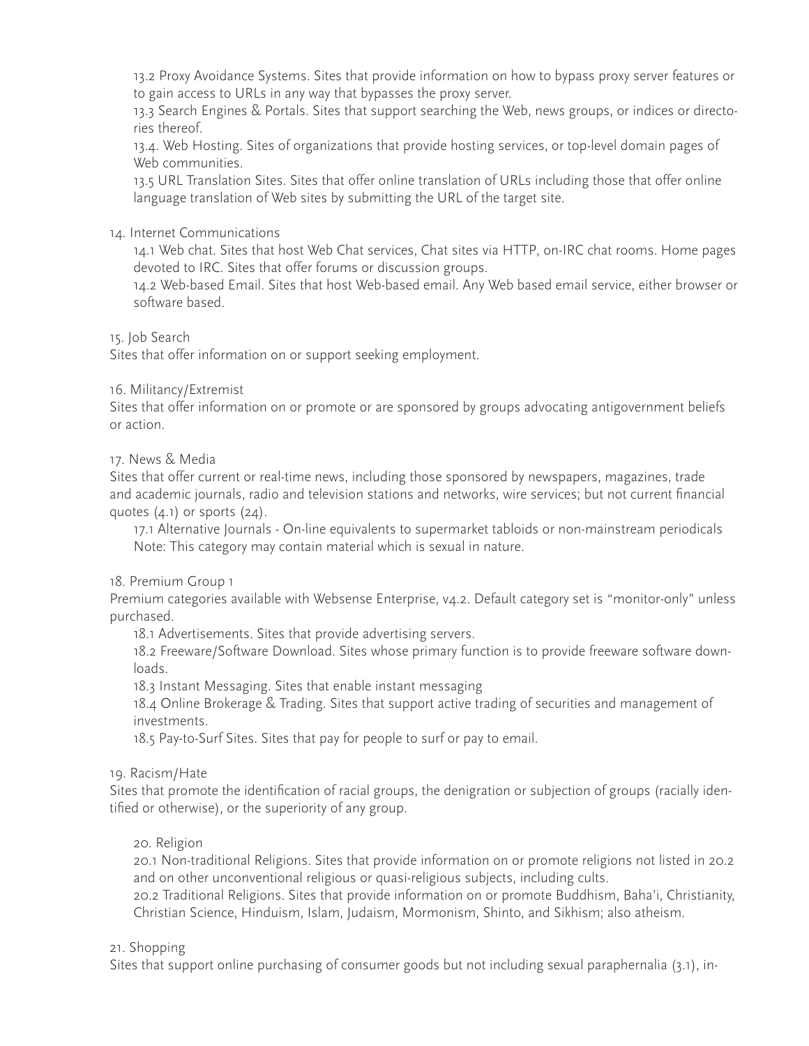13.2 Proxy Avoidance Systems. Sites that provide information on how to bypass proxy server features or to gain access to URLs in any way that bypasses the proxy server.

13.3 Search Engines & Portals. Sites that support searching the Web, news groups, or indices or directories thereof.

13.4. Web Hosting. Sites of organizations that provide hosting services, or top-level domain pages of Web communities.

13.5 URL Translation Sites. Sites that offer online translation of URLs including those that offer online language translation of Web sites by submitting the URL of the target site.

14. Internet Communications

14.1 Web chat. Sites that host Web Chat services, Chat sites via HTTP, on-IRC chat rooms. Home pages devoted to IRC. Sites that offer forums or discussion groups.

14.2 Web-based Email. Sites that host Web-based email. Any Web based email service, either browser or software based.

15. Job Search

Sites that offer information on or support seeking employment.

16. Militancy/Extremist

Sites that offer information on or promote or are sponsored by groups advocating antigovernment beliefs or action.

17. News & Media

Sites that offer current or real-time news, including those sponsored by newspapers, magazines, trade and academic journals, radio and television stations and networks, wire services; but not current financial quotes (4.1) or sports (24).

17.1 Alternative Journals - On-line equivalents to supermarket tabloids or non-mainstream periodicals Note: This category may contain material which is sexual in nature.

18. Premium Group 1

Premium categories available with Websense Enterprise, v4.2. Default category set is "monitor-only" unless purchased.

18.1 Advertisements. Sites that provide advertising servers.

18.2 Freeware/Software Download. Sites whose primary function is to provide freeware software downloads.

18.3 Instant Messaging. Sites that enable instant messaging

18.4 Online Brokerage & Trading. Sites that support active trading of securities and management of investments.

18.5 Pay-to-Surf Sites. Sites that pay for people to surf or pay to email.

19. Racism/Hate

Sites that promote the identification of racial groups, the denigration or subjection of groups (racially identified or otherwise), or the superiority of any group.

20. Religion

20.1 Non-traditional Religions. Sites that provide information on or promote religions not listed in 20.2 and on other unconventional religious or quasi-religious subjects, including cults.

20.2 Traditional Religions. Sites that provide information on or promote Buddhism, Baha'i, Christianity, Christian Science, Hinduism, Islam, Judaism, Mormonism, Shinto, and Sikhism; also atheism.

21. Shopping

Sites that support online purchasing of consumer goods but not including sexual paraphernalia (3.1), in-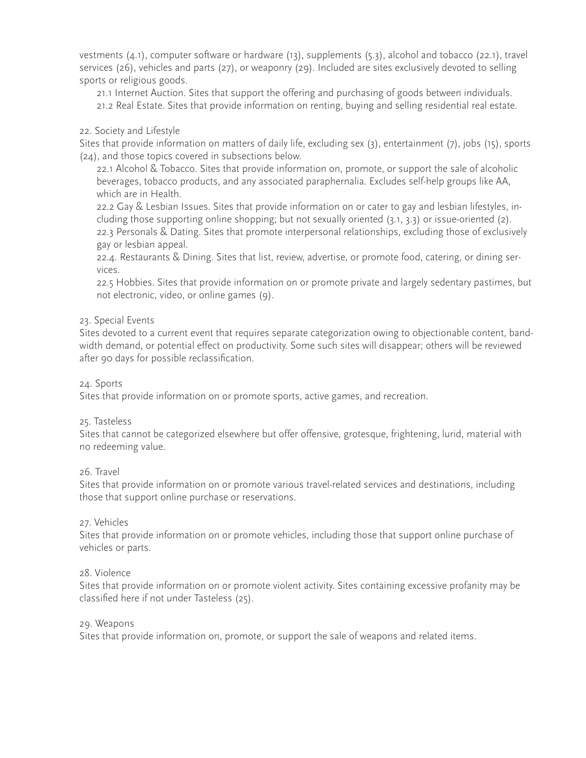vestments (4.1), computer software or hardware (13), supplements (5.3), alcohol and tobacco (22.1), travel services (26), vehicles and parts (27), or weaponry (29). Included are sites exclusively devoted to selling sports or religious goods.

21.1 Internet Auction. Sites that support the offering and purchasing of goods between individuals.

21.2 Real Estate. Sites that provide information on renting, buying and selling residential real estate.

22. Society and Lifestyle

Sites that provide information on matters of daily life, excluding sex (3), entertainment (7), jobs (15), sports (24), and those topics covered in subsections below.

22.1 Alcohol & Tobacco. Sites that provide information on, promote, or support the sale of alcoholic beverages, tobacco products, and any associated paraphernalia. Excludes self-help groups like AA, which are in Health.

22.2 Gay & Lesbian Issues. Sites that provide information on or cater to gay and lesbian lifestyles, including those supporting online shopping; but not sexually oriented (3.1, 3.3) or issue-oriented (2).

22.3 Personals & Dating. Sites that promote interpersonal relationships, excluding those of exclusively gay or lesbian appeal.

22.4. Restaurants & Dining. Sites that list, review, advertise, or promote food, catering, or dining services.

22.5 Hobbies. Sites that provide information on or promote private and largely sedentary pastimes, but not electronic, video, or online games (9).

23. Special Events

Sites devoted to a current event that requires separate categorization owing to objectionable content, bandwidth demand, or potential effect on productivity. Some such sites will disappear; others will be reviewed after 90 days for possible reclassification.

24. Sports

Sites that provide information on or promote sports, active games, and recreation.

25. Tasteless

Sites that cannot be categorized elsewhere but offer offensive, grotesque, frightening, lurid, material with no redeeming value.

26. Travel

Sites that provide information on or promote various travel-related services and destinations, including those that support online purchase or reservations.

27. Vehicles

Sites that provide information on or promote vehicles, including those that support online purchase of vehicles or parts.

28. Violence

Sites that provide information on or promote violent activity. Sites containing excessive profanity may be classified here if not under Tasteless (25).

29. Weapons

Sites that provide information on, promote, or support the sale of weapons and related items.